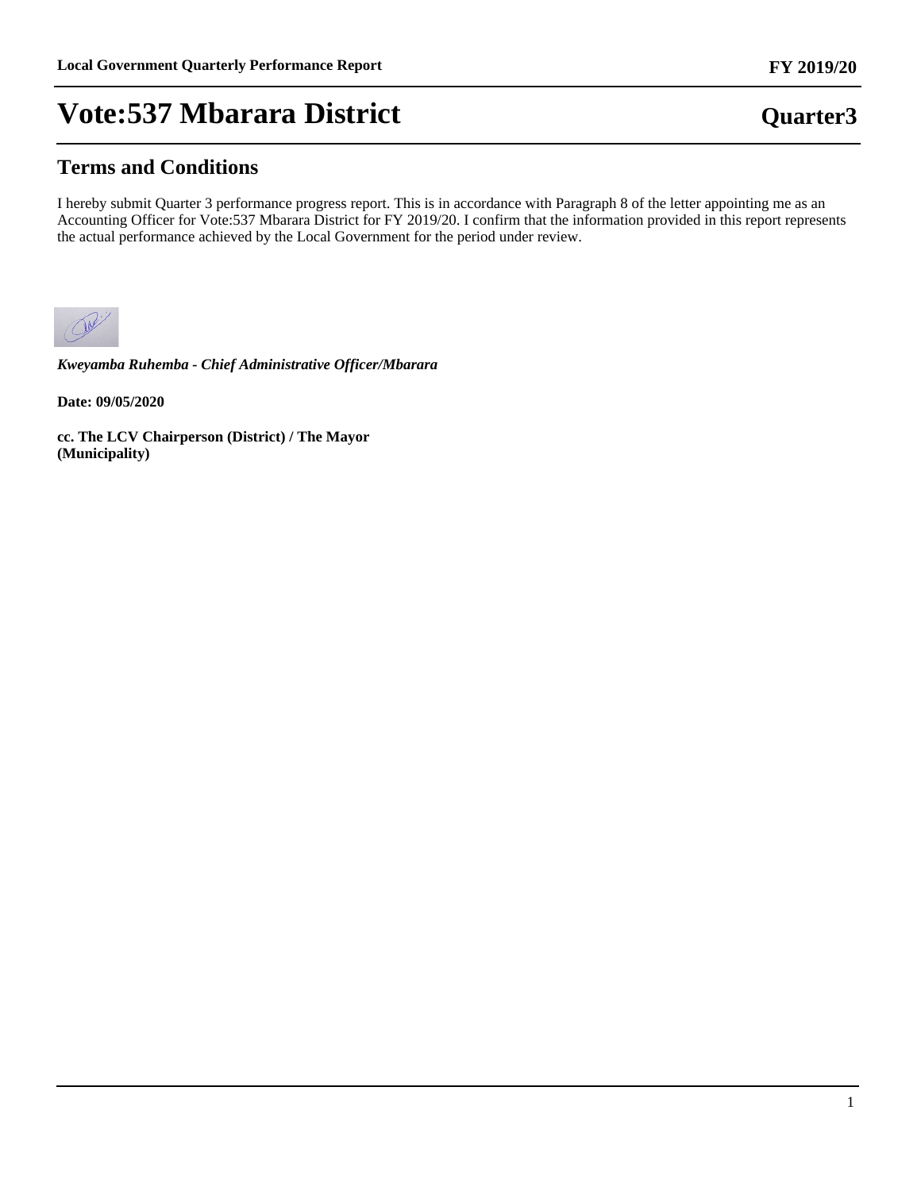# Vote:537 Mbarara District

**Quarter3**

## Terms and Conditions

I hereby submit Quarter 3 performance progress report. This is in accordance with Paragraph 8 of the letter appointing me as an Accounting Officer for Vote:537 Mbarara District for FY 2019/20. I confirm that the information provided in this report represents the actual performance achieved by the Local Government for the period under review.

***Kweyamba Ruhemba - Chief Administrative Officer/Mbarara***

**Date: 09/05/2020**

**cc. The LCV Chairperson (District) / The Mayor (Municipality)**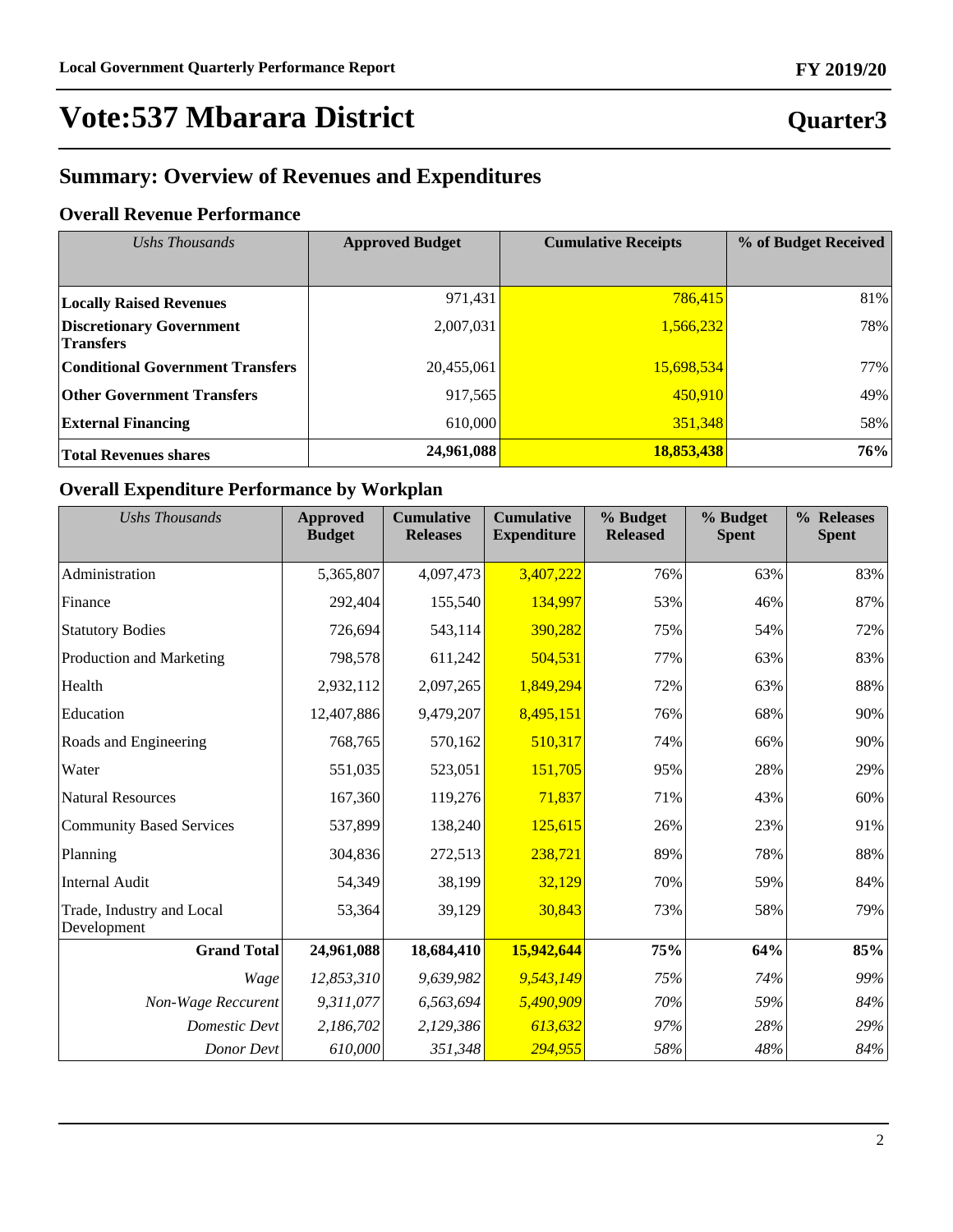# Vote:537 Mbarara District

**Quarter3**

## Summary: Overview of Revenues and Expenditures

### Overall Revenue Performance

| *Ushs Thousands* | Approved Budget | Cumulative Receipts | % of Budget Received |
|---|---|---|---|
| **Locally Raised Revenues** | 971,431 | 786,415 | 81% |
| **Discretionary Government Transfers** | 2,007,031 | 1,566,232 | 78% |
| **Conditional Government Transfers** | 20,455,061 | 15,698,534 | 77% |
| **Other Government Transfers** | 917,565 | 450,910 | 49% |
| **External Financing** | 610,000 | 351,348 | 58% |
| **Total Revenues shares** | **24,961,088** | **18,853,438** | **76%** |

### Overall Expenditure Performance by Workplan

| *Ushs Thousands* | Approved Budget | Cumulative Releases | Cumulative Expenditure | % Budget Released | % Budget Spent | % Releases Spent |
|---|---|---|---|---|---|---|
| Administration | 5,365,807 | 4,097,473 | 3,407,222 | 76% | 63% | 83% |
| Finance | 292,404 | 155,540 | 134,997 | 53% | 46% | 87% |
| Statutory Bodies | 726,694 | 543,114 | 390,282 | 75% | 54% | 72% |
| Production and Marketing | 798,578 | 611,242 | 504,531 | 77% | 63% | 83% |
| Health | 2,932,112 | 2,097,265 | 1,849,294 | 72% | 63% | 88% |
| Education | 12,407,886 | 9,479,207 | 8,495,151 | 76% | 68% | 90% |
| Roads and Engineering | 768,765 | 570,162 | 510,317 | 74% | 66% | 90% |
| Water | 551,035 | 523,051 | 151,705 | 95% | 28% | 29% |
| Natural Resources | 167,360 | 119,276 | 71,837 | 71% | 43% | 60% |
| Community Based Services | 537,899 | 138,240 | 125,615 | 26% | 23% | 91% |
| Planning | 304,836 | 272,513 | 238,721 | 89% | 78% | 88% |
| Internal Audit | 54,349 | 38,199 | 32,129 | 70% | 59% | 84% |
| Trade, Industry and Local Development | 53,364 | 39,129 | 30,843 | 73% | 58% | 79% |
| **Grand Total** | **24,961,088** | **18,684,410** | **15,942,644** | **75%** | **64%** | **85%** |
| *Wage* | *12,853,310* | *9,639,982* | *9,543,149* | *75%* | *74%* | *99%* |
| *Non-Wage Reccurent* | *9,311,077* | *6,563,694* | *5,490,909* | *70%* | *59%* | *84%* |
| *Domestic Devt* | *2,186,702* | *2,129,386* | *613,632* | *97%* | *28%* | *29%* |
| *Donor Devt* | *610,000* | *351,348* | *294,955* | *58%* | *48%* | *84%* |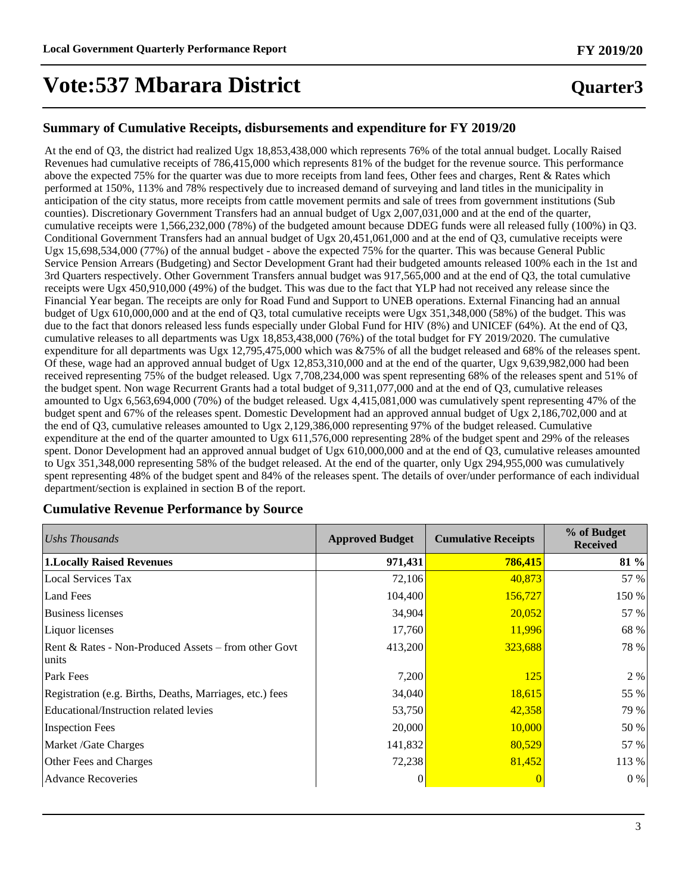# Vote:537 Mbarara District

**Quarter3**

## Summary of Cumulative Receipts, disbursements and expenditure for FY 2019/20

At the end of Q3, the district had realized Ugx 18,853,438,000 which represents 76% of the total annual budget. Locally Raised Revenues had cumulative receipts of 786,415,000 which represents 81% of the budget for the revenue source. This performance above the expected 75% for the quarter was due to more receipts from land fees, Other fees and charges, Rent & Rates which performed at 150%, 113% and 78% respectively due to increased demand of surveying and land titles in the municipality in anticipation of the city status, more receipts from cattle movement permits and sale of trees from government institutions (Sub counties). Discretionary Government Transfers had an annual budget of Ugx 2,007,031,000 and at the end of the quarter, cumulative receipts were 1,566,232,000 (78%) of the budgeted amount because DDEG funds were all released fully (100%) in Q3. Conditional Government Transfers had an annual budget of Ugx 20,451,061,000 and at the end of Q3, cumulative receipts were Ugx 15,698,534,000 (77%) of the annual budget - above the expected 75% for the quarter. This was because General Public Service Pension Arrears (Budgeting) and Sector Development Grant had their budgeted amounts released 100% each in the 1st and 3rd Quarters respectively. Other Government Transfers annual budget was 917,565,000 and at the end of Q3, the total cumulative receipts were Ugx 450,910,000 (49%) of the budget. This was due to the fact that YLP had not received any release since the Financial Year began. The receipts are only for Road Fund and Support to UNEB operations. External Financing had an annual budget of Ugx 610,000,000 and at the end of Q3, total cumulative receipts were Ugx 351,348,000 (58%) of the budget. This was due to the fact that donors released less funds especially under Global Fund for HIV (8%) and UNICEF (64%). At the end of Q3, cumulative releases to all departments was Ugx 18,853,438,000 (76%) of the total budget for FY 2019/2020. The cumulative expenditure for all departments was Ugx 12,795,475,000 which was &75% of all the budget released and 68% of the releases spent. Of these, wage had an approved annual budget of Ugx 12,853,310,000 and at the end of the quarter, Ugx 9,639,982,000 had been received representing 75% of the budget released. Ugx 7,708,234,000 was spent representing 68% of the releases spent and 51% of the budget spent. Non wage Recurrent Grants had a total budget of 9,311,077,000 and at the end of Q3, cumulative releases amounted to Ugx 6,563,694,000 (70%) of the budget released. Ugx 4,415,081,000 was cumulatively spent representing 47% of the budget spent and 67% of the releases spent. Domestic Development had an approved annual budget of Ugx 2,186,702,000 and at the end of Q3, cumulative releases amounted to Ugx 2,129,386,000 representing 97% of the budget released. Cumulative expenditure at the end of the quarter amounted to Ugx 611,576,000 representing 28% of the budget spent and 29% of the releases spent. Donor Development had an approved annual budget of Ugx 610,000,000 and at the end of Q3, cumulative releases amounted to Ugx 351,348,000 representing 58% of the budget released. At the end of the quarter, only Ugx 294,955,000 was cumulatively spent representing 48% of the budget spent and 84% of the releases spent. The details of over/under performance of each individual department/section is explained in section B of the report.

## Cumulative Revenue Performance by Source

| *Ushs Thousands* | Approved Budget | Cumulative Receipts | % of Budget Received |
|---|---|---|---|
| **1.Locally Raised Revenues** | **971,431** | **786,415** | **81 %** |
| Local Services Tax | 72,106 | 40,873 | 57 % |
| Land Fees | 104,400 | 156,727 | 150 % |
| Business licenses | 34,904 | 20,052 | 57 % |
| Liquor licenses | 17,760 | 11,996 | 68 % |
| Rent & Rates - Non-Produced Assets – from other Govt units | 413,200 | 323,688 | 78 % |
| Park Fees | 7,200 | 125 | 2 % |
| Registration (e.g. Births, Deaths, Marriages, etc.) fees | 34,040 | 18,615 | 55 % |
| Educational/Instruction related levies | 53,750 | 42,358 | 79 % |
| Inspection Fees | 20,000 | 10,000 | 50 % |
| Market /Gate Charges | 141,832 | 80,529 | 57 % |
| Other Fees and Charges | 72,238 | 81,452 | 113 % |
| Advance Recoveries | 0 | 0 | 0 % |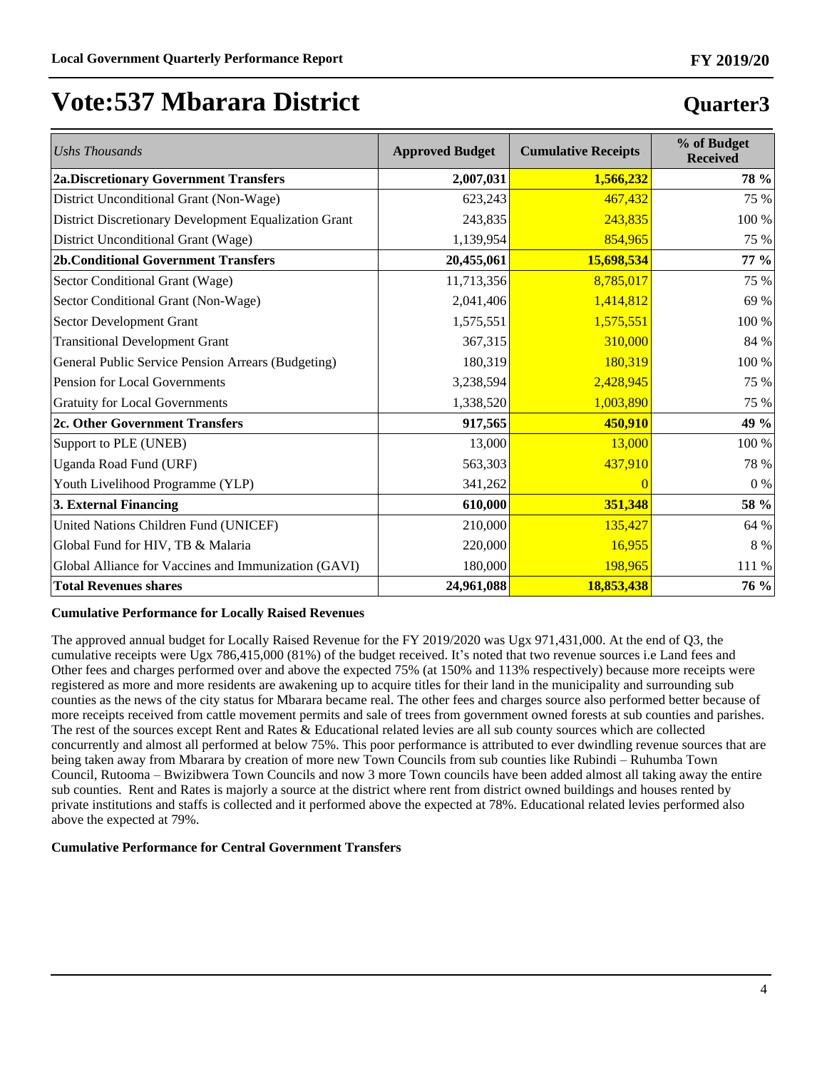# Vote:537 Mbarara District

## Quarter3

| *Ushs Thousands* | Approved Budget | Cumulative Receipts | % of Budget Received |
|---|---|---|---|
| **2a.Discretionary Government Transfers** | **2,007,031** | **1,566,232** | **78 %** |
| District Unconditional Grant (Non-Wage) | 623,243 | 467,432 | 75 % |
| District Discretionary Development Equalization Grant | 243,835 | 243,835 | 100 % |
| District Unconditional Grant (Wage) | 1,139,954 | 854,965 | 75 % |
| **2b.Conditional Government Transfers** | **20,455,061** | **15,698,534** | **77 %** |
| Sector Conditional Grant (Wage) | 11,713,356 | 8,785,017 | 75 % |
| Sector Conditional Grant (Non-Wage) | 2,041,406 | 1,414,812 | 69 % |
| Sector Development Grant | 1,575,551 | 1,575,551 | 100 % |
| Transitional Development Grant | 367,315 | 310,000 | 84 % |
| General Public Service Pension Arrears (Budgeting) | 180,319 | 180,319 | 100 % |
| Pension for Local Governments | 3,238,594 | 2,428,945 | 75 % |
| Gratuity for Local Governments | 1,338,520 | 1,003,890 | 75 % |
| **2c. Other Government Transfers** | **917,565** | **450,910** | **49 %** |
| Support to PLE (UNEB) | 13,000 | 13,000 | 100 % |
| Uganda Road Fund (URF) | 563,303 | 437,910 | 78 % |
| Youth Livelihood Programme (YLP) | 341,262 | 0 | 0 % |
| **3. External Financing** | **610,000** | **351,348** | **58 %** |
| United Nations Children Fund (UNICEF) | 210,000 | 135,427 | 64 % |
| Global Fund for HIV, TB & Malaria | 220,000 | 16,955 | 8 % |
| Global Alliance for Vaccines and Immunization (GAVI) | 180,000 | 198,965 | 111 % |
| **Total Revenues shares** | **24,961,088** | **18,853,438** | **76 %** |

**Cumulative Performance for Locally Raised Revenues**

The approved annual budget for Locally Raised Revenue for the FY 2019/2020 was Ugx 971,431,000. At the end of Q3, the cumulative receipts were Ugx 786,415,000 (81%) of the budget received. It's noted that two revenue sources i.e Land fees and Other fees and charges performed over and above the expected 75% (at 150% and 113% respectively) because more receipts were registered as more and more residents are awakening up to acquire titles for their land in the municipality and surrounding sub counties as the news of the city status for Mbarara became real. The other fees and charges source also performed better because of more receipts received from cattle movement permits and sale of trees from government owned forests at sub counties and parishes. The rest of the sources except Rent and Rates & Educational related levies are all sub county sources which are collected concurrently and almost all performed at below 75%. This poor performance is attributed to ever dwindling revenue sources that are being taken away from Mbarara by creation of more new Town Councils from sub counties like Rubindi – Ruhumba Town Council, Rutooma – Bwizibwera Town Councils and now 3 more Town councils have been added almost all taking away the entire sub counties. Rent and Rates is majorly a source at the district where rent from district owned buildings and houses rented by private institutions and staffs is collected and it performed above the expected at 78%. Educational related levies performed also above the expected at 79%.

**Cumulative Performance for Central Government Transfers**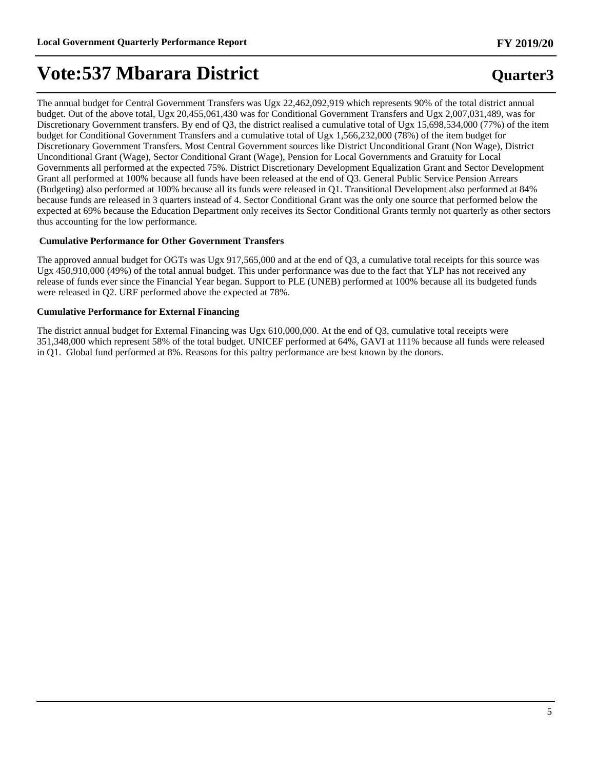The annual budget for Central Government Transfers was Ugx 22,462,092,919 which represents 90% of the total district annual budget. Out of the above total, Ugx 20,455,061,430 was for Conditional Government Transfers and Ugx 2,007,031,489, was for Discretionary Government transfers. By end of Q3, the district realised a cumulative total of Ugx 15,698,534,000 (77%) of the item budget for Conditional Government Transfers and a cumulative total of Ugx 1,566,232,000 (78%) of the item budget for Discretionary Government Transfers. Most Central Government sources like District Unconditional Grant (Non Wage), District Unconditional Grant (Wage), Sector Conditional Grant (Wage), Pension for Local Governments and Gratuity for Local Governments all performed at the expected 75%. District Discretionary Development Equalization Grant and Sector Development Grant all performed at 100% because all funds have been released at the end of Q3. General Public Service Pension Arrears (Budgeting) also performed at 100% because all its funds were released in Q1. Transitional Development also performed at 84% because funds are released in 3 quarters instead of 4. Sector Conditional Grant was the only one source that performed below the expected at 69% because the Education Department only receives its Sector Conditional Grants termly not quarterly as other sectors thus accounting for the low performance.

**Cumulative Performance for Other Government Transfers**

The approved annual budget for OGTs was Ugx 917,565,000 and at the end of Q3, a cumulative total receipts for this source was Ugx 450,910,000 (49%) of the total annual budget. This under performance was due to the fact that YLP has not received any release of funds ever since the Financial Year began. Support to PLE (UNEB) performed at 100% because all its budgeted funds were released in Q2. URF performed above the expected at 78%.

**Cumulative Performance for External Financing**

The district annual budget for External Financing was Ugx 610,000,000. At the end of Q3, cumulative total receipts were 351,348,000 which represent 58% of the total budget. UNICEF performed at 64%, GAVI at 111% because all funds were released in Q1. Global fund performed at 8%. Reasons for this paltry performance are best known by the donors.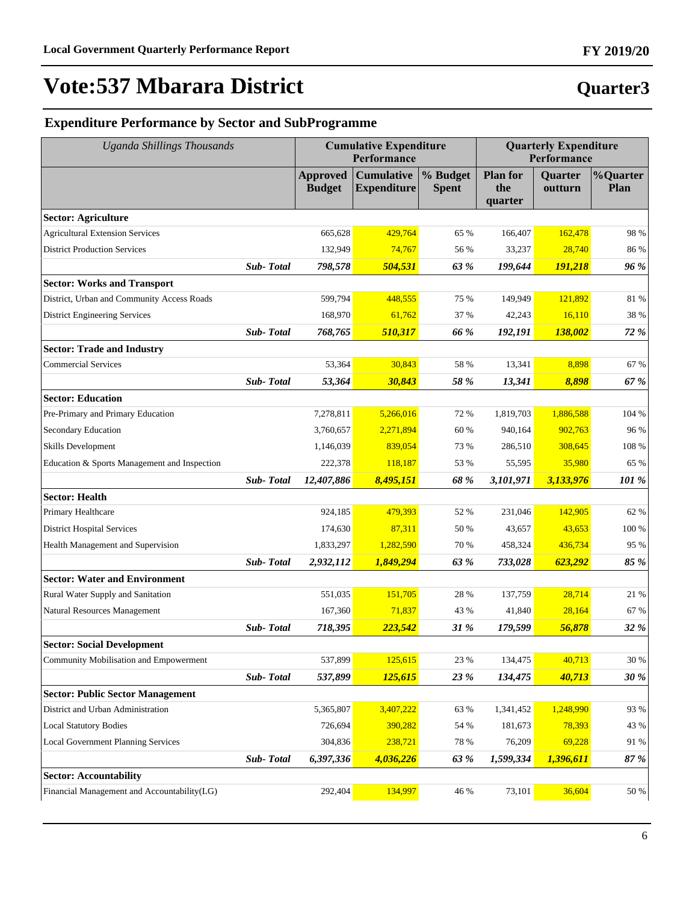# Vote:537 Mbarara District

## Quarter3

### Expenditure Performance by Sector and SubProgramme

| *Uganda Shillings Thousands* | Cumulative Expenditure Performance | | | Quarterly Expenditure Performance | | |
|---|---|---|---|---|---|---|
| | **Approved Budget** | **Cumulative Expenditure** | **% Budget Spent** | **Plan for the quarter** | **Quarter outturn** | **%Quarter Plan** |
| **Sector: Agriculture** | | | | | | |
| Agricultural Extension Services | 665,628 | 429,764 | 65 % | 166,407 | 162,478 | 98 % |
| District Production Services | 132,949 | 74,767 | 56 % | 33,237 | 28,740 | 86 % |
| ***Sub- Total*** | ***798,578*** | ***504,531*** | ***63 %*** | ***199,644*** | ***191,218*** | ***96 %*** |
| **Sector: Works and Transport** | | | | | | |
| District, Urban and Community Access Roads | 599,794 | 448,555 | 75 % | 149,949 | 121,892 | 81 % |
| District Engineering Services | 168,970 | 61,762 | 37 % | 42,243 | 16,110 | 38 % |
| ***Sub- Total*** | ***768,765*** | ***510,317*** | ***66 %*** | ***192,191*** | ***138,002*** | ***72 %*** |
| **Sector: Trade and Industry** | | | | | | |
| Commercial Services | 53,364 | 30,843 | 58 % | 13,341 | 8,898 | 67 % |
| ***Sub- Total*** | ***53,364*** | ***30,843*** | ***58 %*** | ***13,341*** | ***8,898*** | ***67 %*** |
| **Sector: Education** | | | | | | |
| Pre-Primary and Primary Education | 7,278,811 | 5,266,016 | 72 % | 1,819,703 | 1,886,588 | 104 % |
| Secondary Education | 3,760,657 | 2,271,894 | 60 % | 940,164 | 902,763 | 96 % |
| Skills Development | 1,146,039 | 839,054 | 73 % | 286,510 | 308,645 | 108 % |
| Education & Sports Management and Inspection | 222,378 | 118,187 | 53 % | 55,595 | 35,980 | 65 % |
| ***Sub- Total*** | ***12,407,886*** | ***8,495,151*** | ***68 %*** | ***3,101,971*** | ***3,133,976*** | ***101 %*** |
| **Sector: Health** | | | | | | |
| Primary Healthcare | 924,185 | 479,393 | 52 % | 231,046 | 142,905 | 62 % |
| District Hospital Services | 174,630 | 87,311 | 50 % | 43,657 | 43,653 | 100 % |
| Health Management and Supervision | 1,833,297 | 1,282,590 | 70 % | 458,324 | 436,734 | 95 % |
| ***Sub- Total*** | ***2,932,112*** | ***1,849,294*** | ***63 %*** | ***733,028*** | ***623,292*** | ***85 %*** |
| **Sector: Water and Environment** | | | | | | |
| Rural Water Supply and Sanitation | 551,035 | 151,705 | 28 % | 137,759 | 28,714 | 21 % |
| Natural Resources Management | 167,360 | 71,837 | 43 % | 41,840 | 28,164 | 67 % |
| ***Sub- Total*** | ***718,395*** | ***223,542*** | ***31 %*** | ***179,599*** | ***56,878*** | ***32 %*** |
| **Sector: Social Development** | | | | | | |
| Community Mobilisation and Empowerment | 537,899 | 125,615 | 23 % | 134,475 | 40,713 | 30 % |
| ***Sub- Total*** | ***537,899*** | ***125,615*** | ***23 %*** | ***134,475*** | ***40,713*** | ***30 %*** |
| **Sector: Public Sector Management** | | | | | | |
| District and Urban Administration | 5,365,807 | 3,407,222 | 63 % | 1,341,452 | 1,248,990 | 93 % |
| Local Statutory Bodies | 726,694 | 390,282 | 54 % | 181,673 | 78,393 | 43 % |
| Local Government Planning Services | 304,836 | 238,721 | 78 % | 76,209 | 69,228 | 91 % |
| ***Sub- Total*** | ***6,397,336*** | ***4,036,226*** | ***63 %*** | ***1,599,334*** | ***1,396,611*** | ***87 %*** |
| **Sector: Accountability** | | | | | | |
| Financial Management and Accountability(LG) | 292,404 | 134,997 | 46 % | 73,101 | 36,604 | 50 % |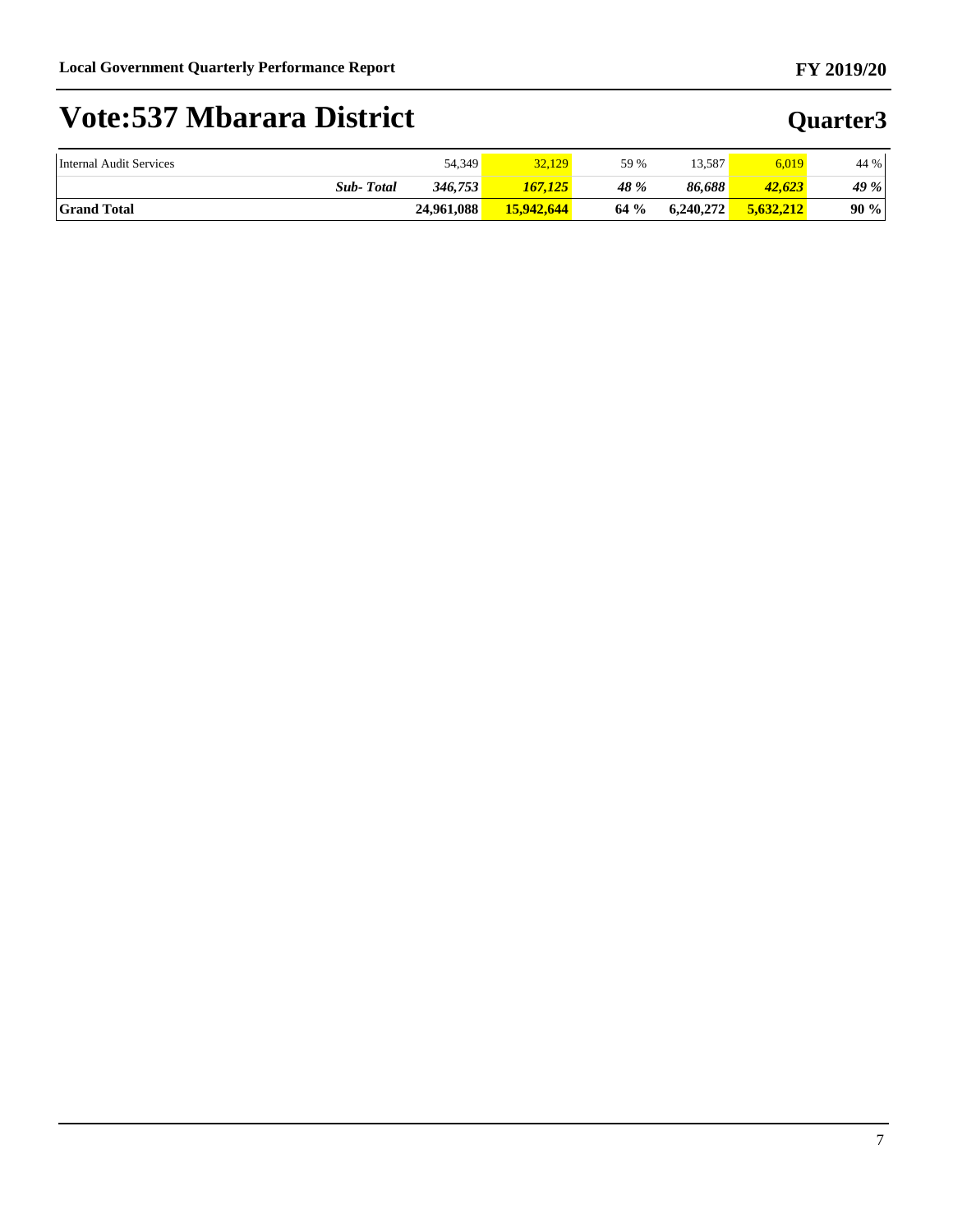# Vote:537 Mbarara District

## Quarter3

| | | | | | | | |
|---|---|---|---|---|---|---|---|
| Internal Audit Services | | 54,349 | 32,129 | 59 % | 13,587 | 6,019 | 44 % |
| | ***Sub- Total*** | ***346,753*** | ***167,125*** | ***48 %*** | ***86,688*** | ***42,623*** | ***49 %*** |
| **Grand Total** | | **24,961,088** | **15,942,644** | **64 %** | **6,240,272** | **5,632,212** | **90 %** |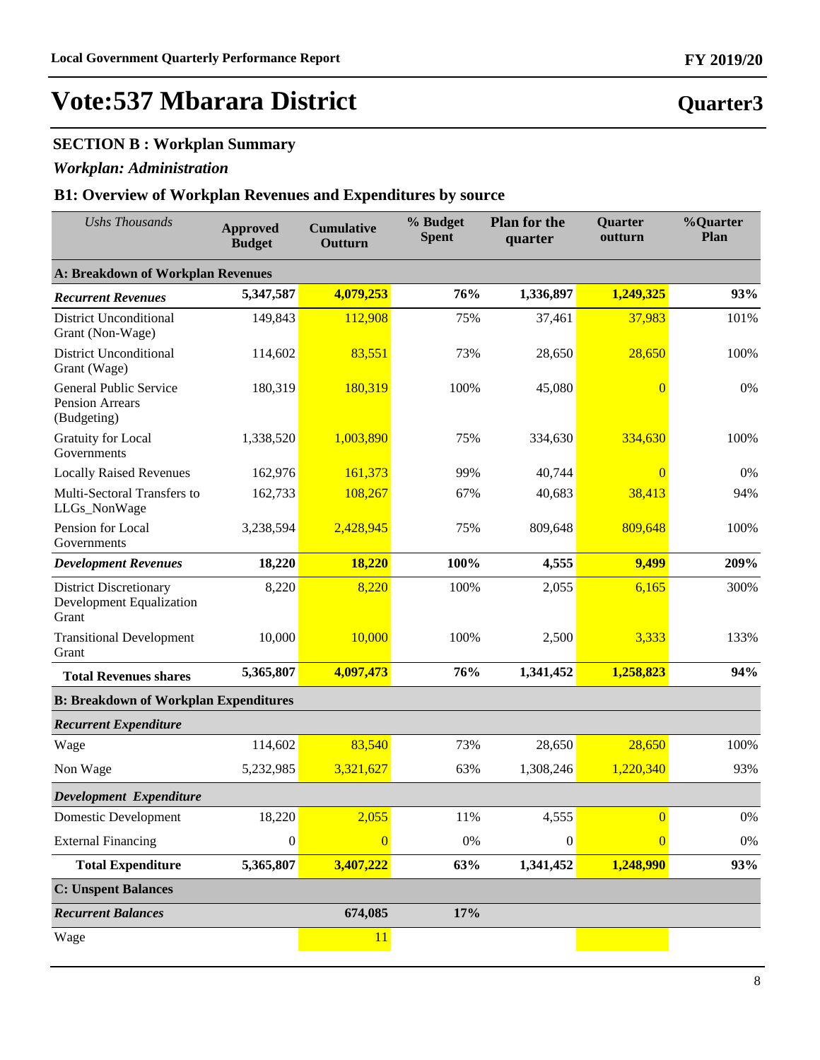# Vote:537 Mbarara District

**Quarter3**

## SECTION B : Workplan Summary

### *Workplan: Administration*

### B1: Overview of Workplan Revenues and Expenditures by source

| *Ushs Thousands* | Approved Budget | Cumulative Outturn | % Budget Spent | Plan for the quarter | Quarter outturn | %Quarter Plan |
|---|---|---|---|---|---|---|
| **A: Breakdown of Workplan Revenues** | | | | | | |
| ***Recurrent Revenues*** | **5,347,587** | **4,079,253** | **76%** | **1,336,897** | **1,249,325** | **93%** |
| District Unconditional Grant (Non-Wage) | 149,843 | 112,908 | 75% | 37,461 | 37,983 | 101% |
| District Unconditional Grant (Wage) | 114,602 | 83,551 | 73% | 28,650 | 28,650 | 100% |
| General Public Service Pension Arrears (Budgeting) | 180,319 | 180,319 | 100% | 45,080 | 0 | 0% |
| Gratuity for Local Governments | 1,338,520 | 1,003,890 | 75% | 334,630 | 334,630 | 100% |
| Locally Raised Revenues | 162,976 | 161,373 | 99% | 40,744 | 0 | 0% |
| Multi-Sectoral Transfers to LLGs_NonWage | 162,733 | 108,267 | 67% | 40,683 | 38,413 | 94% |
| Pension for Local Governments | 3,238,594 | 2,428,945 | 75% | 809,648 | 809,648 | 100% |
| ***Development Revenues*** | **18,220** | **18,220** | **100%** | **4,555** | **9,499** | **209%** |
| District Discretionary Development Equalization Grant | 8,220 | 8,220 | 100% | 2,055 | 6,165 | 300% |
| Transitional Development Grant | 10,000 | 10,000 | 100% | 2,500 | 3,333 | 133% |
| **Total Revenues shares** | **5,365,807** | **4,097,473** | **76%** | **1,341,452** | **1,258,823** | **94%** |
| **B: Breakdown of Workplan Expenditures** | | | | | | |
| ***Recurrent Expenditure*** | | | | | | |
| Wage | 114,602 | 83,540 | 73% | 28,650 | 28,650 | 100% |
| Non Wage | 5,232,985 | 3,321,627 | 63% | 1,308,246 | 1,220,340 | 93% |
| ***Development Expenditure*** | | | | | | |
| Domestic Development | 18,220 | 2,055 | 11% | 4,555 | 0 | 0% |
| External Financing | 0 | 0 | 0% | 0 | 0 | 0% |
| **Total Expenditure** | **5,365,807** | **3,407,222** | **63%** | **1,341,452** | **1,248,990** | **93%** |
| **C: Unspent Balances** | | | | | | |
| ***Recurrent Balances*** | | **674,085** | **17%** | | | |
| Wage | | 11 | | | | |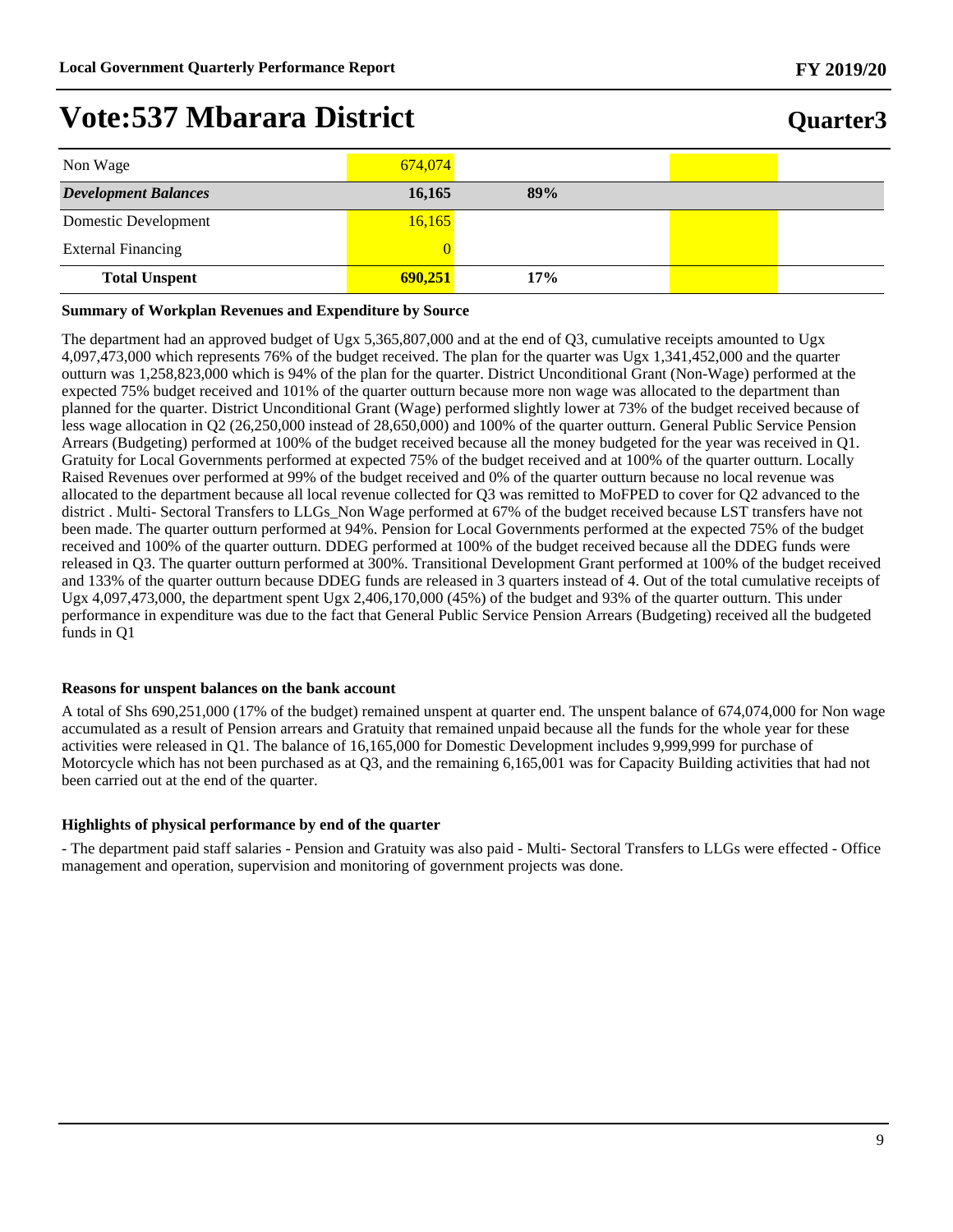# Vote:537 Mbarara District

## Quarter3

| | | | | |
|---|---|---|---|---|
| Non Wage | 674,074 | | | |
| ***Development Balances*** | **16,165** | **89%** | | |
| Domestic Development | 16,165 | | | |
| External Financing | 0 | | | |
| **Total Unspent** | **690,251** | **17%** | | |

**Summary of Workplan Revenues and Expenditure by Source**

The department had an approved budget of Ugx 5,365,807,000 and at the end of Q3, cumulative receipts amounted to Ugx 4,097,473,000 which represents 76% of the budget received. The plan for the quarter was Ugx 1,341,452,000 and the quarter outturn was 1,258,823,000 which is 94% of the plan for the quarter. District Unconditional Grant (Non-Wage) performed at the expected 75% budget received and 101% of the quarter outturn because more non wage was allocated to the department than planned for the quarter. District Unconditional Grant (Wage) performed slightly lower at 73% of the budget received because of less wage allocation in Q2 (26,250,000 instead of 28,650,000) and 100% of the quarter outturn. General Public Service Pension Arrears (Budgeting) performed at 100% of the budget received because all the money budgeted for the year was received in Q1. Gratuity for Local Governments performed at expected 75% of the budget received and and at 100% of the quarter outturn. Locally Raised Revenues over performed at 99% of the budget received and 0% of the quarter outturn because no local revenue was allocated to the department because all local revenue collected for Q3 was remitted to MoFPED to cover for Q2 advanced to the district . Multi- Sectoral Transfers to LLGs_Non Wage performed at 67% of the budget received because LST transfers have not been made. The quarter outturn performed at 94%. Pension for Local Governments performed at the expected 75% of the budget received and 100% of the quarter outturn. DDEG performed at 100% of the budget received because all the DDEG funds were released in Q3. The quarter outturn performed at 300%. Transitional Development Grant performed at 100% of the budget received and 133% of the quarter outturn because DDEG funds are released in 3 quarters instead of 4. Out of the total cumulative receipts of Ugx 4,097,473,000, the department spent Ugx 2,406,170,000 (45%) of the budget and 93% of the quarter outturn. This under performance in expenditure was due to the fact that General Public Service Pension Arrears (Budgeting) received all the budgeted funds in Q1

**Reasons for unspent balances on the bank account**

A total of Shs 690,251,000 (17% of the budget) remained unspent at quarter end. The unspent balance of 674,074,000 for Non wage accumulated as a result of Pension arrears and Gratuity that remained unpaid because all the funds for the whole year for these activities were released in Q1. The balance of 16,165,000 for Domestic Development includes 9,999,999 for purchase of Motorcycle which has not been purchased as at Q3, and the remaining 6,165,001 was for Capacity Building activities that had not been carried out at the end of the quarter.

**Highlights of physical performance by end of the quarter**

- The department paid staff salaries - Pension and Gratuity was also paid - Multi- Sectoral Transfers to LLGs were effected - Office management and operation, supervision and monitoring of government projects was done.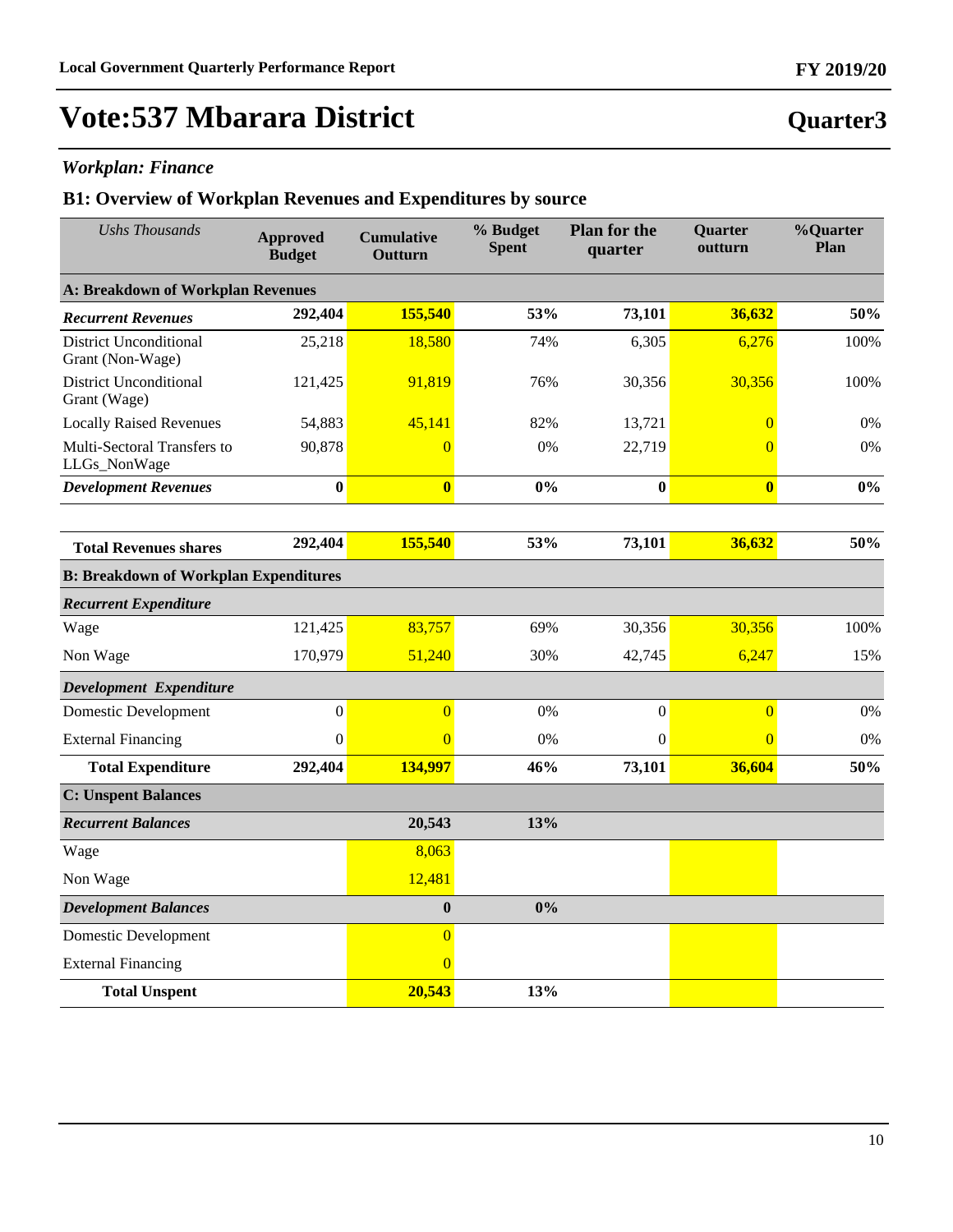# Vote:537 Mbarara District

## Quarter3

### *Workplan: Finance*

### B1: Overview of Workplan Revenues and Expenditures by source

| *Ushs Thousands* | Approved Budget | Cumulative Outturn | % Budget Spent | Plan for the quarter | Quarter outturn | %Quarter Plan |
|---|---|---|---|---|---|---|
| **A: Breakdown of Workplan Revenues** | | | | | | |
| ***Recurrent Revenues*** | **292,404** | **155,540** | **53%** | **73,101** | **36,632** | **50%** |
| District Unconditional Grant (Non-Wage) | 25,218 | 18,580 | 74% | 6,305 | 6,276 | 100% |
| District Unconditional Grant (Wage) | 121,425 | 91,819 | 76% | 30,356 | 30,356 | 100% |
| Locally Raised Revenues | 54,883 | 45,141 | 82% | 13,721 | 0 | 0% |
| Multi-Sectoral Transfers to LLGs_NonWage | 90,878 | 0 | 0% | 22,719 | 0 | 0% |
| ***Development Revenues*** | **0** | **0** | **0%** | **0** | **0** | **0%** |
| **Total Revenues shares** | **292,404** | **155,540** | **53%** | **73,101** | **36,632** | **50%** |
| **B: Breakdown of Workplan Expenditures** | | | | | | |
| ***Recurrent Expenditure*** | | | | | | |
| Wage | 121,425 | 83,757 | 69% | 30,356 | 30,356 | 100% |
| Non Wage | 170,979 | 51,240 | 30% | 42,745 | 6,247 | 15% |
| ***Development Expenditure*** | | | | | | |
| Domestic Development | 0 | 0 | 0% | 0 | 0 | 0% |
| External Financing | 0 | 0 | 0% | 0 | 0 | 0% |
| **Total Expenditure** | **292,404** | **134,997** | **46%** | **73,101** | **36,604** | **50%** |
| **C: Unspent Balances** | | | | | | |
| ***Recurrent Balances*** | | **20,543** | **13%** | | | |
| Wage | | 8,063 | | | | |
| Non Wage | | 12,481 | | | | |
| ***Development Balances*** | | **0** | **0%** | | | |
| Domestic Development | | 0 | | | | |
| External Financing | | 0 | | | | |
| **Total Unspent** | | **20,543** | **13%** | | | |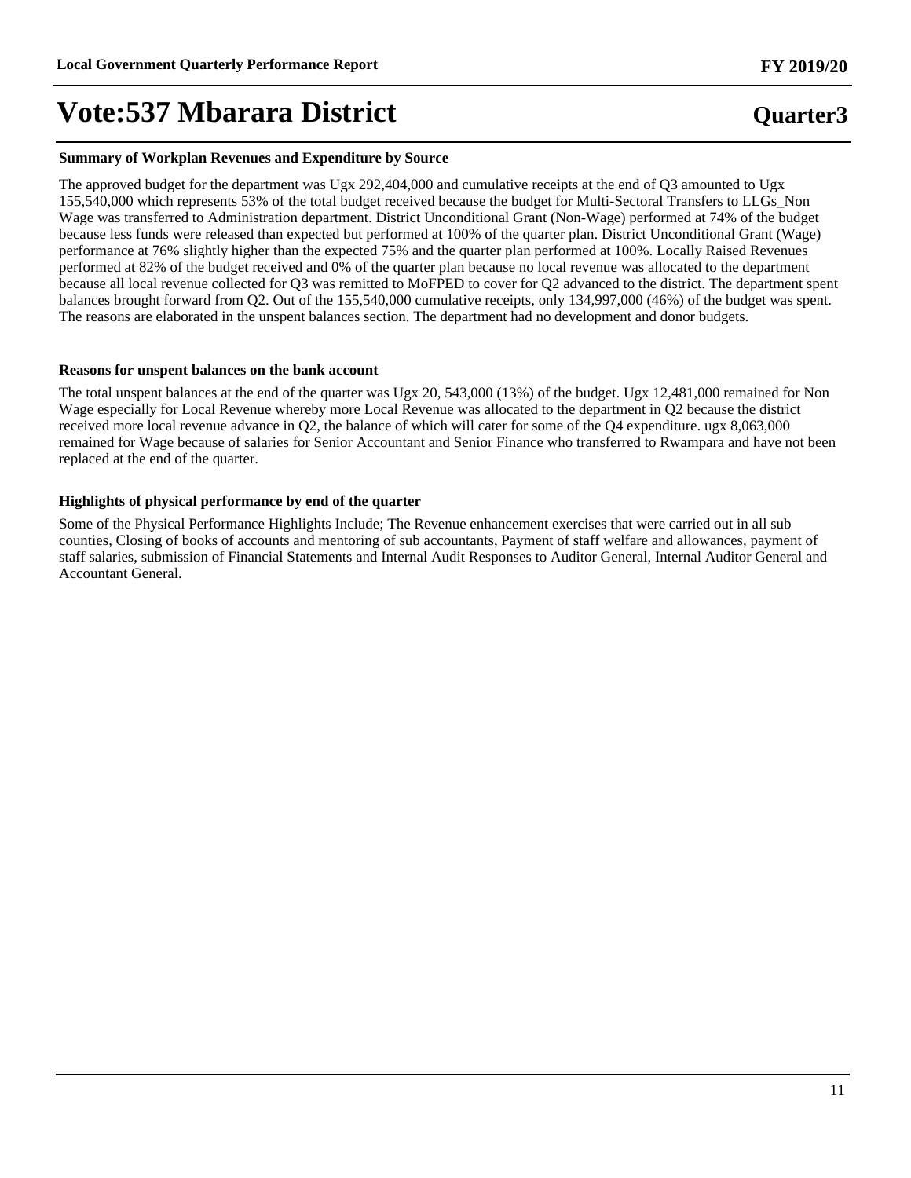**Summary of Workplan Revenues and Expenditure by Source**

The approved budget for the department was Ugx 292,404,000 and cumulative receipts at the end of Q3 amounted to Ugx 155,540,000 which represents 53% of the total budget received because the budget for Multi-Sectoral Transfers to LLGs_Non Wage was transferred to Administration department. District Unconditional Grant (Non-Wage) performed at 74% of the budget because less funds were released than expected but performed at 100% of the quarter plan. District Unconditional Grant (Wage) performance at 76% slightly higher than the expected 75% and the quarter plan performed at 100%. Locally Raised Revenues performed at 82% of the budget received and 0% of the quarter plan because no local revenue was allocated to the department because all local revenue collected for Q3 was remitted to MoFPED to cover for Q2 advanced to the district. The department spent balances brought forward from Q2. Out of the 155,540,000 cumulative receipts, only 134,997,000 (46%) of the budget was spent. The reasons are elaborated in the unspent balances section. The department had no development and donor budgets.

**Reasons for unspent balances on the bank account**

The total unspent balances at the end of the quarter was Ugx 20, 543,000 (13%) of the budget. Ugx 12,481,000 remained for Non Wage especially for Local Revenue whereby more Local Revenue was allocated to the department in Q2 because the district received more local revenue advance in Q2, the balance of which will cater for some of the Q4 expenditure. ugx 8,063,000 remained for Wage because of salaries for Senior Accountant and Senior Finance who transferred to Rwampara and have not been replaced at the end of the quarter.

**Highlights of physical performance by end of the quarter**

Some of the Physical Performance Highlights Include; The Revenue enhancement exercises that were carried out in all sub counties, Closing of books of accounts and mentoring of sub accountants, Payment of staff welfare and allowances, payment of staff salaries, submission of Financial Statements and Internal Audit Responses to Auditor General, Internal Auditor General and Accountant General.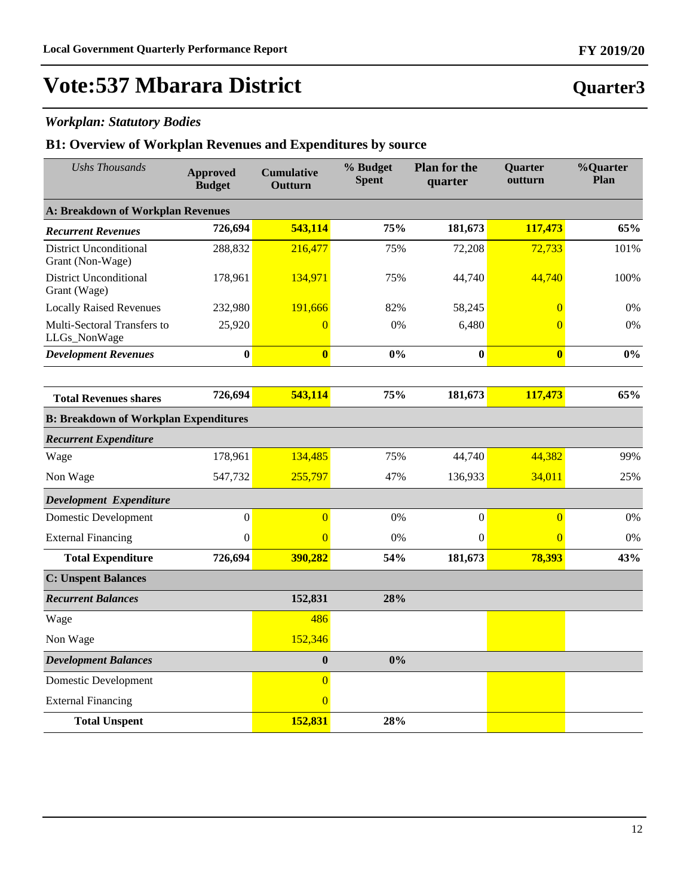# Vote:537 Mbarara District

## Quarter3

### *Workplan: Statutory Bodies*

### B1: Overview of Workplan Revenues and Expenditures by source

| *Ushs Thousands* | Approved Budget | Cumulative Outturn | % Budget Spent | Plan for the quarter | Quarter outturn | %Quarter Plan |
|---|---|---|---|---|---|---|
| **A: Breakdown of Workplan Revenues** | | | | | | |
| ***Recurrent Revenues*** | **726,694** | **543,114** | **75%** | **181,673** | **117,473** | **65%** |
| District Unconditional Grant (Non-Wage) | 288,832 | 216,477 | 75% | 72,208 | 72,733 | 101% |
| District Unconditional Grant (Wage) | 178,961 | 134,971 | 75% | 44,740 | 44,740 | 100% |
| Locally Raised Revenues | 232,980 | 191,666 | 82% | 58,245 | 0 | 0% |
| Multi-Sectoral Transfers to LLGs_NonWage | 25,920 | 0 | 0% | 6,480 | 0 | 0% |
| ***Development Revenues*** | **0** | **0** | **0%** | **0** | **0** | **0%** |
| **Total Revenues shares** | **726,694** | **543,114** | **75%** | **181,673** | **117,473** | **65%** |
| **B: Breakdown of Workplan Expenditures** | | | | | | |
| ***Recurrent Expenditure*** | | | | | | |
| Wage | 178,961 | 134,485 | 75% | 44,740 | 44,382 | 99% |
| Non Wage | 547,732 | 255,797 | 47% | 136,933 | 34,011 | 25% |
| ***Development Expenditure*** | | | | | | |
| Domestic Development | 0 | 0 | 0% | 0 | 0 | 0% |
| External Financing | 0 | 0 | 0% | 0 | 0 | 0% |
| **Total Expenditure** | **726,694** | **390,282** | **54%** | **181,673** | **78,393** | **43%** |
| **C: Unspent Balances** | | | | | | |
| ***Recurrent Balances*** | | **152,831** | **28%** | | | |
| Wage | | 486 | | | | |
| Non Wage | | 152,346 | | | | |
| ***Development Balances*** | | **0** | **0%** | | | |
| Domestic Development | | 0 | | | | |
| External Financing | | 0 | | | | |
| **Total Unspent** | | **152,831** | **28%** | | | |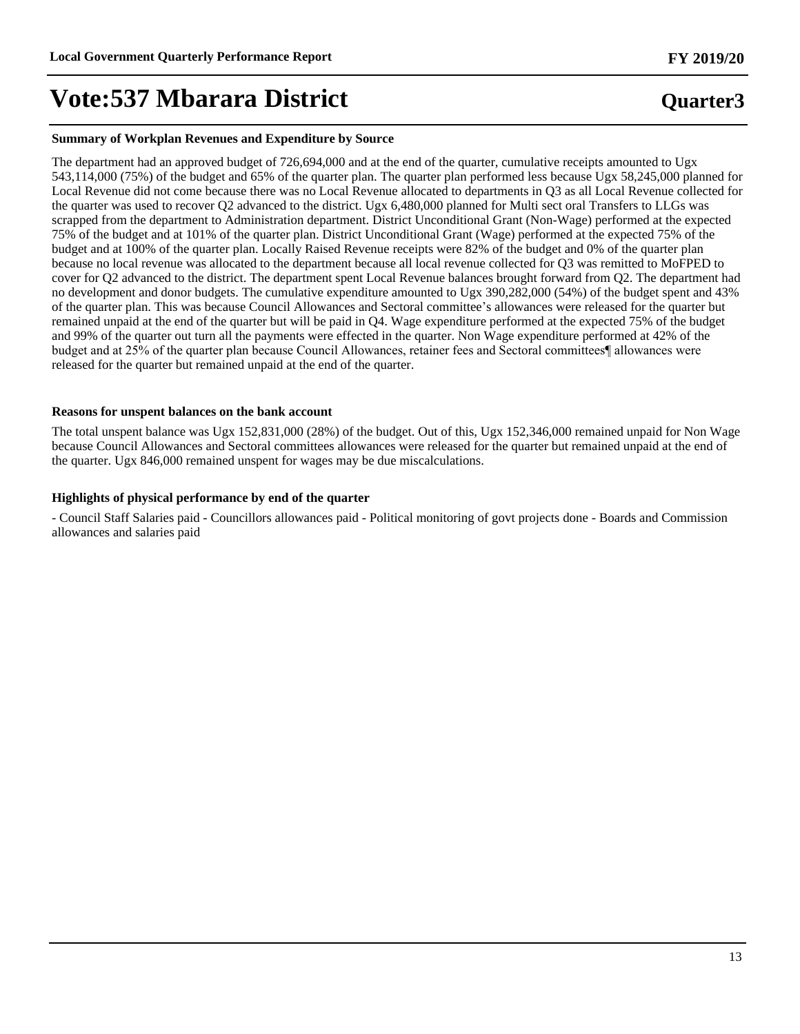**Summary of Workplan Revenues and Expenditure by Source**

The department had an approved budget of 726,694,000 and at the end of the quarter, cumulative receipts amounted to Ugx 543,114,000 (75%) of the budget and 65% of the quarter plan. The quarter plan performed less because Ugx 58,245,000 planned for Local Revenue did not come because there was no Local Revenue allocated to departments in Q3 as all Local Revenue collected for the quarter was used to recover Q2 advanced to the district. Ugx 6,480,000 planned for Multi sect oral Transfers to LLGs was scrapped from the department to Administration department. District Unconditional Grant (Non-Wage) performed at the expected 75% of the budget and at 101% of the quarter plan. District Unconditional Grant (Wage) performed at the expected 75% of the budget and at 100% of the quarter plan. Locally Raised Revenue receipts were 82% of the budget and 0% of the quarter plan because no local revenue was allocated to the department because all local revenue collected for Q3 was remitted to MoFPED to cover for Q2 advanced to the district. The department spent Local Revenue balances brought forward from Q2. The department had no development and donor budgets. The cumulative expenditure amounted to Ugx 390,282,000 (54%) of the budget spent and 43% of the quarter plan. This was because Council Allowances and Sectoral committee's allowances were released for the quarter but remained unpaid at the end of the quarter but will be paid in Q4. Wage expenditure performed at the expected 75% of the budget and 99% of the quarter out turn all the payments were effected in the quarter. Non Wage expenditure performed at 42% of the budget and at 25% of the quarter plan because Council Allowances, retainer fees and Sectoral committees¶ allowances were released for the quarter but remained unpaid at the end of the quarter.

**Reasons for unspent balances on the bank account**

The total unspent balance was Ugx 152,831,000 (28%) of the budget. Out of this, Ugx 152,346,000 remained unpaid for Non Wage because Council Allowances and Sectoral committees allowances were released for the quarter but remained unpaid at the end of the quarter. Ugx 846,000 remained unspent for wages may be due miscalculations.

**Highlights of physical performance by end of the quarter**

- Council Staff Salaries paid - Councillors allowances paid - Political monitoring of govt projects done - Boards and Commission allowances and salaries paid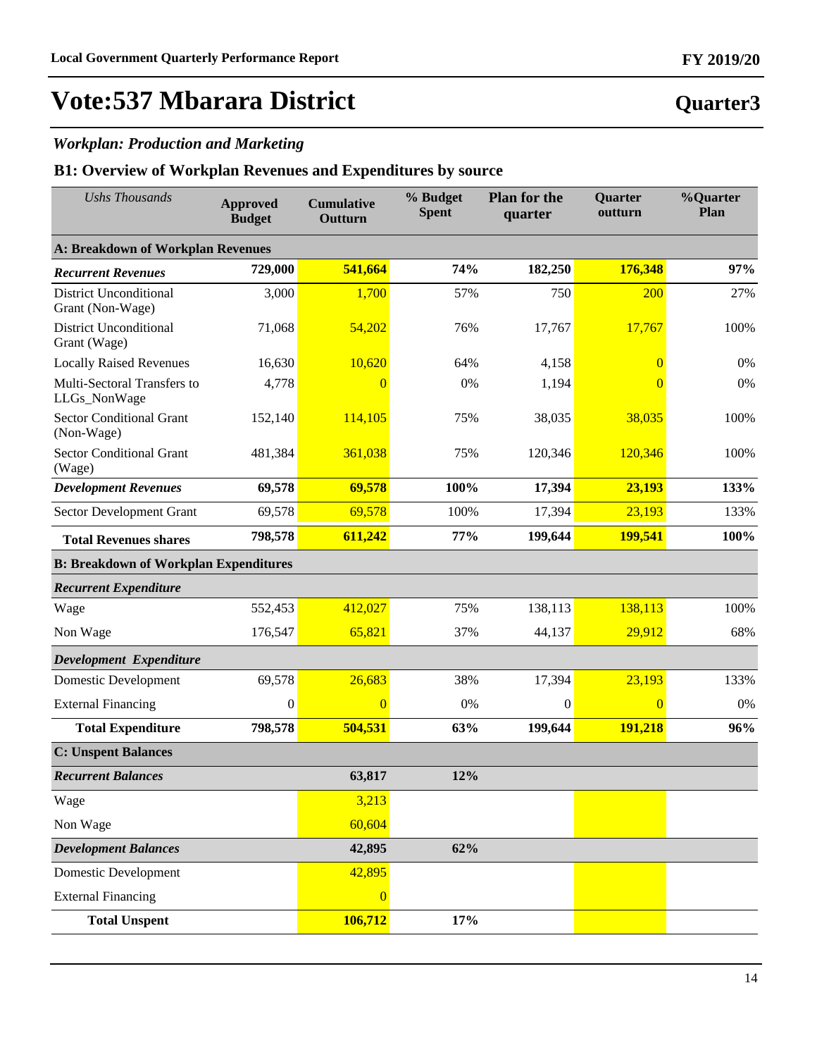# Vote:537 Mbarara District

## Quarter3

### *Workplan: Production and Marketing*

### B1: Overview of Workplan Revenues and Expenditures by source

| *Ushs Thousands* | Approved Budget | Cumulative Outturn | % Budget Spent | Plan for the quarter | Quarter outturn | %Quarter Plan |
|---|---|---|---|---|---|---|
| **A: Breakdown of Workplan Revenues** | | | | | | |
| ***Recurrent Revenues*** | **729,000** | **541,664** | **74%** | **182,250** | **176,348** | **97%** |
| District Unconditional Grant (Non-Wage) | 3,000 | 1,700 | 57% | 750 | 200 | 27% |
| District Unconditional Grant (Wage) | 71,068 | 54,202 | 76% | 17,767 | 17,767 | 100% |
| Locally Raised Revenues | 16,630 | 10,620 | 64% | 4,158 | 0 | 0% |
| Multi-Sectoral Transfers to LLGs_NonWage | 4,778 | 0 | 0% | 1,194 | 0 | 0% |
| Sector Conditional Grant (Non-Wage) | 152,140 | 114,105 | 75% | 38,035 | 38,035 | 100% |
| Sector Conditional Grant (Wage) | 481,384 | 361,038 | 75% | 120,346 | 120,346 | 100% |
| ***Development Revenues*** | **69,578** | **69,578** | **100%** | **17,394** | **23,193** | **133%** |
| Sector Development Grant | 69,578 | 69,578 | 100% | 17,394 | 23,193 | 133% |
| **Total Revenues shares** | **798,578** | **611,242** | **77%** | **199,644** | **199,541** | **100%** |
| **B: Breakdown of Workplan Expenditures** | | | | | | |
| ***Recurrent Expenditure*** | | | | | | |
| Wage | 552,453 | 412,027 | 75% | 138,113 | 138,113 | 100% |
| Non Wage | 176,547 | 65,821 | 37% | 44,137 | 29,912 | 68% |
| ***Development Expenditure*** | | | | | | |
| Domestic Development | 69,578 | 26,683 | 38% | 17,394 | 23,193 | 133% |
| External Financing | 0 | 0 | 0% | 0 | 0 | 0% |
| **Total Expenditure** | **798,578** | **504,531** | **63%** | **199,644** | **191,218** | **96%** |
| **C: Unspent Balances** | | | | | | |
| ***Recurrent Balances*** | | **63,817** | **12%** | | | |
| Wage | | 3,213 | | | | |
| Non Wage | | 60,604 | | | | |
| ***Development Balances*** | | **42,895** | **62%** | | | |
| Domestic Development | | 42,895 | | | | |
| External Financing | | 0 | | | | |
| **Total Unspent** | | **106,712** | **17%** | | | |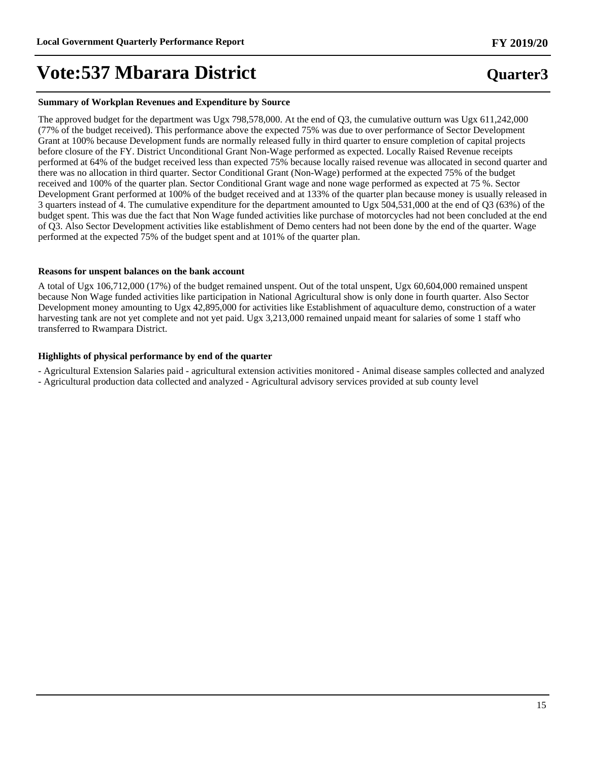# Vote:537 Mbarara District

## Quarter3

**Summary of Workplan Revenues and Expenditure by Source**

The approved budget for the department was Ugx 798,578,000. At the end of Q3, the cumulative outturn was Ugx 611,242,000 (77% of the budget received). This performance above the expected 75% was due to over performance of Sector Development Grant at 100% because Development funds are normally released fully in third quarter to ensure completion of capital projects before closure of the FY. District Unconditional Grant Non-Wage performed as expected. Locally Raised Revenue receipts performed at 64% of the budget received less than expected 75% because locally raised revenue was allocated in second quarter and there was no allocation in third quarter. Sector Conditional Grant (Non-Wage) performed at the expected 75% of the budget received and 100% of the quarter plan. Sector Conditional Grant wage and none wage performed as expected at 75 %. Sector Development Grant performed at 100% of the budget received and at 133% of the quarter plan because money is usually released in 3 quarters instead of 4. The cumulative expenditure for the department amounted to Ugx 504,531,000 at the end of Q3 (63%) of the budget spent. This was due the fact that Non Wage funded activities like purchase of motorcycles had not been concluded at the end of Q3. Also Sector Development activities like establishment of Demo centers had not been done by the end of the quarter. Wage performed at the expected 75% of the budget spent and at 101% of the quarter plan.

**Reasons for unspent balances on the bank account**

A total of Ugx 106,712,000 (17%) of the budget remained unspent. Out of the total unspent, Ugx 60,604,000 remained unspent because Non Wage funded activities like participation in National Agricultural show is only done in fourth quarter. Also Sector Development money amounting to Ugx 42,895,000 for activities like Establishment of aquaculture demo, construction of a water harvesting tank are not yet complete and not yet paid. Ugx 3,213,000 remained unpaid meant for salaries of some 1 staff who transferred to Rwampara District.

**Highlights of physical performance by end of the quarter**

- Agricultural Extension Salaries paid - agricultural extension activities monitored - Animal disease samples collected and analyzed - Agricultural production data collected and analyzed - Agricultural advisory services provided at sub county level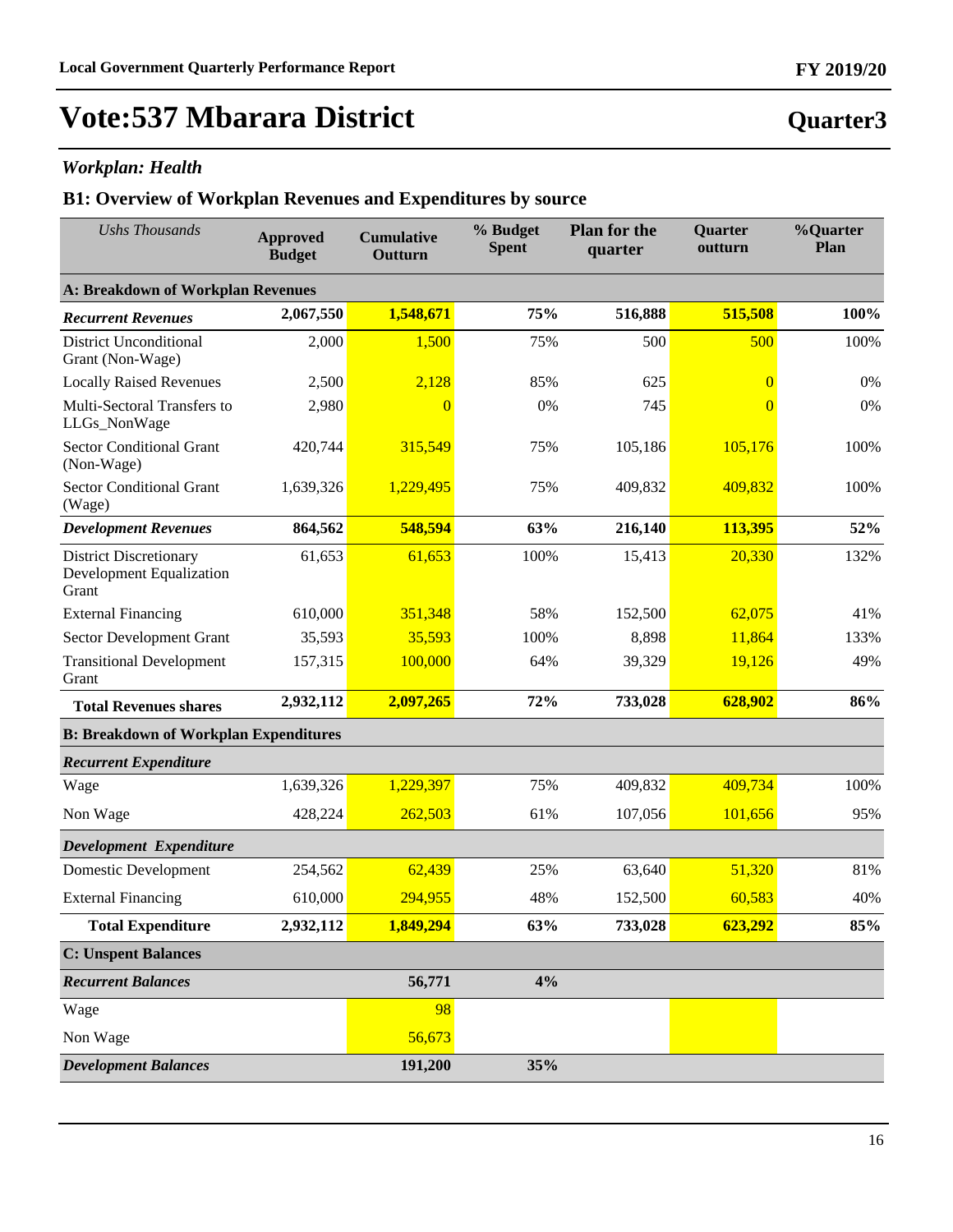# Vote:537 Mbarara District

## Quarter3

### *Workplan: Health*

### B1: Overview of Workplan Revenues and Expenditures by source

| *Ushs Thousands* | Approved Budget | Cumulative Outturn | % Budget Spent | Plan for the quarter | Quarter outturn | %Quarter Plan |
|---|---|---|---|---|---|---|
| **A: Breakdown of Workplan Revenues** | | | | | | |
| ***Recurrent Revenues*** | **2,067,550** | **1,548,671** | **75%** | **516,888** | **515,508** | **100%** |
| District Unconditional Grant (Non-Wage) | 2,000 | 1,500 | 75% | 500 | 500 | 100% |
| Locally Raised Revenues | 2,500 | 2,128 | 85% | 625 | 0 | 0% |
| Multi-Sectoral Transfers to LLGs_NonWage | 2,980 | 0 | 0% | 745 | 0 | 0% |
| Sector Conditional Grant (Non-Wage) | 420,744 | 315,549 | 75% | 105,186 | 105,176 | 100% |
| Sector Conditional Grant (Wage) | 1,639,326 | 1,229,495 | 75% | 409,832 | 409,832 | 100% |
| ***Development Revenues*** | **864,562** | **548,594** | **63%** | **216,140** | **113,395** | **52%** |
| District Discretionary Development Equalization Grant | 61,653 | 61,653 | 100% | 15,413 | 20,330 | 132% |
| External Financing | 610,000 | 351,348 | 58% | 152,500 | 62,075 | 41% |
| Sector Development Grant | 35,593 | 35,593 | 100% | 8,898 | 11,864 | 133% |
| Transitional Development Grant | 157,315 | 100,000 | 64% | 39,329 | 19,126 | 49% |
| **Total Revenues shares** | **2,932,112** | **2,097,265** | **72%** | **733,028** | **628,902** | **86%** |
| **B: Breakdown of Workplan Expenditures** | | | | | | |
| ***Recurrent Expenditure*** | | | | | | |
| Wage | 1,639,326 | 1,229,397 | 75% | 409,832 | 409,734 | 100% |
| Non Wage | 428,224 | 262,503 | 61% | 107,056 | 101,656 | 95% |
| ***Development Expenditure*** | | | | | | |
| Domestic Development | 254,562 | 62,439 | 25% | 63,640 | 51,320 | 81% |
| External Financing | 610,000 | 294,955 | 48% | 152,500 | 60,583 | 40% |
| **Total Expenditure** | **2,932,112** | **1,849,294** | **63%** | **733,028** | **623,292** | **85%** |
| **C: Unspent Balances** | | | | | | |
| ***Recurrent Balances*** | | **56,771** | **4%** | | | |
| Wage | | 98 | | | | |
| Non Wage | | 56,673 | | | | |
| ***Development Balances*** | | **191,200** | **35%** | | | |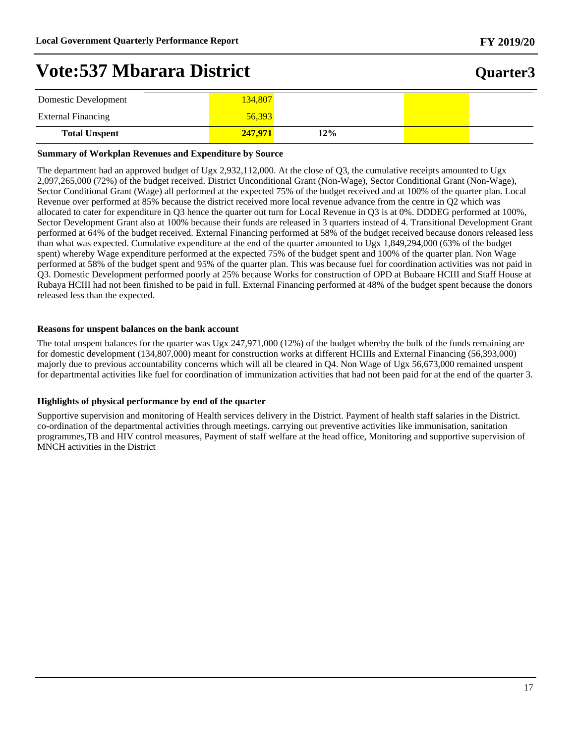# Vote:537 Mbarara District

## Quarter3

| | | | | |
|---|---|---|---|---|
| Domestic Development | 134,807 | | | |
| External Financing | 56,393 | | | |
| **Total Unspent** | **247,971** | **12%** | | |

**Summary of Workplan Revenues and Expenditure by Source**

The department had an approved budget of Ugx 2,932,112,000. At the close of Q3, the cumulative receipts amounted to Ugx 2,097,265,000 (72%) of the budget received. District Unconditional Grant (Non-Wage), Sector Conditional Grant (Non-Wage), Sector Conditional Grant (Wage) all performed at the expected 75% of the budget received and at 100% of the quarter plan. Local Revenue over performed at 85% because the district received more local revenue advance from the centre in Q2 which was allocated to cater for expenditure in Q3 hence the quarter out turn for Local Revenue in Q3 is at 0%. DDDEG performed at 100%, Sector Development Grant also at 100% because their funds are released in 3 quarters instead of 4. Transitional Development Grant performed at 64% of the budget received. External Financing performed at 58% of the budget received because donors released less than what was expected. Cumulative expenditure at the end of the quarter amounted to Ugx 1,849,294,000 (63% of the budget spent) whereby Wage expenditure performed at the expected 75% of the budget spent and 100% of the quarter plan. Non Wage performed at 58% of the budget spent and 95% of the quarter plan. This was because fuel for coordination activities was not paid in Q3. Domestic Development performed poorly at 25% because Works for construction of OPD at Bubaare HCIII and Staff House at Rubaya HCIII had not been finished to be paid in full. External Financing performed at 48% of the budget spent because the donors released less than the expected.

**Reasons for unspent balances on the bank account**

The total unspent balances for the quarter was Ugx 247,971,000 (12%) of the budget whereby the bulk of the funds remaining are for domestic development (134,807,000) meant for construction works at different HCIIIs and External Financing (56,393,000) majorly due to previous accountability concerns which will all be cleared in Q4. Non Wage of Ugx 56,673,000 remained unspent for departmental activities like fuel for coordination of immunization activities that had not been paid for at the end of the quarter 3.

**Highlights of physical performance by end of the quarter**

Supportive supervision and monitoring of Health services delivery in the District. Payment of health staff salaries in the District. co-ordination of the departmental activities through meetings. carrying out preventive activities like immunisation, sanitation programmes,TB and HIV control measures, Payment of staff welfare at the head office, Monitoring and supportive supervision of MNCH activities in the District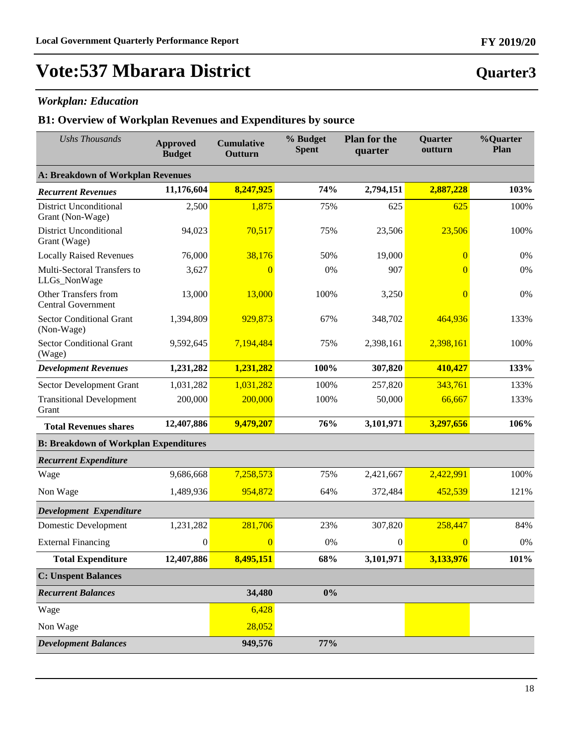# Vote:537 Mbarara District

## Quarter3

### *Workplan: Education*

### B1: Overview of Workplan Revenues and Expenditures by source

| *Ushs Thousands* | Approved Budget | Cumulative Outturn | % Budget Spent | Plan for the quarter | Quarter outturn | %Quarter Plan |
|---|---|---|---|---|---|---|
| **A: Breakdown of Workplan Revenues** | | | | | | |
| ***Recurrent Revenues*** | **11,176,604** | **8,247,925** | **74%** | **2,794,151** | **2,887,228** | **103%** |
| District Unconditional Grant (Non-Wage) | 2,500 | 1,875 | 75% | 625 | 625 | 100% |
| District Unconditional Grant (Wage) | 94,023 | 70,517 | 75% | 23,506 | 23,506 | 100% |
| Locally Raised Revenues | 76,000 | 38,176 | 50% | 19,000 | 0 | 0% |
| Multi-Sectoral Transfers to LLGs_NonWage | 3,627 | 0 | 0% | 907 | 0 | 0% |
| Other Transfers from Central Government | 13,000 | 13,000 | 100% | 3,250 | 0 | 0% |
| Sector Conditional Grant (Non-Wage) | 1,394,809 | 929,873 | 67% | 348,702 | 464,936 | 133% |
| Sector Conditional Grant (Wage) | 9,592,645 | 7,194,484 | 75% | 2,398,161 | 2,398,161 | 100% |
| ***Development Revenues*** | **1,231,282** | **1,231,282** | **100%** | **307,820** | **410,427** | **133%** |
| Sector Development Grant | 1,031,282 | 1,031,282 | 100% | 257,820 | 343,761 | 133% |
| Transitional Development Grant | 200,000 | 200,000 | 100% | 50,000 | 66,667 | 133% |
| **Total Revenues shares** | **12,407,886** | **9,479,207** | **76%** | **3,101,971** | **3,297,656** | **106%** |
| **B: Breakdown of Workplan Expenditures** | | | | | | |
| ***Recurrent Expenditure*** | | | | | | |
| Wage | 9,686,668 | 7,258,573 | 75% | 2,421,667 | 2,422,991 | 100% |
| Non Wage | 1,489,936 | 954,872 | 64% | 372,484 | 452,539 | 121% |
| ***Development Expenditure*** | | | | | | |
| Domestic Development | 1,231,282 | 281,706 | 23% | 307,820 | 258,447 | 84% |
| External Financing | 0 | 0 | 0% | 0 | 0 | 0% |
| **Total Expenditure** | **12,407,886** | **8,495,151** | **68%** | **3,101,971** | **3,133,976** | **101%** |
| **C: Unspent Balances** | | | | | | |
| ***Recurrent Balances*** | | **34,480** | **0%** | | | |
| Wage | | 6,428 | | | | |
| Non Wage | | 28,052 | | | | |
| ***Development Balances*** | | **949,576** | **77%** | | | |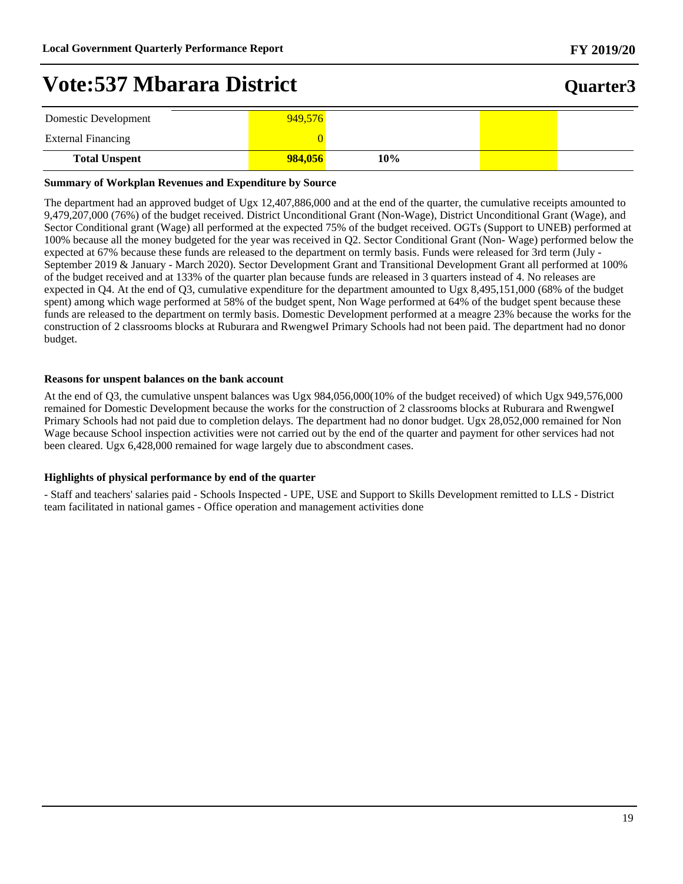## Vote:537 Mbarara District

| | | | | |
|---|---|---|---|---|
| Domestic Development | 949,576 | | | |
| External Financing | 0 | | | |
| **Total Unspent** | **984,056** | **10%** | | |

**Summary of Workplan Revenues and Expenditure by Source**

The department had an approved budget of Ugx 12,407,886,000 and at the end of the quarter, the cumulative receipts amounted to 9,479,207,000 (76%) of the budget received. District Unconditional Grant (Non-Wage), District Unconditional Grant (Wage), and Sector Conditional grant (Wage) all performed at the expected 75% of the budget received. OGTs (Support to UNEB) performed at 100% because all the money budgeted for the year was received in Q2. Sector Conditional Grant (Non- Wage) performed below the expected at 67% because these funds are released to the department on termly basis. Funds were released for 3rd term (July - September 2019 & January - March 2020). Sector Development Grant and Transitional Development Grant all performed at 100% of the budget received and at 133% of the quarter plan because funds are released in 3 quarters instead of 4. No releases are expected in Q4. At the end of Q3, cumulative expenditure for the department amounted to Ugx 8,495,151,000 (68% of the budget spent) among which wage performed at 58% of the budget spent, Non Wage performed at 64% of the budget spent because these funds are released to the department on termly basis. Domestic Development performed at a meagre 23% because the works for the construction of 2 classrooms blocks at Ruburara and RwengweI Primary Schools had not been paid. The department had no donor budget.

**Reasons for unspent balances on the bank account**

At the end of Q3, the cumulative unspent balances was Ugx 984,056,000(10% of the budget received) of which Ugx 949,576,000 remained for Domestic Development because the works for the construction of 2 classrooms blocks at Ruburara and RwengweI Primary Schools had not paid due to completion delays. The department had no donor budget. Ugx 28,052,000 remained for Non Wage because School inspection activities were not carried out by the end of the quarter and payment for other services had not been cleared. Ugx 6,428,000 remained for wage largely due to abscondment cases.

**Highlights of physical performance by end of the quarter**

- Staff and teachers' salaries paid - Schools Inspected - UPE, USE and Support to Skills Development remitted to LLS - District team facilitated in national games - Office operation and management activities done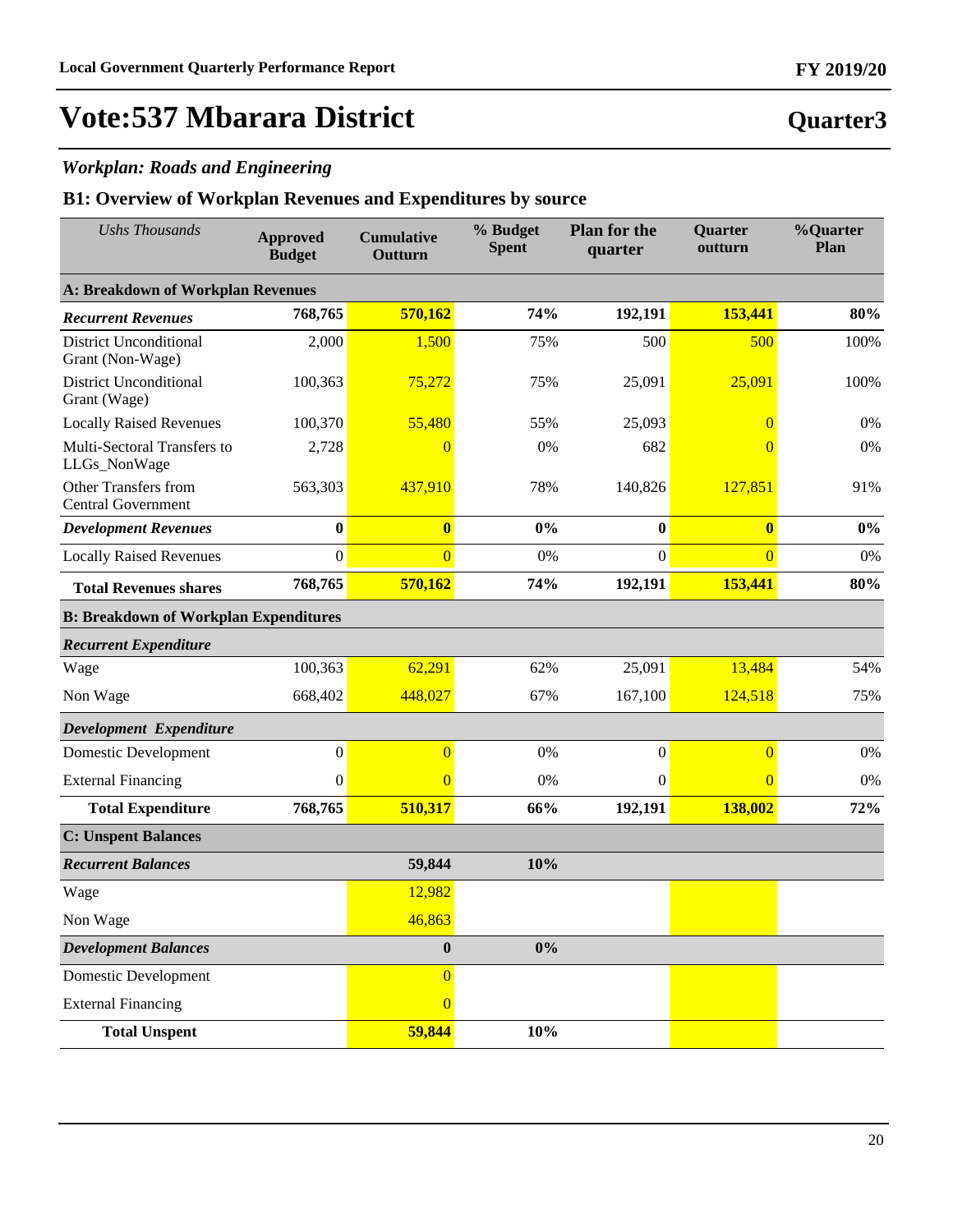# Vote:537 Mbarara District

**Quarter3**

### *Workplan: Roads and Engineering*

## B1: Overview of Workplan Revenues and Expenditures by source

| *Ushs Thousands* | Approved Budget | Cumulative Outturn | % Budget Spent | Plan for the quarter | Quarter outturn | %Quarter Plan |
|---|---|---|---|---|---|---|
| **A: Breakdown of Workplan Revenues** | | | | | | |
| ***Recurrent Revenues*** | **768,765** | **570,162** | **74%** | **192,191** | **153,441** | **80%** |
| District Unconditional Grant (Non-Wage) | 2,000 | 1,500 | 75% | 500 | 500 | 100% |
| District Unconditional Grant (Wage) | 100,363 | 75,272 | 75% | 25,091 | 25,091 | 100% |
| Locally Raised Revenues | 100,370 | 55,480 | 55% | 25,093 | 0 | 0% |
| Multi-Sectoral Transfers to LLGs_NonWage | 2,728 | 0 | 0% | 682 | 0 | 0% |
| Other Transfers from Central Government | 563,303 | 437,910 | 78% | 140,826 | 127,851 | 91% |
| ***Development Revenues*** | **0** | **0** | **0%** | **0** | **0** | **0%** |
| Locally Raised Revenues | 0 | 0 | 0% | 0 | 0 | 0% |
| **Total Revenues shares** | **768,765** | **570,162** | **74%** | **192,191** | **153,441** | **80%** |
| **B: Breakdown of Workplan Expenditures** | | | | | | |
| ***Recurrent Expenditure*** | | | | | | |
| Wage | 100,363 | 62,291 | 62% | 25,091 | 13,484 | 54% |
| Non Wage | 668,402 | 448,027 | 67% | 167,100 | 124,518 | 75% |
| ***Development Expenditure*** | | | | | | |
| Domestic Development | 0 | 0 | 0% | 0 | 0 | 0% |
| External Financing | 0 | 0 | 0% | 0 | 0 | 0% |
| **Total Expenditure** | **768,765** | **510,317** | **66%** | **192,191** | **138,002** | **72%** |
| **C: Unspent Balances** | | | | | | |
| ***Recurrent Balances*** | | **59,844** | **10%** | | | |
| Wage | | 12,982 | | | | |
| Non Wage | | 46,863 | | | | |
| ***Development Balances*** | | **0** | **0%** | | | |
| Domestic Development | | 0 | | | | |
| External Financing | | 0 | | | | |
| **Total Unspent** | | **59,844** | **10%** | | | |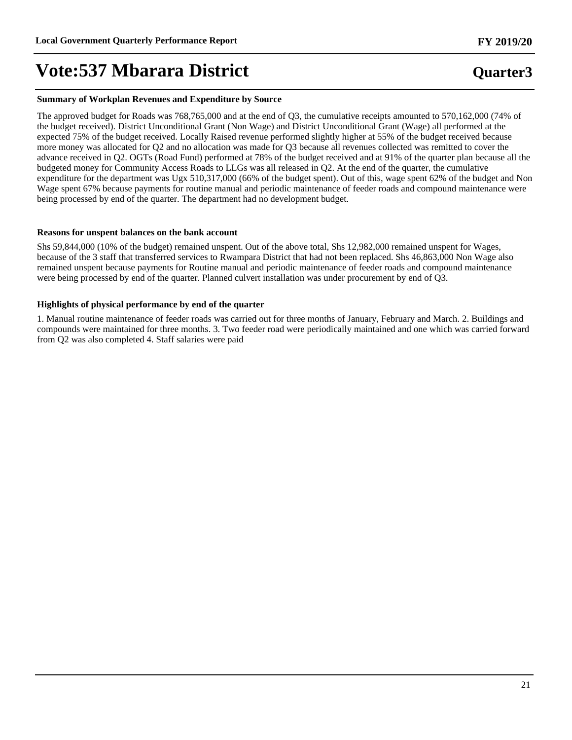**Summary of Workplan Revenues and Expenditure by Source**

The approved budget for Roads was 768,765,000 and at the end of Q3, the cumulative receipts amounted to 570,162,000 (74% of the budget received). District Unconditional Grant (Non Wage) and District Unconditional Grant (Wage) all performed at the expected 75% of the budget received. Locally Raised revenue performed slightly higher at 55% of the budget received because more money was allocated for Q2 and no allocation was made for Q3 because all revenues collected was remitted to cover the advance received in Q2. OGTs (Road Fund) performed at 78% of the budget received and at 91% of the quarter plan because all the budgeted money for Community Access Roads to LLGs was all released in Q2. At the end of the quarter, the cumulative expenditure for the department was Ugx 510,317,000 (66% of the budget spent). Out of this, wage spent 62% of the budget and Non Wage spent 67% because payments for routine manual and periodic maintenance of feeder roads and compound maintenance were being processed by end of the quarter. The department had no development budget.

**Reasons for unspent balances on the bank account**

Shs 59,844,000 (10% of the budget) remained unspent. Out of the above total, Shs 12,982,000 remained unspent for Wages, because of the 3 staff that transferred services to Rwampara District that had not been replaced. Shs 46,863,000 Non Wage also remained unspent because payments for Routine manual and periodic maintenance of feeder roads and compound maintenance were being processed by end of the quarter. Planned culvert installation was under procurement by end of Q3.

**Highlights of physical performance by end of the quarter**

1. Manual routine maintenance of feeder roads was carried out for three months of January, February and March. 2. Buildings and compounds were maintained for three months. 3. Two feeder road were periodically maintained and one which was carried forward from Q2 was also completed 4. Staff salaries were paid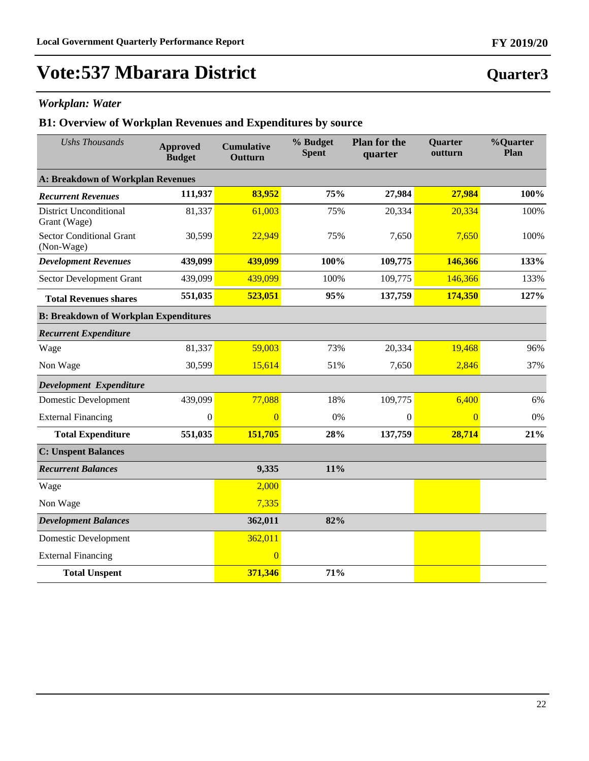# Vote:537 Mbarara District

## Quarter3

### *Workplan: Water*

### B1: Overview of Workplan Revenues and Expenditures by source

| *Ushs Thousands* | Approved Budget | Cumulative Outturn | % Budget Spent | Plan for the quarter | Quarter outturn | %Quarter Plan |
|---|---|---|---|---|---|---|
| **A: Breakdown of Workplan Revenues** | | | | | | |
| ***Recurrent Revenues*** | **111,937** | **83,952** | **75%** | **27,984** | **27,984** | **100%** |
| District Unconditional Grant (Wage) | 81,337 | 61,003 | 75% | 20,334 | 20,334 | 100% |
| Sector Conditional Grant (Non-Wage) | 30,599 | 22,949 | 75% | 7,650 | 7,650 | 100% |
| ***Development Revenues*** | **439,099** | **439,099** | **100%** | **109,775** | **146,366** | **133%** |
| Sector Development Grant | 439,099 | 439,099 | 100% | 109,775 | 146,366 | 133% |
| **Total Revenues shares** | **551,035** | **523,051** | **95%** | **137,759** | **174,350** | **127%** |
| **B: Breakdown of Workplan Expenditures** | | | | | | |
| ***Recurrent Expenditure*** | | | | | | |
| Wage | 81,337 | 59,003 | 73% | 20,334 | 19,468 | 96% |
| Non Wage | 30,599 | 15,614 | 51% | 7,650 | 2,846 | 37% |
| ***Development Expenditure*** | | | | | | |
| Domestic Development | 439,099 | 77,088 | 18% | 109,775 | 6,400 | 6% |
| External Financing | 0 | 0 | 0% | 0 | 0 | 0% |
| **Total Expenditure** | **551,035** | **151,705** | **28%** | **137,759** | **28,714** | **21%** |
| **C: Unspent Balances** | | | | | | |
| ***Recurrent Balances*** | | **9,335** | **11%** | | | |
| Wage | | 2,000 | | | | |
| Non Wage | | 7,335 | | | | |
| ***Development Balances*** | | **362,011** | **82%** | | | |
| Domestic Development | | 362,011 | | | | |
| External Financing | | 0 | | | | |
| **Total Unspent** | | **371,346** | **71%** | | | |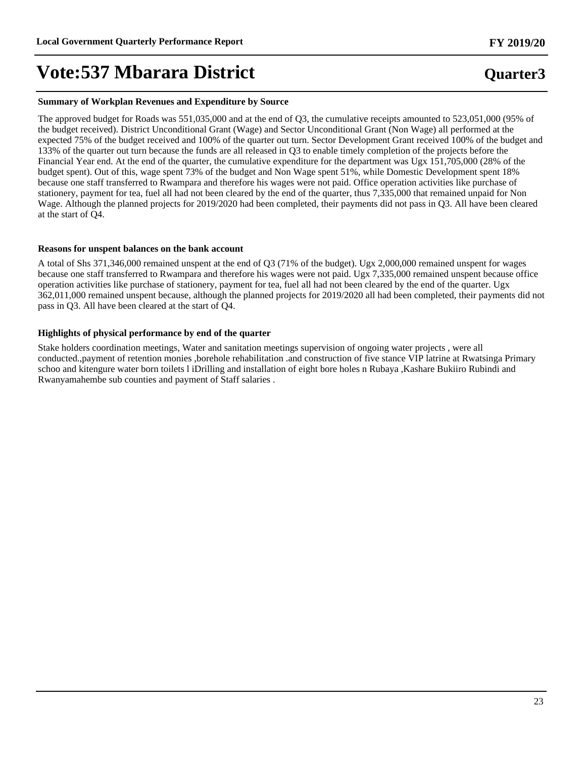# Vote:537 Mbarara District

**Quarter3**

**Summary of Workplan Revenues and Expenditure by Source**

The approved budget for Roads was 551,035,000 and at the end of Q3, the cumulative receipts amounted to 523,051,000 (95% of the budget received). District Unconditional Grant (Wage) and Sector Unconditional Grant (Non Wage) all performed at the expected 75% of the budget received and 100% of the quarter out turn. Sector Development Grant received 100% of the budget and 133% of the quarter out turn because the funds are all released in Q3 to enable timely completion of the projects before the Financial Year end. At the end of the quarter, the cumulative expenditure for the department was Ugx 151,705,000 (28% of the budget spent). Out of this, wage spent 73% of the budget and Non Wage spent 51%, while Domestic Development spent 18% because one staff transferred to Rwampara and therefore his wages were not paid. Office operation activities like purchase of stationery, payment for tea, fuel all had not been cleared by the end of the quarter, thus 7,335,000 that remained unpaid for Non Wage. Although the planned projects for 2019/2020 had been completed, their payments did not pass in Q3. All have been cleared at the start of Q4.

**Reasons for unspent balances on the bank account**

A total of Shs 371,346,000 remained unspent at the end of Q3 (71% of the budget). Ugx 2,000,000 remained unspent for wages because one staff transferred to Rwampara and therefore his wages were not paid. Ugx 7,335,000 remained unspent because office operation activities like purchase of stationery, payment for tea, fuel all had not been cleared by the end of the quarter. Ugx 362,011,000 remained unspent because, although the planned projects for 2019/2020 all had been completed, their payments did not pass in Q3. All have been cleared at the start of Q4.

**Highlights of physical performance by end of the quarter**

Stake holders coordination meetings, Water and sanitation meetings supervision of ongoing water projects , were all conducted.,payment of retention monies ,borehole rehabilitation .and construction of five stance VIP latrine at Rwatsinga Primary schoo and kitengure water born toilets l iDrilling and installation of eight bore holes n Rubaya ,Kashare Bukiiro Rubindi and Rwanyamahembe sub counties and payment of Staff salaries .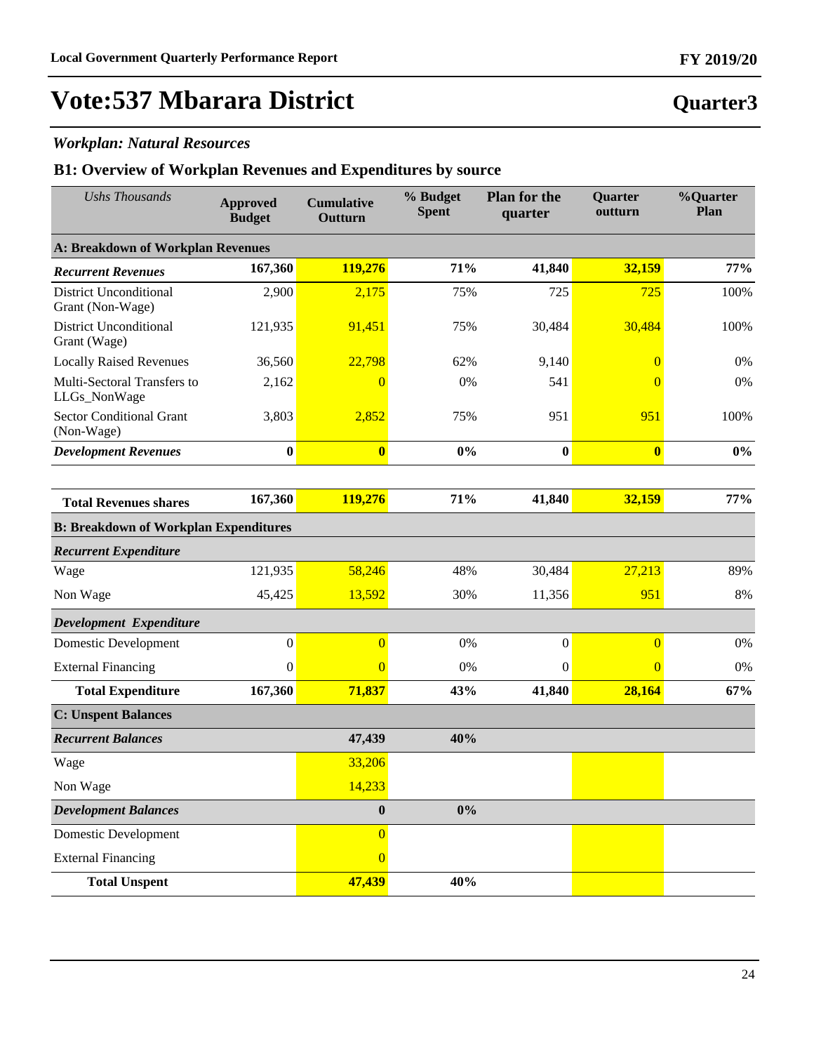# Vote:537 Mbarara District

## Quarter3

### *Workplan: Natural Resources*

### B1: Overview of Workplan Revenues and Expenditures by source

| *Ushs Thousands* | Approved Budget | Cumulative Outturn | % Budget Spent | Plan for the quarter | Quarter outturn | %Quarter Plan |
|---|---|---|---|---|---|---|
| **A: Breakdown of Workplan Revenues** | | | | | | |
| ***Recurrent Revenues*** | **167,360** | **119,276** | **71%** | **41,840** | **32,159** | **77%** |
| District Unconditional Grant (Non-Wage) | 2,900 | 2,175 | 75% | 725 | 725 | 100% |
| District Unconditional Grant (Wage) | 121,935 | 91,451 | 75% | 30,484 | 30,484 | 100% |
| Locally Raised Revenues | 36,560 | 22,798 | 62% | 9,140 | 0 | 0% |
| Multi-Sectoral Transfers to LLGs_NonWage | 2,162 | 0 | 0% | 541 | 0 | 0% |
| Sector Conditional Grant (Non-Wage) | 3,803 | 2,852 | 75% | 951 | 951 | 100% |
| ***Development Revenues*** | **0** | **0** | **0%** | **0** | **0** | **0%** |
| **Total Revenues shares** | **167,360** | **119,276** | **71%** | **41,840** | **32,159** | **77%** |
| **B: Breakdown of Workplan Expenditures** | | | | | | |
| ***Recurrent Expenditure*** | | | | | | |
| Wage | 121,935 | 58,246 | 48% | 30,484 | 27,213 | 89% |
| Non Wage | 45,425 | 13,592 | 30% | 11,356 | 951 | 8% |
| ***Development Expenditure*** | | | | | | |
| Domestic Development | 0 | 0 | 0% | 0 | 0 | 0% |
| External Financing | 0 | 0 | 0% | 0 | 0 | 0% |
| **Total Expenditure** | **167,360** | **71,837** | **43%** | **41,840** | **28,164** | **67%** |
| **C: Unspent Balances** | | | | | | |
| ***Recurrent Balances*** | | **47,439** | **40%** | | | |
| Wage | | 33,206 | | | | |
| Non Wage | | 14,233 | | | | |
| ***Development Balances*** | | **0** | **0%** | | | |
| Domestic Development | | 0 | | | | |
| External Financing | | 0 | | | | |
| **Total Unspent** | | **47,439** | **40%** | | | |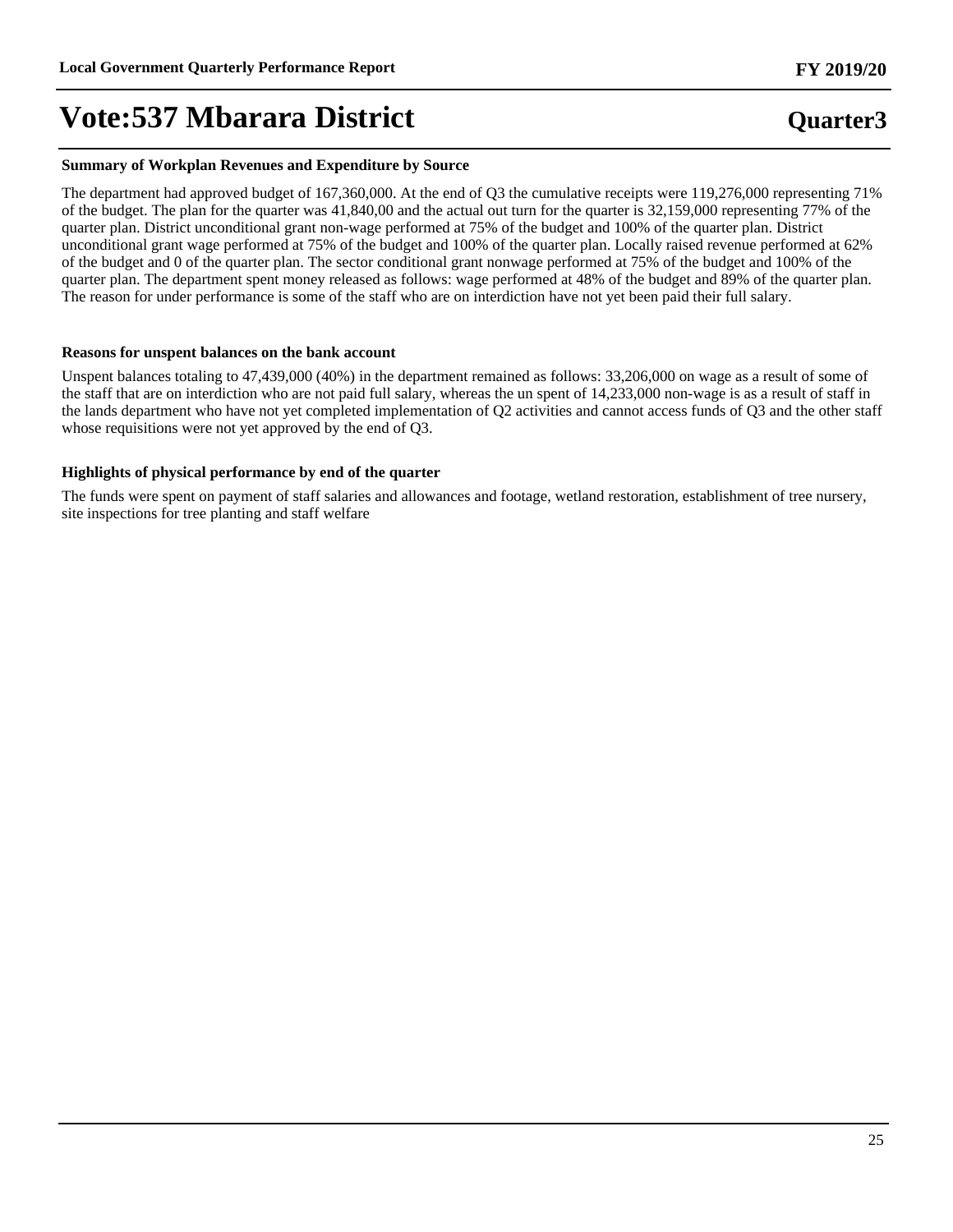# Vote:537 Mbarara District

**Quarter3**

### Summary of Workplan Revenues and Expenditure by Source

The department had approved budget of 167,360,000. At the end of Q3 the cumulative receipts were 119,276,000 representing 71% of the budget. The plan for the quarter was 41,840,00 and the actual out turn for the quarter is 32,159,000 representing 77% of the quarter plan. District unconditional grant non-wage performed at 75% of the budget and 100% of the quarter plan. District unconditional grant wage performed at 75% of the budget and 100% of the quarter plan. Locally raised revenue performed at 62% of the budget and 0 of the quarter plan. The sector conditional grant nonwage performed at 75% of the budget and 100% of the quarter plan. The department spent money released as follows: wage performed at 48% of the budget and 89% of the quarter plan. The reason for under performance is some of the staff who are on interdiction have not yet been paid their full salary.

### Reasons for unspent balances on the bank account

Unspent balances totaling to 47,439,000 (40%) in the department remained as follows: 33,206,000 on wage as a result of some of the staff that are on interdiction who are not paid full salary, whereas the un spent of 14,233,000 non-wage is as a result of staff in the lands department who have not yet completed implementation of Q2 activities and cannot access funds of Q3 and the other staff whose requisitions were not yet approved by the end of Q3.

### Highlights of physical performance by end of the quarter

The funds were spent on payment of staff salaries and allowances and footage, wetland restoration, establishment of tree nursery, site inspections for tree planting and staff welfare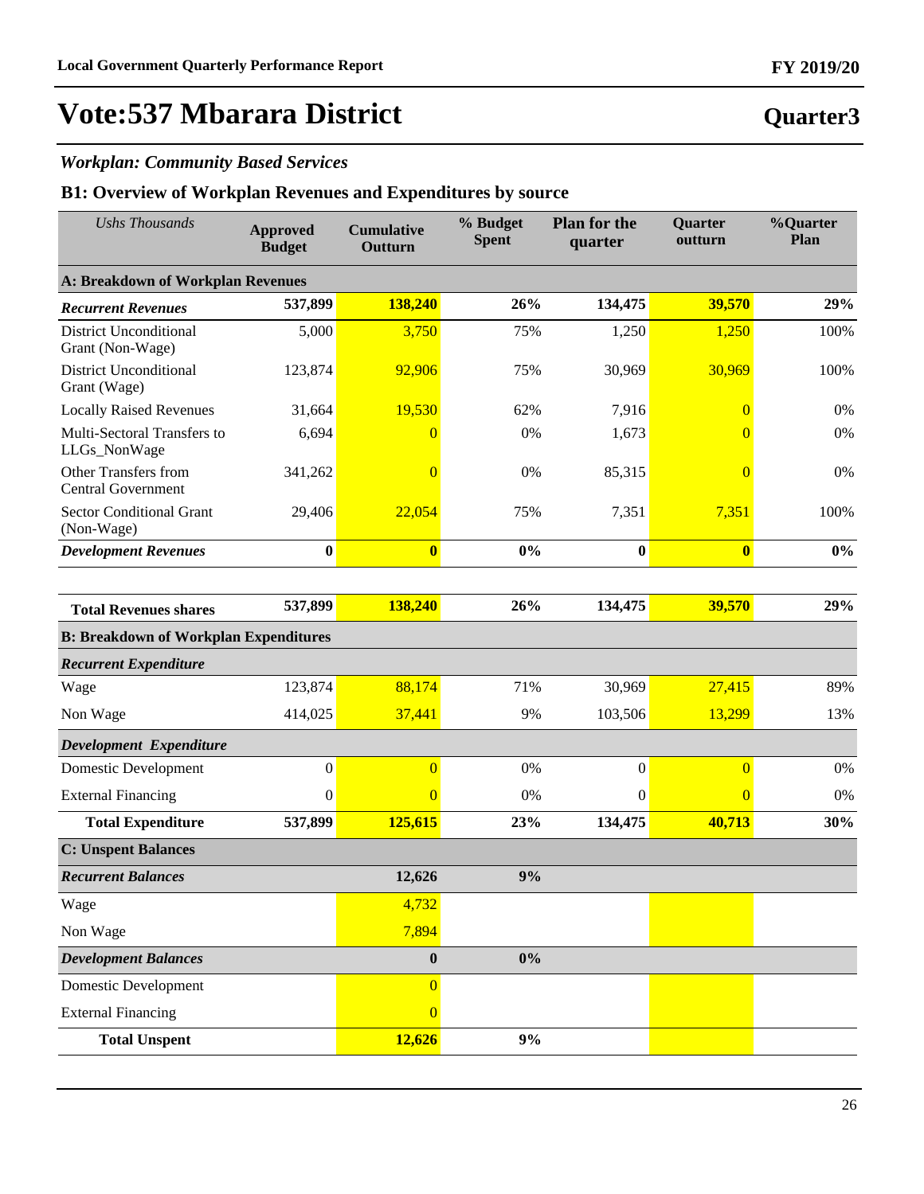# Vote:537 Mbarara District

## Quarter3

### *Workplan: Community Based Services*

### B1: Overview of Workplan Revenues and Expenditures by source

| *Ushs Thousands* | Approved Budget | Cumulative Outturn | % Budget Spent | Plan for the quarter | Quarter outturn | %Quarter Plan |
|---|---|---|---|---|---|---|
| **A: Breakdown of Workplan Revenues** | | | | | | |
| ***Recurrent Revenues*** | **537,899** | **138,240** | **26%** | **134,475** | **39,570** | **29%** |
| District Unconditional Grant (Non-Wage) | 5,000 | 3,750 | 75% | 1,250 | 1,250 | 100% |
| District Unconditional Grant (Wage) | 123,874 | 92,906 | 75% | 30,969 | 30,969 | 100% |
| Locally Raised Revenues | 31,664 | 19,530 | 62% | 7,916 | 0 | 0% |
| Multi-Sectoral Transfers to LLGs_NonWage | 6,694 | 0 | 0% | 1,673 | 0 | 0% |
| Other Transfers from Central Government | 341,262 | 0 | 0% | 85,315 | 0 | 0% |
| Sector Conditional Grant (Non-Wage) | 29,406 | 22,054 | 75% | 7,351 | 7,351 | 100% |
| ***Development Revenues*** | **0** | **0** | **0%** | **0** | **0** | **0%** |
| **Total Revenues shares** | **537,899** | **138,240** | **26%** | **134,475** | **39,570** | **29%** |
| **B: Breakdown of Workplan Expenditures** | | | | | | |
| ***Recurrent Expenditure*** | | | | | | |
| Wage | 123,874 | 88,174 | 71% | 30,969 | 27,415 | 89% |
| Non Wage | 414,025 | 37,441 | 9% | 103,506 | 13,299 | 13% |
| ***Development Expenditure*** | | | | | | |
| Domestic Development | 0 | 0 | 0% | 0 | 0 | 0% |
| External Financing | 0 | 0 | 0% | 0 | 0 | 0% |
| **Total Expenditure** | **537,899** | **125,615** | **23%** | **134,475** | **40,713** | **30%** |
| **C: Unspent Balances** | | | | | | |
| ***Recurrent Balances*** | | **12,626** | **9%** | | | |
| Wage | | 4,732 | | | | |
| Non Wage | | 7,894 | | | | |
| ***Development Balances*** | | **0** | **0%** | | | |
| Domestic Development | | 0 | | | | |
| External Financing | | 0 | | | | |
| **Total Unspent** | | **12,626** | **9%** | | | |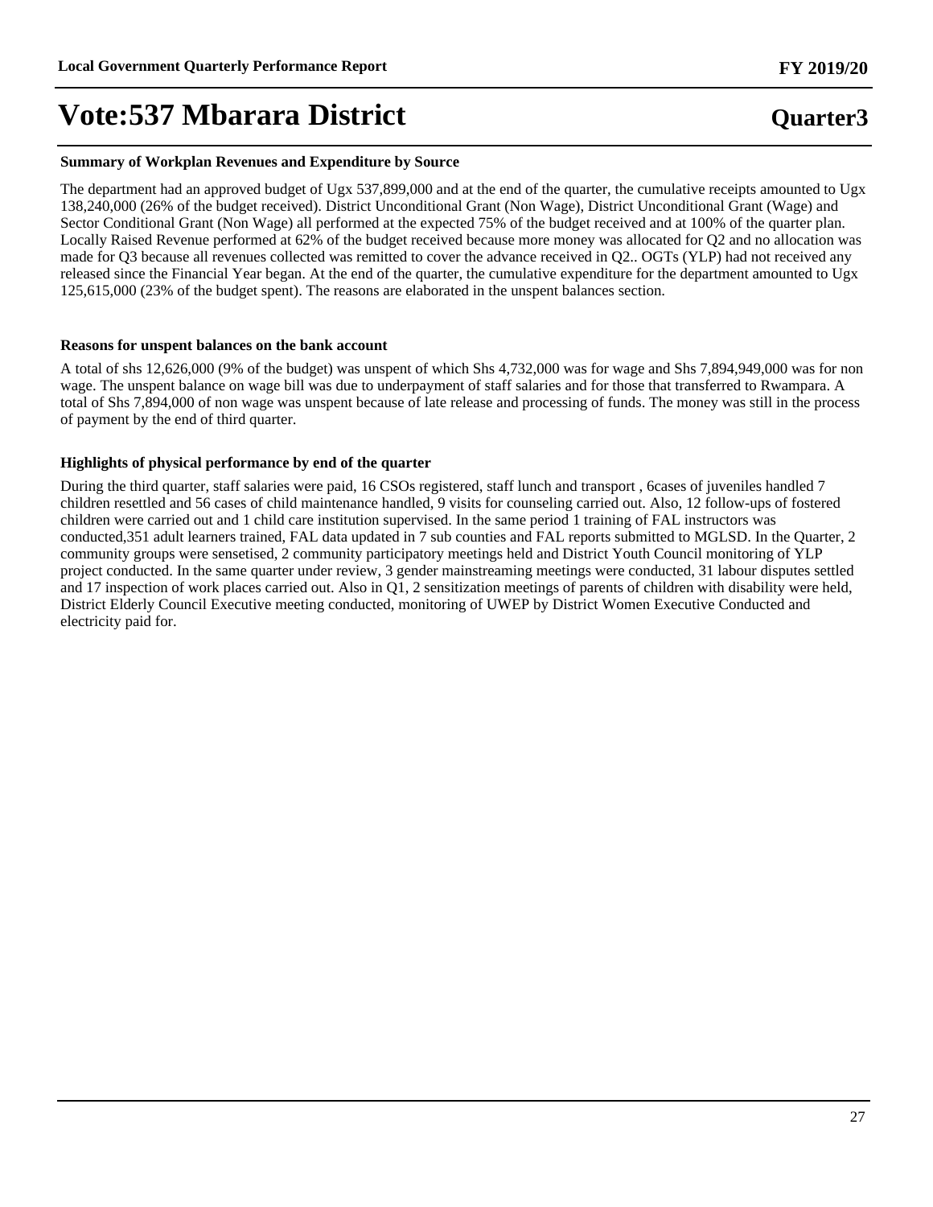# Vote:537 Mbarara District

**Quarter3**

### Summary of Workplan Revenues and Expenditure by Source

The department had an approved budget of Ugx 537,899,000 and at the end of the quarter, the cumulative receipts amounted to Ugx 138,240,000 (26% of the budget received). District Unconditional Grant (Non Wage), District Unconditional Grant (Wage) and Sector Conditional Grant (Non Wage) all performed at the expected 75% of the budget received and at 100% of the quarter plan. Locally Raised Revenue performed at 62% of the budget received because more money was allocated for Q2 and no allocation was made for Q3 because all revenues collected was remitted to cover the advance received in Q2.. OGTs (YLP) had not received any released since the Financial Year began. At the end of the quarter, the cumulative expenditure for the department amounted to Ugx 125,615,000 (23% of the budget spent). The reasons are elaborated in the unspent balances section.

### Reasons for unspent balances on the bank account

A total of shs 12,626,000 (9% of the budget) was unspent of which Shs 4,732,000 was for wage and Shs 7,894,949,000 was for non wage. The unspent balance on wage bill was due to underpayment of staff salaries and for those that transferred to Rwampara. A total of Shs 7,894,000 of non wage was unspent because of late release and processing of funds. The money was still in the process of payment by the end of third quarter.

### Highlights of physical performance by end of the quarter

During the third quarter, staff salaries were paid, 16 CSOs registered, staff lunch and transport , 6cases of juveniles handled 7 children resettled and 56 cases of child maintenance handled, 9 visits for counseling carried out. Also, 12 follow-ups of fostered children were carried out and 1 child care institution supervised. In the same period 1 training of FAL instructors was conducted,351 adult learners trained, FAL data updated in 7 sub counties and FAL reports submitted to MGLSD. In the Quarter, 2 community groups were sensetised, 2 community participatory meetings held and District Youth Council monitoring of YLP project conducted. In the same quarter under review, 3 gender mainstreaming meetings were conducted, 31 labour disputes settled and 17 inspection of work places carried out. Also in Q1, 2 sensitization meetings of parents of children with disability were held, District Elderly Council Executive meeting conducted, monitoring of UWEP by District Women Executive Conducted and electricity paid for.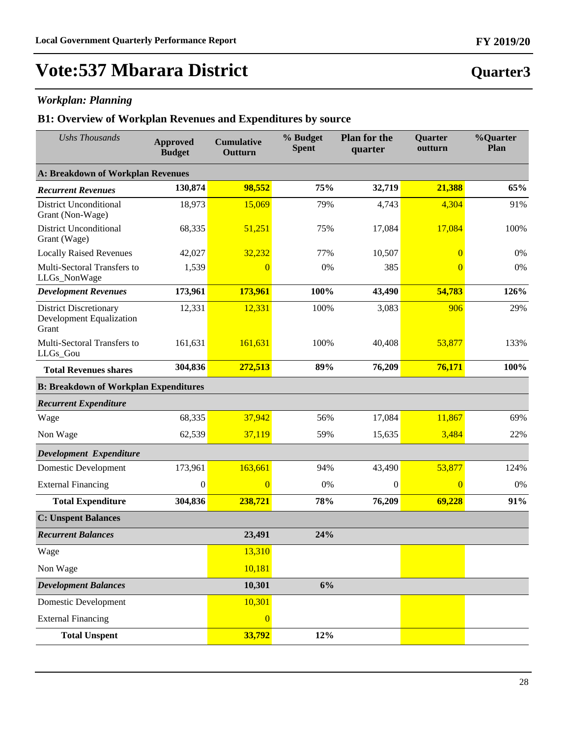# Vote:537 Mbarara District

**Quarter3**

### *Workplan: Planning*

## B1: Overview of Workplan Revenues and Expenditures by source

| *Ushs Thousands* | **Approved Budget** | **Cumulative Outturn** | **% Budget Spent** | **Plan for the quarter** | **Quarter outturn** | **%Quarter Plan** |
|---|---|---|---|---|---|---|
| **A: Breakdown of Workplan Revenues** | | | | | | |
| ***Recurrent Revenues*** | **130,874** | **98,552** | **75%** | **32,719** | **21,388** | **65%** |
| District Unconditional Grant (Non-Wage) | 18,973 | 15,069 | 79% | 4,743 | 4,304 | 91% |
| District Unconditional Grant (Wage) | 68,335 | 51,251 | 75% | 17,084 | 17,084 | 100% |
| Locally Raised Revenues | 42,027 | 32,232 | 77% | 10,507 | 0 | 0% |
| Multi-Sectoral Transfers to LLGs_NonWage | 1,539 | 0 | 0% | 385 | 0 | 0% |
| ***Development Revenues*** | **173,961** | **173,961** | **100%** | **43,490** | **54,783** | **126%** |
| District Discretionary Development Equalization Grant | 12,331 | 12,331 | 100% | 3,083 | 906 | 29% |
| Multi-Sectoral Transfers to LLGs_Gou | 161,631 | 161,631 | 100% | 40,408 | 53,877 | 133% |
| **Total Revenues shares** | **304,836** | **272,513** | **89%** | **76,209** | **76,171** | **100%** |
| **B: Breakdown of Workplan Expenditures** | | | | | | |
| ***Recurrent Expenditure*** | | | | | | |
| Wage | 68,335 | 37,942 | 56% | 17,084 | 11,867 | 69% |
| Non Wage | 62,539 | 37,119 | 59% | 15,635 | 3,484 | 22% |
| ***Development Expenditure*** | | | | | | |
| Domestic Development | 173,961 | 163,661 | 94% | 43,490 | 53,877 | 124% |
| External Financing | 0 | 0 | 0% | 0 | 0 | 0% |
| **Total Expenditure** | **304,836** | **238,721** | **78%** | **76,209** | **69,228** | **91%** |
| **C: Unspent Balances** | | | | | | |
| ***Recurrent Balances*** | | **23,491** | **24%** | | | |
| Wage | | 13,310 | | | | |
| Non Wage | | 10,181 | | | | |
| ***Development Balances*** | | **10,301** | **6%** | | | |
| Domestic Development | | 10,301 | | | | |
| External Financing | | 0 | | | | |
| **Total Unspent** | | **33,792** | **12%** | | | |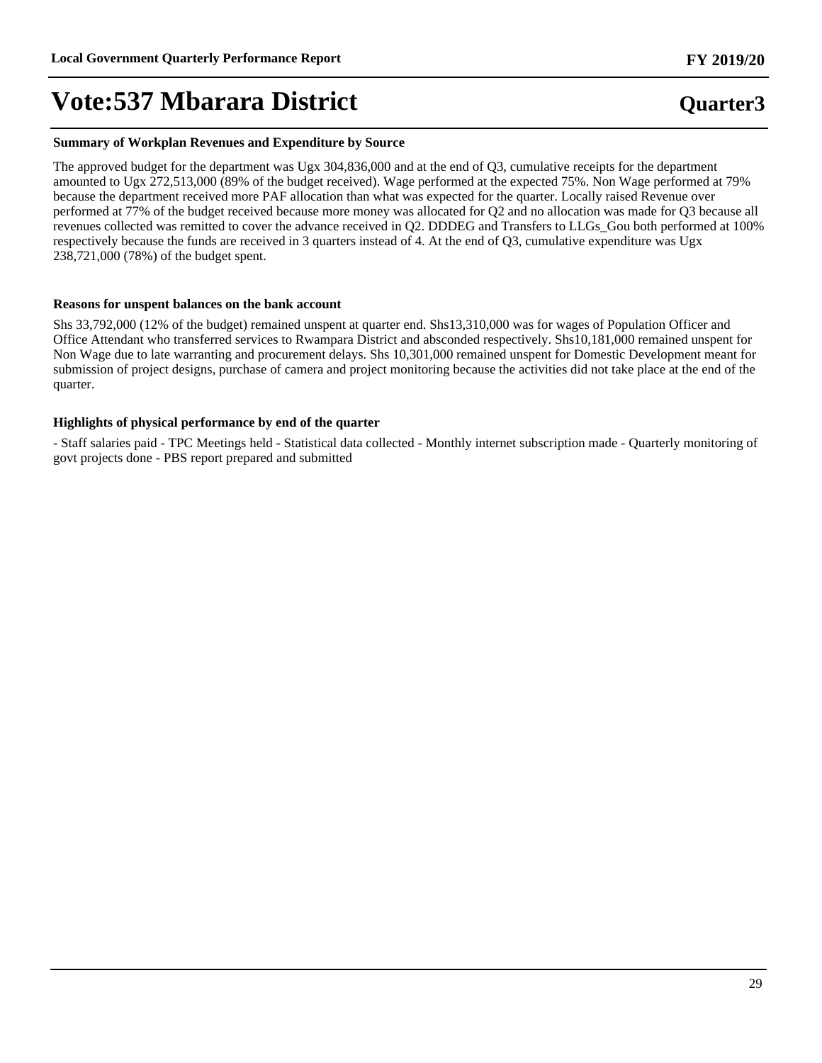**Summary of Workplan Revenues and Expenditure by Source**

The approved budget for the department was Ugx 304,836,000 and at the end of Q3, cumulative receipts for the department amounted to Ugx 272,513,000 (89% of the budget received). Wage performed at the expected 75%. Non Wage performed at 79% because the department received more PAF allocation than what was expected for the quarter. Locally raised Revenue over performed at 77% of the budget received because more money was allocated for Q2 and no allocation was made for Q3 because all revenues collected was remitted to cover the advance received in Q2. DDDEG and Transfers to LLGs_Gou both performed at 100% respectively because the funds are received in 3 quarters instead of 4. At the end of Q3, cumulative expenditure was Ugx 238,721,000 (78%) of the budget spent.

**Reasons for unspent balances on the bank account**

Shs 33,792,000 (12% of the budget) remained unspent at quarter end. Shs13,310,000 was for wages of Population Officer and Office Attendant who transferred services to Rwampara District and absconded respectively. Shs10,181,000 remained unspent for Non Wage due to late warranting and procurement delays. Shs 10,301,000 remained unspent for Domestic Development meant for submission of project designs, purchase of camera and project monitoring because the activities did not take place at the end of the quarter.

**Highlights of physical performance by end of the quarter**

- Staff salaries paid - TPC Meetings held - Statistical data collected - Monthly internet subscription made - Quarterly monitoring of govt projects done - PBS report prepared and submitted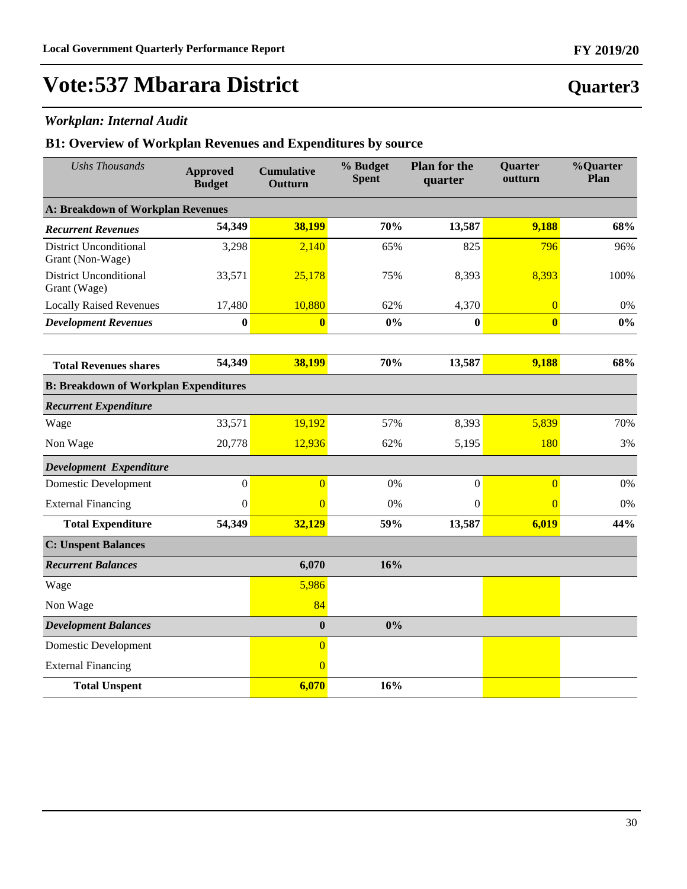# Vote:537 Mbarara District

## Quarter3

### *Workplan: Internal Audit*

### B1: Overview of Workplan Revenues and Expenditures by source

| *Ushs Thousands* | Approved Budget | Cumulative Outturn | % Budget Spent | Plan for the quarter | Quarter outturn | %Quarter Plan |
|---|---|---|---|---|---|---|
| **A: Breakdown of Workplan Revenues** | | | | | | |
| ***Recurrent Revenues*** | **54,349** | **38,199** | **70%** | **13,587** | **9,188** | **68%** |
| District Unconditional Grant (Non-Wage) | 3,298 | 2,140 | 65% | 825 | 796 | 96% |
| District Unconditional Grant (Wage) | 33,571 | 25,178 | 75% | 8,393 | 8,393 | 100% |
| Locally Raised Revenues | 17,480 | 10,880 | 62% | 4,370 | 0 | 0% |
| ***Development Revenues*** | **0** | **0** | **0%** | **0** | **0** | **0%** |
| **Total Revenues shares** | **54,349** | **38,199** | **70%** | **13,587** | **9,188** | **68%** |
| **B: Breakdown of Workplan Expenditures** | | | | | | |
| ***Recurrent Expenditure*** | | | | | | |
| Wage | 33,571 | 19,192 | 57% | 8,393 | 5,839 | 70% |
| Non Wage | 20,778 | 12,936 | 62% | 5,195 | 180 | 3% |
| ***Development Expenditure*** | | | | | | |
| Domestic Development | 0 | 0 | 0% | 0 | 0 | 0% |
| External Financing | 0 | 0 | 0% | 0 | 0 | 0% |
| **Total Expenditure** | **54,349** | **32,129** | **59%** | **13,587** | **6,019** | **44%** |
| **C: Unspent Balances** | | | | | | |
| ***Recurrent Balances*** | | **6,070** | **16%** | | | |
| Wage | | 5,986 | | | | |
| Non Wage | | 84 | | | | |
| ***Development Balances*** | | **0** | **0%** | | | |
| Domestic Development | | 0 | | | | |
| External Financing | | 0 | | | | |
| **Total Unspent** | | **6,070** | **16%** | | | |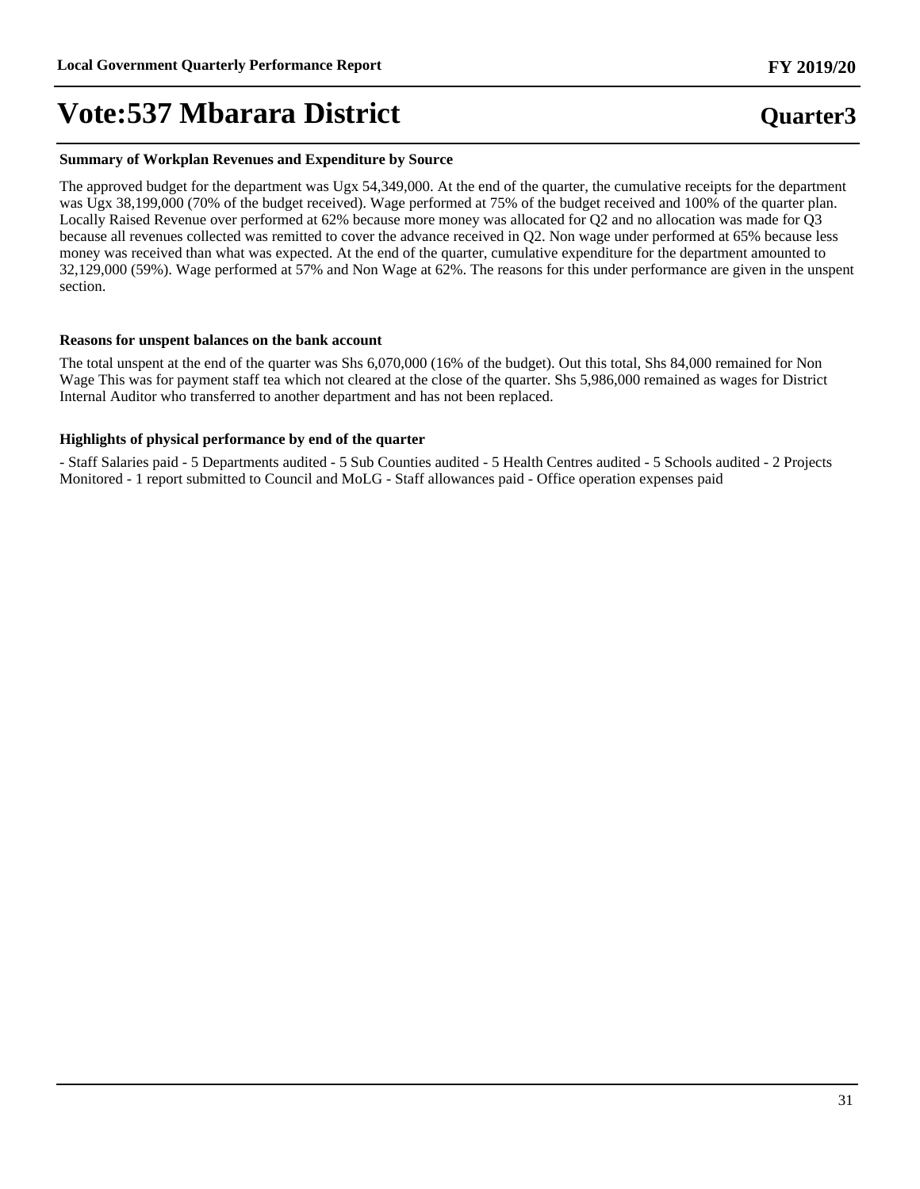# Vote:537 Mbarara District

## Quarter3

### Summary of Workplan Revenues and Expenditure by Source

The approved budget for the department was Ugx 54,349,000. At the end of the quarter, the cumulative receipts for the department was Ugx 38,199,000 (70% of the budget received). Wage performed at 75% of the budget received and 100% of the quarter plan. Locally Raised Revenue over performed at 62% because more money was allocated for Q2 and no allocation was made for Q3 because all revenues collected was remitted to cover the advance received in Q2. Non wage under performed at 65% because less money was received than what was expected. At the end of the quarter, cumulative expenditure for the department amounted to 32,129,000 (59%). Wage performed at 57% and Non Wage at 62%. The reasons for this under performance are given in the unspent section.

### Reasons for unspent balances on the bank account

The total unspent at the end of the quarter was Shs 6,070,000 (16% of the budget). Out this total, Shs 84,000 remained for Non Wage This was for payment staff tea which not cleared at the close of the quarter. Shs 5,986,000 remained as wages for District Internal Auditor who transferred to another department and has not been replaced.

### Highlights of physical performance by end of the quarter

- Staff Salaries paid - 5 Departments audited - 5 Sub Counties audited - 5 Health Centres audited - 5 Schools audited - 2 Projects Monitored - 1 report submitted to Council and MoLG - Staff allowances paid - Office operation expenses paid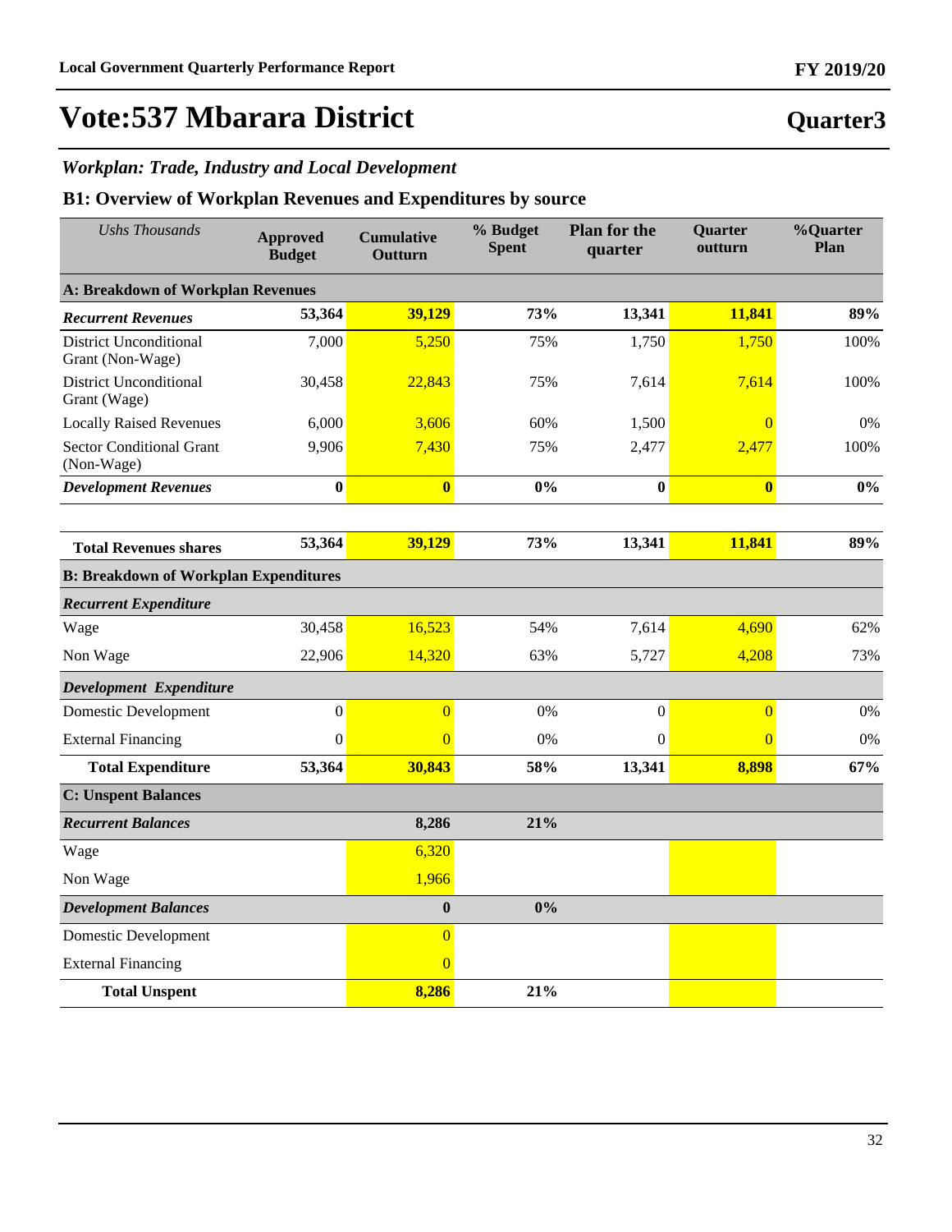# Vote:537 Mbarara District

## Quarter3

### *Workplan: Trade, Industry and Local Development*

### B1: Overview of Workplan Revenues and Expenditures by source

| *Ushs Thousands* | Approved Budget | Cumulative Outturn | % Budget Spent | Plan for the quarter | Quarter outturn | %Quarter Plan |
|---|---|---|---|---|---|---|
| **A: Breakdown of Workplan Revenues** | | | | | | |
| ***Recurrent Revenues*** | **53,364** | **39,129** | **73%** | **13,341** | **11,841** | **89%** |
| District Unconditional Grant (Non-Wage) | 7,000 | 5,250 | 75% | 1,750 | 1,750 | 100% |
| District Unconditional Grant (Wage) | 30,458 | 22,843 | 75% | 7,614 | 7,614 | 100% |
| Locally Raised Revenues | 6,000 | 3,606 | 60% | 1,500 | 0 | 0% |
| Sector Conditional Grant (Non-Wage) | 9,906 | 7,430 | 75% | 2,477 | 2,477 | 100% |
| ***Development Revenues*** | **0** | **0** | **0%** | **0** | **0** | **0%** |
| **Total Revenues shares** | **53,364** | **39,129** | **73%** | **13,341** | **11,841** | **89%** |
| **B: Breakdown of Workplan Expenditures** | | | | | | |
| ***Recurrent Expenditure*** | | | | | | |
| Wage | 30,458 | 16,523 | 54% | 7,614 | 4,690 | 62% |
| Non Wage | 22,906 | 14,320 | 63% | 5,727 | 4,208 | 73% |
| ***Development Expenditure*** | | | | | | |
| Domestic Development | 0 | 0 | 0% | 0 | 0 | 0% |
| External Financing | 0 | 0 | 0% | 0 | 0 | 0% |
| **Total Expenditure** | **53,364** | **30,843** | **58%** | **13,341** | **8,898** | **67%** |
| **C: Unspent Balances** | | | | | | |
| ***Recurrent Balances*** | | **8,286** | **21%** | | | |
| Wage | | 6,320 | | | | |
| Non Wage | | 1,966 | | | | |
| ***Development Balances*** | | **0** | **0%** | | | |
| Domestic Development | | 0 | | | | |
| External Financing | | 0 | | | | |
| **Total Unspent** | | **8,286** | **21%** | | | |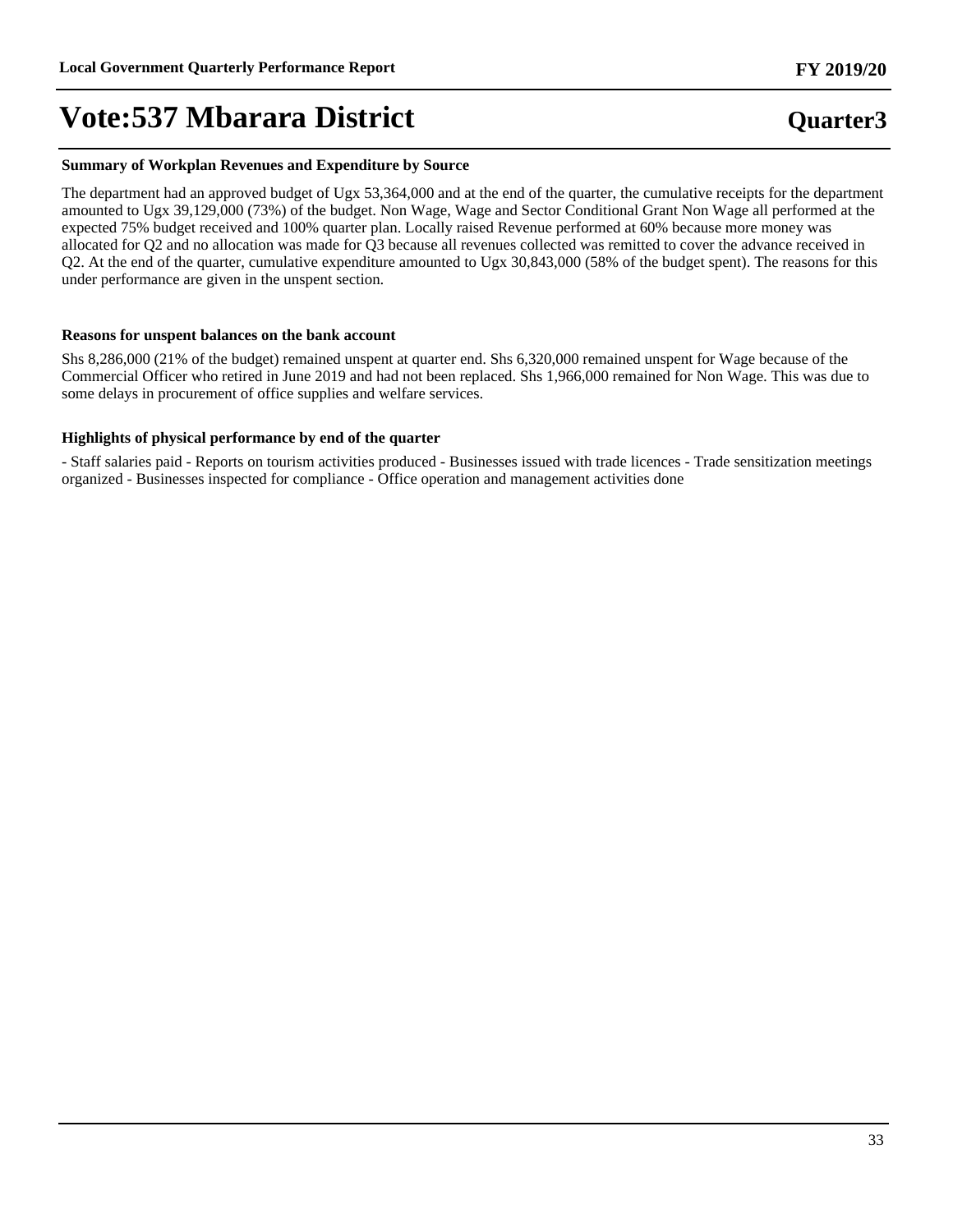# Vote:537 Mbarara District

## Quarter3

### Summary of Workplan Revenues and Expenditure by Source

The department had an approved budget of Ugx 53,364,000 and at the end of the quarter, the cumulative receipts for the department amounted to Ugx 39,129,000 (73%) of the budget. Non Wage, Wage and Sector Conditional Grant Non Wage all performed at the expected 75% budget received and 100% quarter plan. Locally raised Revenue performed at 60% because more money was allocated for Q2 and no allocation was made for Q3 because all revenues collected was remitted to cover the advance received in Q2. At the end of the quarter, cumulative expenditure amounted to Ugx 30,843,000 (58% of the budget spent). The reasons for this under performance are given in the unspent section.

### Reasons for unspent balances on the bank account

Shs 8,286,000 (21% of the budget) remained unspent at quarter end. Shs 6,320,000 remained unspent for Wage because of the Commercial Officer who retired in June 2019 and had not been replaced. Shs 1,966,000 remained for Non Wage. This was due to some delays in procurement of office supplies and welfare services.

### Highlights of physical performance by end of the quarter

- Staff salaries paid - Reports on tourism activities produced - Businesses issued with trade licences - Trade sensitization meetings organized - Businesses inspected for compliance - Office operation and management activities done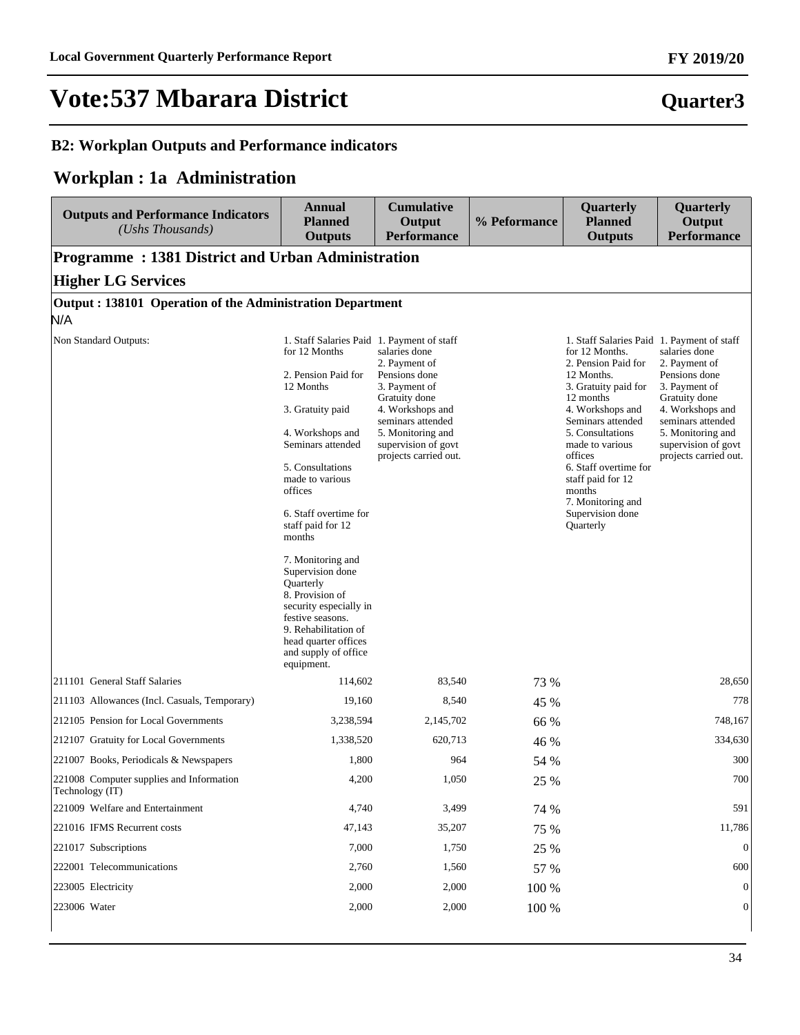# Vote:537 Mbarara District

**Quarter3**

**B2: Workplan Outputs and Performance indicators**

## Workplan : 1a Administration

| Outputs and Performance Indicators *(Ushs Thousands)* | Annual Planned Outputs | Cumulative Output Performance | % Peformance | Quarterly Planned Outputs | Quarterly Output Performance |
|---|---|---|---|---|---|
| **Programme : 1381 District and Urban Administration** | | | | | |
| **Higher LG Services** | | | | | |
| **Output : 138101 Operation of the Administration Department** | | | | | |
| N/A | | | | | |
| Non Standard Outputs: | 1. Staff Salaries Paid for 12 Months<br><br>2. Pension Paid for 12 Months<br><br>3. Gratuity paid<br><br>4. Workshops and Seminars attended<br><br>5. Consultations made to various offices<br><br>6. Staff overtime for staff paid for 12 months<br><br>7. Monitoring and Supervision done Quarterly<br>8. Provision of security especially in festive seasons.<br>9. Rehabilitation of head quarter offices and supply of office equipment. | 1. Payment of staff salaries done<br>2. Payment of Pensions done<br>3. Payment of Gratuity done<br>4. Workshops and seminars attended<br>5. Monitoring and supervision of govt projects carried out. | | 1. Staff Salaries Paid for 12 Months.<br>2. Pension Paid for 12 Months.<br>3. Gratuity paid for 12 months<br>4. Workshops and Seminars attended<br>5. Consultations made to various offices<br>6. Staff overtime for staff paid for 12 months<br>7. Monitoring and Supervision done Quarterly | 1. Payment of staff salaries done<br>2. Payment of Pensions done<br>3. Payment of Gratuity done<br>4. Workshops and seminars attended<br>5. Monitoring and supervision of govt projects carried out. |
| 211101 General Staff Salaries | 114,602 | 83,540 | 73 % | | 28,650 |
| 211103 Allowances (Incl. Casuals, Temporary) | 19,160 | 8,540 | 45 % | | 778 |
| 212105 Pension for Local Governments | 3,238,594 | 2,145,702 | 66 % | | 748,167 |
| 212107 Gratuity for Local Governments | 1,338,520 | 620,713 | 46 % | | 334,630 |
| 221007 Books, Periodicals & Newspapers | 1,800 | 964 | 54 % | | 300 |
| 221008 Computer supplies and Information Technology (IT) | 4,200 | 1,050 | 25 % | | 700 |
| 221009 Welfare and Entertainment | 4,740 | 3,499 | 74 % | | 591 |
| 221016 IFMS Recurrent costs | 47,143 | 35,207 | 75 % | | 11,786 |
| 221017 Subscriptions | 7,000 | 1,750 | 25 % | | 0 |
| 222001 Telecommunications | 2,760 | 1,560 | 57 % | | 600 |
| 223005 Electricity | 2,000 | 2,000 | 100 % | | 0 |
| 223006 Water | 2,000 | 2,000 | 100 % | | 0 |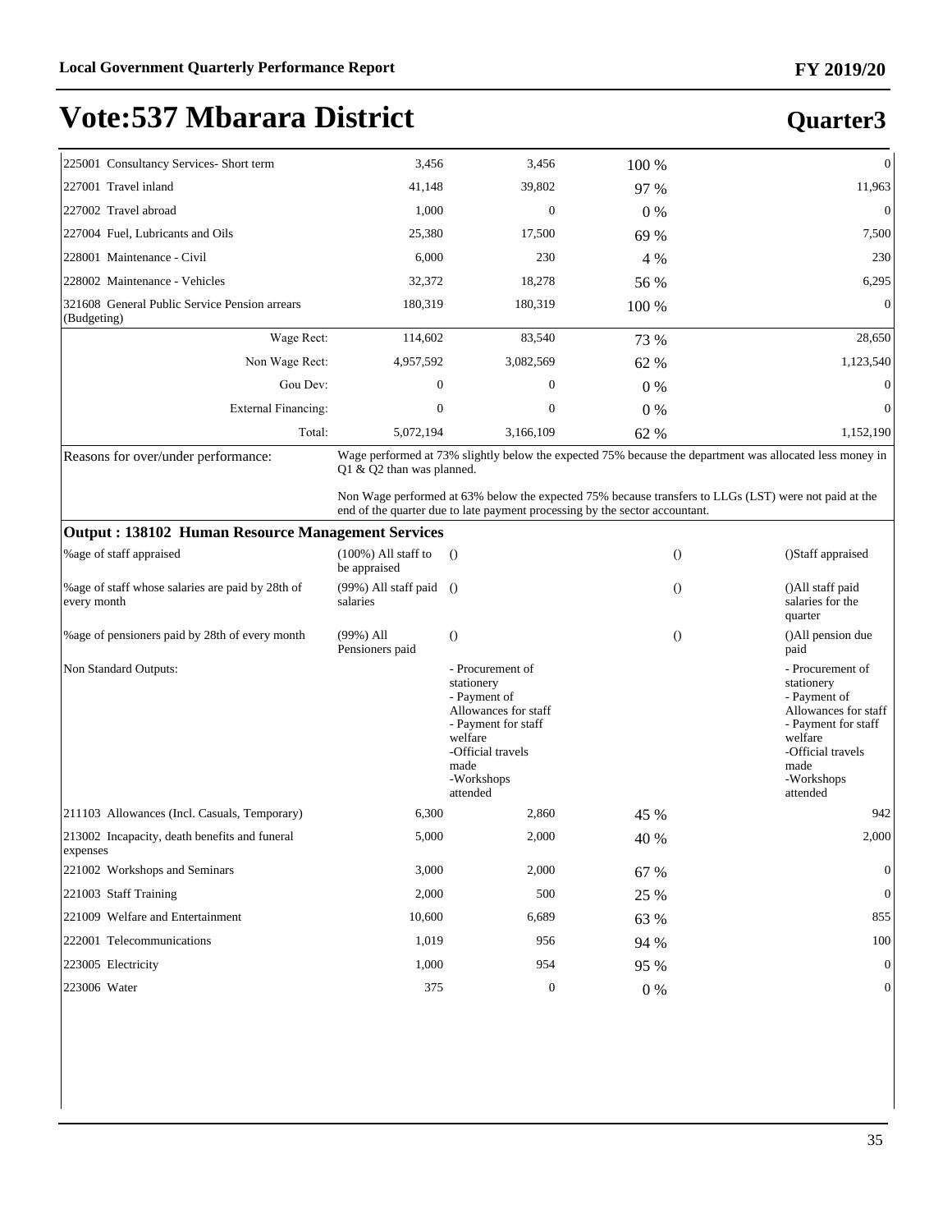# Vote:537 Mbarara District

## Quarter3

| | | | | |
|---|---|---|---|---|
| 225001 Consultancy Services- Short term | 3,456 | 3,456 | 100 % | 0 |
| 227001 Travel inland | 41,148 | 39,802 | 97 % | 11,963 |
| 227002 Travel abroad | 1,000 | 0 | 0 % | 0 |
| 227004 Fuel, Lubricants and Oils | 25,380 | 17,500 | 69 % | 7,500 |
| 228001 Maintenance - Civil | 6,000 | 230 | 4 % | 230 |
| 228002 Maintenance - Vehicles | 32,372 | 18,278 | 56 % | 6,295 |
| 321608 General Public Service Pension arrears (Budgeting) | 180,319 | 180,319 | 100 % | 0 |
| Wage Rect: | 114,602 | 83,540 | 73 % | 28,650 |
| Non Wage Rect: | 4,957,592 | 3,082,569 | 62 % | 1,123,540 |
| Gou Dev: | 0 | 0 | 0 % | 0 |
| External Financing: | 0 | 0 | 0 % | 0 |
| Total: | 5,072,194 | 3,166,109 | 62 % | 1,152,190 |

**Reasons for over/under performance:**

Wage performed at 73% slightly below the expected 75% because the department was allocated less money in Q1 & Q2 than was planned.

Non Wage performed at 63% below the expected 75% because transfers to LLGs (LST) were not paid at the end of the quarter due to late payment processing by the sector accountant.

### Output : 138102 Human Resource Management Services

| | | | | |
|---|---|---|---|---|
| %age of staff appraised | (100%) All staff to be appraised | () | () | ()Staff appraised |
| %age of staff whose salaries are paid by 28th of every month | (99%) All staff paid salaries | () | () | ()All staff paid salaries for the quarter |
| %age of pensioners paid by 28th of every month | (99%) All Pensioners paid | () | () | ()All pension due paid |
| Non Standard Outputs: | | - Procurement of stationery<br>- Payment of Allowances for staff<br>- Payment for staff welfare<br>-Official travels made<br>-Workshops attended | | - Procurement of stationery<br>- Payment of Allowances for staff<br>- Payment for staff welfare<br>-Official travels made<br>-Workshops attended |
| 211103 Allowances (Incl. Casuals, Temporary) | 6,300 | 2,860 | 45 % | 942 |
| 213002 Incapacity, death benefits and funeral expenses | 5,000 | 2,000 | 40 % | 2,000 |
| 221002 Workshops and Seminars | 3,000 | 2,000 | 67 % | 0 |
| 221003 Staff Training | 2,000 | 500 | 25 % | 0 |
| 221009 Welfare and Entertainment | 10,600 | 6,689 | 63 % | 855 |
| 222001 Telecommunications | 1,019 | 956 | 94 % | 100 |
| 223005 Electricity | 1,000 | 954 | 95 % | 0 |
| 223006 Water | 375 | 0 | 0 % | 0 |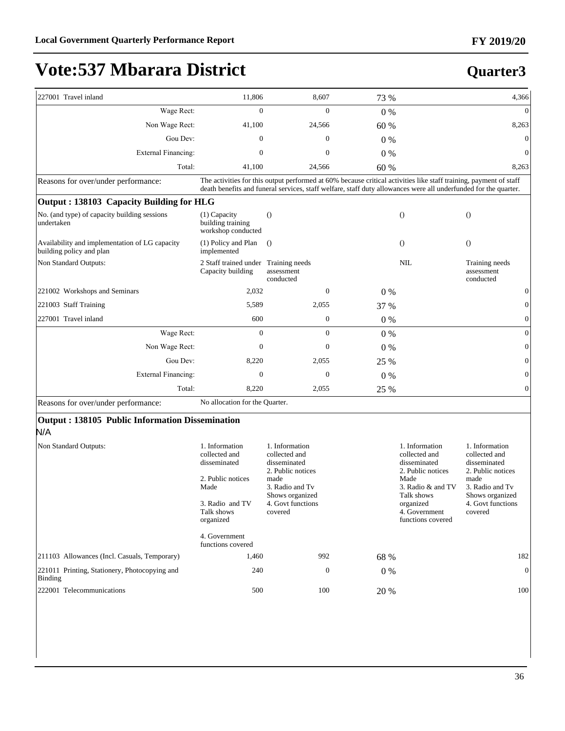# Vote:537 Mbarara District

## Quarter3

| | | | | |
|---|---|---|---|---|
| 227001 Travel inland | 11,806 | 8,607 | 73 % | 4,366 |
| Wage Rect: | 0 | 0 | 0 % | 0 |
| Non Wage Rect: | 41,100 | 24,566 | 60 % | 8,263 |
| Gou Dev: | 0 | 0 | 0 % | 0 |
| External Financing: | 0 | 0 | 0 % | 0 |
| Total: | 41,100 | 24,566 | 60 % | 8,263 |

Reasons for over/under performance: The activities for this output performed at 60% because critical activities like staff training, payment of staff death benefits and funeral services, staff welfare, staff duty allowances were all underfunded for the quarter.

### Output : 138103 Capacity Building for HLG

| | | | | | |
|---|---|---|---|---|---|
| No. (and type) of capacity building sessions undertaken | (1) Capacity building training workshop conducted | () | | () | () |
| Availability and implementation of LG capacity building policy and plan | (1) Policy and Plan implemented | () | | () | () |
| Non Standard Outputs: | 2 Staff trained under Capacity building | Training needs assessment conducted | | NIL | Training needs assessment conducted |
| 221002 Workshops and Seminars | 2,032 | 0 | 0 % | | 0 |
| 221003 Staff Training | 5,589 | 2,055 | 37 % | | 0 |
| 227001 Travel inland | 600 | 0 | 0 % | | 0 |
| Wage Rect: | 0 | 0 | 0 % | | 0 |
| Non Wage Rect: | 0 | 0 | 0 % | | 0 |
| Gou Dev: | 8,220 | 2,055 | 25 % | | 0 |
| External Financing: | 0 | 0 | 0 % | | 0 |
| Total: | 8,220 | 2,055 | 25 % | | 0 |

Reasons for over/under performance: No allocation for the Quarter.

### Output : 138105 Public Information Dissemination

N/A

| | | | | | |
|---|---|---|---|---|---|
| Non Standard Outputs: | 1. Information collected and disseminated<br><br>2. Public notices Made<br><br>3. Radio and TV Talk shows organized<br><br>4. Government functions covered | 1. Information collected and disseminated<br>2. Public notices made<br>3. Radio and Tv Shows organized<br>4. Govt functions covered | | 1. Information collected and disseminated<br>2. Public notices Made<br>3. Radio & and TV Talk shows organized<br>4. Government functions covered | 1. Information collected and disseminated<br>2. Public notices made<br>3. Radio and Tv Shows organized<br>4. Govt functions covered |
| 211103 Allowances (Incl. Casuals, Temporary) | 1,460 | 992 | 68 % | | 182 |
| 221011 Printing, Stationery, Photocopying and Binding | 240 | 0 | 0 % | | 0 |
| 222001 Telecommunications | 500 | 100 | 20 % | | 100 |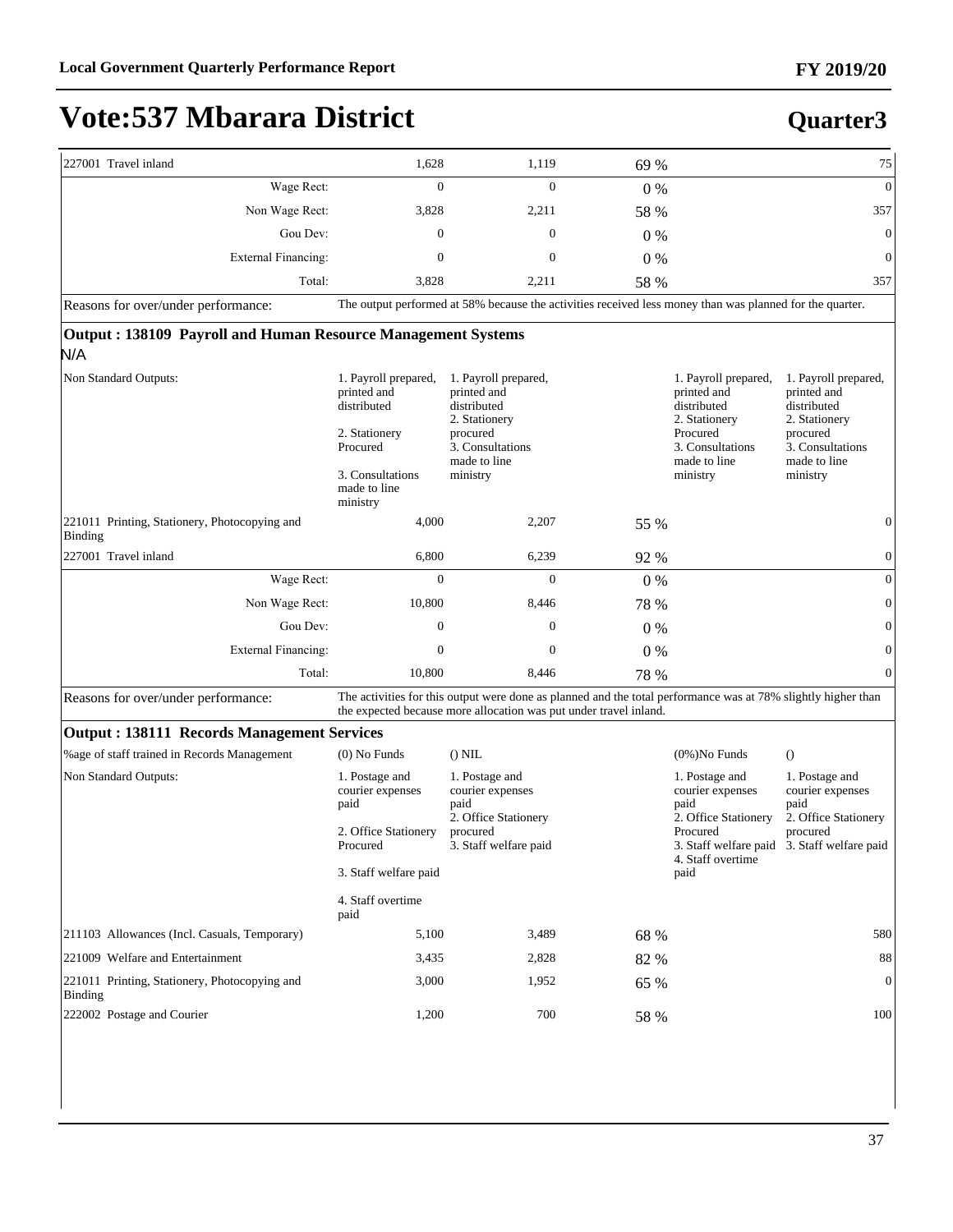# Vote:537 Mbarara District

## Quarter3

| | | | | | |
|---|---|---|---|---|---|
| 227001 Travel inland | 1,628 | 1,119 | 69 % | | 75 |
| Wage Rect: | 0 | 0 | 0 % | | 0 |
| Non Wage Rect: | 3,828 | 2,211 | 58 % | | 357 |
| Gou Dev: | 0 | 0 | 0 % | | 0 |
| External Financing: | 0 | 0 | 0 % | | 0 |
| Total: | 3,828 | 2,211 | 58 % | | 357 |

Reasons for over/under performance: The output performed at 58% because the activities received less money than was planned for the quarter.

### Output : 138109 Payroll and Human Resource Management Systems

N/A

| | | | | | |
|---|---|---|---|---|---|
| Non Standard Outputs: | 1. Payroll prepared, printed and distributed<br><br>2. Stationery Procured<br><br>3. Consultations made to line ministry | 1. Payroll prepared, printed and distributed<br>2. Stationery procured<br>3. Consultations made to line ministry | | 1. Payroll prepared, printed and distributed<br>2. Stationery Procured<br>3. Consultations made to line ministry | 1. Payroll prepared, printed and distributed<br>2. Stationery procured<br>3. Consultations made to line ministry |
| 221011 Printing, Stationery, Photocopying and Binding | 4,000 | 2,207 | 55 % | | 0 |
| 227001 Travel inland | 6,800 | 6,239 | 92 % | | 0 |
| Wage Rect: | 0 | 0 | 0 % | | 0 |
| Non Wage Rect: | 10,800 | 8,446 | 78 % | | 0 |
| Gou Dev: | 0 | 0 | 0 % | | 0 |
| External Financing: | 0 | 0 | 0 % | | 0 |
| Total: | 10,800 | 8,446 | 78 % | | 0 |

Reasons for over/under performance: The activities for this output were done as planned and the total performance was at 78% slightly higher than the expected because more allocation was put under travel inland.

### Output : 138111 Records Management Services

| | | | | | |
|---|---|---|---|---|---|
| %age of staff trained in Records Management | (0) No Funds | () NIL | | (0%)No Funds | () |
| Non Standard Outputs: | 1. Postage and courier expenses paid<br><br>2. Office Stationery Procured<br><br>3. Staff welfare paid<br><br>4. Staff overtime paid | 1. Postage and courier expenses paid<br>2. Office Stationery procured<br>3. Staff welfare paid | | 1. Postage and courier expenses paid<br>2. Office Stationery Procured<br>3. Staff welfare paid<br>4. Staff overtime paid | 1. Postage and courier expenses paid<br>2. Office Stationery procured<br>3. Staff welfare paid |
| 211103 Allowances (Incl. Casuals, Temporary) | 5,100 | 3,489 | 68 % | | 580 |
| 221009 Welfare and Entertainment | 3,435 | 2,828 | 82 % | | 88 |
| 221011 Printing, Stationery, Photocopying and Binding | 3,000 | 1,952 | 65 % | | 0 |
| 222002 Postage and Courier | 1,200 | 700 | 58 % | | 100 |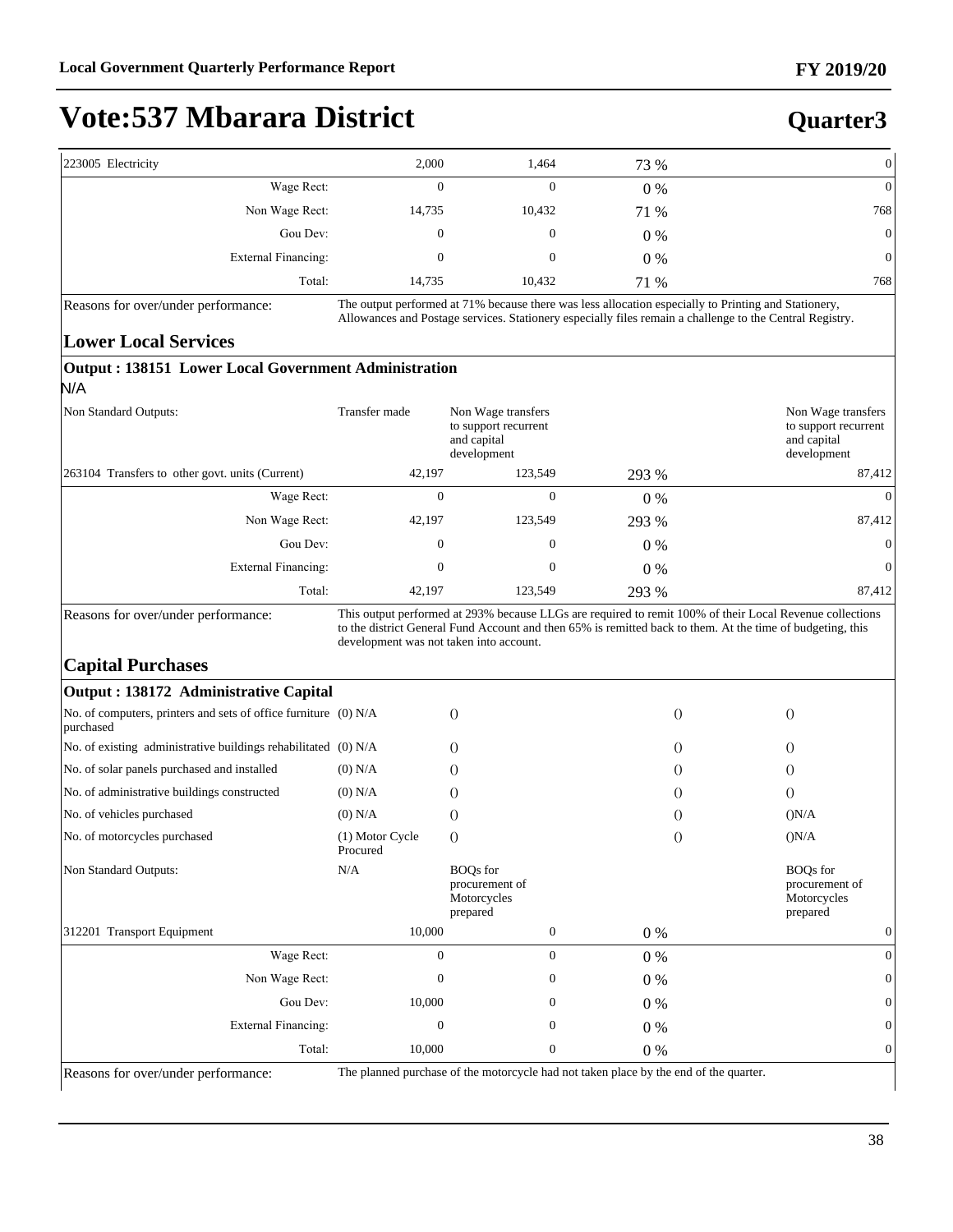# Vote:537 Mbarara District

## Quarter3

| | | | | |
|---|---|---|---|---|
| 223005 Electricity | 2,000 | 1,464 | 73 % | 0 |
| Wage Rect: | 0 | 0 | 0 % | 0 |
| Non Wage Rect: | 14,735 | 10,432 | 71 % | 768 |
| Gou Dev: | 0 | 0 | 0 % | 0 |
| External Financing: | 0 | 0 | 0 % | 0 |
| Total: | 14,735 | 10,432 | 71 % | 768 |

Reasons for over/under performance: The output performed at 71% because there was less allocation especially to Printing and Stationery, Allowances and Postage services. Stationery especially files remain a challenge to the Central Registry.

### Lower Local Services

#### Output : 138151 Lower Local Government Administration

N/A

| | | | | |
|---|---|---|---|---|
| Non Standard Outputs: | Transfer made | Non Wage transfers to support recurrent and capital development | | Non Wage transfers to support recurrent and capital development |
| 263104 Transfers to other govt. units (Current) | 42,197 | 123,549 | 293 % | 87,412 |
| Wage Rect: | 0 | 0 | 0 % | 0 |
| Non Wage Rect: | 42,197 | 123,549 | 293 % | 87,412 |
| Gou Dev: | 0 | 0 | 0 % | 0 |
| External Financing: | 0 | 0 | 0 % | 0 |
| Total: | 42,197 | 123,549 | 293 % | 87,412 |

Reasons for over/under performance: This output performed at 293% because LLGs are required to remit 100% of their Local Revenue collections to the district General Fund Account and then 65% is remitted back to them. At the time of budgeting, this development was not taken into account.

### Capital Purchases

#### Output : 138172 Administrative Capital

| | | | | |
|---|---|---|---|---|
| No. of computers, printers and sets of office furniture purchased | (0) N/A | () | () | () |
| No. of existing administrative buildings rehabilitated | (0) N/A | () | () | () |
| No. of solar panels purchased and installed | (0) N/A | () | () | () |
| No. of administrative buildings constructed | (0) N/A | () | () | () |
| No. of vehicles purchased | (0) N/A | () | () | ()N/A |
| No. of motorcycles purchased | (1) Motor Cycle Procured | () | () | ()N/A |
| Non Standard Outputs: | N/A | BOQs for procurement of Motorcycles prepared | | BOQs for procurement of Motorcycles prepared |
| 312201 Transport Equipment | 10,000 | 0 | 0 % | 0 |
| Wage Rect: | 0 | 0 | 0 % | 0 |
| Non Wage Rect: | 0 | 0 | 0 % | 0 |
| Gou Dev: | 10,000 | 0 | 0 % | 0 |
| External Financing: | 0 | 0 | 0 % | 0 |
| Total: | 10,000 | 0 | 0 % | 0 |

Reasons for over/under performance: The planned purchase of the motorcycle had not taken place by the end of the quarter.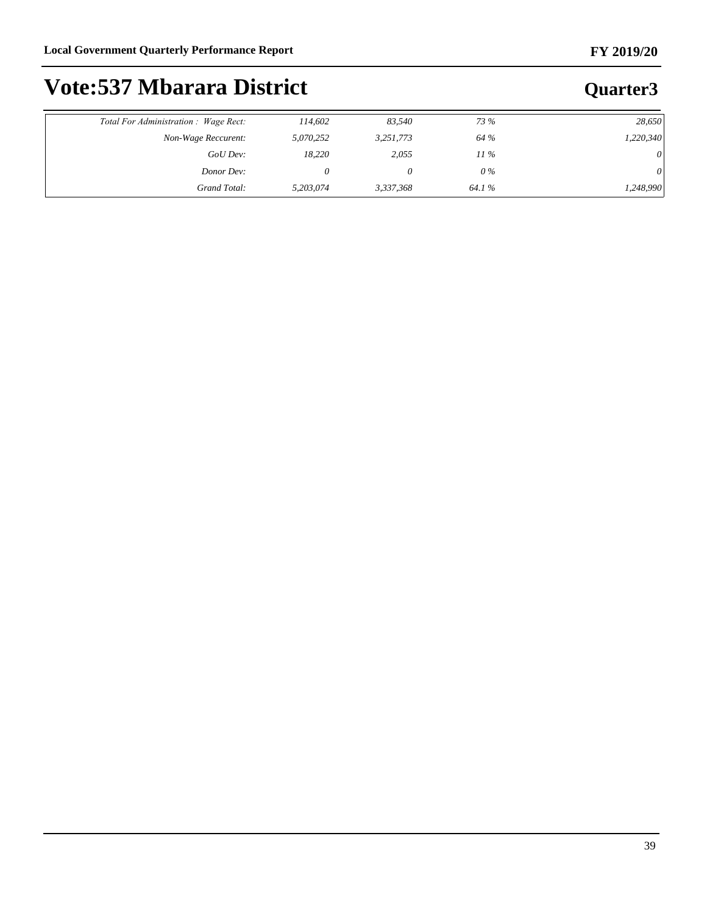# Vote:537 Mbarara District

## Quarter3

| | | | | |
|---|---|---|---|---|
| *Total For Administration : Wage Rect:* | *114,602* | *83,540* | *73 %* | *28,650* |
| *Non-Wage Reccurent:* | *5,070,252* | *3,251,773* | *64 %* | *1,220,340* |
| *GoU Dev:* | *18,220* | *2,055* | *11 %* | *0* |
| *Donor Dev:* | *0* | *0* | *0 %* | *0* |
| *Grand Total:* | *5,203,074* | *3,337,368* | *64.1 %* | *1,248,990* |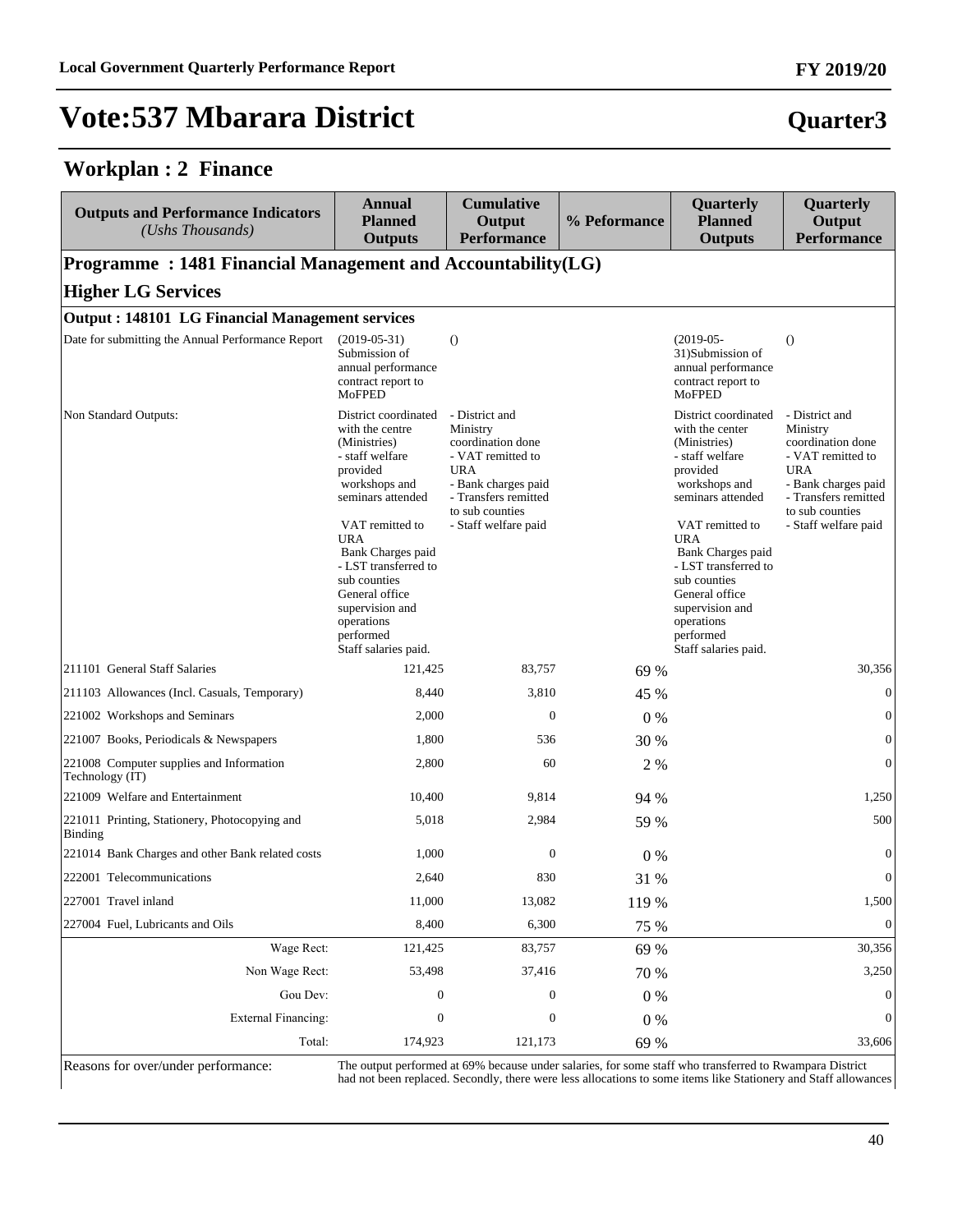# Vote:537 Mbarara District

## Quarter3

### Workplan : 2 Finance

| Outputs and Performance Indicators *(Ushs Thousands)* | Annual Planned Outputs | Cumulative Output Performance | % Peformance | Quarterly Planned Outputs | Quarterly Output Performance |
|---|---|---|---|---|---|
| **Programme : 1481 Financial Management and Accountability(LG)** | | | | | |
| **Higher LG Services** | | | | | |
| **Output : 148101 LG Financial Management services** | | | | | |
| Date for submitting the Annual Performance Report | (2019-05-31) Submission of annual performance contract report to MoFPED | () | | (2019-05-31)Submission of annual performance contract report to MoFPED | () |
| Non Standard Outputs: | District coordinated with the centre (Ministries)<br>- staff welfare provided<br>workshops and seminars attended<br><br>VAT remitted to URA<br>Bank Charges paid<br>- LST transferred to sub counties<br>General office supervision and operations performed<br>Staff salaries paid. | - District and Ministry coordination done<br>- VAT remitted to URA<br>- Bank charges paid<br>- Transfers remitted to sub counties<br>- Staff welfare paid | | District coordinated with the center (Ministries)<br>- staff welfare provided<br>workshops and seminars attended<br><br>VAT remitted to URA<br>Bank Charges paid<br>- LST transferred to sub counties<br>General office supervision and operations performed<br>Staff salaries paid. | - District and Ministry coordination done<br>- VAT remitted to URA<br>- Bank charges paid<br>- Transfers remitted to sub counties<br>- Staff welfare paid |
| 211101 General Staff Salaries | 121,425 | 83,757 | 69 % | | 30,356 |
| 211103 Allowances (Incl. Casuals, Temporary) | 8,440 | 3,810 | 45 % | | 0 |
| 221002 Workshops and Seminars | 2,000 | 0 | 0 % | | 0 |
| 221007 Books, Periodicals & Newspapers | 1,800 | 536 | 30 % | | 0 |
| 221008 Computer supplies and Information Technology (IT) | 2,800 | 60 | 2 % | | 0 |
| 221009 Welfare and Entertainment | 10,400 | 9,814 | 94 % | | 1,250 |
| 221011 Printing, Stationery, Photocopying and Binding | 5,018 | 2,984 | 59 % | | 500 |
| 221014 Bank Charges and other Bank related costs | 1,000 | 0 | 0 % | | 0 |
| 222001 Telecommunications | 2,640 | 830 | 31 % | | 0 |
| 227001 Travel inland | 11,000 | 13,082 | 119 % | | 1,500 |
| 227004 Fuel, Lubricants and Oils | 8,400 | 6,300 | 75 % | | 0 |
| Wage Rect: | 121,425 | 83,757 | 69 % | | 30,356 |
| Non Wage Rect: | 53,498 | 37,416 | 70 % | | 3,250 |
| Gou Dev: | 0 | 0 | 0 % | | 0 |
| External Financing: | 0 | 0 | 0 % | | 0 |
| Total: | 174,923 | 121,173 | 69 % | | 33,606 |
| Reasons for over/under performance: | The output performed at 69% because under salaries, for some staff who transferred to Rwampara District had not been replaced. Secondly, there were less allocations to some items like Stationery and Staff allowances | | | | |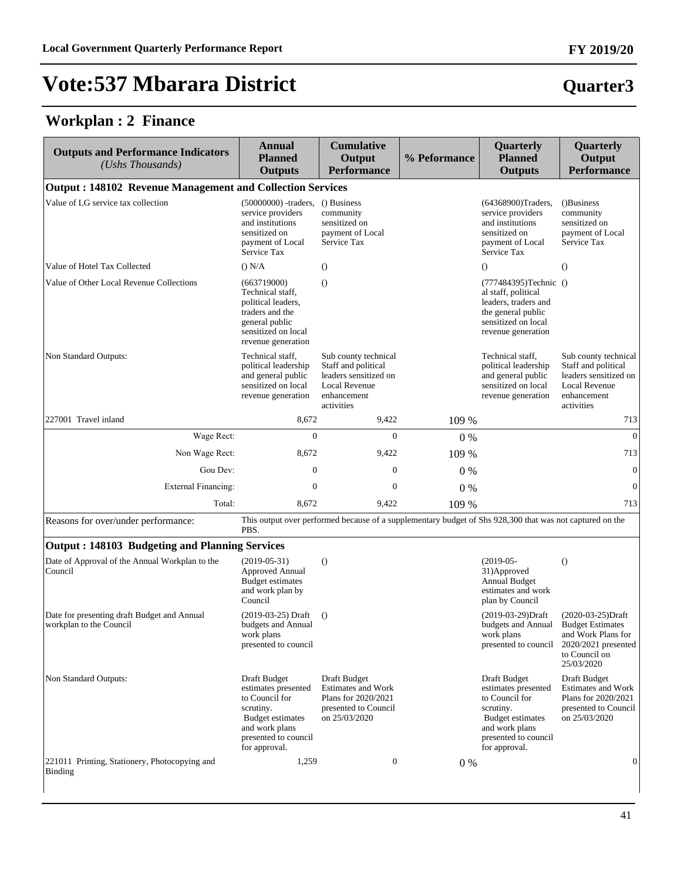# Vote:537 Mbarara District

**Quarter3**

## Workplan : 2 Finance

| Outputs and Performance Indicators *(Ushs Thousands)* | Annual Planned Outputs | Cumulative Output Performance | % Peformance | Quarterly Planned Outputs | Quarterly Output Performance |
|---|---|---|---|---|---|
| **Output : 148102 Revenue Management and Collection Services** | | | | | |
| Value of LG service tax collection | (50000000) -traders, service providers and institutions sensitized on payment of Local Service Tax | () Business community sensitized on payment of Local Service Tax | | (64368900)Traders, service providers and institutions sensitized on payment of Local Service Tax | ()Business community sensitized on payment of Local Service Tax |
| Value of Hotel Tax Collected | () N/A | () | | () | () |
| Value of Other Local Revenue Collections | (663719000) Technical staff, political leaders, traders and the general public sensitized on local revenue generation | () | | (777484395)Technical staff, political leaders, traders and the general public sensitized on local revenue generation | () |
| Non Standard Outputs: | Technical staff, political leadership and general public sensitized on local revenue generation | Sub county technical Staff and political leaders sensitized on Local Revenue enhancement activities | | Technical staff, political leadership and general public sensitized on local revenue generation | Sub county technical Staff and political leaders sensitized on Local Revenue enhancement activities |
| 227001 Travel inland | 8,672 | 9,422 | 109 % | | 713 |
| Wage Rect: | 0 | 0 | 0 % | | 0 |
| Non Wage Rect: | 8,672 | 9,422 | 109 % | | 713 |
| Gou Dev: | 0 | 0 | 0 % | | 0 |
| External Financing: | 0 | 0 | 0 % | | 0 |
| Total: | 8,672 | 9,422 | 109 % | | 713 |
| Reasons for over/under performance: | This output over performed because of a supplementary budget of Shs 928,300 that was not captured on the PBS. | | | | |
| **Output : 148103 Budgeting and Planning Services** | | | | | |
| Date of Approval of the Annual Workplan to the Council | (2019-05-31) Approved Annual Budget estimates and work plan by Council | () | | (2019-05-31)Approved Annual Budget estimates and work plan by Council | () |
| Date for presenting draft Budget and Annual workplan to the Council | (2019-03-25) Draft budgets and Annual work plans presented to council | () | | (2019-03-29)Draft budgets and Annual work plans presented to council | (2020-03-25)Draft Budget Estimates and Work Plans for 2020/2021 presented to Council on 25/03/2020 |
| Non Standard Outputs: | Draft Budget estimates presented to Council for scrutiny. Budget estimates and work plans presented to council for approval. | Draft Budget Estimates and Work Plans for 2020/2021 presented to Council on 25/03/2020 | | Draft Budget estimates presented to Council for scrutiny. Budget estimates and work plans presented to council for approval. | Draft Budget Estimates and Work Plans for 2020/2021 presented to Council on 25/03/2020 |
| 221011 Printing, Stationery, Photocopying and Binding | 1,259 | 0 | 0 % | | 0 |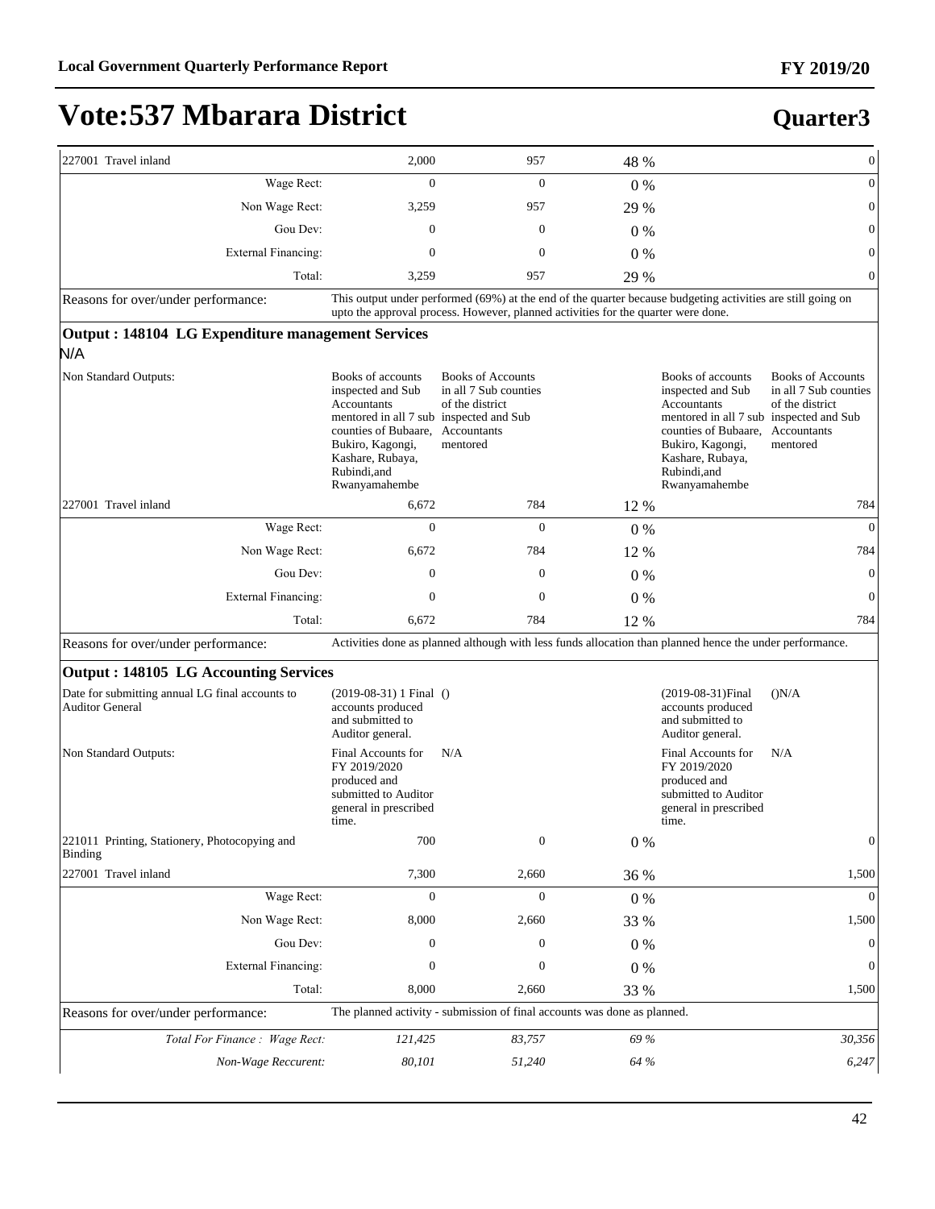# Vote:537 Mbarara District

## Quarter3

| | | | | | |
|---|---|---|---|---|---|
| 227001 Travel inland | 2,000 | 957 | 48 % | | 0 |
| Wage Rect: | 0 | 0 | 0 % | | 0 |
| Non Wage Rect: | 3,259 | 957 | 29 % | | 0 |
| Gou Dev: | 0 | 0 | 0 % | | 0 |
| External Financing: | 0 | 0 | 0 % | | 0 |
| Total: | 3,259 | 957 | 29 % | | 0 |
| Reasons for over/under performance: | This output under performed (69%) at the end of the quarter because budgeting activities are still going on upto the approval process. However, planned activities for the quarter were done. | | | | |

### Output : 148104 LG Expenditure management Services

N/A

| | | | | | |
|---|---|---|---|---|---|
| Non Standard Outputs: | Books of accounts inspected and Sub Accountants mentored in all 7 sub counties of Bubaare, Bukiro, Kagongi, Kashare, Rubaya, Rubindi,and Rwanyamahembe | Books of Accounts in all 7 Sub counties of the district inspected and Sub Accountants mentored | | Books of accounts inspected and Sub Accountants mentored in all 7 sub counties of Bubaare, Bukiro, Kagongi, Kashare, Rubaya, Rubindi,and Rwanyamahembe | Books of Accounts in all 7 Sub counties of the district inspected and Sub Accountants mentored |
| 227001 Travel inland | 6,672 | 784 | 12 % | | 784 |
| Wage Rect: | 0 | 0 | 0 % | | 0 |
| Non Wage Rect: | 6,672 | 784 | 12 % | | 784 |
| Gou Dev: | 0 | 0 | 0 % | | 0 |
| External Financing: | 0 | 0 | 0 % | | 0 |
| Total: | 6,672 | 784 | 12 % | | 784 |
| Reasons for over/under performance: | Activities done as planned although with less funds allocation than planned hence the under performance. | | | | |

### Output : 148105 LG Accounting Services

| | | | | | |
|---|---|---|---|---|---|
| Date for submitting annual LG final accounts to Auditor General | (2019-08-31) 1 Final accounts produced and submitted to Auditor general. | () | | (2019-08-31)Final accounts produced and submitted to Auditor general. | ()N/A |
| Non Standard Outputs: | Final Accounts for FY 2019/2020 produced and submitted to Auditor general in prescribed time. | N/A | | Final Accounts for FY 2019/2020 produced and submitted to Auditor general in prescribed time. | N/A |
| 221011 Printing, Stationery, Photocopying and Binding | 700 | 0 | 0 % | | 0 |
| 227001 Travel inland | 7,300 | 2,660 | 36 % | | 1,500 |
| Wage Rect: | 0 | 0 | 0 % | | 0 |
| Non Wage Rect: | 8,000 | 2,660 | 33 % | | 1,500 |
| Gou Dev: | 0 | 0 | 0 % | | 0 |
| External Financing: | 0 | 0 | 0 % | | 0 |
| Total: | 8,000 | 2,660 | 33 % | | 1,500 |
| Reasons for over/under performance: | The planned activity - submission of final accounts was done as planned. | | | | |
| *Total For Finance : Wage Rect:* | *121,425* | *83,757* | *69 %* | | *30,356* |
| *Non-Wage Reccurent:* | *80,101* | *51,240* | *64 %* | | *6,247* |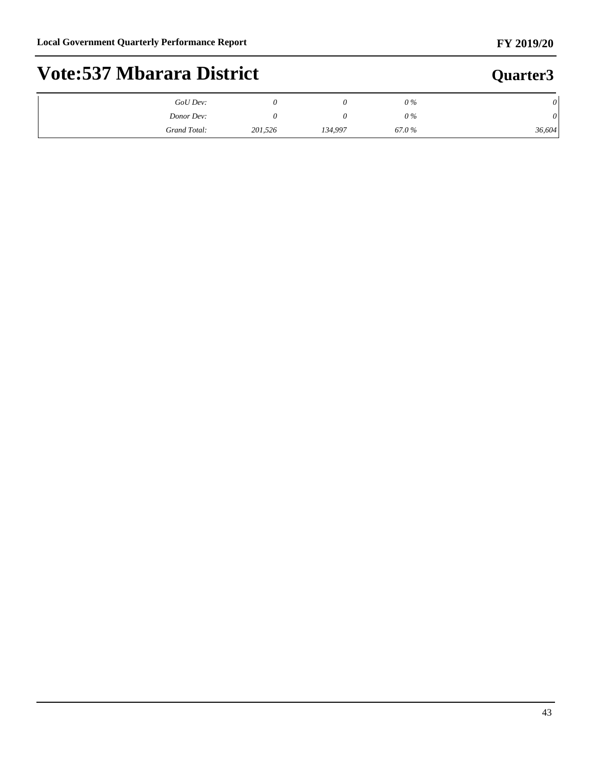# Vote:537 Mbarara District

## Quarter3

| | | | | |
|---|---|---|---|---|
| *GoU Dev:* | *0* | *0* | *0 %* | *0* |
| *Donor Dev:* | *0* | *0* | *0 %* | *0* |
| *Grand Total:* | *201,526* | *134,997* | *67.0 %* | *36,604* |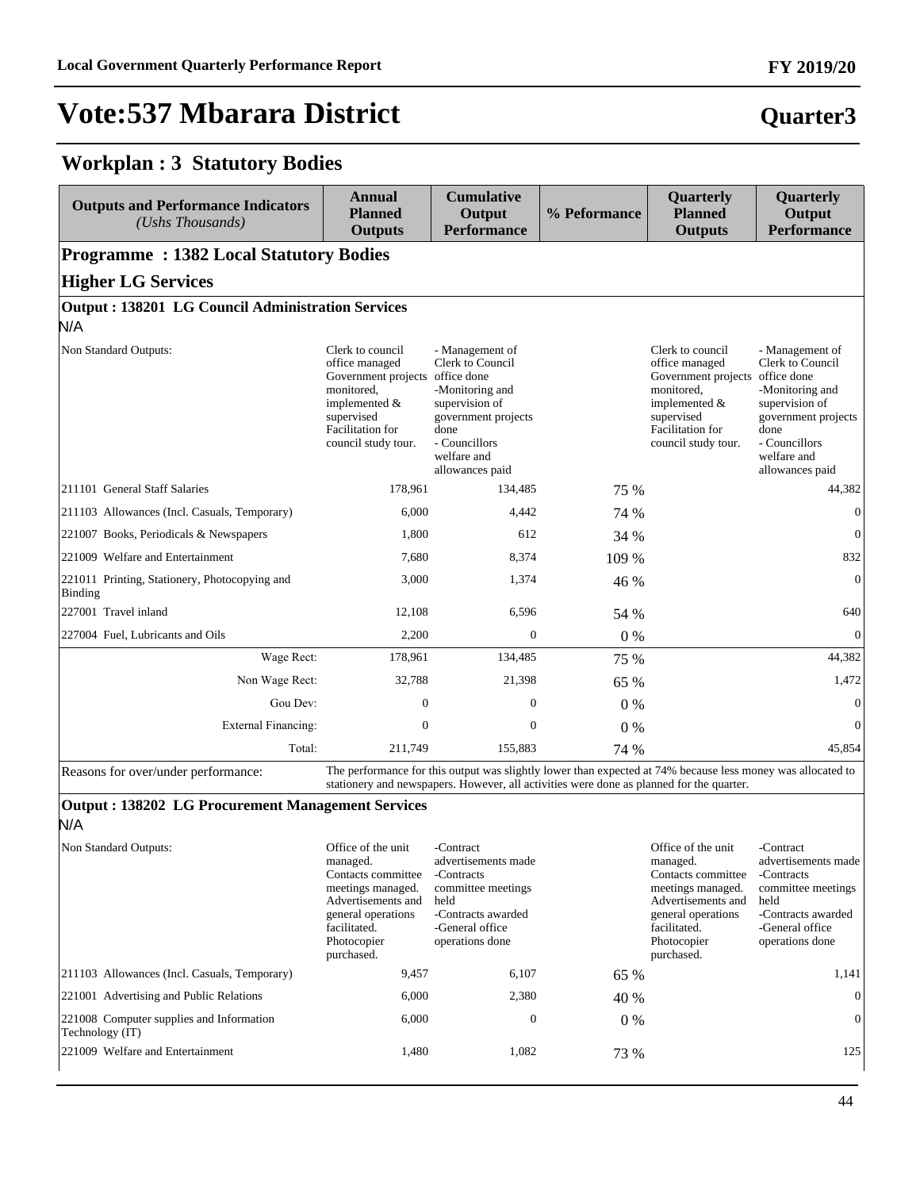# Vote:537 Mbarara District

**Quarter3**

## Workplan : 3 Statutory Bodies

| Outputs and Performance Indicators *(Ushs Thousands)* | Annual Planned Outputs | Cumulative Output Performance | % Peformance | Quarterly Planned Outputs | Quarterly Output Performance |
|---|---|---|---|---|---|
| **Programme : 1382 Local Statutory Bodies** | | | | | |
| **Higher LG Services** | | | | | |
| **Output : 138201 LG Council Administration Services** | | | | | |
| N/A | | | | | |
| Non Standard Outputs: | Clerk to council office managed Government projects monitored, implemented & supervised Facilitation for council study tour. | - Management of Clerk to Council office done -Monitoring and supervision of government projects done - Councillors welfare and allowances paid | | Clerk to council office managed Government projects monitored, implemented & supervised Facilitation for council study tour. | - Management of Clerk to Council office done -Monitoring and supervision of government projects done - Councillors welfare and allowances paid |
| 211101 General Staff Salaries | 178,961 | 134,485 | 75 % | | 44,382 |
| 211103 Allowances (Incl. Casuals, Temporary) | 6,000 | 4,442 | 74 % | | 0 |
| 221007 Books, Periodicals & Newspapers | 1,800 | 612 | 34 % | | 0 |
| 221009 Welfare and Entertainment | 7,680 | 8,374 | 109 % | | 832 |
| 221011 Printing, Stationery, Photocopying and Binding | 3,000 | 1,374 | 46 % | | 0 |
| 227001 Travel inland | 12,108 | 6,596 | 54 % | | 640 |
| 227004 Fuel, Lubricants and Oils | 2,200 | 0 | 0 % | | 0 |
| Wage Rect: | 178,961 | 134,485 | 75 % | | 44,382 |
| Non Wage Rect: | 32,788 | 21,398 | 65 % | | 1,472 |
| Gou Dev: | 0 | 0 | 0 % | | 0 |
| External Financing: | 0 | 0 | 0 % | | 0 |
| Total: | 211,749 | 155,883 | 74 % | | 45,854 |
| Reasons for over/under performance: | The performance for this output was slightly lower than expected at 74% because less money was allocated to stationery and newspapers. However, all activities were done as planned for the quarter. | | | | |
| **Output : 138202 LG Procurement Management Services** | | | | | |
| N/A | | | | | |
| Non Standard Outputs: | Office of the unit managed. Contacts committee meetings managed. Advertisements and general operations facilitated. Photocopier purchased. | -Contract advertisements made -Contracts committee meetings held -Contracts awarded -General office operations done | | Office of the unit managed. Contacts committee meetings managed. Advertisements and general operations facilitated. Photocopier purchased. | -Contract advertisements made -Contracts committee meetings held -Contracts awarded -General office operations done |
| 211103 Allowances (Incl. Casuals, Temporary) | 9,457 | 6,107 | 65 % | | 1,141 |
| 221001 Advertising and Public Relations | 6,000 | 2,380 | 40 % | | 0 |
| 221008 Computer supplies and Information Technology (IT) | 6,000 | 0 | 0 % | | 0 |
| 221009 Welfare and Entertainment | 1,480 | 1,082 | 73 % | | 125 |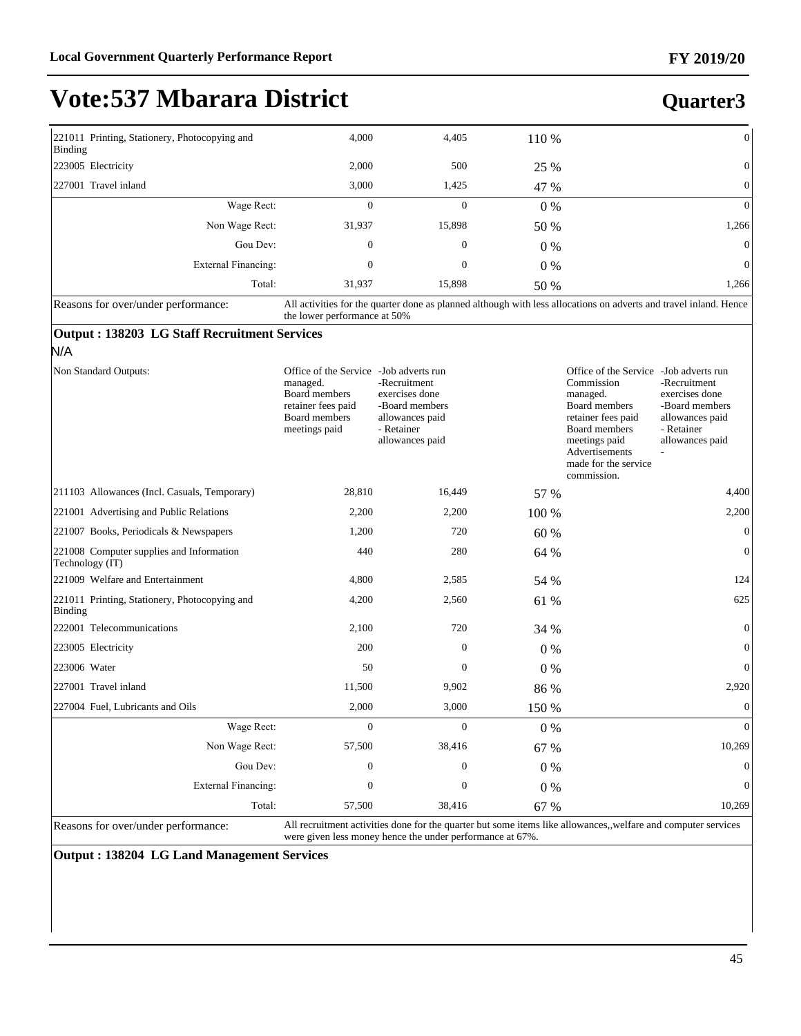# Vote:537 Mbarara District

## Quarter3

| | | | | | |
|---|---|---|---|---|---|
| 221011 Printing, Stationery, Photocopying and Binding | 4,000 | 4,405 | 110 % | | 0 |
| 223005 Electricity | 2,000 | 500 | 25 % | | 0 |
| 227001 Travel inland | 3,000 | 1,425 | 47 % | | 0 |
| Wage Rect: | 0 | 0 | 0 % | | 0 |
| Non Wage Rect: | 31,937 | 15,898 | 50 % | | 1,266 |
| Gou Dev: | 0 | 0 | 0 % | | 0 |
| External Financing: | 0 | 0 | 0 % | | 0 |
| Total: | 31,937 | 15,898 | 50 % | | 1,266 |

Reasons for over/under performance: All activities for the quarter done as planned although with less allocations on adverts and travel inland. Hence the lower performance at 50%

**Output : 138203 LG Staff Recruitment Services**

N/A

| | | | | | |
|---|---|---|---|---|---|
| Non Standard Outputs: | Office of the Service managed. Board members retainer fees paid Board members meetings paid | -Job adverts run -Recruitment exercises done -Board members allowances paid - Retainer allowances paid | | Office of the Service Commission managed. Board members retainer fees paid Board members meetings paid Advertisements made for the service commission. | -Job adverts run -Recruitment exercises done -Board members allowances paid - Retainer allowances paid - |
| 211103 Allowances (Incl. Casuals, Temporary) | 28,810 | 16,449 | 57 % | | 4,400 |
| 221001 Advertising and Public Relations | 2,200 | 2,200 | 100 % | | 2,200 |
| 221007 Books, Periodicals & Newspapers | 1,200 | 720 | 60 % | | 0 |
| 221008 Computer supplies and Information Technology (IT) | 440 | 280 | 64 % | | 0 |
| 221009 Welfare and Entertainment | 4,800 | 2,585 | 54 % | | 124 |
| 221011 Printing, Stationery, Photocopying and Binding | 4,200 | 2,560 | 61 % | | 625 |
| 222001 Telecommunications | 2,100 | 720 | 34 % | | 0 |
| 223005 Electricity | 200 | 0 | 0 % | | 0 |
| 223006 Water | 50 | 0 | 0 % | | 0 |
| 227001 Travel inland | 11,500 | 9,902 | 86 % | | 2,920 |
| 227004 Fuel, Lubricants and Oils | 2,000 | 3,000 | 150 % | | 0 |
| Wage Rect: | 0 | 0 | 0 % | | 0 |
| Non Wage Rect: | 57,500 | 38,416 | 67 % | | 10,269 |
| Gou Dev: | 0 | 0 | 0 % | | 0 |
| External Financing: | 0 | 0 | 0 % | | 0 |
| Total: | 57,500 | 38,416 | 67 % | | 10,269 |

Reasons for over/under performance: All recruitment activities done for the quarter but some items like allowances,,welfare and computer services were given less money hence the under performance at 67%.

**Output : 138204 LG Land Management Services**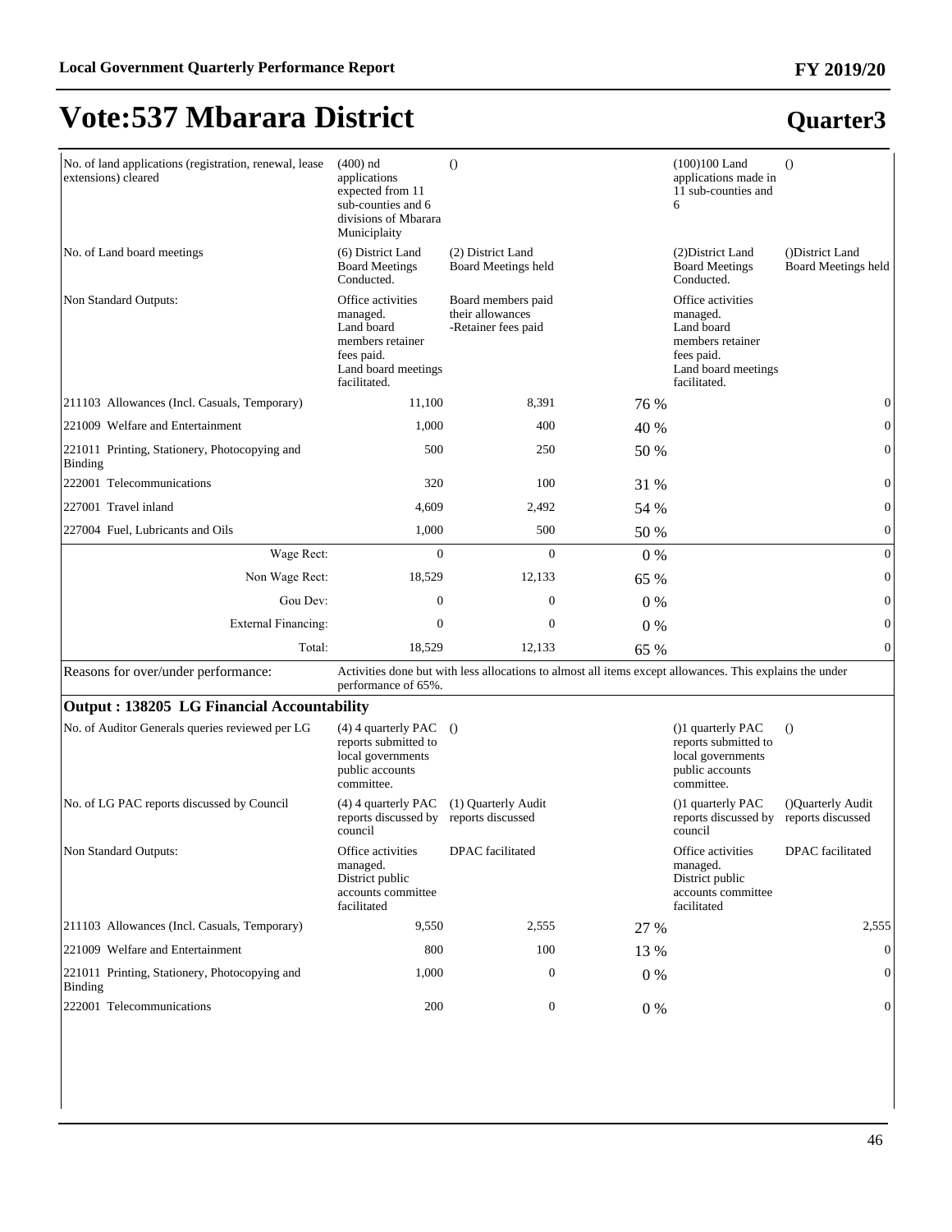# Vote:537 Mbarara District

## Quarter3

| | | | | | |
|---|---|---|---|---|---|
| No. of land applications (registration, renewal, lease extensions) cleared | (400) nd applications expected from 11 sub-counties and 6 divisions of Mbarara Municiplaity | () | | (100)100 Land applications made in 11 sub-counties and 6 | () |
| No. of Land board meetings | (6) District Land Board Meetings Conducted. | (2) District Land Board Meetings held | | (2)District Land Board Meetings Conducted. | ()District Land Board Meetings held |
| Non Standard Outputs: | Office activities managed. Land board members retainer fees paid. Land board meetings facilitated. | Board members paid their allowances -Retainer fees paid | | Office activities managed. Land board members retainer fees paid. Land board meetings facilitated. | |
| 211103 Allowances (Incl. Casuals, Temporary) | 11,100 | 8,391 | 76 % | | 0 |
| 221009 Welfare and Entertainment | 1,000 | 400 | 40 % | | 0 |
| 221011 Printing, Stationery, Photocopying and Binding | 500 | 250 | 50 % | | 0 |
| 222001 Telecommunications | 320 | 100 | 31 % | | 0 |
| 227001 Travel inland | 4,609 | 2,492 | 54 % | | 0 |
| 227004 Fuel, Lubricants and Oils | 1,000 | 500 | 50 % | | 0 |
| Wage Rect: | 0 | 0 | 0 % | | 0 |
| Non Wage Rect: | 18,529 | 12,133 | 65 % | | 0 |
| Gou Dev: | 0 | 0 | 0 % | | 0 |
| External Financing: | 0 | 0 | 0 % | | 0 |
| Total: | 18,529 | 12,133 | 65 % | | 0 |
| Reasons for over/under performance: | Activities done but with less allocations to almost all items except allowances. This explains the under performance of 65%. | | | | |

**Output : 138205 LG Financial Accountability**

| | | | | | |
|---|---|---|---|---|---|
| No. of Auditor Generals queries reviewed per LG | (4) 4 quarterly PAC reports submitted to local governments public accounts committee. | () | | ()1 quarterly PAC reports submitted to local governments public accounts committee. | () |
| No. of LG PAC reports discussed by Council | (4) 4 quarterly PAC reports discussed by council | (1) Quarterly Audit reports discussed | | ()1 quarterly PAC reports discussed by council | ()Quarterly Audit reports discussed |
| Non Standard Outputs: | Office activities managed. District public accounts committee facilitated | DPAC facilitated | | Office activities managed. District public accounts committee facilitated | DPAC facilitated |
| 211103 Allowances (Incl. Casuals, Temporary) | 9,550 | 2,555 | 27 % | | 2,555 |
| 221009 Welfare and Entertainment | 800 | 100 | 13 % | | 0 |
| 221011 Printing, Stationery, Photocopying and Binding | 1,000 | 0 | 0 % | | 0 |
| 222001 Telecommunications | 200 | 0 | 0 % | | 0 |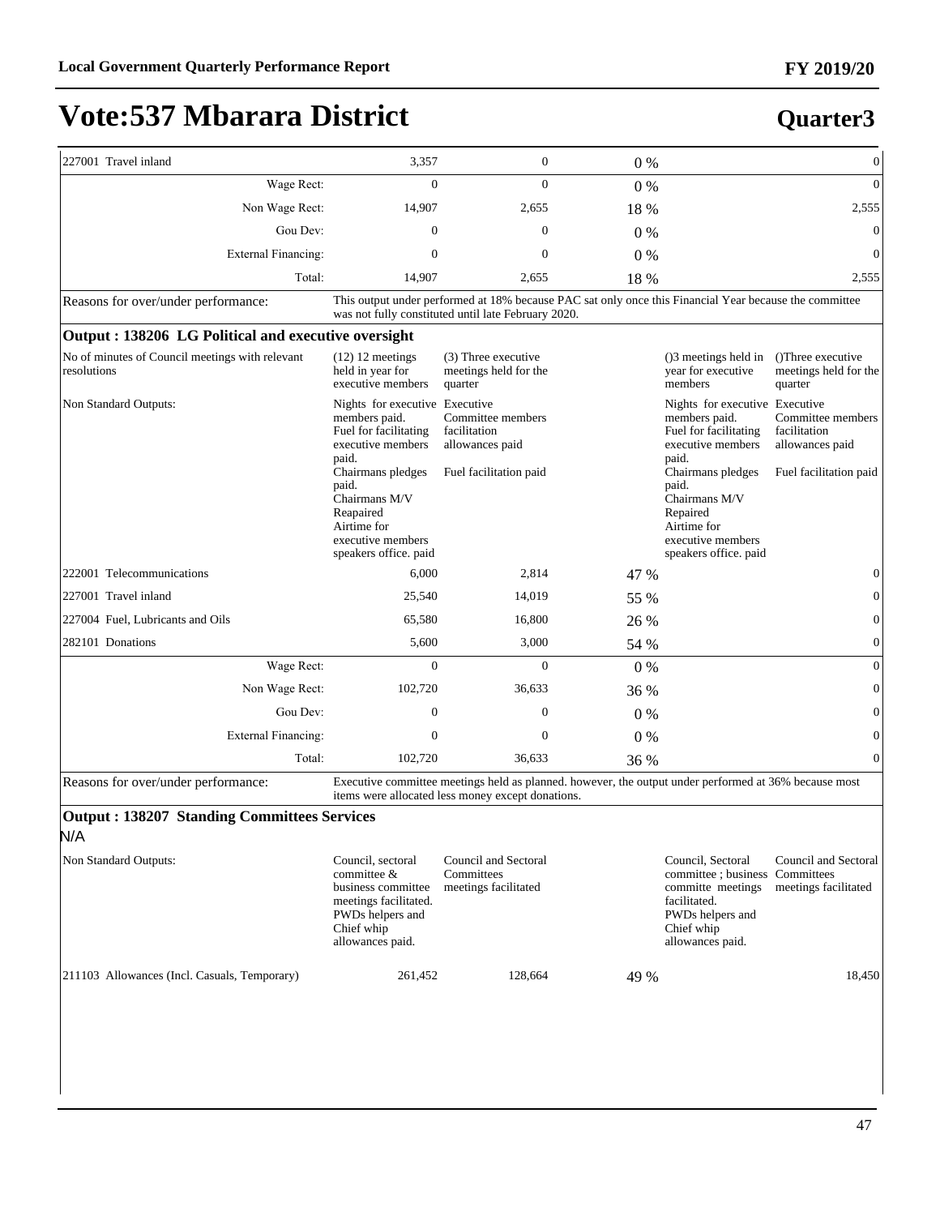# Vote:537 Mbarara District

## Quarter3

| | | | | | |
|---|---|---|---|---|---|
| 227001 Travel inland | 3,357 | 0 | 0 % | | 0 |
| Wage Rect: | 0 | 0 | 0 % | | 0 |
| Non Wage Rect: | 14,907 | 2,655 | 18 % | | 2,555 |
| Gou Dev: | 0 | 0 | 0 % | | 0 |
| External Financing: | 0 | 0 | 0 % | | 0 |
| Total: | 14,907 | 2,655 | 18 % | | 2,555 |

Reasons for over/under performance: This output under performed at 18% because PAC sat only once this Financial Year because the committee was not fully constituted until late February 2020.

### Output : 138206 LG Political and executive oversight

| | | | | | |
|---|---|---|---|---|---|
| No of minutes of Council meetings with relevant resolutions | (12) 12 meetings held in year for executive members | (3) Three executive meetings held for the quarter | | ()3 meetings held in year for executive members | ()Three executive meetings held for the quarter |
| Non Standard Outputs: | Nights for executive members paid. Fuel for facilitating executive members paid. Chairmans pledges paid. Chairmans M/V Reapaired Airtime for executive members speakers office. paid | Executive Committee members facilitation allowances paid<br><br>Fuel facilitation paid | | Nights for executive members paid. Fuel for facilitating executive members paid. Chairmans pledges paid. Chairmans M/V Repaired Airtime for executive members speakers office. paid | Executive Committee members facilitation allowances paid<br><br>Fuel facilitation paid |
| 222001 Telecommunications | 6,000 | 2,814 | 47 % | | 0 |
| 227001 Travel inland | 25,540 | 14,019 | 55 % | | 0 |
| 227004 Fuel, Lubricants and Oils | 65,580 | 16,800 | 26 % | | 0 |
| 282101 Donations | 5,600 | 3,000 | 54 % | | 0 |
| Wage Rect: | 0 | 0 | 0 % | | 0 |
| Non Wage Rect: | 102,720 | 36,633 | 36 % | | 0 |
| Gou Dev: | 0 | 0 | 0 % | | 0 |
| External Financing: | 0 | 0 | 0 % | | 0 |
| Total: | 102,720 | 36,633 | 36 % | | 0 |

Reasons for over/under performance: Executive committee meetings held as planned. however, the output under performed at 36% because most items were allocated less money except donations.

### Output : 138207 Standing Committees Services

N/A

| | | | | | |
|---|---|---|---|---|---|
| Non Standard Outputs: | Council, sectoral committee & business committee meetings facilitated. PWDs helpers and Chief whip allowances paid. | Council and Sectoral Committees meetings facilitated | | Council, Sectoral committee ; business committe meetings facilitated. PWDs helpers and Chief whip allowances paid. | Council and Sectoral Committees meetings facilitated |
| 211103 Allowances (Incl. Casuals, Temporary) | 261,452 | 128,664 | 49 % | | 18,450 |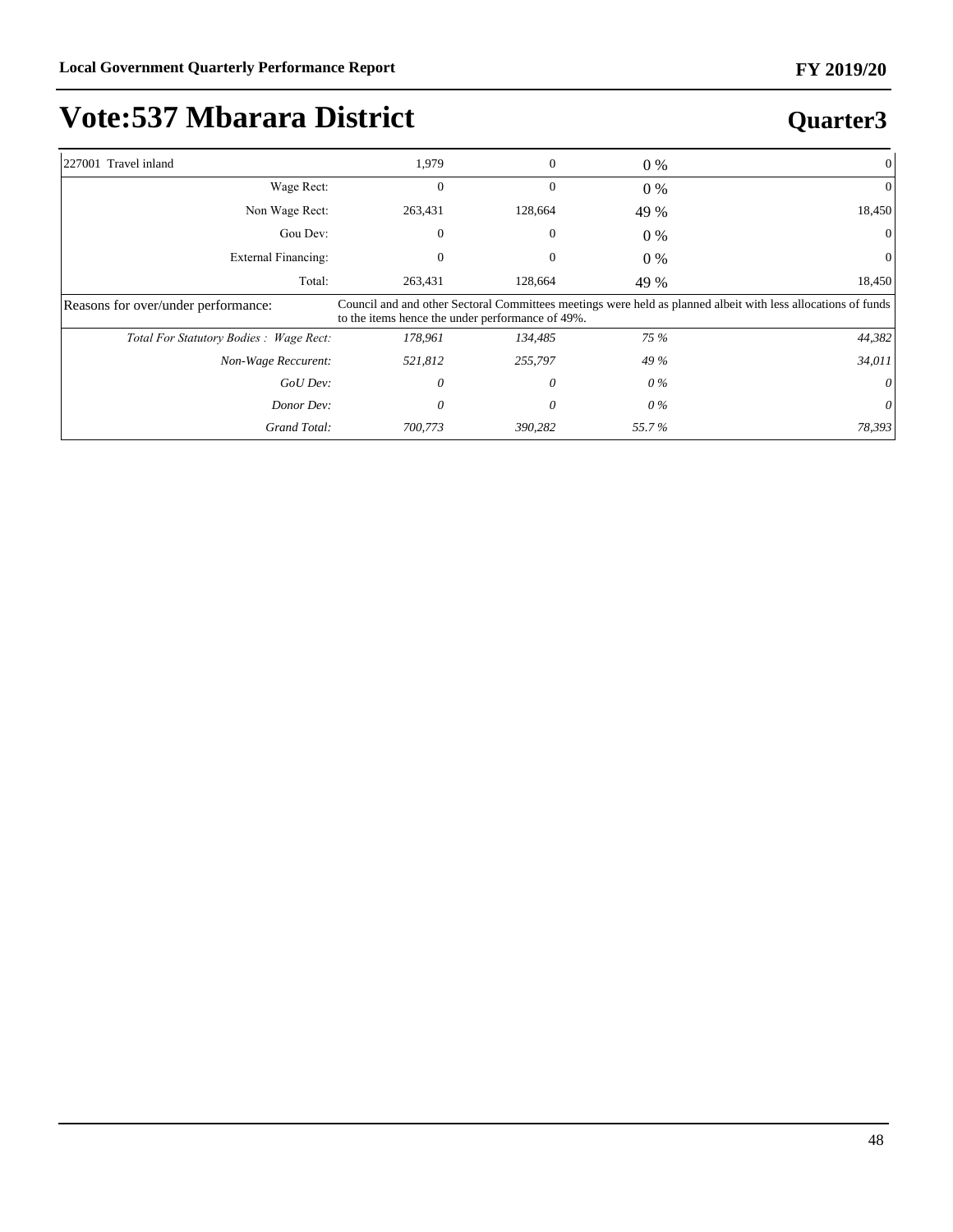# Vote:537 Mbarara District

## Quarter3

| | | | | |
|---|---|---|---|---|
| 227001 Travel inland | 1,979 | 0 | 0 % | 0 |
| Wage Rect: | 0 | 0 | 0 % | 0 |
| Non Wage Rect: | 263,431 | 128,664 | 49 % | 18,450 |
| Gou Dev: | 0 | 0 | 0 % | 0 |
| External Financing: | 0 | 0 | 0 % | 0 |
| Total: | 263,431 | 128,664 | 49 % | 18,450 |
| Reasons for over/under performance: | Council and and other Sectoral Committees meetings were held as planned albeit with less allocations of funds to the items hence the under performance of 49%. | | | |
| *Total For Statutory Bodies : Wage Rect:* | *178,961* | *134,485* | *75 %* | *44,382* |
| *Non-Wage Reccurent:* | *521,812* | *255,797* | *49 %* | *34,011* |
| *GoU Dev:* | *0* | *0* | *0 %* | *0* |
| *Donor Dev:* | *0* | *0* | *0 %* | *0* |
| *Grand Total:* | *700,773* | *390,282* | *55.7 %* | *78,393* |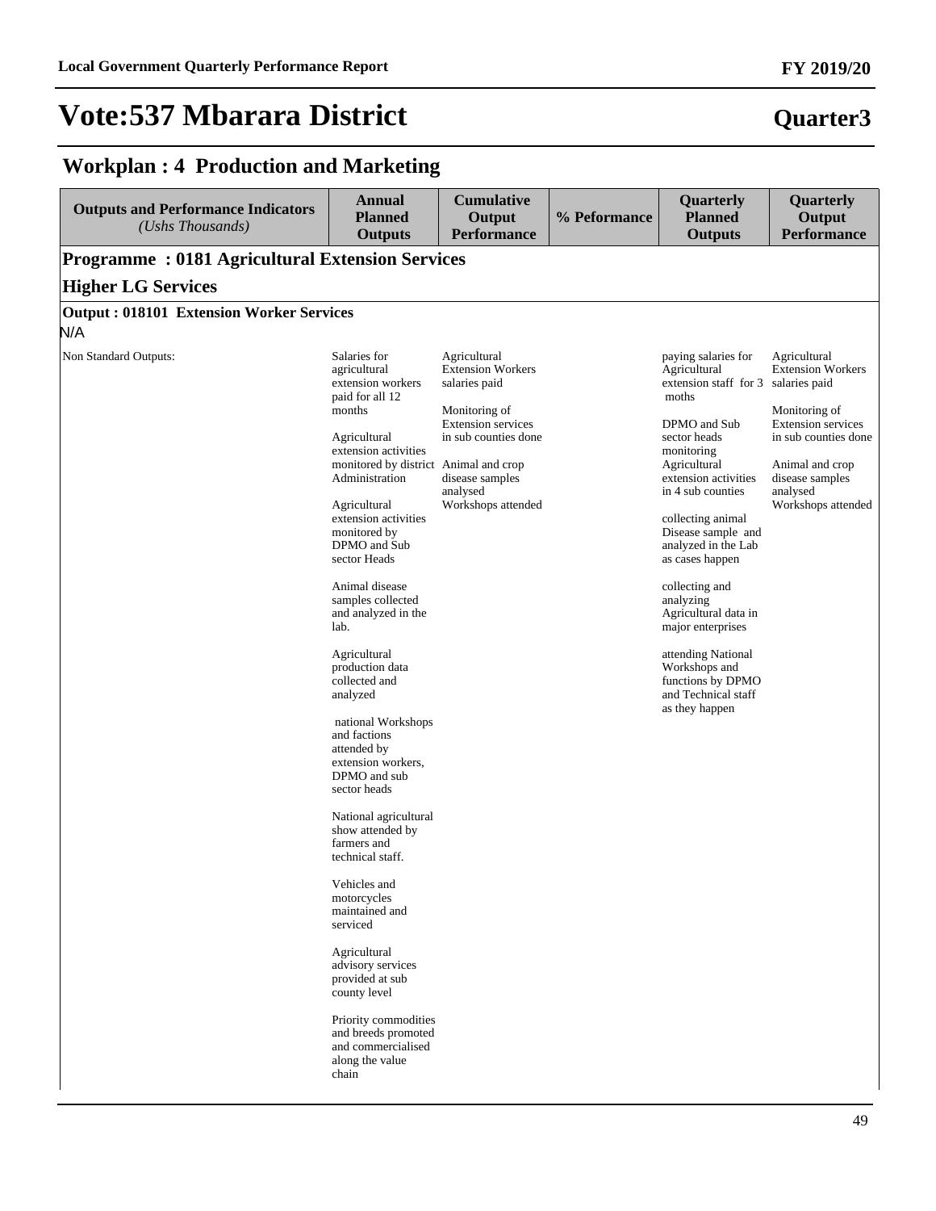# Vote:537 Mbarara District

## Quarter3

## Workplan : 4 Production and Marketing

| Outputs and Performance Indicators *(Ushs Thousands)* | Annual Planned Outputs | Cumulative Output Performance | % Peformance | Quarterly Planned Outputs | Quarterly Output Performance |
|---|---|---|---|---|---|
| **Programme : 0181 Agricultural Extension Services** | | | | | |
| **Higher LG Services** | | | | | |
| **Output : 018101 Extension Worker Services** | | | | | |
| N/A | | | | | |
| Non Standard Outputs: | Salaries for agricultural extension workers paid for all 12 months<br><br>Agricultural extension activities monitored by district Administration<br><br>Agricultural extension activities monitored by DPMO and Sub sector Heads<br><br>Animal disease samples collected and analyzed in the lab.<br><br>Agricultural production data collected and analyzed<br><br>national Workshops and factions attended by extension workers, DPMO and sub sector heads<br><br>National agricultural show attended by farmers and technical staff.<br><br>Vehicles and motorcycles maintained and serviced<br><br>Agricultural advisory services provided at sub county level<br><br>Priority commodities and breeds promoted and commercialised along the value chain | Agricultural Extension Workers salaries paid<br><br>Monitoring of Extension services in sub counties done<br><br>Animal and crop disease samples analysed<br>Workshops attended | | paying salaries for Agricultural extension staff for 3 moths<br><br>DPMO and Sub sector heads monitoring Agricultural extension activities in 4 sub counties<br><br>collecting animal Disease sample and analyzed in the Lab as cases happen<br><br>collecting and analyzing Agricultural data in major enterprises<br><br>attending National Workshops and functions by DPMO and Technical staff as they happen | Agricultural Extension Workers salaries paid<br><br>Monitoring of Extension services in sub counties done<br><br>Animal and crop disease samples analysed<br>Workshops attended |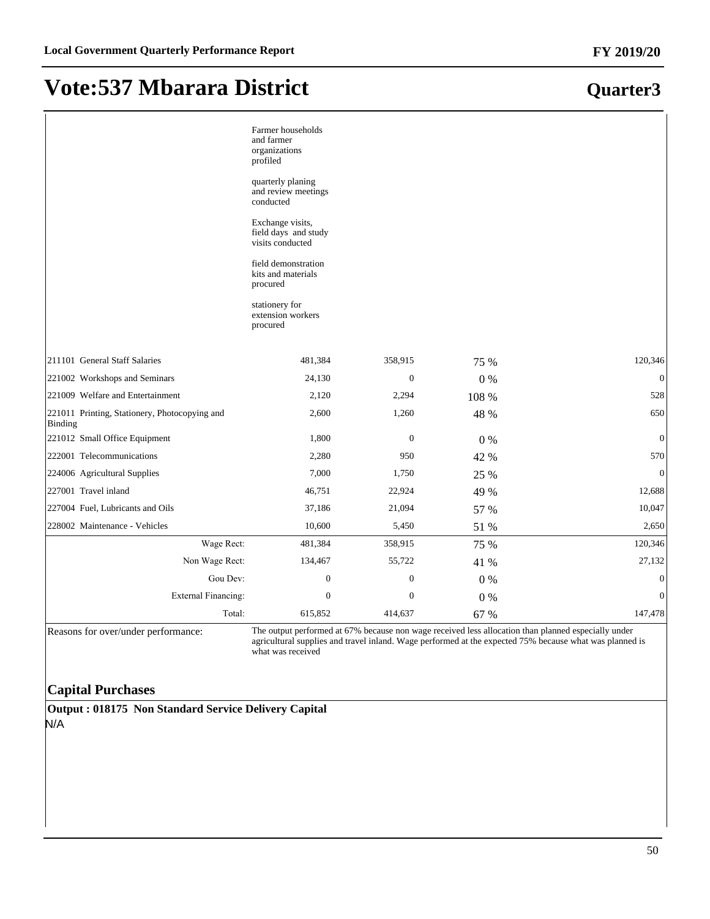# Vote:537 Mbarara District

## Quarter3

| | | | | |
|---|---|---|---|---|
| | Farmer households and farmer organizations profiled<br><br>quarterly planing and review meetings conducted<br><br>Exchange visits, field days and study visits conducted<br><br>field demonstration kits and materials procured<br><br>stationery for extension workers procured | | | |
| 211101 General Staff Salaries | 481,384 | 358,915 | 75 % | 120,346 |
| 221002 Workshops and Seminars | 24,130 | 0 | 0 % | 0 |
| 221009 Welfare and Entertainment | 2,120 | 2,294 | 108 % | 528 |
| 221011 Printing, Stationery, Photocopying and Binding | 2,600 | 1,260 | 48 % | 650 |
| 221012 Small Office Equipment | 1,800 | 0 | 0 % | 0 |
| 222001 Telecommunications | 2,280 | 950 | 42 % | 570 |
| 224006 Agricultural Supplies | 7,000 | 1,750 | 25 % | 0 |
| 227001 Travel inland | 46,751 | 22,924 | 49 % | 12,688 |
| 227004 Fuel, Lubricants and Oils | 37,186 | 21,094 | 57 % | 10,047 |
| 228002 Maintenance - Vehicles | 10,600 | 5,450 | 51 % | 2,650 |
| Wage Rect: | 481,384 | 358,915 | 75 % | 120,346 |
| Non Wage Rect: | 134,467 | 55,722 | 41 % | 27,132 |
| Gou Dev: | 0 | 0 | 0 % | 0 |
| External Financing: | 0 | 0 | 0 % | 0 |
| Total: | 615,852 | 414,637 | 67 % | 147,478 |

Reasons for over/under performance: The output performed at 67% because non wage received less allocation than planned especially under agricultural supplies and travel inland. Wage performed at the expected 75% because what was planned is what was received

### Capital Purchases

**Output : 018175 Non Standard Service Delivery Capital**

N/A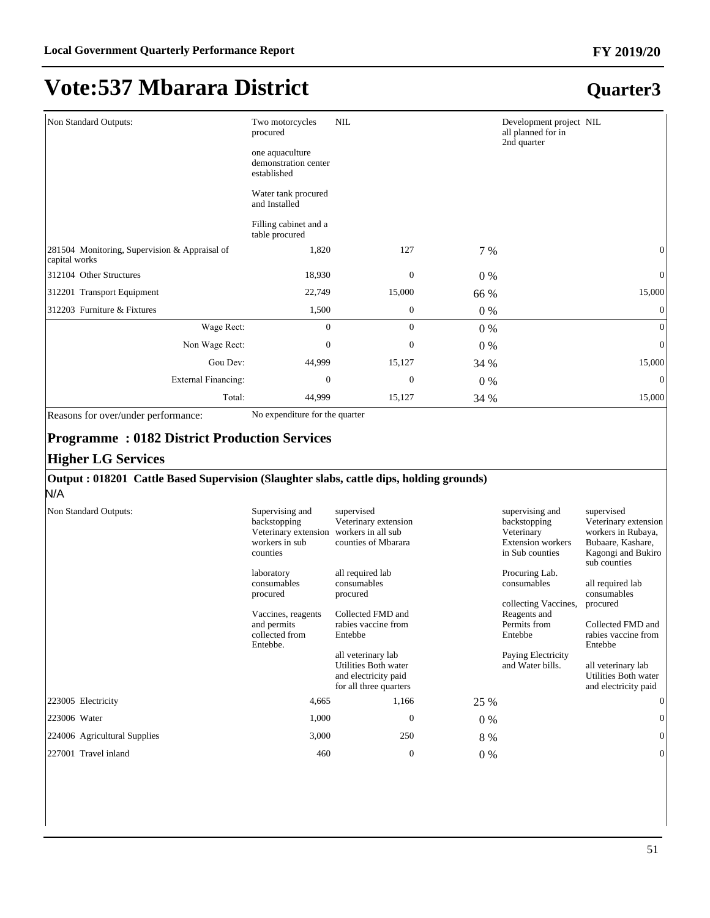# Vote:537 Mbarara District

## Quarter3

| | | | | | |
|---|---|---|---|---|---|
| Non Standard Outputs: | Two motorcycles procured<br><br>one aquaculture demonstration center established<br><br>Water tank procured and Installed<br><br>Filling cabinet and a table procured | NIL | | Development project all planned for in 2nd quarter | NIL |
| 281504 Monitoring, Supervision & Appraisal of capital works | 1,820 | 127 | 7 % | | 0 |
| 312104 Other Structures | 18,930 | 0 | 0 % | | 0 |
| 312201 Transport Equipment | 22,749 | 15,000 | 66 % | | 15,000 |
| 312203 Furniture & Fixtures | 1,500 | 0 | 0 % | | 0 |
| Wage Rect: | 0 | 0 | 0 % | | 0 |
| Non Wage Rect: | 0 | 0 | 0 % | | 0 |
| Gou Dev: | 44,999 | 15,127 | 34 % | | 15,000 |
| External Financing: | 0 | 0 | 0 % | | 0 |
| Total: | 44,999 | 15,127 | 34 % | | 15,000 |

Reasons for over/under performance: No expenditure for the quarter

### Programme : 0182 District Production Services

### Higher LG Services

**Output : 018201 Cattle Based Supervision (Slaughter slabs, cattle dips, holding grounds)**

N/A

| | | | | | |
|---|---|---|---|---|---|
| Non Standard Outputs: | Supervising and backstopping Veterinary extension workers in sub counties<br><br>laboratory consumables procured<br><br>Vaccines, reagents and permits collected from Entebbe. | supervised Veterinary extension workers in all sub counties of Mbarara<br><br>all required lab consumables procured<br><br>Collected FMD and rabies vaccine from Entebbe<br><br>all veterinary lab Utilities Both water and electricity paid for all three quarters | | supervising and backstopping Veterinary Extension workers in Sub counties<br><br>Procuring Lab. consumables<br><br>collecting Vaccines, Reagents and Permits from Entebbe<br><br>Paying Electricity and Water bills. | supervised Veterinary extension workers in Rubaya, Bubaare, Kashare, Kagongi and Bukiro sub counties<br><br>all required lab consumables procured<br><br>Collected FMD and rabies vaccine from Entebbe<br><br>all veterinary lab Utilities Both water and electricity paid |
| 223005 Electricity | 4,665 | 1,166 | 25 % | | 0 |
| 223006 Water | 1,000 | 0 | 0 % | | 0 |
| 224006 Agricultural Supplies | 3,000 | 250 | 8 % | | 0 |
| 227001 Travel inland | 460 | 0 | 0 % | | 0 |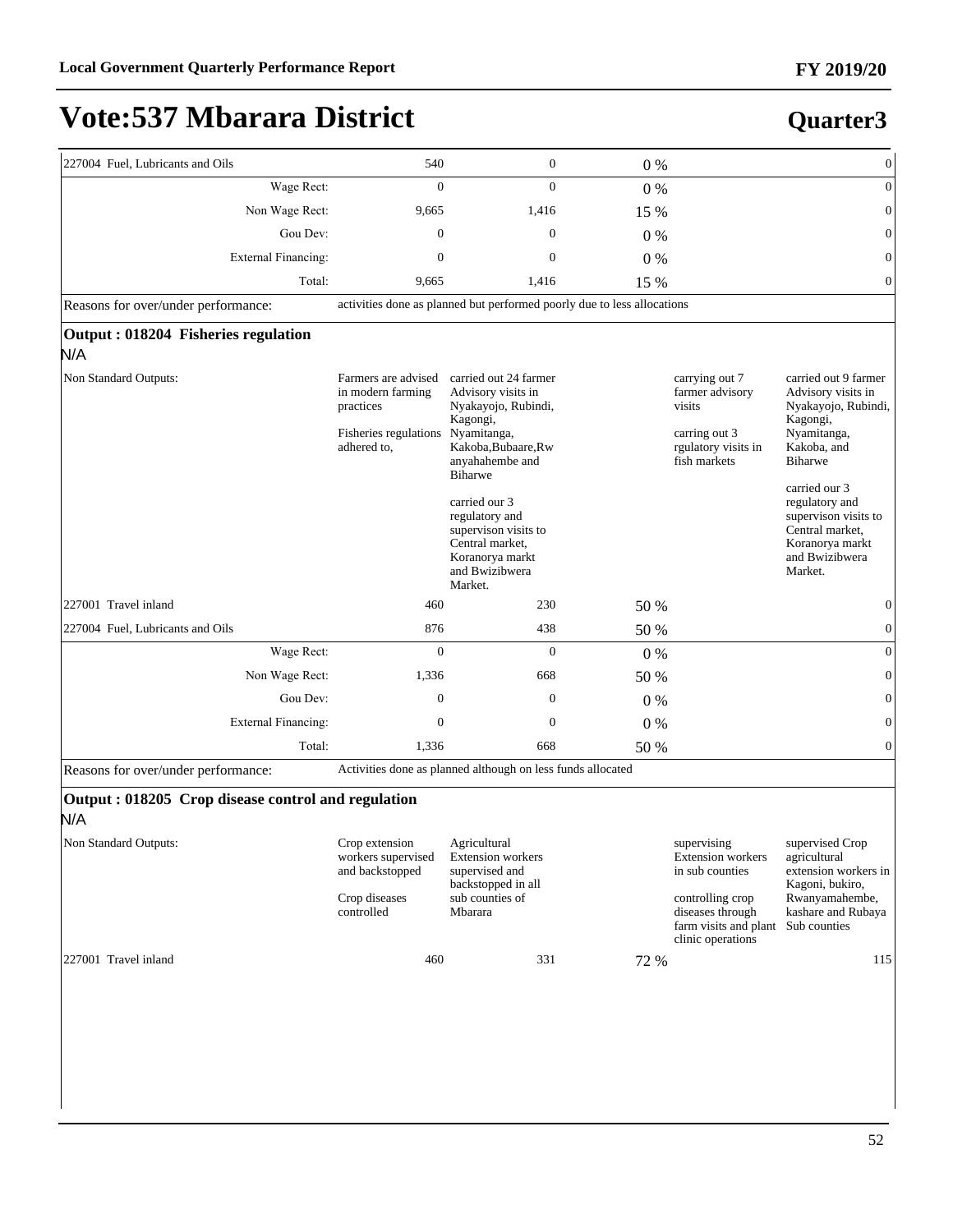# Vote:537 Mbarara District

## Quarter3

| | | | | | |
|---|---|---|---|---|---|
| 227004 Fuel, Lubricants and Oils | 540 | 0 | 0 % | | 0 |
| Wage Rect: | 0 | 0 | 0 % | | 0 |
| Non Wage Rect: | 9,665 | 1,416 | 15 % | | 0 |
| Gou Dev: | 0 | 0 | 0 % | | 0 |
| External Financing: | 0 | 0 | 0 % | | 0 |
| Total: | 9,665 | 1,416 | 15 % | | 0 |
| Reasons for over/under performance: | activities done as planned but performed poorly due to less allocations | | | | |

**Output : 018204 Fisheries regulation**

N/A

| | | | | | |
|---|---|---|---|---|---|
| Non Standard Outputs: | Farmers are advised in modern farming practices<br><br>Fisheries regulations adhered to, | carried out 24 farmer Advisory visits in Nyakayojo, Rubindi, Kagongi, Nyamitanga, Kakoba,Bubaare,Rwanyahahembe and Biharwe<br><br>carried our 3 regulatory and supervison visits to Central market, Koranorya markt and Bwizibwera Market. | | carrying out 7 farmer advisory visits<br><br>carring out 3 rgulatory visits in fish markets | carried out 9 farmer Advisory visits in Nyakayojo, Rubindi, Kagongi, Nyamitanga, Kakoba, and Biharwe<br><br>carried our 3 regulatory and supervison visits to Central market, Koranorya markt and Bwizibwera Market. |
| 227001 Travel inland | 460 | 230 | 50 % | | 0 |
| 227004 Fuel, Lubricants and Oils | 876 | 438 | 50 % | | 0 |
| Wage Rect: | 0 | 0 | 0 % | | 0 |
| Non Wage Rect: | 1,336 | 668 | 50 % | | 0 |
| Gou Dev: | 0 | 0 | 0 % | | 0 |
| External Financing: | 0 | 0 | 0 % | | 0 |
| Total: | 1,336 | 668 | 50 % | | 0 |
| Reasons for over/under performance: | Activities done as planned although on less funds allocated | | | | |

**Output : 018205 Crop disease control and regulation**

N/A

| | | | | | |
|---|---|---|---|---|---|
| Non Standard Outputs: | Crop extension workers supervised and backstopped<br><br>Crop diseases controlled | Agricultural Extension workers supervised and backstopped in all sub counties of Mbarara | | supervising Extension workers in sub counties<br><br>controlling crop diseases through farm visits and plant clinic operations | supervised Crop agricultural extension workers in Kagoni, bukiro, Rwanyamahembe, kashare and Rubaya Sub counties |
| 227001 Travel inland | 460 | 331 | 72 % | | 115 |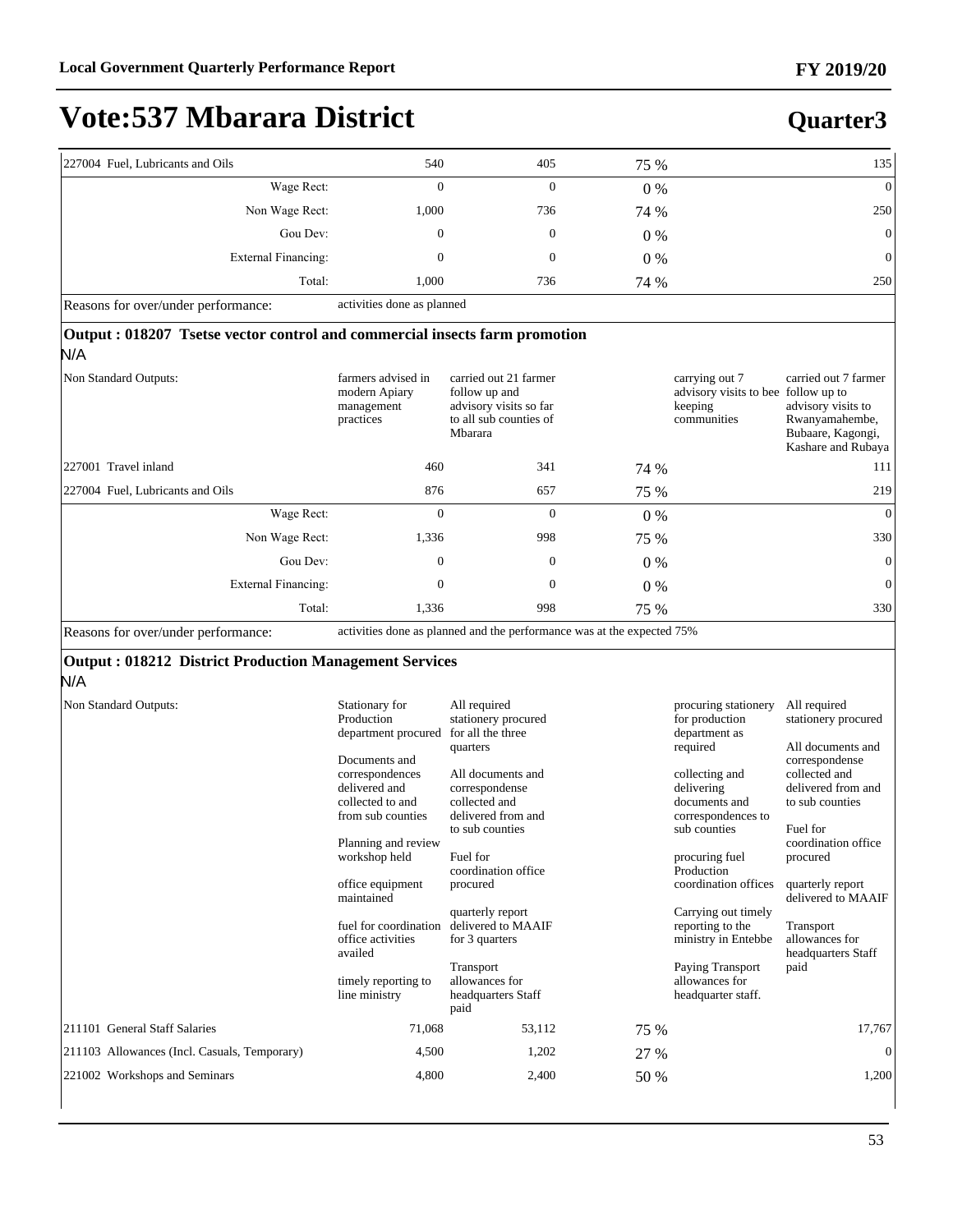# Vote:537 Mbarara District

## Quarter3

| | | | | | |
|---|---|---|---|---|---|
| 227004 Fuel, Lubricants and Oils | 540 | 405 | 75 % | | 135 |
| Wage Rect: | 0 | 0 | 0 % | | 0 |
| Non Wage Rect: | 1,000 | 736 | 74 % | | 250 |
| Gou Dev: | 0 | 0 | 0 % | | 0 |
| External Financing: | 0 | 0 | 0 % | | 0 |
| Total: | 1,000 | 736 | 74 % | | 250 |
| Reasons for over/under performance: | activities done as planned | | | | |

### Output : 018207 Tsetse vector control and commercial insects farm promotion

N/A

| | | | | | |
|---|---|---|---|---|---|
| Non Standard Outputs: | farmers advised in modern Apiary management practices | carried out 21 farmer follow up and advisory visits so far to all sub counties of Mbarara | | carrying out 7 advisory visits to bee keeping communities | carried out 7 farmer follow up to advisory visits to Rwanyamahembe, Bubaare, Kagongi, Kashare and Rubaya |
| 227001 Travel inland | 460 | 341 | 74 % | | 111 |
| 227004 Fuel, Lubricants and Oils | 876 | 657 | 75 % | | 219 |
| Wage Rect: | 0 | 0 | 0 % | | 0 |
| Non Wage Rect: | 1,336 | 998 | 75 % | | 330 |
| Gou Dev: | 0 | 0 | 0 % | | 0 |
| External Financing: | 0 | 0 | 0 % | | 0 |
| Total: | 1,336 | 998 | 75 % | | 330 |
| Reasons for over/under performance: | activities done as planned and the performance was at the expected 75% | | | | |

### Output : 018212 District Production Management Services

N/A

| | | | | | |
|---|---|---|---|---|---|
| Non Standard Outputs: | Stationary for Production department procured<br><br>Documents and correspondences delivered and collected to and from sub counties<br><br>Planning and review workshop held<br><br>office equipment maintained<br><br>fuel for coordination office activities availed<br><br>timely reporting to line ministry | All required stationery procured for all the three quarters<br><br>All documents and correspondense collected and delivered from and to sub counties<br><br>Fuel for coordination office procured<br><br>quarterly report delivered to MAAIF for 3 quarters<br><br>Transport allowances for headquarters Staff paid | | procuring stationery for production department as required<br><br>collecting and delivering documents and correspondences to sub counties<br><br>procuring fuel Production coordination offices<br><br>Carrying out timely reporting to the ministry in Entebbe<br><br>Paying Transport allowances for headquarter staff. | All required stationery procured<br><br>All documents and correspondense collected and delivered from and to sub counties<br><br>Fuel for coordination office procured<br><br>quarterly report delivered to MAAIF<br><br>Transport allowances for headquarters Staff paid |
| 211101 General Staff Salaries | 71,068 | 53,112 | 75 % | | 17,767 |
| 211103 Allowances (Incl. Casuals, Temporary) | 4,500 | 1,202 | 27 % | | 0 |
| 221002 Workshops and Seminars | 4,800 | 2,400 | 50 % | | 1,200 |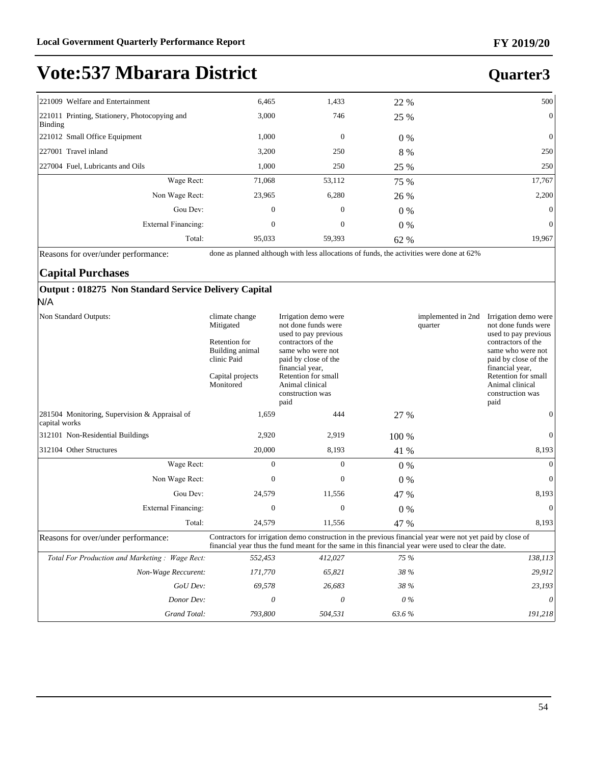# Vote:537 Mbarara District

## Quarter3

| | | | | | |
|---|---|---|---|---|---|
| 221009 Welfare and Entertainment | 6,465 | 1,433 | 22 % | | 500 |
| 221011 Printing, Stationery, Photocopying and Binding | 3,000 | 746 | 25 % | | 0 |
| 221012 Small Office Equipment | 1,000 | 0 | 0 % | | 0 |
| 227001 Travel inland | 3,200 | 250 | 8 % | | 250 |
| 227004 Fuel, Lubricants and Oils | 1,000 | 250 | 25 % | | 250 |
| Wage Rect: | 71,068 | 53,112 | 75 % | | 17,767 |
| Non Wage Rect: | 23,965 | 6,280 | 26 % | | 2,200 |
| Gou Dev: | 0 | 0 | 0 % | | 0 |
| External Financing: | 0 | 0 | 0 % | | 0 |
| Total: | 95,033 | 59,393 | 62 % | | 19,967 |
| Reasons for over/under performance: | done as planned although with less allocations of funds, the activities were done at 62% | | | | |

### Capital Purchases

**Output : 018275 Non Standard Service Delivery Capital**

N/A

| | | | | | |
|---|---|---|---|---|---|
| Non Standard Outputs: | climate change Mitigated<br><br>Retention for Building animal clinic Paid<br><br>Capital projects Monitored | Irrigation demo were not done funds were used to pay previous contractors of the same who were not paid by close of the financial year, Retention for small Animal clinical construction was paid | | implemented in 2nd quarter | Irrigation demo were not done funds were used to pay previous contractors of the same who were not paid by close of the financial year, Retention for small Animal clinical construction was paid |
| 281504 Monitoring, Supervision & Appraisal of capital works | 1,659 | 444 | 27 % | | 0 |
| 312101 Non-Residential Buildings | 2,920 | 2,919 | 100 % | | 0 |
| 312104 Other Structures | 20,000 | 8,193 | 41 % | | 8,193 |
| Wage Rect: | 0 | 0 | 0 % | | 0 |
| Non Wage Rect: | 0 | 0 | 0 % | | 0 |
| Gou Dev: | 24,579 | 11,556 | 47 % | | 8,193 |
| External Financing: | 0 | 0 | 0 % | | 0 |
| Total: | 24,579 | 11,556 | 47 % | | 8,193 |
| Reasons for over/under performance: | Contractors for irrigation demo construction in the previous financial year were not yet paid by close of financial year thus the fund meant for the same in this financial year were used to clear the date. | | | | |
| *Total For Production and Marketing : Wage Rect:* | *552,453* | *412,027* | *75 %* | | *138,113* |
| *Non-Wage Reccurent:* | *171,770* | *65,821* | *38 %* | | *29,912* |
| *GoU Dev:* | *69,578* | *26,683* | *38 %* | | *23,193* |
| *Donor Dev:* | *0* | *0* | *0 %* | | *0* |
| *Grand Total:* | *793,800* | *504,531* | *63.6 %* | | *191,218* |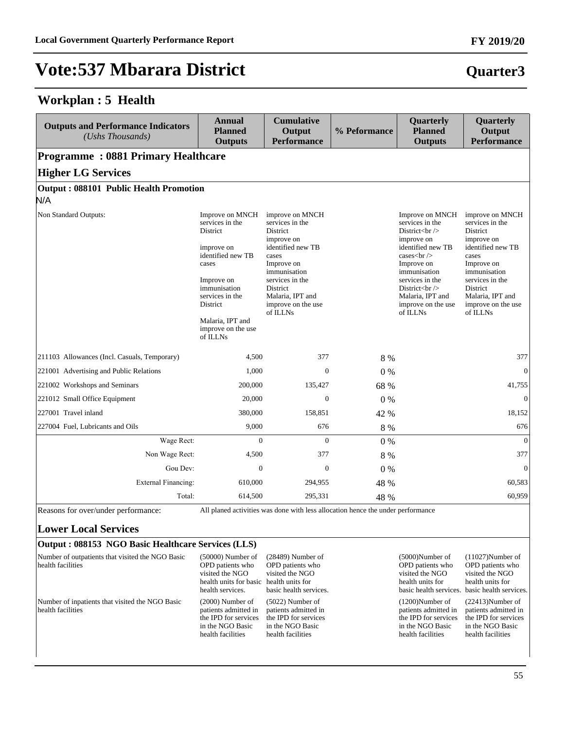# Vote:537 Mbarara District

**Quarter3**

## Workplan : 5 Health

| Outputs and Performance Indicators *(Ushs Thousands)* | Annual Planned Outputs | Cumulative Output Performance | % Peformance | Quarterly Planned Outputs | Quarterly Output Performance |
|---|---|---|---|---|---|
| **Programme : 0881 Primary Healthcare** | | | | | |
| **Higher LG Services** | | | | | |
| **Output : 088101 Public Health Promotion** | | | | | |
| N/A | | | | | |
| Non Standard Outputs: | Improve on MNCH services in the District<br><br>improve on identified new TB cases<br><br>Improve on immunisation services in the District<br><br>Malaria, IPT and improve on the use of ILLNs | improve on MNCH services in the District improve on identified new TB cases Improve on immunisation services in the District Malaria, IPT and improve on the use of ILLNs | | Improve on MNCH services in the District<br /> improve on identified new TB cases<br /> Improve on immunisation services in the District<br /> Malaria, IPT and improve on the use of ILLNs | improve on MNCH services in the District improve on identified new TB cases Improve on immunisation services in the District Malaria, IPT and improve on the use of ILLNs |
| 211103 Allowances (Incl. Casuals, Temporary) | 4,500 | 377 | 8 % | | 377 |
| 221001 Advertising and Public Relations | 1,000 | 0 | 0 % | | 0 |
| 221002 Workshops and Seminars | 200,000 | 135,427 | 68 % | | 41,755 |
| 221012 Small Office Equipment | 20,000 | 0 | 0 % | | 0 |
| 227001 Travel inland | 380,000 | 158,851 | 42 % | | 18,152 |
| 227004 Fuel, Lubricants and Oils | 9,000 | 676 | 8 % | | 676 |
| Wage Rect: | 0 | 0 | 0 % | | 0 |
| Non Wage Rect: | 4,500 | 377 | 8 % | | 377 |
| Gou Dev: | 0 | 0 | 0 % | | 0 |
| External Financing: | 610,000 | 294,955 | 48 % | | 60,583 |
| Total: | 614,500 | 295,331 | 48 % | | 60,959 |
| Reasons for over/under performance: | All planed activities was done with less allocation hence the under performance | | | | |
| **Lower Local Services** | | | | | |
| **Output : 088153 NGO Basic Healthcare Services (LLS)** | | | | | |
| Number of outpatients that visited the NGO Basic health facilities | (50000) Number of OPD patients who visited the NGO health units for basic health services. | (28489) Number of OPD patients who visited the NGO health units for basic health services. | | (5000)Number of OPD patients who visited the NGO health units for basic health services. | (11027)Number of OPD patients who visited the NGO health units for basic health services. |
| Number of inpatients that visited the NGO Basic health facilities | (2000) Number of patients admitted in the IPD for services in the NGO Basic health facilities | (5022) Number of patients admitted in the IPD for services in the NGO Basic health facilities | | (1200)Number of patients admitted in the IPD for services in the NGO Basic health facilities | (22413)Number of patients admitted in the IPD for services in the NGO Basic health facilities |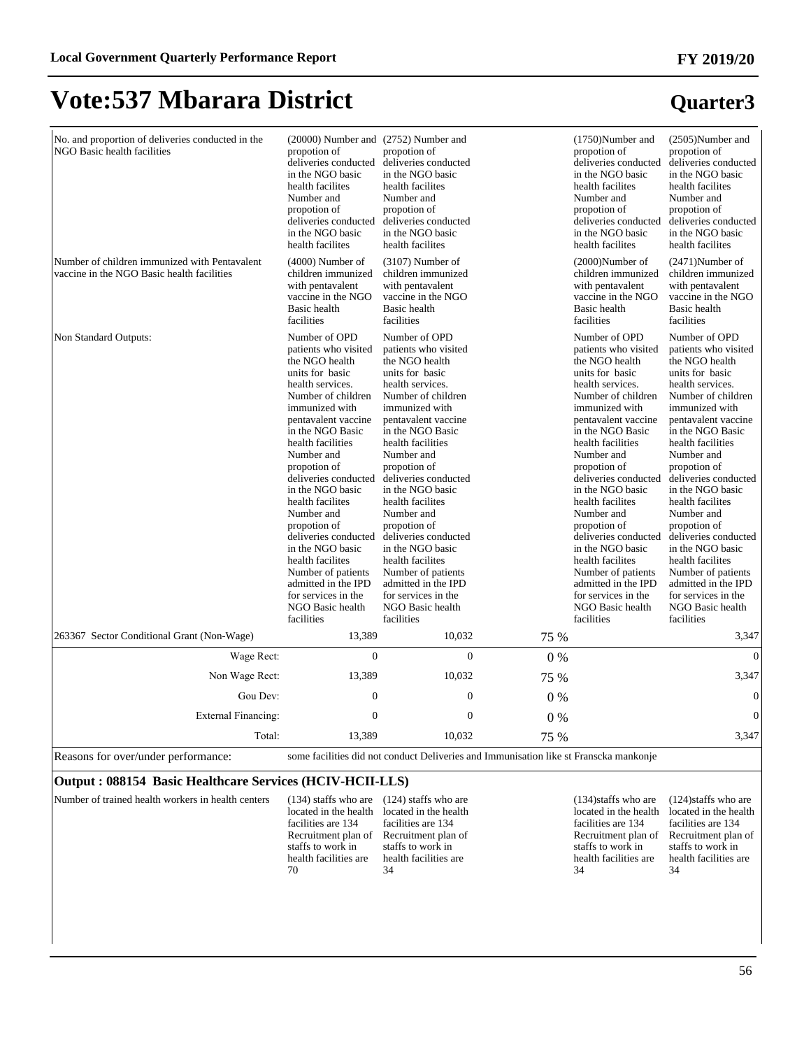# Vote:537 Mbarara District

## Quarter3

| | | | | | |
|---|---|---|---|---|---|
| No. and proportion of deliveries conducted in the NGO Basic health facilities | (20000) Number and propotion of deliveries conducted in the NGO basic health facilites Number and propotion of deliveries conducted in the NGO basic health facilites | (2752) Number and propotion of deliveries conducted in the NGO basic health facilites Number and propotion of deliveries conducted in the NGO basic health facilites | | (1750)Number and propotion of deliveries conducted in the NGO basic health facilites Number and propotion of deliveries conducted in the NGO basic health facilites | (2505)Number and propotion of deliveries conducted in the NGO basic health facilites Number and propotion of deliveries conducted in the NGO basic health facilites |
| Number of children immunized with Pentavalent vaccine in the NGO Basic health facilities | (4000) Number of children immunized with pentavalent vaccine in the NGO Basic health facilities | (3107) Number of children immunized with pentavalent vaccine in the NGO Basic health facilities | | (2000)Number of children immunized with pentavalent vaccine in the NGO Basic health facilities | (2471)Number of children immunized with pentavalent vaccine in the NGO Basic health facilities |
| Non Standard Outputs: | Number of OPD patients who visited the NGO health units for basic health services. Number of children immunized with pentavalent vaccine in the NGO Basic health facilities Number and propotion of deliveries conducted in the NGO basic health facilites Number and propotion of deliveries conducted in the NGO basic health facilites Number of patients admitted in the IPD for services in the NGO Basic health facilities | Number of OPD patients who visited the NGO health units for basic health services. Number of children immunized with pentavalent vaccine in the NGO Basic health facilities Number and propotion of deliveries conducted in the NGO basic health facilites Number and propotion of deliveries conducted in the NGO basic health facilites Number of patients admitted in the IPD for services in the NGO Basic health facilities | | Number of OPD patients who visited the NGO health units for basic health services. Number of children immunized with pentavalent vaccine in the NGO Basic health facilities Number and propotion of deliveries conducted in the NGO basic health facilites Number and propotion of deliveries conducted in the NGO basic health facilites Number of patients admitted in the IPD for services in the NGO Basic health facilities | Number of OPD patients who visited the NGO health units for basic health services. Number of children immunized with pentavalent vaccine in the NGO Basic health facilities Number and propotion of deliveries conducted in the NGO basic health facilites Number and propotion of deliveries conducted in the NGO basic health facilites Number of patients admitted in the IPD for services in the NGO Basic health facilities |
| 263367 Sector Conditional Grant (Non-Wage) | 13,389 | 10,032 | 75 % | | 3,347 |
| Wage Rect: | 0 | 0 | 0 % | | 0 |
| Non Wage Rect: | 13,389 | 10,032 | 75 % | | 3,347 |
| Gou Dev: | 0 | 0 | 0 % | | 0 |
| External Financing: | 0 | 0 | 0 % | | 0 |
| Total: | 13,389 | 10,032 | 75 % | | 3,347 |

Reasons for over/under performance: some facilities did not conduct Deliveries and Immunisation like st Franscka mankonje

### Output : 088154 Basic Healthcare Services (HCIV-HCII-LLS)

| | | | | | |
|---|---|---|---|---|---|
| Number of trained health workers in health centers | (134) staffs who are located in the health facilities are 134 Recruitment plan of staffs to work in health facilities are 70 | (124) staffs who are located in the health facilities are 134 Recruitment plan of staffs to work in health facilities are 34 | | (134)staffs who are located in the health facilities are 134 Recruitment plan of staffs to work in health facilities are 34 | (124)staffs who are located in the health facilities are 134 Recruitment plan of staffs to work in health facilities are 34 |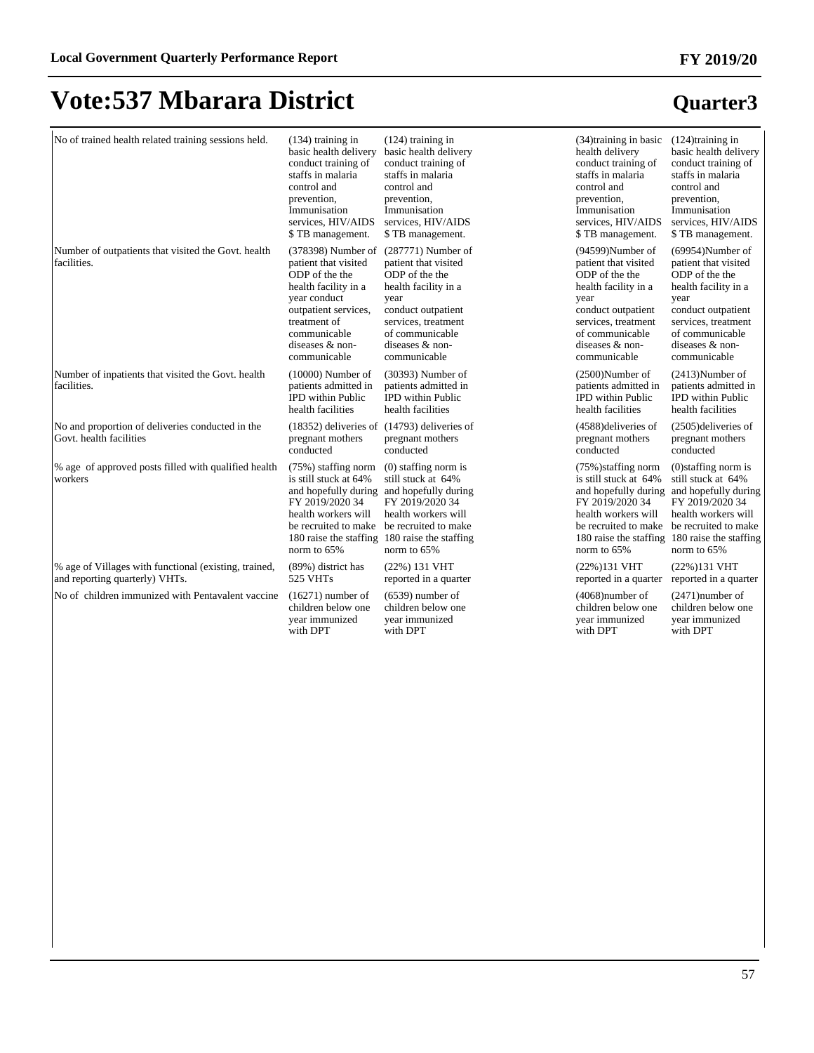# Vote:537 Mbarara District

## Quarter3

| | | | | | |
|---|---|---|---|---|---|
| No of trained health related training sessions held. | (134) training in basic health delivery conduct training of staffs in malaria control and prevention, Immunisation services, HIV/AIDS $ TB management. | (124) training in basic health delivery conduct training of staffs in malaria control and prevention, Immunisation services, HIV/AIDS $ TB management. | | (34)training in basic health delivery conduct training of staffs in malaria control and prevention, Immunisation services, HIV/AIDS $ TB management. | (124)training in basic health delivery conduct training of staffs in malaria control and prevention, Immunisation services, HIV/AIDS $ TB management. |
| Number of outpatients that visited the Govt. health facilities. | (378398) Number of patient that visited ODP of the the health facility in a year conduct outpatient services, treatment of communicable diseases & non-communicable | (287771) Number of patient that visited ODP of the the health facility in a year conduct outpatient services, treatment of communicable diseases & non-communicable | | (94599)Number of patient that visited ODP of the the health facility in a year conduct outpatient services, treatment of communicable diseases & non-communicable | (69954)Number of patient that visited ODP of the the health facility in a year conduct outpatient services, treatment of communicable diseases & non-communicable |
| Number of inpatients that visited the Govt. health facilities. | (10000) Number of patients admitted in IPD within Public health facilities | (30393) Number of patients admitted in IPD within Public health facilities | | (2500)Number of patients admitted in IPD within Public health facilities | (2413)Number of patients admitted in IPD within Public health facilities |
| No and proportion of deliveries conducted in the Govt. health facilities | (18352) deliveries of pregnant mothers conducted | (14793) deliveries of pregnant mothers conducted | | (4588)deliveries of pregnant mothers conducted | (2505)deliveries of pregnant mothers conducted |
| % age of approved posts filled with qualified health workers | (75%) staffing norm is still stuck at 64% and hopefully during FY 2019/2020 34 health workers will be recruited to make 180 raise the staffing norm to 65% | (0) staffing norm is still stuck at 64% and hopefully during FY 2019/2020 34 health workers will be recruited to make 180 raise the staffing norm to 65% | | (75%)staffing norm is still stuck at 64% and hopefully during FY 2019/2020 34 health workers will be recruited to make 180 raise the staffing norm to 65% | (0)staffing norm is still stuck at 64% and hopefully during FY 2019/2020 34 health workers will be recruited to make 180 raise the staffing norm to 65% |
| % age of Villages with functional (existing, trained, and reporting quarterly) VHTs. | (89%) district has 525 VHTs | (22%) 131 VHT reported in a quarter | | (22%)131 VHT reported in a quarter | (22%)131 VHT reported in a quarter |
| No of children immunized with Pentavalent vaccine | (16271) number of children below one year immunized with DPT | (6539) number of children below one year immunized with DPT | | (4068)number of children below one year immunized with DPT | (2471)number of children below one year immunized with DPT |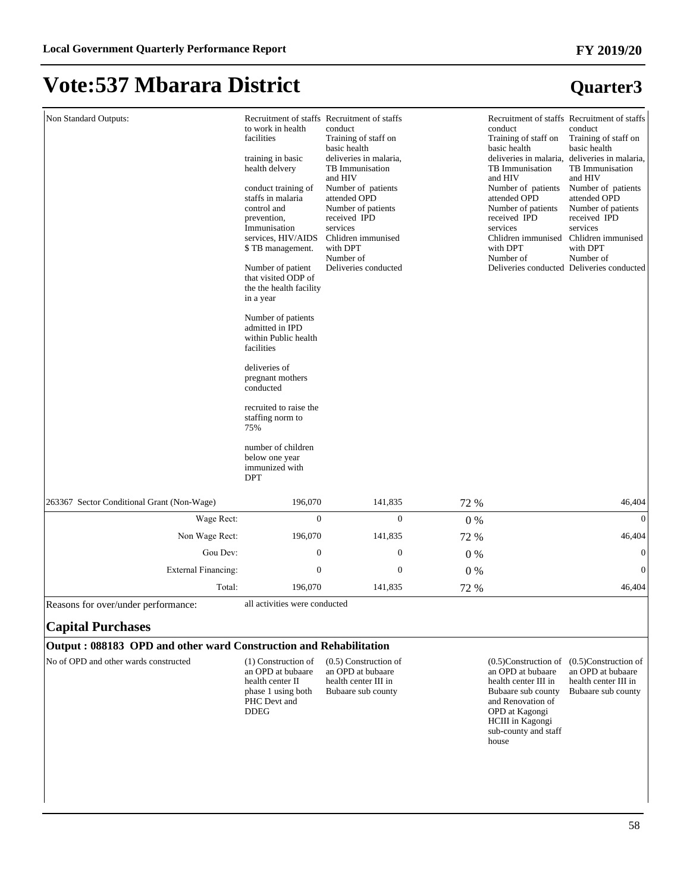# Vote:537 Mbarara District

## Quarter3

| | | | | | |
|---|---|---|---|---|---|
| Non Standard Outputs: | Recruitment of staffs to work in health facilities<br><br>training in basic health delvery<br><br>conduct training of staffs in malaria control and prevention, Immunisation services, HIV/AIDS $ TB management.<br><br>Number of patient that visited ODP of the the health facility in a year<br><br>Number of patients admitted in IPD within Public health facilities<br><br>deliveries of pregnant mothers conducted<br><br>recruited to raise the staffing norm to 75%<br><br>number of children below one year immunized with DPT | Recruitment of staffs conduct<br>Training of staff on basic health deliveries in malaria, TB Immunisation and HIV<br>Number of patients attended OPD<br>Number of patients received IPD services<br>Chlidren immunised with DPT<br>Number of Deliveries conducted | | Recruitment of staffs conduct<br>Training of staff on basic health deliveries in malaria, TB Immunisation and HIV<br>Number of patients attended OPD<br>Number of patients received IPD services<br>Chlidren immunised with DPT<br>Number of Deliveries conducted | Recruitment of staffs conduct<br>Training of staff on basic health deliveries in malaria, TB Immunisation and HIV<br>Number of patients attended OPD<br>Number of patients received IPD services<br>Chlidren immunised with DPT<br>Number of Deliveries conducted |
| 263367 Sector Conditional Grant (Non-Wage) | 196,070 | 141,835 | 72 % | | 46,404 |
| Wage Rect: | 0 | 0 | 0 % | | 0 |
| Non Wage Rect: | 196,070 | 141,835 | 72 % | | 46,404 |
| Gou Dev: | 0 | 0 | 0 % | | 0 |
| External Financing: | 0 | 0 | 0 % | | 0 |
| Total: | 196,070 | 141,835 | 72 % | | 46,404 |

Reasons for over/under performance: all activities were conducted

### Capital Purchases

**Output : 088183 OPD and other ward Construction and Rehabilitation**

| | | | | | |
|---|---|---|---|---|---|
| No of OPD and other wards constructed | (1) Construction of an OPD at bubaare health center II phase 1 using both PHC Devt and DDEG | (0.5) Construction of an OPD at bubaare health center III in Bubaare sub county | | (0.5)Construction of an OPD at bubaare health center III in Bubaare sub county and Renovation of OPD at Kagongi HCIII in Kagongi sub-county and staff house | (0.5)Construction of an OPD at bubaare health center III in Bubaare sub county |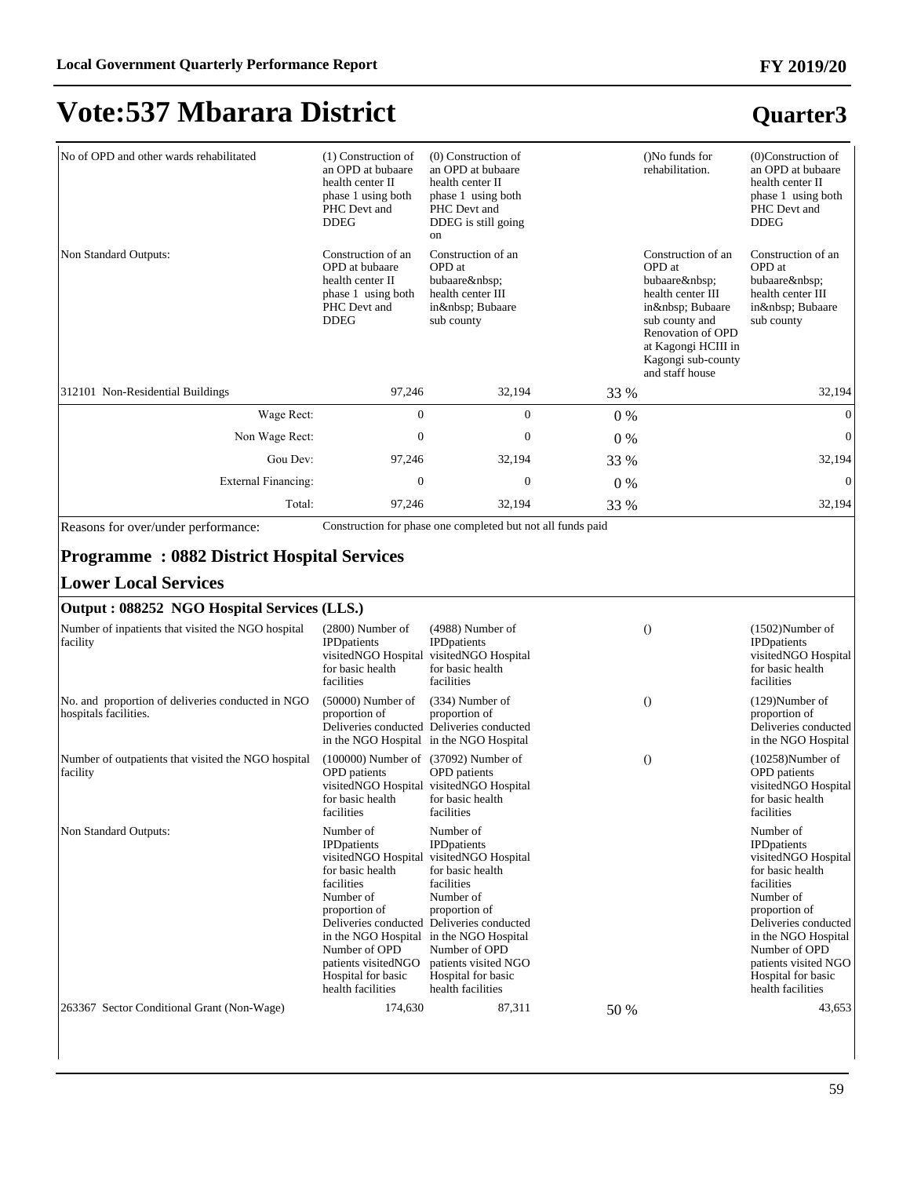# Vote:537 Mbarara District

## Quarter3

| | | | | | |
|---|---|---|---|---|---|
| No of OPD and other wards rehabilitated | (1) Construction of an OPD at bubaare health center II phase 1 using both PHC Devt and DDEG | (0) Construction of an OPD at bubaare health center II phase 1 using both PHC Devt and DDEG is still going on | | ()No funds for rehabilitation. | (0)Construction of an OPD at bubaare health center II phase 1 using both PHC Devt and DDEG |
| Non Standard Outputs: | Construction of an OPD at bubaare health center II phase 1 using both PHC Devt and DDEG | Construction of an OPD at bubaare&nbsp; health center III in&nbsp; Bubaare sub county | | Construction of an OPD at bubaare&nbsp; health center III in&nbsp; Bubaare sub county and Renovation of OPD at Kagongi HCIII in Kagongi sub-county and staff house | Construction of an OPD at bubaare&nbsp; health center III in&nbsp; Bubaare sub county |
| 312101 Non-Residential Buildings | 97,246 | 32,194 | 33 % | | 32,194 |
| Wage Rect: | 0 | 0 | 0 % | | 0 |
| Non Wage Rect: | 0 | 0 | 0 % | | 0 |
| Gou Dev: | 97,246 | 32,194 | 33 % | | 32,194 |
| External Financing: | 0 | 0 | 0 % | | 0 |
| Total: | 97,246 | 32,194 | 33 % | | 32,194 |

Reasons for over/under performance: Construction for phase one completed but not all funds paid

### Programme : 0882 District Hospital Services

### Lower Local Services

**Output : 088252 NGO Hospital Services (LLS.)**

| | | | | | |
|---|---|---|---|---|---|
| Number of inpatients that visited the NGO hospital facility | (2800) Number of IPDpatients visitedNGO Hospital for basic health facilities | (4988) Number of IPDpatients visitedNGO Hospital for basic health facilities | | () | (1502)Number of IPDpatients visitedNGO Hospital for basic health facilities |
| No. and proportion of deliveries conducted in NGO hospitals facilities. | (50000) Number of proportion of Deliveries conducted in the NGO Hospital | (334) Number of proportion of Deliveries conducted in the NGO Hospital | | () | (129)Number of proportion of Deliveries conducted in the NGO Hospital |
| Number of outpatients that visited the NGO hospital facility | (100000) Number of OPD patients visitedNGO Hospital for basic health facilities | (37092) Number of OPD patients visitedNGO Hospital for basic health facilities | | () | (10258)Number of OPD patients visitedNGO Hospital for basic health facilities |
| Non Standard Outputs: | Number of IPDpatients visitedNGO Hospital for basic health facilities Number of proportion of Deliveries conducted in the NGO Hospital Number of OPD patients visitedNGO Hospital for basic health facilities | Number of IPDpatients visitedNGO Hospital for basic health facilities Number of proportion of Deliveries conducted in the NGO Hospital Number of OPD patients visited NGO Hospital for basic health facilities | | | Number of IPDpatients visitedNGO Hospital for basic health facilities Number of proportion of Deliveries conducted in the NGO Hospital Number of OPD patients visited NGO Hospital for basic health facilities |
| 263367 Sector Conditional Grant (Non-Wage) | 174,630 | 87,311 | 50 % | | 43,653 |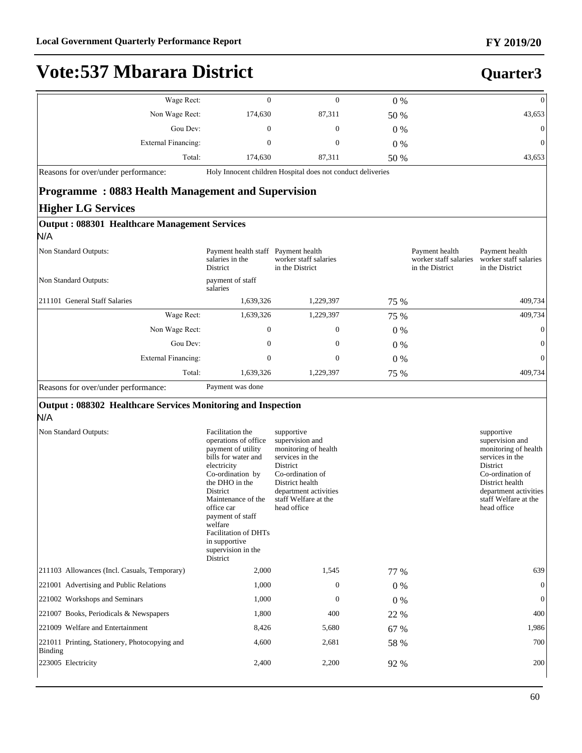# Vote:537 Mbarara District

## Quarter3

| | | | | | |
|---|---|---|---|---|---|
| Wage Rect: | 0 | 0 | 0 % | | 0 |
| Non Wage Rect: | 174,630 | 87,311 | 50 % | | 43,653 |
| Gou Dev: | 0 | 0 | 0 % | | 0 |
| External Financing: | 0 | 0 | 0 % | | 0 |
| Total: | 174,630 | 87,311 | 50 % | | 43,653 |

Reasons for over/under performance: Holy Innocent children Hospital does not conduct deliveries

## Programme : 0883 Health Management and Supervision

### Higher LG Services

**Output : 088301 Healthcare Management Services**

N/A

| | | | | | |
|---|---|---|---|---|---|
| Non Standard Outputs: | Payment health staff salaries in the District | Payment health worker staff salaries in the District | | Payment health worker staff salaries in the District | Payment health worker staff salaries in the District |
| Non Standard Outputs: | payment of staff salaries | | | | |
| 211101 General Staff Salaries | 1,639,326 | 1,229,397 | 75 % | | 409,734 |
| Wage Rect: | 1,639,326 | 1,229,397 | 75 % | | 409,734 |
| Non Wage Rect: | 0 | 0 | 0 % | | 0 |
| Gou Dev: | 0 | 0 | 0 % | | 0 |
| External Financing: | 0 | 0 | 0 % | | 0 |
| Total: | 1,639,326 | 1,229,397 | 75 % | | 409,734 |

Reasons for over/under performance: Payment was done

**Output : 088302 Healthcare Services Monitoring and Inspection**

N/A

| | | | | | |
|---|---|---|---|---|---|
| Non Standard Outputs: | Facilitation the operations of office payment of utility bills for water and electricity Co-ordination by the DHO in the District Maintenance of the office car payment of staff welfare Facilitation of DHTs in supportive supervision in the District | supportive supervision and monitoring of health services in the District Co-ordination of District health department activities staff Welfare at the head office | | | supportive supervision and monitoring of health services in the District Co-ordination of District health department activities staff Welfare at the head office |
| 211103 Allowances (Incl. Casuals, Temporary) | 2,000 | 1,545 | 77 % | | 639 |
| 221001 Advertising and Public Relations | 1,000 | 0 | 0 % | | 0 |
| 221002 Workshops and Seminars | 1,000 | 0 | 0 % | | 0 |
| 221007 Books, Periodicals & Newspapers | 1,800 | 400 | 22 % | | 400 |
| 221009 Welfare and Entertainment | 8,426 | 5,680 | 67 % | | 1,986 |
| 221011 Printing, Stationery, Photocopying and Binding | 4,600 | 2,681 | 58 % | | 700 |
| 223005 Electricity | 2,400 | 2,200 | 92 % | | 200 |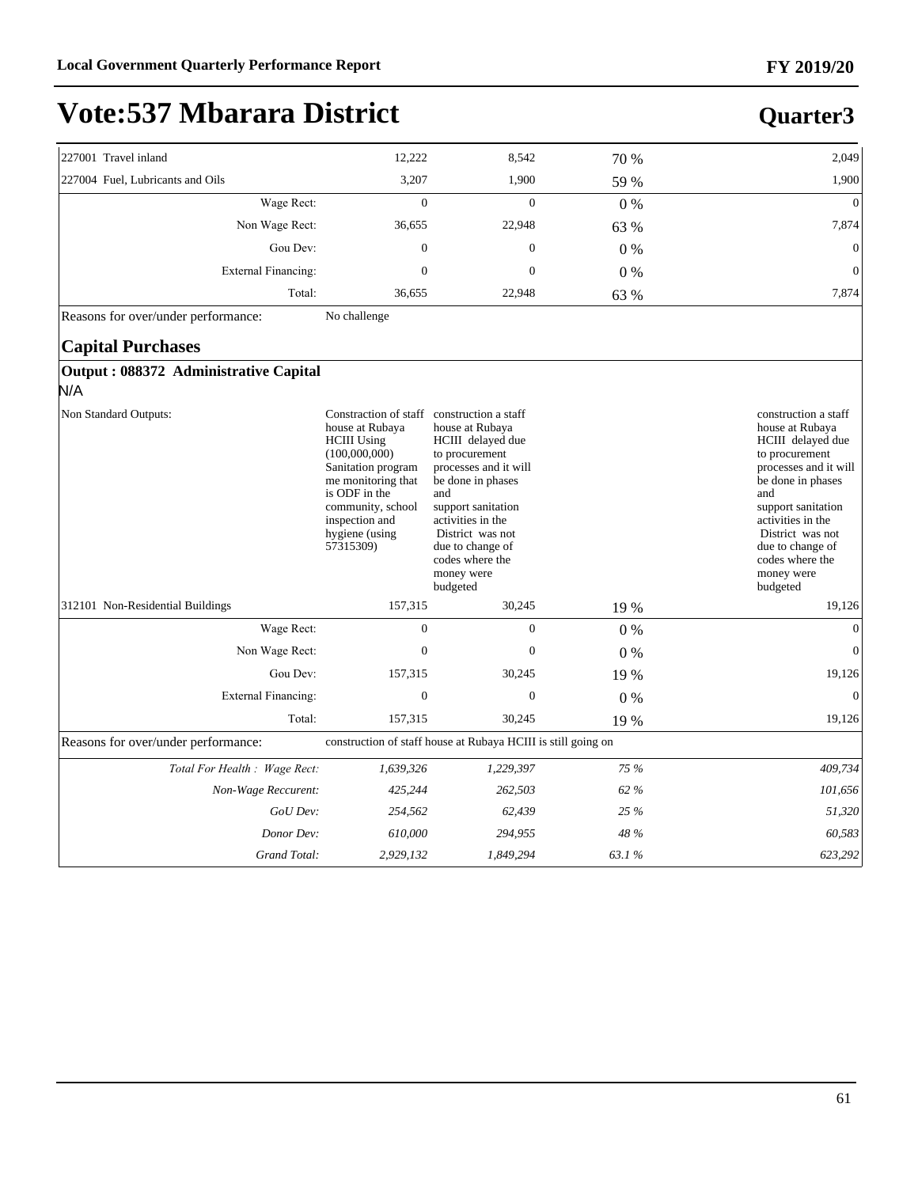# Vote:537 Mbarara District

## Quarter3

| | | | | |
|---|---|---|---|---|
| 227001 Travel inland | 12,222 | 8,542 | 70 % | 2,049 |
| 227004 Fuel, Lubricants and Oils | 3,207 | 1,900 | 59 % | 1,900 |
| Wage Rect: | 0 | 0 | 0 % | 0 |
| Non Wage Rect: | 36,655 | 22,948 | 63 % | 7,874 |
| Gou Dev: | 0 | 0 | 0 % | 0 |
| External Financing: | 0 | 0 | 0 % | 0 |
| Total: | 36,655 | 22,948 | 63 % | 7,874 |
| Reasons for over/under performance: | No challenge | | | |

### Capital Purchases

**Output : 088372 Administrative Capital**

N/A

| | | | | |
|---|---|---|---|---|
| Non Standard Outputs: | Constraction of staff house at Rubaya HCIII Using (100,000,000) Sanitation program me monitoring that is ODF in the community, school inspection and hygiene (using 57315309) | construction a staff house at Rubaya HCIII delayed due to procurement processes and it will be done in phases and support sanitation activities in the District was not due to change of codes where the money were budgeted | | construction a staff house at Rubaya HCIII delayed due to procurement processes and it will be done in phases and support sanitation activities in the District was not due to change of codes where the money were budgeted |
| 312101 Non-Residential Buildings | 157,315 | 30,245 | 19 % | 19,126 |
| Wage Rect: | 0 | 0 | 0 % | 0 |
| Non Wage Rect: | 0 | 0 | 0 % | 0 |
| Gou Dev: | 157,315 | 30,245 | 19 % | 19,126 |
| External Financing: | 0 | 0 | 0 % | 0 |
| Total: | 157,315 | 30,245 | 19 % | 19,126 |
| Reasons for over/under performance: | construction of staff house at Rubaya HCIII is still going on | | | |
| *Total For Health : Wage Rect:* | *1,639,326* | *1,229,397* | *75 %* | *409,734* |
| *Non-Wage Reccurent:* | *425,244* | *262,503* | *62 %* | *101,656* |
| *GoU Dev:* | *254,562* | *62,439* | *25 %* | *51,320* |
| *Donor Dev:* | *610,000* | *294,955* | *48 %* | *60,583* |
| *Grand Total:* | *2,929,132* | *1,849,294* | *63.1 %* | *623,292* |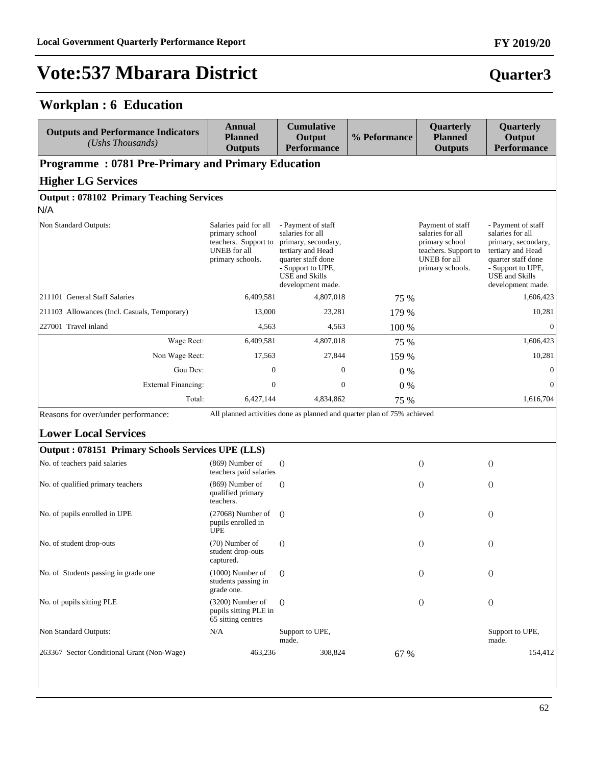# Vote:537 Mbarara District

**Quarter3**

## Workplan : 6 Education

| Outputs and Performance Indicators *(Ushs Thousands)* | Annual Planned Outputs | Cumulative Output Performance | % Peformance | Quarterly Planned Outputs | Quarterly Output Performance |
|---|---|---|---|---|---|
| **Programme : 0781 Pre-Primary and Primary Education** | | | | | |
| **Higher LG Services** | | | | | |
| **Output : 078102 Primary Teaching Services** | | | | | |
| N/A | | | | | |
| Non Standard Outputs: | Salaries paid for all primary school teachers. Support to UNEB for all primary schools. | - Payment of staff salaries for all primary, secondary, tertiary and Head quarter staff done - Support to UPE, USE and Skills development made. | | Payment of staff salaries for all primary school teachers. Support to UNEB for all primary schools. | - Payment of staff salaries for all primary, secondary, tertiary and Head quarter staff done - Support to UPE, USE and Skills development made. |
| 211101 General Staff Salaries | 6,409,581 | 4,807,018 | 75 % | | 1,606,423 |
| 211103 Allowances (Incl. Casuals, Temporary) | 13,000 | 23,281 | 179 % | | 10,281 |
| 227001 Travel inland | 4,563 | 4,563 | 100 % | | 0 |
| Wage Rect: | 6,409,581 | 4,807,018 | 75 % | | 1,606,423 |
| Non Wage Rect: | 17,563 | 27,844 | 159 % | | 10,281 |
| Gou Dev: | 0 | 0 | 0 % | | 0 |
| External Financing: | 0 | 0 | 0 % | | 0 |
| Total: | 6,427,144 | 4,834,862 | 75 % | | 1,616,704 |
| Reasons for over/under performance: | All planned activities done as planned and quarter plan of 75% achieved | | | | |
| **Lower Local Services** | | | | | |
| **Output : 078151 Primary Schools Services UPE (LLS)** | | | | | |
| No. of teachers paid salaries | (869) Number of teachers paid salaries | () | | () | () |
| No. of qualified primary teachers | (869) Number of qualified primary teachers. | () | | () | () |
| No. of pupils enrolled in UPE | (27068) Number of pupils enrolled in UPE | () | | () | () |
| No. of student drop-outs | (70) Number of student drop-outs captured. | () | | () | () |
| No. of Students passing in grade one | (1000) Number of students passing in grade one. | () | | () | () |
| No. of pupils sitting PLE | (3200) Number of pupils sitting PLE in 65 sitting centres | () | | () | () |
| Non Standard Outputs: | N/A | Support to UPE, made. | | | Support to UPE, made. |
| 263367 Sector Conditional Grant (Non-Wage) | 463,236 | 308,824 | 67 % | | 154,412 |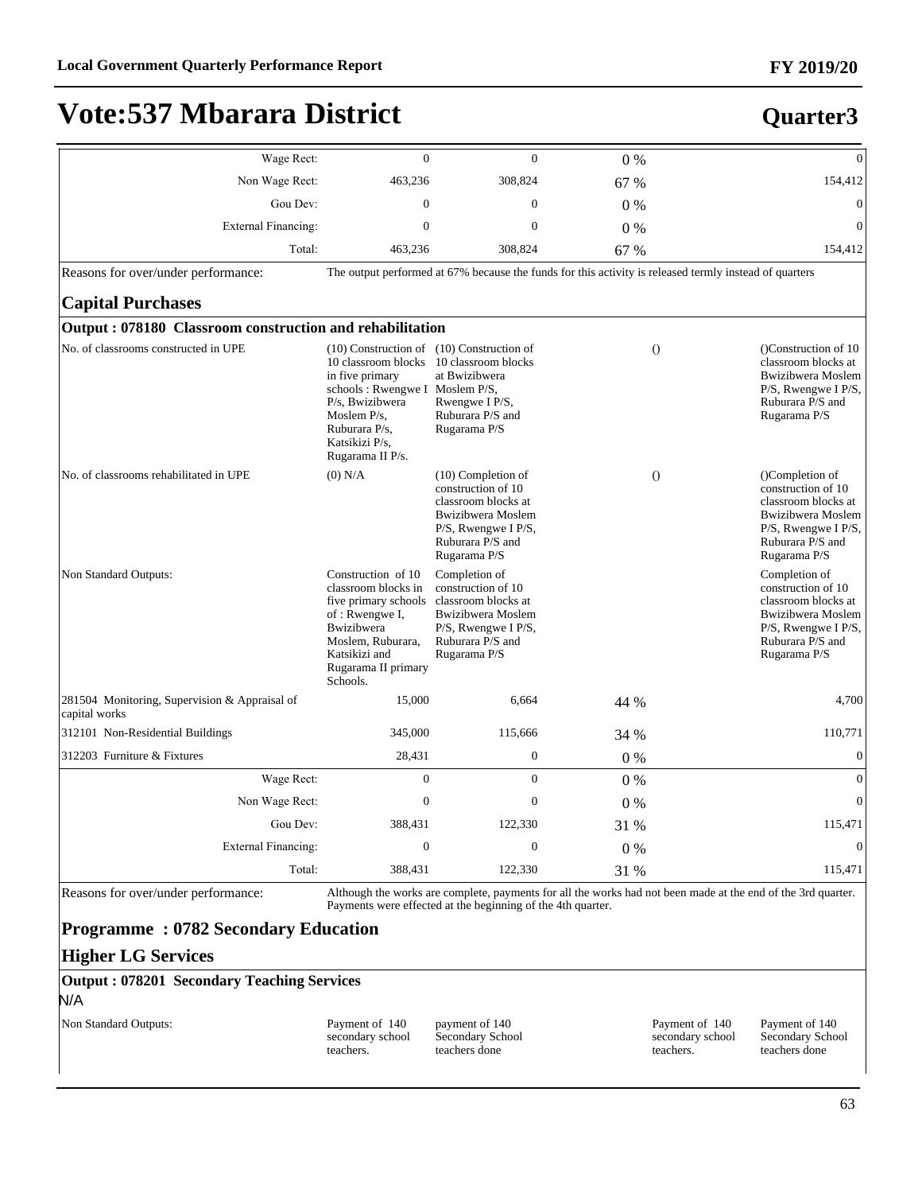# Vote:537 Mbarara District

**Quarter3**

| | | | | |
|---|---|---|---|---|
| Wage Rect: | 0 | 0 | 0 % | 0 |
| Non Wage Rect: | 463,236 | 308,824 | 67 % | 154,412 |
| Gou Dev: | 0 | 0 | 0 % | 0 |
| External Financing: | 0 | 0 | 0 % | 0 |
| Total: | 463,236 | 308,824 | 67 % | 154,412 |

Reasons for over/under performance: The output performed at 67% because the funds for this activity is released termly instead of quarters

## Capital Purchases

### Output : 078180 Classroom construction and rehabilitation

| | | | | | |
|---|---|---|---|---|---|
| No. of classrooms constructed in UPE | (10) Construction of 10 classroom blocks in five primary schools : Rwengwe I P/s, Bwizibwera Moslem P/s, Ruburara P/s, Katsikizi P/s, Rugarama II P/s. | (10) Construction of 10 classroom blocks at Bwizibwera Moslem P/S, Rwengwe I P/S, Ruburara P/S and Rugarama P/S | () | | ()Construction of 10 classroom blocks at Bwizibwera Moslem P/S, Rwengwe I P/S, Ruburara P/S and Rugarama P/S |
| No. of classrooms rehabilitated in UPE | (0) N/A | (10) Completion of construction of 10 classroom blocks at Bwizibwera Moslem P/S, Rwengwe I P/S, Ruburara P/S and Rugarama P/S | () | | ()Completion of construction of 10 classroom blocks at Bwizibwera Moslem P/S, Rwengwe I P/S, Ruburara P/S and Rugarama P/S |
| Non Standard Outputs: | Construction of 10 classroom blocks in five primary schools of : Rwengwe I, Bwizibwera Moslem, Ruburara, Katsikizi and Rugarama II primary Schools. | Completion of construction of 10 classroom blocks at Bwizibwera Moslem P/S, Rwengwe I P/S, Ruburara P/S and Rugarama P/S | | | Completion of construction of 10 classroom blocks at Bwizibwera Moslem P/S, Rwengwe I P/S, Ruburara P/S and Rugarama P/S |
| 281504 Monitoring, Supervision & Appraisal of capital works | 15,000 | 6,664 | 44 % | | 4,700 |
| 312101 Non-Residential Buildings | 345,000 | 115,666 | 34 % | | 110,771 |
| 312203 Furniture & Fixtures | 28,431 | 0 | 0 % | | 0 |
| Wage Rect: | 0 | 0 | 0 % | | 0 |
| Non Wage Rect: | 0 | 0 | 0 % | | 0 |
| Gou Dev: | 388,431 | 122,330 | 31 % | | 115,471 |
| External Financing: | 0 | 0 | 0 % | | 0 |
| Total: | 388,431 | 122,330 | 31 % | | 115,471 |

Reasons for over/under performance: Although the works are complete, payments for all the works had not been made at the end of the 3rd quarter. Payments were effected at the beginning of the 4th quarter.

## Programme : 0782 Secondary Education

## Higher LG Services

### Output : 078201 Secondary Teaching Services

N/A

| | | | | |
|---|---|---|---|---|
| Non Standard Outputs: | Payment of 140 secondary school teachers. | payment of 140 Secondary School teachers done | Payment of 140 secondary school teachers. | Payment of 140 Secondary School teachers done |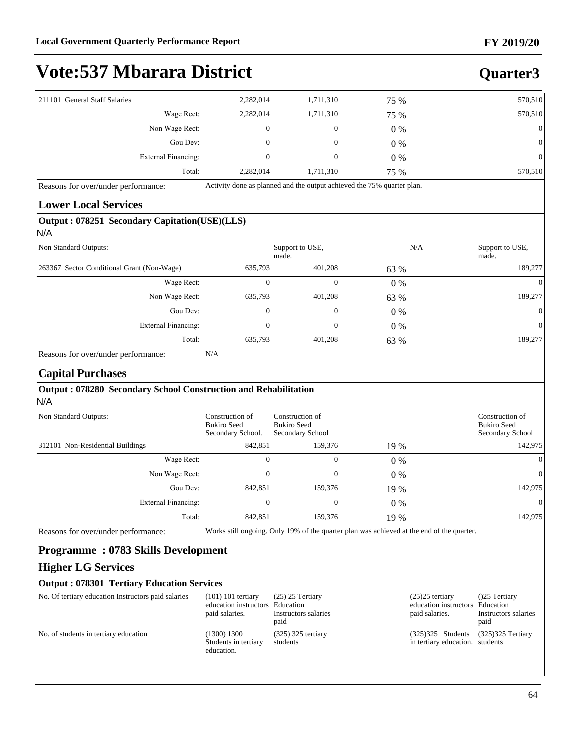# Vote:537 Mbarara District

## Quarter3

| | | | | |
|---|---|---|---|---|
| 211101 General Staff Salaries | 2,282,014 | 1,711,310 | 75 % | 570,510 |
| Wage Rect: | 2,282,014 | 1,711,310 | 75 % | 570,510 |
| Non Wage Rect: | 0 | 0 | 0 % | 0 |
| Gou Dev: | 0 | 0 | 0 % | 0 |
| External Financing: | 0 | 0 | 0 % | 0 |
| Total: | 2,282,014 | 1,711,310 | 75 % | 570,510 |

Reasons for over/under performance: Activity done as planned and the output achieved the 75% quarter plan.

### Lower Local Services

**Output : 078251 Secondary Capitation(USE)(LLS)**

N/A

| | | | | |
|---|---|---|---|---|
| Non Standard Outputs: | | Support to USE, made. | N/A | Support to USE, made. |
| 263367 Sector Conditional Grant (Non-Wage) | 635,793 | 401,208 | 63 % | 189,277 |
| Wage Rect: | 0 | 0 | 0 % | 0 |
| Non Wage Rect: | 635,793 | 401,208 | 63 % | 189,277 |
| Gou Dev: | 0 | 0 | 0 % | 0 |
| External Financing: | 0 | 0 | 0 % | 0 |
| Total: | 635,793 | 401,208 | 63 % | 189,277 |

Reasons for over/under performance: N/A

### Capital Purchases

**Output : 078280 Secondary School Construction and Rehabilitation**

N/A

| | | | | |
|---|---|---|---|---|
| Non Standard Outputs: | Construction of Bukiro Seed Secondary School. | Construction of Bukiro Seed Secondary School | | Construction of Bukiro Seed Secondary School |
| 312101 Non-Residential Buildings | 842,851 | 159,376 | 19 % | 142,975 |
| Wage Rect: | 0 | 0 | 0 % | 0 |
| Non Wage Rect: | 0 | 0 | 0 % | 0 |
| Gou Dev: | 842,851 | 159,376 | 19 % | 142,975 |
| External Financing: | 0 | 0 | 0 % | 0 |
| Total: | 842,851 | 159,376 | 19 % | 142,975 |

Reasons for over/under performance: Works still ongoing. Only 19% of the quarter plan was achieved at the end of the quarter.

### Programme : 0783 Skills Development

### Higher LG Services

**Output : 078301 Tertiary Education Services**

| | | | | |
|---|---|---|---|---|
| No. Of tertiary education Instructors paid salaries | (101) 101 tertiary education instructors paid salaries. | (25) 25 Tertiary Education Instructors salaries paid | (25)25 tertiary education instructors paid salaries. | ()25 Tertiary Education Instructors salaries paid |
| No. of students in tertiary education | (1300) 1300 Students in tertiary education. | (325) 325 tertiary students | (325)325 Students in tertiary education. | (325)325 Tertiary students |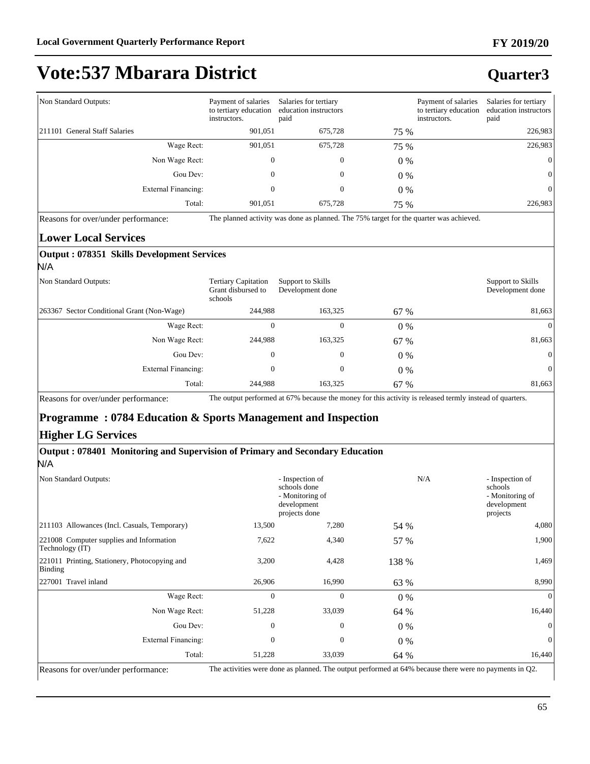# Vote:537 Mbarara District

## Quarter3

| | | | | | |
|---|---|---|---|---|---|
| Non Standard Outputs: | Payment of salaries to tertiary education instructors. | Salaries for tertiary education instructors paid | | Payment of salaries to tertiary education instructors. | Salaries for tertiary education instructors paid |
| 211101 General Staff Salaries | 901,051 | 675,728 | 75 % | | 226,983 |
| Wage Rect: | 901,051 | 675,728 | 75 % | | 226,983 |
| Non Wage Rect: | 0 | 0 | 0 % | | 0 |
| Gou Dev: | 0 | 0 | 0 % | | 0 |
| External Financing: | 0 | 0 | 0 % | | 0 |
| Total: | 901,051 | 675,728 | 75 % | | 226,983 |

Reasons for over/under performance: The planned activity was done as planned. The 75% target for the quarter was achieved.

### Lower Local Services

**Output : 078351 Skills Development Services**

N/A

| | | | | | |
|---|---|---|---|---|---|
| Non Standard Outputs: | Tertiary Capitation Grant disbursed to schools | Support to Skills Development done | | | Support to Skills Development done |
| 263367 Sector Conditional Grant (Non-Wage) | 244,988 | 163,325 | 67 % | | 81,663 |
| Wage Rect: | 0 | 0 | 0 % | | 0 |
| Non Wage Rect: | 244,988 | 163,325 | 67 % | | 81,663 |
| Gou Dev: | 0 | 0 | 0 % | | 0 |
| External Financing: | 0 | 0 | 0 % | | 0 |
| Total: | 244,988 | 163,325 | 67 % | | 81,663 |

Reasons for over/under performance: The output performed at 67% because the money for this activity is released termly instead of quarters.

### Programme : 0784 Education & Sports Management and Inspection

### Higher LG Services

**Output : 078401 Monitoring and Supervision of Primary and Secondary Education**

N/A

| | | | | | |
|---|---|---|---|---|---|
| Non Standard Outputs: | | - Inspection of schools done<br>- Monitoring of development projects done | | N/A | - Inspection of schools<br>- Monitoring of development projects |
| 211103 Allowances (Incl. Casuals, Temporary) | 13,500 | 7,280 | 54 % | | 4,080 |
| 221008 Computer supplies and Information Technology (IT) | 7,622 | 4,340 | 57 % | | 1,900 |
| 221011 Printing, Stationery, Photocopying and Binding | 3,200 | 4,428 | 138 % | | 1,469 |
| 227001 Travel inland | 26,906 | 16,990 | 63 % | | 8,990 |
| Wage Rect: | 0 | 0 | 0 % | | 0 |
| Non Wage Rect: | 51,228 | 33,039 | 64 % | | 16,440 |
| Gou Dev: | 0 | 0 | 0 % | | 0 |
| External Financing: | 0 | 0 | 0 % | | 0 |
| Total: | 51,228 | 33,039 | 64 % | | 16,440 |

Reasons for over/under performance: The activities were done as planned. The output performed at 64% because there were no payments in Q2.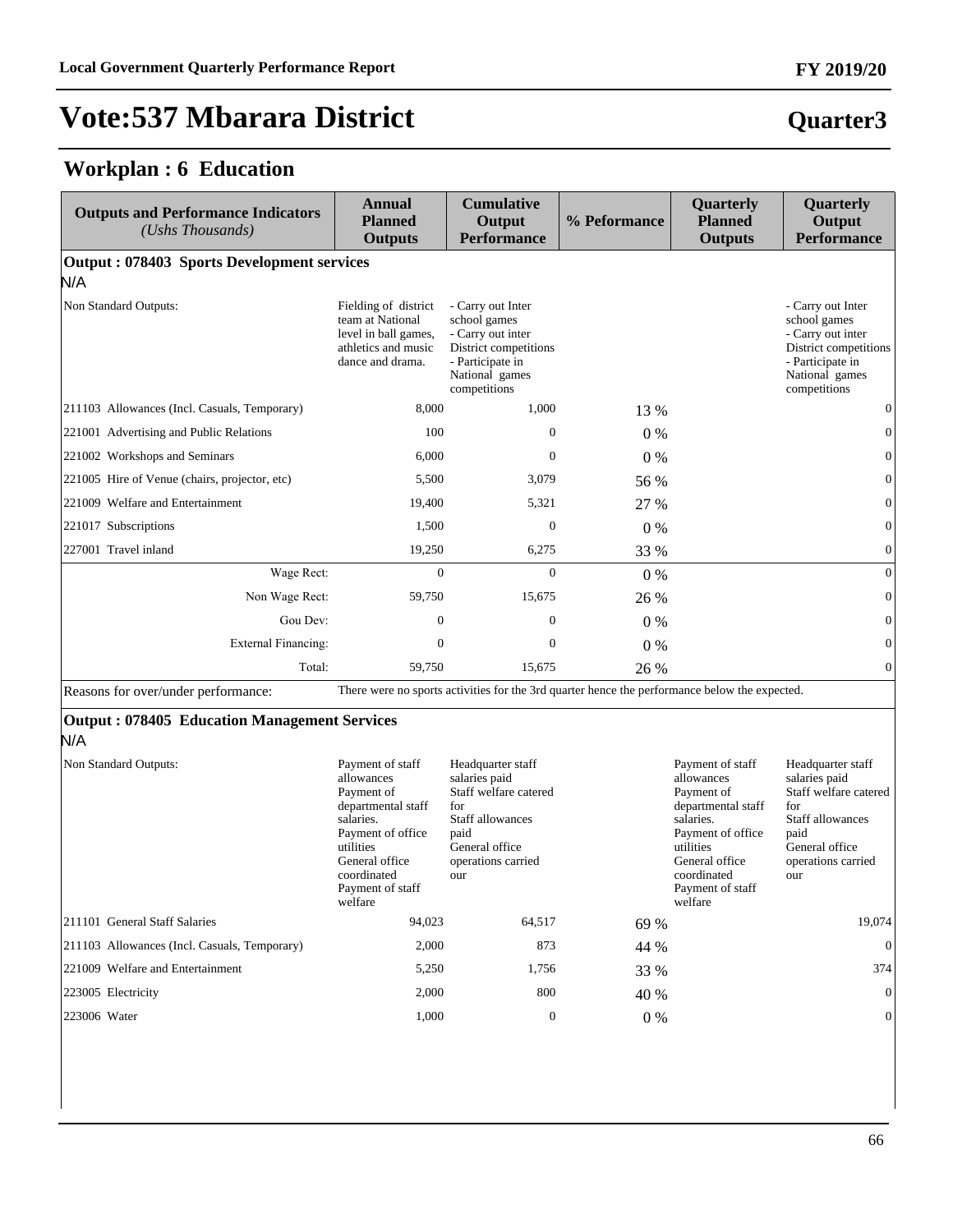# Vote:537 Mbarara District

**Quarter3**

## Workplan : 6 Education

| Outputs and Performance Indicators *(Ushs Thousands)* | Annual Planned Outputs | Cumulative Output Performance | % Peformance | Quarterly Planned Outputs | Quarterly Output Performance |
|---|---|---|---|---|---|
| **Output : 078403 Sports Development services** | | | | | |
| N/A | | | | | |
| Non Standard Outputs: | Fielding of district team at National level in ball games, athletics and music dance and drama. | - Carry out Inter school games - Carry out inter District competitions - Participate in National games competitions | | | - Carry out Inter school games - Carry out inter District competitions - Participate in National games competitions |
| 211103 Allowances (Incl. Casuals, Temporary) | 8,000 | 1,000 | 13 % | | 0 |
| 221001 Advertising and Public Relations | 100 | 0 | 0 % | | 0 |
| 221002 Workshops and Seminars | 6,000 | 0 | 0 % | | 0 |
| 221005 Hire of Venue (chairs, projector, etc) | 5,500 | 3,079 | 56 % | | 0 |
| 221009 Welfare and Entertainment | 19,400 | 5,321 | 27 % | | 0 |
| 221017 Subscriptions | 1,500 | 0 | 0 % | | 0 |
| 227001 Travel inland | 19,250 | 6,275 | 33 % | | 0 |
| Wage Rect: | 0 | 0 | 0 % | | 0 |
| Non Wage Rect: | 59,750 | 15,675 | 26 % | | 0 |
| Gou Dev: | 0 | 0 | 0 % | | 0 |
| External Financing: | 0 | 0 | 0 % | | 0 |
| Total: | 59,750 | 15,675 | 26 % | | 0 |
| Reasons for over/under performance: | There were no sports activities for the 3rd quarter hence the performance below the expected. | | | | |
| **Output : 078405 Education Management Services** | | | | | |
| N/A | | | | | |
| Non Standard Outputs: | Payment of staff allowances Payment of departmental staff salaries. Payment of office utilities General office coordinated Payment of staff welfare | Headquarter staff salaries paid Staff welfare catered for Staff allowances paid General office operations carried our | | Payment of staff allowances Payment of departmental staff salaries. Payment of office utilities General office coordinated Payment of staff welfare | Headquarter staff salaries paid Staff welfare catered for Staff allowances paid General office operations carried our |
| 211101 General Staff Salaries | 94,023 | 64,517 | 69 % | | 19,074 |
| 211103 Allowances (Incl. Casuals, Temporary) | 2,000 | 873 | 44 % | | 0 |
| 221009 Welfare and Entertainment | 5,250 | 1,756 | 33 % | | 374 |
| 223005 Electricity | 2,000 | 800 | 40 % | | 0 |
| 223006 Water | 1,000 | 0 | 0 % | | 0 |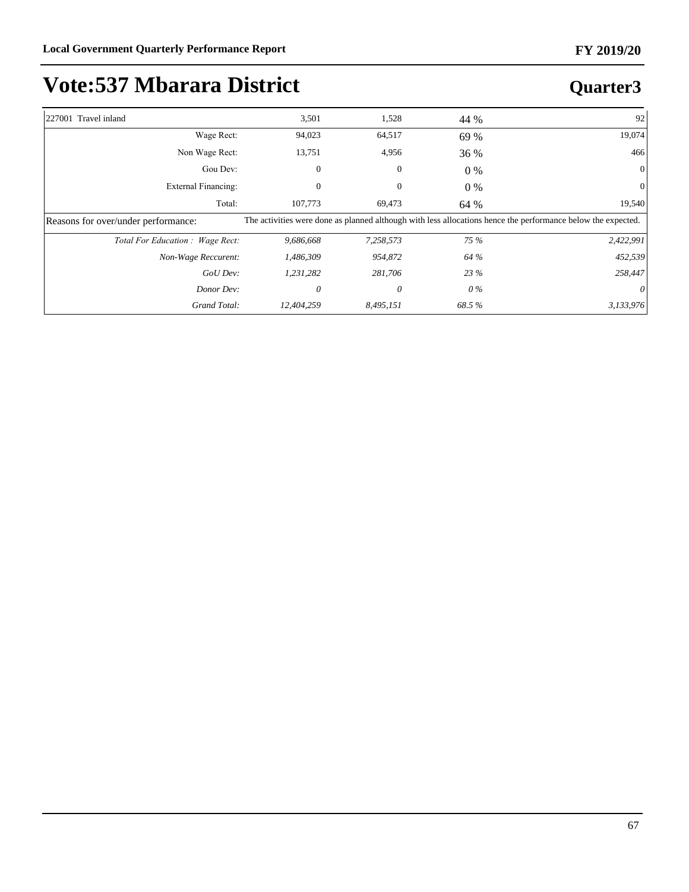# Vote:537 Mbarara District

## Quarter3

| | | | | |
|---|---|---|---|---|
| 227001 Travel inland | 3,501 | 1,528 | 44 % | 92 |
| Wage Rect: | 94,023 | 64,517 | 69 % | 19,074 |
| Non Wage Rect: | 13,751 | 4,956 | 36 % | 466 |
| Gou Dev: | 0 | 0 | 0 % | 0 |
| External Financing: | 0 | 0 | 0 % | 0 |
| Total: | 107,773 | 69,473 | 64 % | 19,540 |
| Reasons for over/under performance: | The activities were done as planned although with less allocations hence the performance below the expected. | | | |
| *Total For Education : Wage Rect:* | *9,686,668* | *7,258,573* | *75 %* | *2,422,991* |
| *Non-Wage Reccurent:* | *1,486,309* | *954,872* | *64 %* | *452,539* |
| *GoU Dev:* | *1,231,282* | *281,706* | *23 %* | *258,447* |
| *Donor Dev:* | *0* | *0* | *0 %* | *0* |
| *Grand Total:* | *12,404,259* | *8,495,151* | *68.5 %* | *3,133,976* |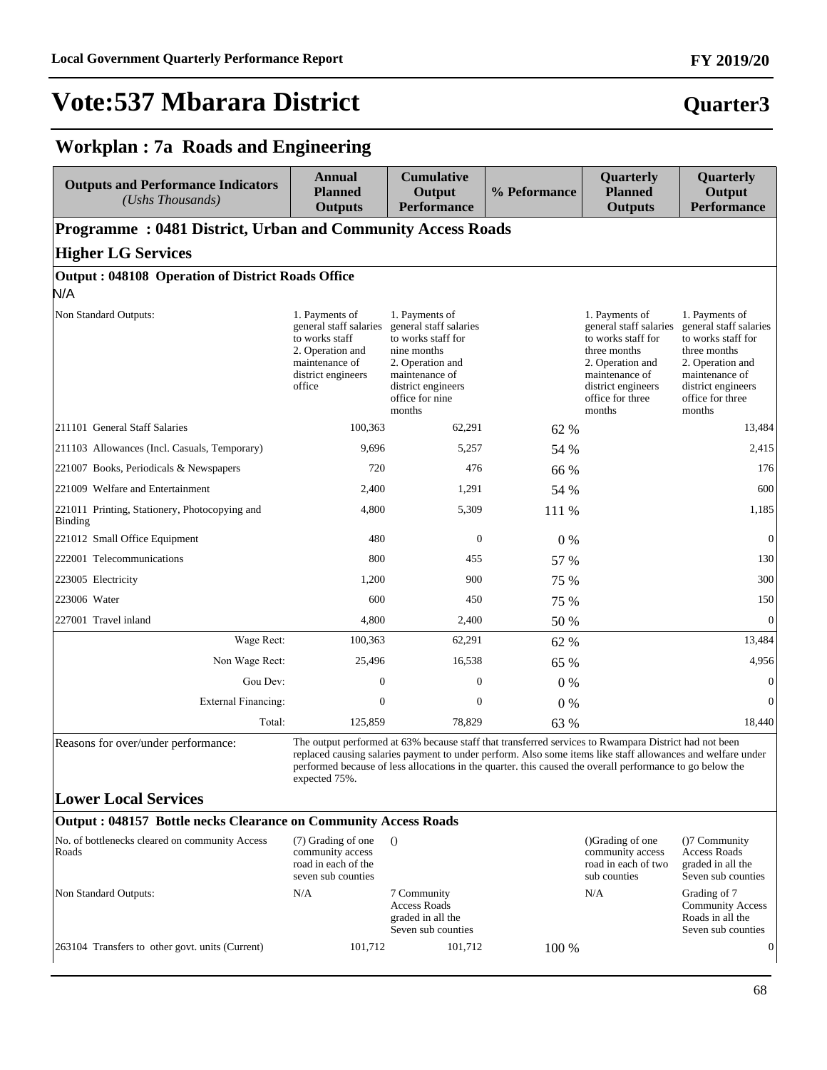# Vote:537 Mbarara District

**Quarter3**

## Workplan : 7a Roads and Engineering

| Outputs and Performance Indicators *(Ushs Thousands)* | Annual Planned Outputs | Cumulative Output Performance | % Peformance | Quarterly Planned Outputs | Quarterly Output Performance |
|---|---|---|---|---|---|
| **Programme : 0481 District, Urban and Community Access Roads** | | | | | |
| **Higher LG Services** | | | | | |
| **Output : 048108 Operation of District Roads Office** | | | | | |
| N/A | | | | | |
| Non Standard Outputs: | 1. Payments of general staff salaries to works staff 2. Operation and maintenance of district engineers office | 1. Payments of general staff salaries to works staff for nine months 2. Operation and maintenance of district engineers office for nine months | | 1. Payments of general staff salaries to works staff for three months 2. Operation and maintenance of district engineers office for three months | 1. Payments of general staff salaries to works staff for three months 2. Operation and maintenance of district engineers office for three months |
| 211101 General Staff Salaries | 100,363 | 62,291 | 62 % | | 13,484 |
| 211103 Allowances (Incl. Casuals, Temporary) | 9,696 | 5,257 | 54 % | | 2,415 |
| 221007 Books, Periodicals & Newspapers | 720 | 476 | 66 % | | 176 |
| 221009 Welfare and Entertainment | 2,400 | 1,291 | 54 % | | 600 |
| 221011 Printing, Stationery, Photocopying and Binding | 4,800 | 5,309 | 111 % | | 1,185 |
| 221012 Small Office Equipment | 480 | 0 | 0 % | | 0 |
| 222001 Telecommunications | 800 | 455 | 57 % | | 130 |
| 223005 Electricity | 1,200 | 900 | 75 % | | 300 |
| 223006 Water | 600 | 450 | 75 % | | 150 |
| 227001 Travel inland | 4,800 | 2,400 | 50 % | | 0 |
| Wage Rect: | 100,363 | 62,291 | 62 % | | 13,484 |
| Non Wage Rect: | 25,496 | 16,538 | 65 % | | 4,956 |
| Gou Dev: | 0 | 0 | 0 % | | 0 |
| External Financing: | 0 | 0 | 0 % | | 0 |
| Total: | 125,859 | 78,829 | 63 % | | 18,440 |
| Reasons for over/under performance: | The output performed at 63% because staff that transferred services to Rwampara District had not been replaced causing salaries payment to under perform. Also some items like staff allowances and welfare under performed because of less allocations in the quarter. this caused the overall performance to go below the expected 75%. | | | | |
| **Lower Local Services** | | | | | |
| **Output : 048157 Bottle necks Clearance on Community Access Roads** | | | | | |
| No. of bottlenecks cleared on community Access Roads | (7) Grading of one community access road in each of the seven sub counties | () | | ()Grading of one community access road in each of two sub counties | ()7 Community Access Roads graded in all the Seven sub counties |
| Non Standard Outputs: | N/A | 7 Community Access Roads graded in all the Seven sub counties | | N/A | Grading of 7 Community Access Roads in all the Seven sub counties |
| 263104 Transfers to other govt. units (Current) | 101,712 | 101,712 | 100 % | | 0 |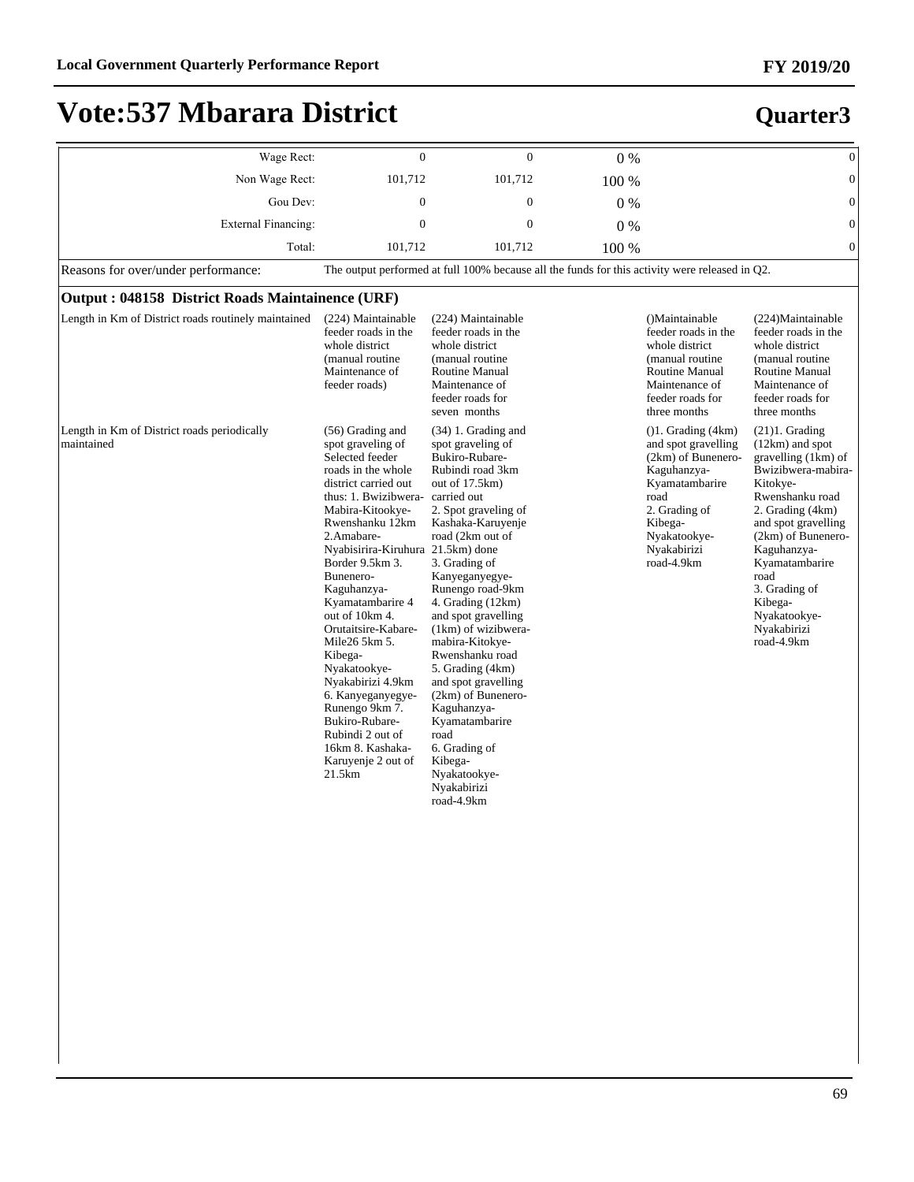# Vote:537 Mbarara District

## Quarter3

| | | | | | |
|---|---|---|---|---|---|
| Wage Rect: | 0 | 0 | 0 % | | 0 |
| Non Wage Rect: | 101,712 | 101,712 | 100 % | | 0 |
| Gou Dev: | 0 | 0 | 0 % | | 0 |
| External Financing: | 0 | 0 | 0 % | | 0 |
| Total: | 101,712 | 101,712 | 100 % | | 0 |

Reasons for over/under performance: The output performed at full 100% because all the funds for this activity were released in Q2.

**Output : 048158 District Roads Maintainence (URF)**

| | | | | | |
|---|---|---|---|---|---|
| Length in Km of District roads routinely maintained | (224) Maintainable feeder roads in the whole district (manual routine Maintenance of feeder roads) | (224) Maintainable feeder roads in the whole district (manual routine Routine Manual Maintenance of feeder roads for seven months | | ()Maintainable feeder roads in the whole district (manual routine Routine Manual Maintenance of feeder roads for three months | (224)Maintainable feeder roads in the whole district (manual routine Routine Manual Maintenance of feeder roads for three months |
| Length in Km of District roads periodically maintained | (56) Grading and spot graveling of Selected feeder roads in the whole district carried out thus: 1. Bwizibwera-Mabira-Kitookye-Rwenshanku 12km 2.Amabare-Nyabisirira-Kiruhura Border 9.5km 3. Bunenero-Kaguhanzya-Kyamatambarire 4 out of 10km 4. Orutaitsire-Kabare-Mile26 5km 5. Kibega-Nyakatookye-Nyakabirizi 4.9km 6. Kanyeganyegye-Runengo 9km 7. Bukiro-Rubare-Rubindi 2 out of 16km 8. Kashaka-Karuyenje 2 out of 21.5km | (34) 1. Grading and spot graveling of Bukiro-Rubare-Rubindi road 3km out of 17.5km) carried out 2. Spot graveling of Kashaka-Karuyenje road (2km out of 21.5km) done 3. Grading of Kanyeganyegye-Runengo road-9km 4. Grading (12km) and spot gravelling (1km) of wizibwera-mabira-Kitokye-Rwenshanku road 5. Grading (4km) and spot gravelling (2km) of Bunenero-Kaguhanzya-Kyamatambarire road 6. Grading of Kibega-Nyakatookye-Nyakabirizi road-4.9km | | ()1. Grading (4km) and spot gravelling (2km) of Bunenero-Kaguhanzya-Kyamatambarire road 2. Grading of Kibega-Nyakatookye-Nyakabirizi road-4.9km | (21)1. Grading (12km) and spot gravelling (1km) of Bwizibwera-mabira-Kitokye-Rwenshanku road 2. Grading (4km) and spot gravelling (2km) of Bunenero-Kaguhanzya-Kyamatambarire road 3. Grading of Kibega-Nyakatookye-Nyakabirizi road-4.9km |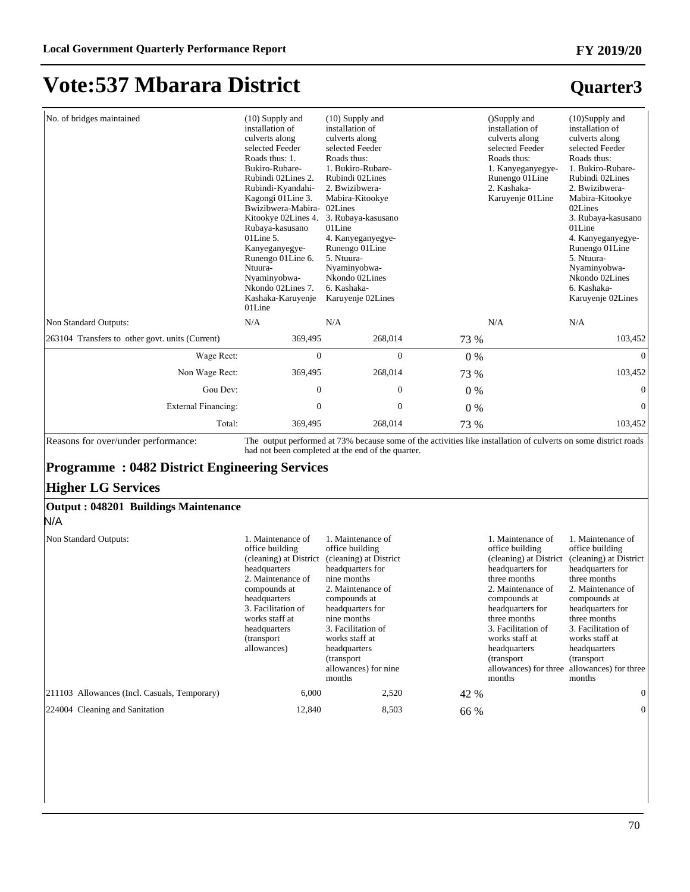# Vote:537 Mbarara District

## Quarter3

| | | | | | |
|---|---|---|---|---|---|
| No. of bridges maintained | (10) Supply and installation of culverts along selected Feeder Roads thus: 1. Bukiro-Rubare-Rubindi 02Lines 2. Rubindi-Kyandahi-Kagongi 01Line 3. Bwizibwera-Mabira-Kitookye 02Lines 4. Rubaya-kasusano 01Line 5. Kanyeganyegye-Runengo 01Line 6. Ntuura-Nyaminyobwa-Nkondo 02Lines 7. Kashaka-Karuyenje 01Line | (10) Supply and installation of culverts along selected Feeder Roads thus: 1. Bukiro-Rubare-Rubindi 02Lines 2. Bwizibwera-Mabira-Kitookye 02Lines 3. Rubaya-kasusano 01Line 4. Kanyeganyegye-Runengo 01Line 5. Ntuura-Nyaminyobwa-Nkondo 02Lines 6. Kashaka-Karuyenje 02Lines | | ()Supply and installation of culverts along selected Feeder Roads thus: 1. Kanyeganyegye-Runengo 01Line 2. Kashaka-Karuyenje 01Line | (10)Supply and installation of culverts along selected Feeder Roads thus: 1. Bukiro-Rubare-Rubindi 02Lines 2. Bwizibwera-Mabira-Kitookye 02Lines 3. Rubaya-kasusano 01Line 4. Kanyeganyegye-Runengo 01Line 5. Ntuura-Nyaminyobwa-Nkondo 02Lines 6. Kashaka-Karuyenje 02Lines |
| Non Standard Outputs: | N/A | N/A | | N/A | N/A |
| 263104 Transfers to other govt. units (Current) | 369,495 | 268,014 | 73 % | | 103,452 |
| Wage Rect: | 0 | 0 | 0 % | | 0 |
| Non Wage Rect: | 369,495 | 268,014 | 73 % | | 103,452 |
| Gou Dev: | 0 | 0 | 0 % | | 0 |
| External Financing: | 0 | 0 | 0 % | | 0 |
| Total: | 369,495 | 268,014 | 73 % | | 103,452 |
| Reasons for over/under performance: | The output performed at 73% because some of the activities like installation of culverts on some district roads had not been completed at the end of the quarter. | | | | |

### Programme : 0482 District Engineering Services

### Higher LG Services

**Output : 048201 Buildings Maintenance**

N/A

| | | | | | |
|---|---|---|---|---|---|
| Non Standard Outputs: | 1. Maintenance of office building (cleaning) at District headquarters 2. Maintenance of compounds at headquarters 3. Facilitation of works staff at headquarters (transport allowances) | 1. Maintenance of office building (cleaning) at District headquarters for nine months 2. Maintenance of compounds at headquarters for nine months 3. Facilitation of works staff at headquarters (transport allowances) for nine months | | 1. Maintenance of office building (cleaning) at District headquarters for three months 2. Maintenance of compounds at headquarters for three months 3. Facilitation of works staff at headquarters (transport allowances) for three months | 1. Maintenance of office building (cleaning) at District headquarters for three months 2. Maintenance of compounds at headquarters for three months 3. Facilitation of works staff at headquarters (transport allowances) for three months |
| 211103 Allowances (Incl. Casuals, Temporary) | 6,000 | 2,520 | 42 % | | 0 |
| 224004 Cleaning and Sanitation | 12,840 | 8,503 | 66 % | | 0 |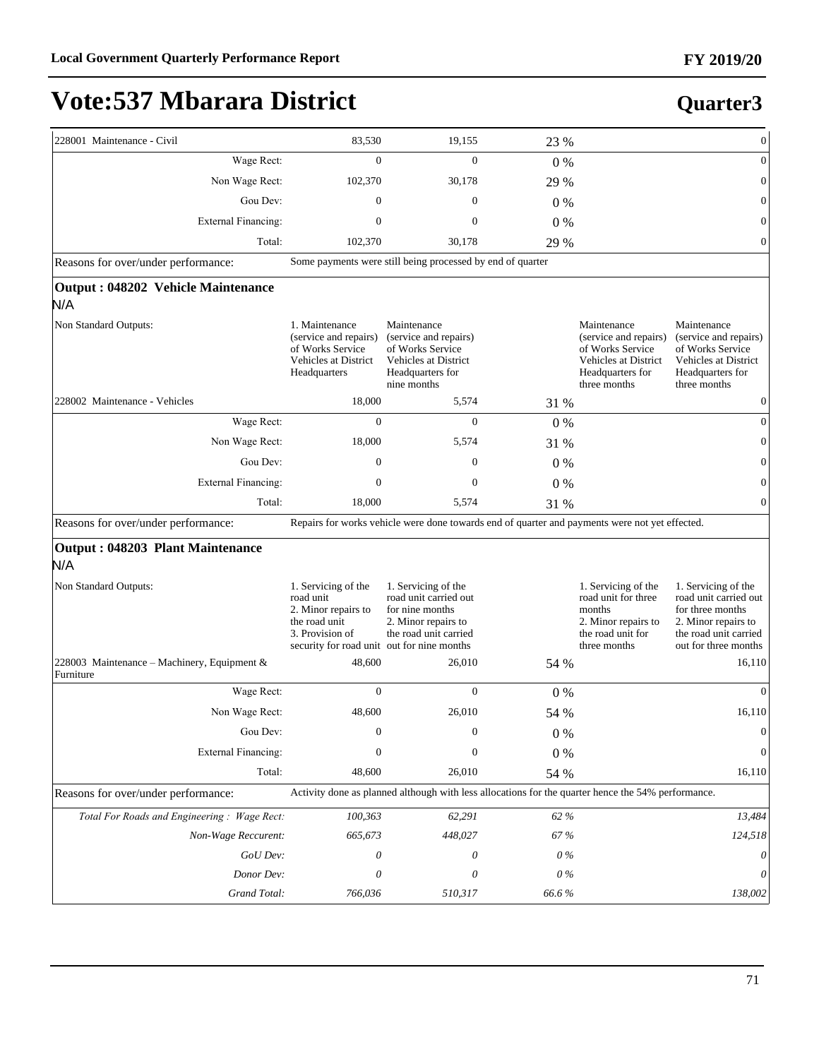# Vote:537 Mbarara District

## Quarter3

| | | | | | |
|---|---|---|---|---|---|
| 228001 Maintenance - Civil | 83,530 | 19,155 | 23 % | | 0 |
| Wage Rect: | 0 | 0 | 0 % | | 0 |
| Non Wage Rect: | 102,370 | 30,178 | 29 % | | 0 |
| Gou Dev: | 0 | 0 | 0 % | | 0 |
| External Financing: | 0 | 0 | 0 % | | 0 |
| Total: | 102,370 | 30,178 | 29 % | | 0 |
| Reasons for over/under performance: | Some payments were still being processed by end of quarter | | | | |
| **Output : 048202 Vehicle Maintenance** N/A | | | | | |
| Non Standard Outputs: | 1. Maintenance (service and repairs) of Works Service Vehicles at District Headquarters | Maintenance (service and repairs) of Works Service Vehicles at District Headquarters for nine months | | Maintenance (service and repairs) of Works Service Vehicles at District Headquarters for three months | Maintenance (service and repairs) of Works Service Vehicles at District Headquarters for three months |
| 228002 Maintenance - Vehicles | 18,000 | 5,574 | 31 % | | 0 |
| Wage Rect: | 0 | 0 | 0 % | | 0 |
| Non Wage Rect: | 18,000 | 5,574 | 31 % | | 0 |
| Gou Dev: | 0 | 0 | 0 % | | 0 |
| External Financing: | 0 | 0 | 0 % | | 0 |
| Total: | 18,000 | 5,574 | 31 % | | 0 |
| Reasons for over/under performance: | Repairs for works vehicle were done towards end of quarter and payments were not yet effected. | | | | |
| **Output : 048203 Plant Maintenance** N/A | | | | | |
| Non Standard Outputs: | 1. Servicing of the road unit 2. Minor repairs to the road unit 3. Provision of security for road unit | 1. Servicing of the road unit carried out for nine months 2. Minor repairs to the road unit carried out for nine months | | 1. Servicing of the road unit for three months 2. Minor repairs to the road unit for three months | 1. Servicing of the road unit carried out for three months 2. Minor repairs to the road unit carried out for three months |
| 228003 Maintenance – Machinery, Equipment & Furniture | 48,600 | 26,010 | 54 % | | 16,110 |
| Wage Rect: | 0 | 0 | 0 % | | 0 |
| Non Wage Rect: | 48,600 | 26,010 | 54 % | | 16,110 |
| Gou Dev: | 0 | 0 | 0 % | | 0 |
| External Financing: | 0 | 0 | 0 % | | 0 |
| Total: | 48,600 | 26,010 | 54 % | | 16,110 |
| Reasons for over/under performance: | Activity done as planned although with less allocations for the quarter hence the 54% performance. | | | | |
| *Total For Roads and Engineering : Wage Rect:* | *100,363* | *62,291* | *62 %* | | *13,484* |
| *Non-Wage Reccurent:* | *665,673* | *448,027* | *67 %* | | *124,518* |
| *GoU Dev:* | *0* | *0* | *0 %* | | *0* |
| *Donor Dev:* | *0* | *0* | *0 %* | | *0* |
| *Grand Total:* | *766,036* | *510,317* | *66.6 %* | | *138,002* |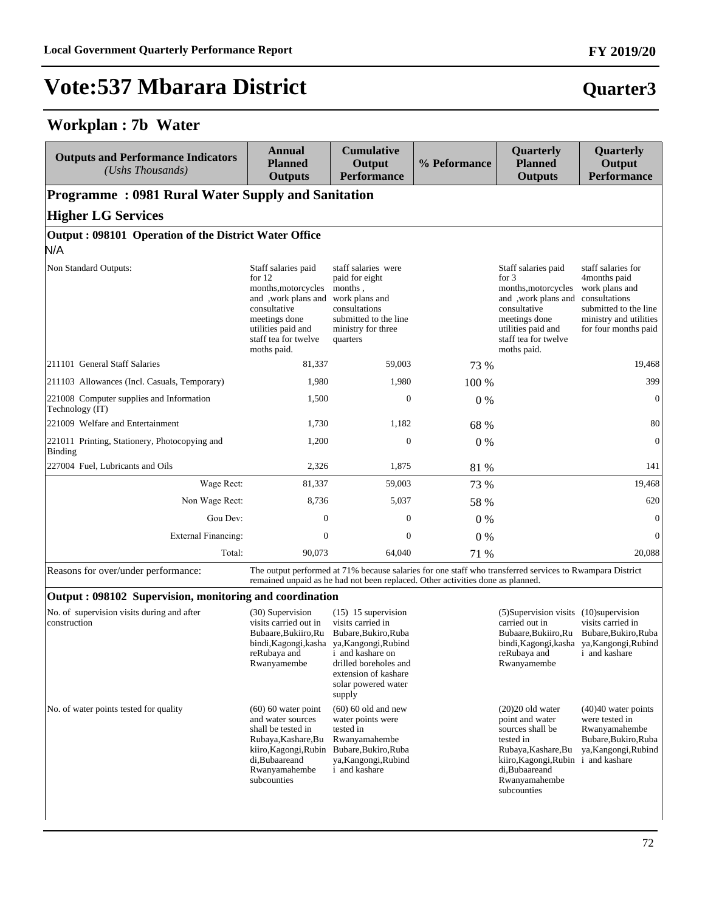# Vote:537 Mbarara District

**Quarter3**

## Workplan : 7b Water

| Outputs and Performance Indicators *(Ushs Thousands)* | Annual Planned Outputs | Cumulative Output Performance | % Peformance | Quarterly Planned Outputs | Quarterly Output Performance |
|---|---|---|---|---|---|
| **Programme : 0981 Rural Water Supply and Sanitation** | | | | | |
| **Higher LG Services** | | | | | |
| **Output : 098101 Operation of the District Water Office** | | | | | |
| N/A | | | | | |
| Non Standard Outputs: | Staff salaries paid for 12 months,motorcycles and ,work plans and consultative meetings done utilities paid and staff tea for twelve moths paid. | staff salaries were paid for eight months , work plans and consultations submitted to the line ministry for three quarters | | Staff salaries paid for 3 months,motorcycles and ,work plans and consultative meetings done utilities paid and staff tea for twelve moths paid. | staff salaries for 4months paid work plans and consultations submitted to the line ministry and utilities for four months paid |
| 211101 General Staff Salaries | 81,337 | 59,003 | 73 % | | 19,468 |
| 211103 Allowances (Incl. Casuals, Temporary) | 1,980 | 1,980 | 100 % | | 399 |
| 221008 Computer supplies and Information Technology (IT) | 1,500 | 0 | 0 % | | 0 |
| 221009 Welfare and Entertainment | 1,730 | 1,182 | 68 % | | 80 |
| 221011 Printing, Stationery, Photocopying and Binding | 1,200 | 0 | 0 % | | 0 |
| 227004 Fuel, Lubricants and Oils | 2,326 | 1,875 | 81 % | | 141 |
| Wage Rect: | 81,337 | 59,003 | 73 % | | 19,468 |
| Non Wage Rect: | 8,736 | 5,037 | 58 % | | 620 |
| Gou Dev: | 0 | 0 | 0 % | | 0 |
| External Financing: | 0 | 0 | 0 % | | 0 |
| Total: | 90,073 | 64,040 | 71 % | | 20,088 |
| Reasons for over/under performance: | The output performed at 71% because salaries for one staff who transferred services to Rwampara District remained unpaid as he had not been replaced. Other activities done as planned. | | | | |
| **Output : 098102 Supervision, monitoring and coordination** | | | | | |
| No. of supervision visits during and after construction | (30) Supervision visits carried out in Bubaare,Bukiiro,Rubindi,Kagongi,kashareRubaya and Rwanyamembe | (15) 15 supervision visits carried in Bubare,Bukiro,Rubaya,Kangongi,Rubindi and kashare on drilled boreholes and extension of kashare solar powered water supply | | (5)Supervision visits carried out in Bubaare,Bukiiro,Rubindi,Kagongi,kashareRubaya and Rwanyamembe | (10)supervision visits carried in Bubare,Bukiro,Rubaya,Kangongi,Rubindi and kashare |
| No. of water points tested for quality | (60) 60 water point and water sources shall be tested in Rubaya,Kashare,Bukiiro,Kagongi,Rubindi,Bubaareand Rwanyamahembe subcounties | (60) 60 old and new water points were tested in Rwanyamahembe Bubare,Bukiro,Rubaya,Kangongi,Rubindi and kashare | | (20)20 old water point and water sources shall be tested in Rubaya,Kashare,Bukiiro,Kagongi,Rubindi,Bubaareand Rwanyamahembe subcounties | (40)40 water points were tested in Rwanyamahembe Bubare,Bukiro,Rubaya,Kangongi,Rubindi and kashare |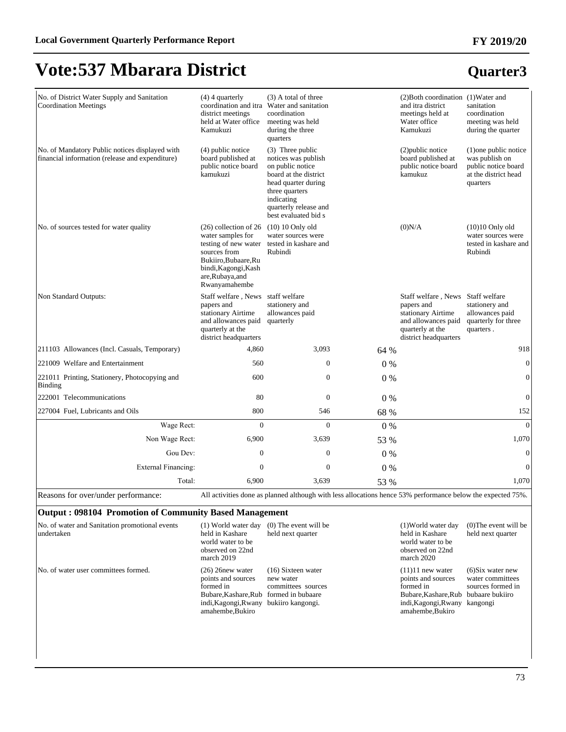# Vote:537 Mbarara District

## Quarter3

| | | | | | |
|---|---|---|---|---|---|
| No. of District Water Supply and Sanitation Coordination Meetings | (4) 4 quarterly coordination and itra district meetings held at Water office Kamukuzi | (3) A total of three Water and sanitation coordination meeting was held during the three quarters | | (2)Both coordination and itra district meetings held at Water office Kamukuzi | (1)Water and sanitation coordination meeting was held during the quarter |
| No. of Mandatory Public notices displayed with financial information (release and expenditure) | (4) public notice board published at public notice board kamukuzi | (3) Three public notices was publish on public notice board at the district head quarter during three quarters indicating quarterly release and best evaluated bid s | | (2)public notice board published at public notice board kamukuz | (1)one public notice was publish on public notice board at the district head quarters |
| No. of sources tested for water quality | (26) collection of 26 water samples for testing of new water sources from Bukiiro,Bubaare,Rubindi,Kagongi,Kashare,Rubaya,and Rwanyamahembe | (10) 10 Only old water sources were tested in kashare and Rubindi | | (0)N/A | (10)10 Only old water sources were tested in kashare and Rubindi |
| Non Standard Outputs: | Staff welfare , News papers and stationary Airtime and allowances paid quarterly at the district headquarters | staff welfare stationery and allowances paid quarterly | | Staff welfare , News papers and stationary Airtime and allowances paid quarterly at the district headquarters | Staff welfare stationery and allowances paid quarterly for three quarters . |
| 211103 Allowances (Incl. Casuals, Temporary) | 4,860 | 3,093 | 64 % | | 918 |
| 221009 Welfare and Entertainment | 560 | 0 | 0 % | | 0 |
| 221011 Printing, Stationery, Photocopying and Binding | 600 | 0 | 0 % | | 0 |
| 222001 Telecommunications | 80 | 0 | 0 % | | 0 |
| 227004 Fuel, Lubricants and Oils | 800 | 546 | 68 % | | 152 |
| Wage Rect: | 0 | 0 | 0 % | | 0 |
| Non Wage Rect: | 6,900 | 3,639 | 53 % | | 1,070 |
| Gou Dev: | 0 | 0 | 0 % | | 0 |
| External Financing: | 0 | 0 | 0 % | | 0 |
| Total: | 6,900 | 3,639 | 53 % | | 1,070 |

Reasons for over/under performance: All activities done as planned although with less allocations hence 53% performance below the expected 75%.

**Output : 098104 Promotion of Community Based Management**

| | | | | | |
|---|---|---|---|---|---|
| No. of water and Sanitation promotional events undertaken | (1) World water day held in Kashare world water to be observed on 22nd march 2019 | (0) The event will be held next quarter | | (1)World water day held in Kashare world water to be observed on 22nd march 2020 | (0)The event will be held next quarter |
| No. of water user committees formed. | (26) 26new water points and sources formed in Bubare,Kashare,Rubindi,Kagongi,Rwanyamahembe,Bukiro | (16) Sixteen water new water committees sources formed in bubaare bukiiro kangongi. | | (11)11 new water points and sources formed in Bubare,Kashare,Rubindi,Kagongi,Rwanyamahembe,Bukiro | (6)Six water new water committees sources formed in bubaare bukiiro kangongi |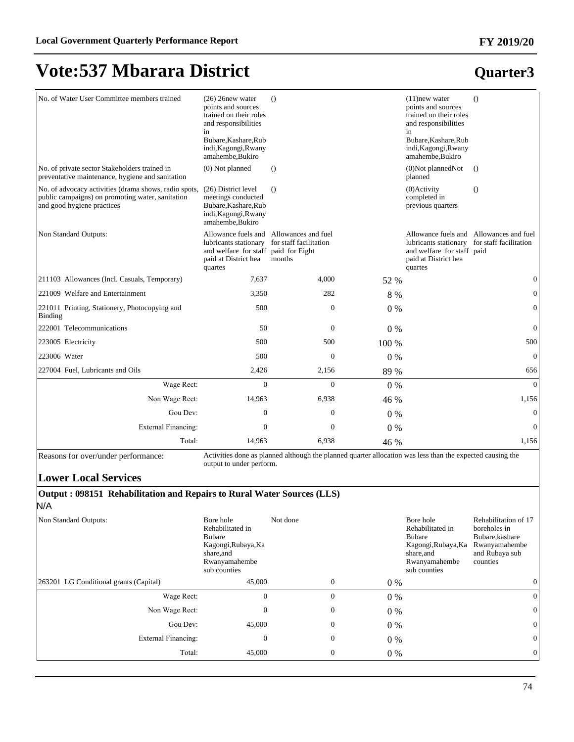# Vote:537 Mbarara District

## Quarter3

| | | | | | |
|---|---|---|---|---|---|
| No. of Water User Committee members trained | (26) 26new water points and sources trained on their roles and responsibilities in Bubare,Kashare,Rubindi,Kagongi,Rwanyamahembe,Bukiro | () | | (11)new water points and sources trained on their roles and responsibilities in Bubare,Kashare,Rubindi,Kagongi,Rwanyamahembe,Bukiro | () |
| No. of private sector Stakeholders trained in preventative maintenance, hygiene and sanitation | (0) Not planned | () | | (0)Not plannedNot planned | () |
| No. of advocacy activities (drama shows, radio spots, public campaigns) on promoting water, sanitation and good hygiene practices | (26) District level meetings conducted Bubare,Kashare,Rubindi,Kagongi,Rwanyamahembe,Bukiro | () | | (0)Activity completed in previous quarters | () |
| Non Standard Outputs: | Allowance fuels and lubricants stationary and welfare for staff paid at District hea quartes | Allowances and fuel for staff facilitation paid for Eight months | | Allowance fuels and lubricants stationary and welfare for staff paid at District hea quartes | Allowances and fuel for staff facilitation paid |
| 211103 Allowances (Incl. Casuals, Temporary) | 7,637 | 4,000 | 52 % | | 0 |
| 221009 Welfare and Entertainment | 3,350 | 282 | 8 % | | 0 |
| 221011 Printing, Stationery, Photocopying and Binding | 500 | 0 | 0 % | | 0 |
| 222001 Telecommunications | 50 | 0 | 0 % | | 0 |
| 223005 Electricity | 500 | 500 | 100 % | | 500 |
| 223006 Water | 500 | 0 | 0 % | | 0 |
| 227004 Fuel, Lubricants and Oils | 2,426 | 2,156 | 89 % | | 656 |
| Wage Rect: | 0 | 0 | 0 % | | 0 |
| Non Wage Rect: | 14,963 | 6,938 | 46 % | | 1,156 |
| Gou Dev: | 0 | 0 | 0 % | | 0 |
| External Financing: | 0 | 0 | 0 % | | 0 |
| Total: | 14,963 | 6,938 | 46 % | | 1,156 |

Reasons for over/under performance: Activities done as planned although the planned quarter allocation was less than the expected causing the output to under perform.

### Lower Local Services

**Output : 098151 Rehabilitation and Repairs to Rural Water Sources (LLS)**

N/A

| | | | | | |
|---|---|---|---|---|---|
| Non Standard Outputs: | Bore hole Rehabilitated in Bubare Kagongi,Rubaya,Kashare,and Rwanyamahembe sub counties | Not done | | Bore hole Rehabilitated in Bubare Kagongi,Rubaya,Kashare,and Rwanyamahembe sub counties | Rehabilitation of 17 boreholes in Bubare,kashare Rwanyamahembe and Rubaya sub counties |
| 263201 LG Conditional grants (Capital) | 45,000 | 0 | 0 % | | 0 |
| Wage Rect: | 0 | 0 | 0 % | | 0 |
| Non Wage Rect: | 0 | 0 | 0 % | | 0 |
| Gou Dev: | 45,000 | 0 | 0 % | | 0 |
| External Financing: | 0 | 0 | 0 % | | 0 |
| Total: | 45,000 | 0 | 0 % | | 0 |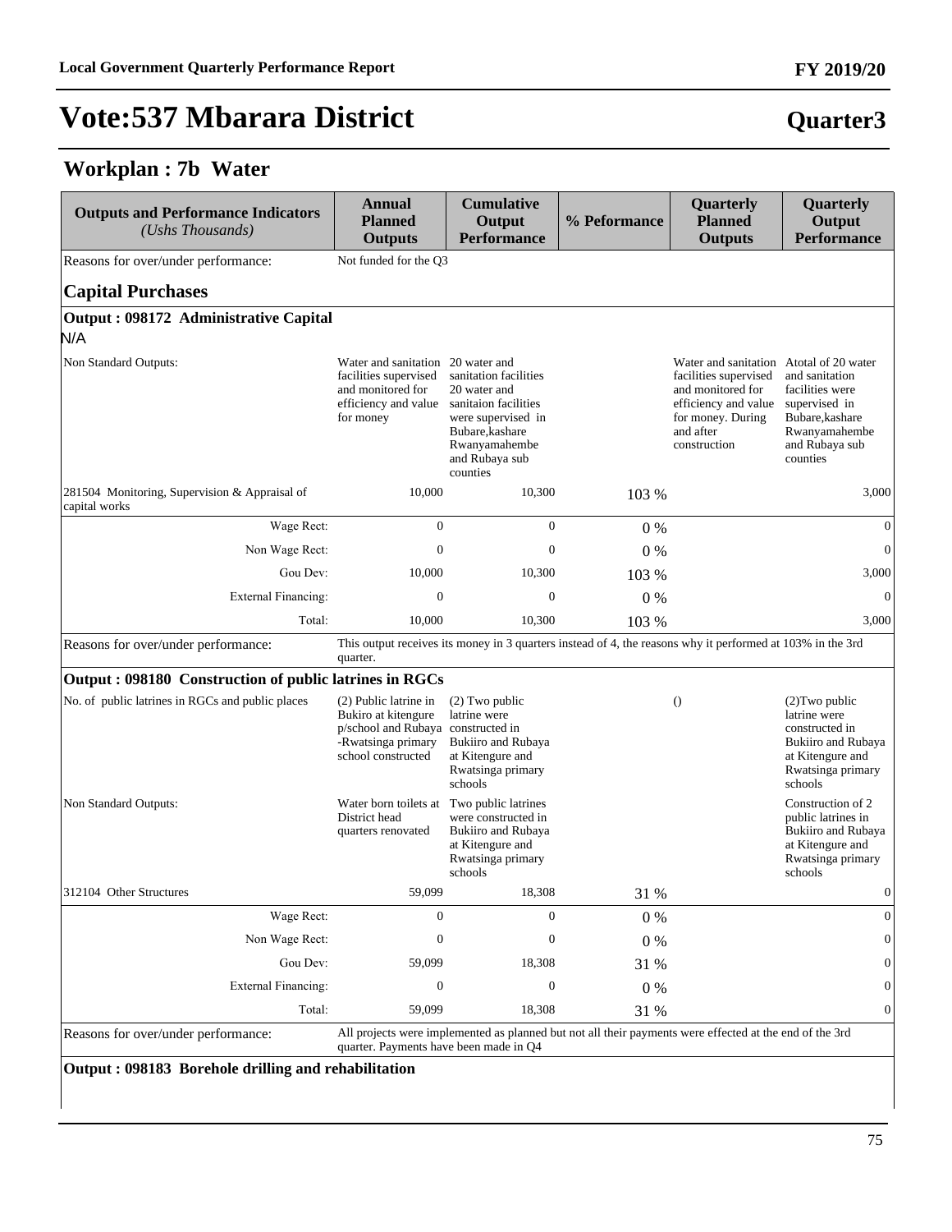# Vote:537 Mbarara District

**Quarter3**

## Workplan : 7b Water

| Outputs and Performance Indicators *(Ushs Thousands)* | Annual Planned Outputs | Cumulative Output Performance | % Peformance | Quarterly Planned Outputs | Quarterly Output Performance |
|---|---|---|---|---|---|
| Reasons for over/under performance: | Not funded for the Q3 | | | | |
| **Capital Purchases** | | | | | |
| **Output : 098172 Administrative Capital** | | | | | |
| N/A | | | | | |
| Non Standard Outputs: | Water and sanitation facilities supervised and monitored for efficiency and value for money | 20 water and sanitation facilities 20 water and sanitaion facilities were supervised in Bubare,kashare Rwanyamahembe and Rubaya sub counties | | Water and sanitation facilities supervised and monitored for efficiency and value for money. During and after construction | Atotal of 20 water and sanitation facilities were supervised in Bubare,kashare Rwanyamahembe and Rubaya sub counties |
| 281504 Monitoring, Supervision & Appraisal of capital works | 10,000 | 10,300 | 103 % | | 3,000 |
| Wage Rect: | 0 | 0 | 0 % | | 0 |
| Non Wage Rect: | 0 | 0 | 0 % | | 0 |
| Gou Dev: | 10,000 | 10,300 | 103 % | | 3,000 |
| External Financing: | 0 | 0 | 0 % | | 0 |
| Total: | 10,000 | 10,300 | 103 % | | 3,000 |
| Reasons for over/under performance: | This output receives its money in 3 quarters instead of 4, the reasons why it performed at 103% in the 3rd quarter. | | | | |
| **Output : 098180 Construction of public latrines in RGCs** | | | | | |
| No. of public latrines in RGCs and public places | (2) Public latrine in Bukiro at kitengure p/school and Rubaya -Rwatsinga primary school constructed | (2) Two public latrine were constructed in Bukiiro and Rubaya at Kitengure and Rwatsinga primary schools | | () | (2)Two public latrine were constructed in Bukiiro and Rubaya at Kitengure and Rwatsinga primary schools |
| Non Standard Outputs: | Water born toilets at District head quarters renovated | Two public latrines were constructed in Bukiiro and Rubaya at Kitengure and Rwatsinga primary schools | | | Construction of 2 public latrines in Bukiiro and Rubaya at Kitengure and Rwatsinga primary schools |
| 312104 Other Structures | 59,099 | 18,308 | 31 % | | 0 |
| Wage Rect: | 0 | 0 | 0 % | | 0 |
| Non Wage Rect: | 0 | 0 | 0 % | | 0 |
| Gou Dev: | 59,099 | 18,308 | 31 % | | 0 |
| External Financing: | 0 | 0 | 0 % | | 0 |
| Total: | 59,099 | 18,308 | 31 % | | 0 |
| Reasons for over/under performance: | All projects were implemented as planned but not all their payments were effected at the end of the 3rd quarter. Payments have been made in Q4 | | | | |
| **Output : 098183 Borehole drilling and rehabilitation** | | | | | |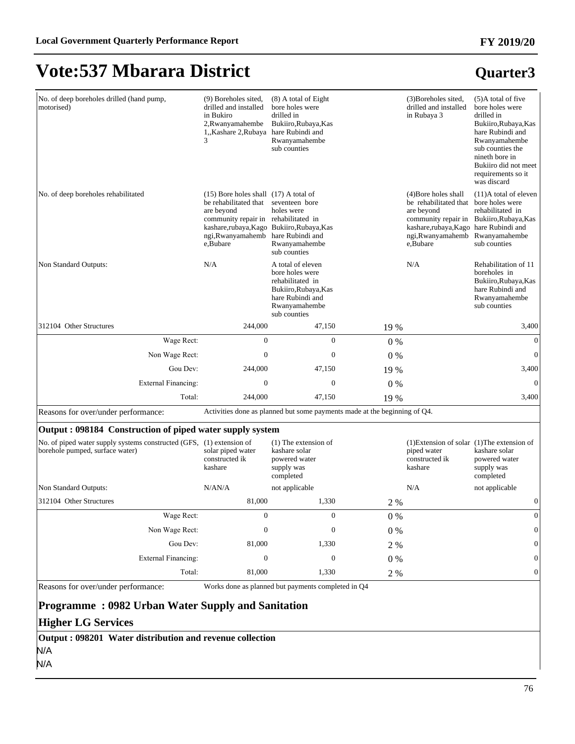# Vote:537 Mbarara District

## Quarter3

| | | | | | |
|---|---|---|---|---|---|
| No. of deep boreholes drilled (hand pump, motorised) | (9) Boreholes sited, drilled and installed in Bukiro 2,Rwanyamahembe 1,,Kashare 2,Rubaya 3 | (8) A total of Eight bore holes were drilled in Bukiiro,Rubaya,Kashare Rubindi and Rwanyamahembe sub counties | | (3)Boreholes sited, drilled and installed in Rubaya 3 | (5)A total of five bore holes were drilled in Bukiiro,Rubaya,Kashare Rubindi and Rwanyamahembe sub counties the nineth bore in Bukiiro did not meet requirements so it was discard |
| No. of deep boreholes rehabilitated | (15) Bore holes shall be rehabilitated that are beyond community repair in kashare,rubaya,Kagongi,Rwanyamahembe,Bubare | (17) A total of seventeen bore holes were rehabilitated in Bukiiro,Rubaya,Kashare Rubindi and Rwanyamahembe sub counties | | (4)Bore holes shall be rehabilitated that are beyond community repair in kashare,rubaya,Kagongi,Rwanyamahembe,Bubare | (11)A total of eleven bore holes were rehabilitated in Bukiiro,Rubaya,Kashare Rubindi and Rwanyamahembe sub counties |
| Non Standard Outputs: | N/A | A total of eleven bore holes were rehabilitated in Bukiiro,Rubaya,Kashare Rubindi and Rwanyamahembe sub counties | | N/A | Rehabilitation of 11 boreholes in Bukiiro,Rubaya,Kashare Rubindi and Rwanyamahembe sub counties |
| 312104 Other Structures | 244,000 | 47,150 | 19 % | | 3,400 |
| Wage Rect: | 0 | 0 | 0 % | | 0 |
| Non Wage Rect: | 0 | 0 | 0 % | | 0 |
| Gou Dev: | 244,000 | 47,150 | 19 % | | 3,400 |
| External Financing: | 0 | 0 | 0 % | | 0 |
| Total: | 244,000 | 47,150 | 19 % | | 3,400 |
| Reasons for over/under performance: | Activities done as planned but some payments made at the beginning of Q4. | | | | |

**Output : 098184 Construction of piped water supply system**

| | | | | | |
|---|---|---|---|---|---|
| No. of piped water supply systems constructed (GFS, borehole pumped, surface water) | (1) extension of solar piped water constructed ik kashare | (1) The extension of kashare solar powered water supply was completed | | (1)Extension of solar piped water constructed ik kashare | (1)The extension of kashare solar powered water supply was completed |
| Non Standard Outputs: | N/AN/A | not applicable | | N/A | not applicable |
| 312104 Other Structures | 81,000 | 1,330 | 2 % | | 0 |
| Wage Rect: | 0 | 0 | 0 % | | 0 |
| Non Wage Rect: | 0 | 0 | 0 % | | 0 |
| Gou Dev: | 81,000 | 1,330 | 2 % | | 0 |
| External Financing: | 0 | 0 | 0 % | | 0 |
| Total: | 81,000 | 1,330 | 2 % | | 0 |
| Reasons for over/under performance: | Works done as planned but payments completed in Q4 | | | | |

### Programme : 0982 Urban Water Supply and Sanitation

### Higher LG Services

**Output : 098201 Water distribution and revenue collection**

N/A

N/A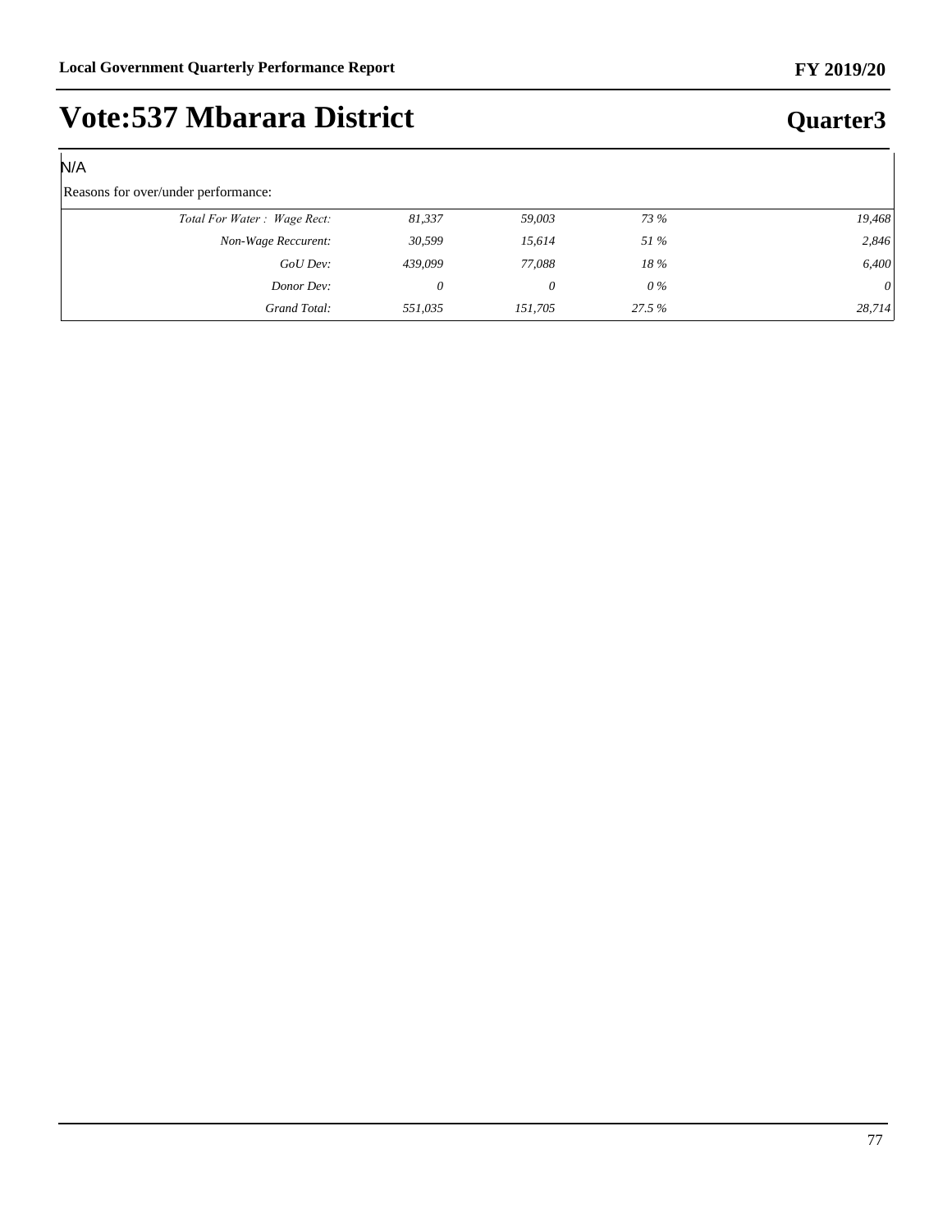# Vote:537 Mbarara District

## Quarter3

N/A

Reasons for over/under performance:

| | | | | |
|---|---|---|---|---|
| *Total For Water : Wage Rect:* | *81,337* | *59,003* | *73 %* | *19,468* |
| *Non-Wage Reccurent:* | *30,599* | *15,614* | *51 %* | *2,846* |
| *GoU Dev:* | *439,099* | *77,088* | *18 %* | *6,400* |
| *Donor Dev:* | *0* | *0* | *0 %* | *0* |
| *Grand Total:* | *551,035* | *151,705* | *27.5 %* | *28,714* |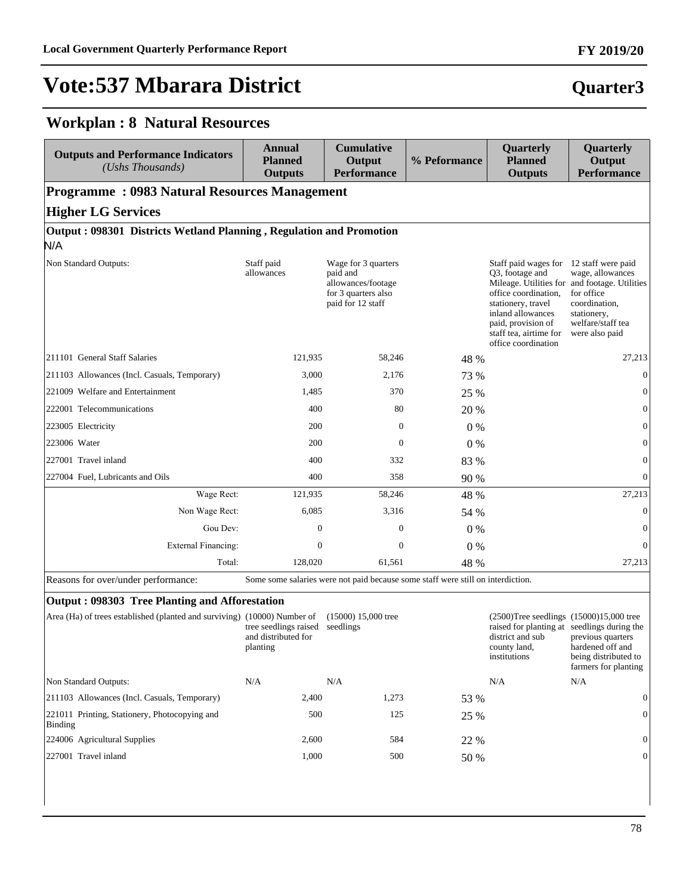# Vote:537 Mbarara District

**Quarter3**

## Workplan : 8 Natural Resources

| Outputs and Performance Indicators *(Ushs Thousands)* | Annual Planned Outputs | Cumulative Output Performance | % Peformance | Quarterly Planned Outputs | Quarterly Output Performance |
|---|---|---|---|---|---|
| **Programme : 0983 Natural Resources Management** | | | | | |
| **Higher LG Services** | | | | | |
| **Output : 098301 Districts Wetland Planning , Regulation and Promotion** | | | | | |
| N/A | | | | | |
| Non Standard Outputs: | Staff paid allowances | Wage for 3 quarters paid and allowances/footage for 3 quarters also paid for 12 staff | | Staff paid wages for Q3, footage and Mileage. Utilities for office coordination, stationery, travel inland allowances paid, provision of staff tea, airtime for office coordination | 12 staff were paid wage, allowances and footage. Utilities for office coordination, stationery, welfare/staff tea were also paid |
| 211101 General Staff Salaries | 121,935 | 58,246 | 48 % | | 27,213 |
| 211103 Allowances (Incl. Casuals, Temporary) | 3,000 | 2,176 | 73 % | | 0 |
| 221009 Welfare and Entertainment | 1,485 | 370 | 25 % | | 0 |
| 222001 Telecommunications | 400 | 80 | 20 % | | 0 |
| 223005 Electricity | 200 | 0 | 0 % | | 0 |
| 223006 Water | 200 | 0 | 0 % | | 0 |
| 227001 Travel inland | 400 | 332 | 83 % | | 0 |
| 227004 Fuel, Lubricants and Oils | 400 | 358 | 90 % | | 0 |
| Wage Rect: | 121,935 | 58,246 | 48 % | | 27,213 |
| Non Wage Rect: | 6,085 | 3,316 | 54 % | | 0 |
| Gou Dev: | 0 | 0 | 0 % | | 0 |
| External Financing: | 0 | 0 | 0 % | | 0 |
| Total: | 128,020 | 61,561 | 48 % | | 27,213 |
| Reasons for over/under performance: | Some some salaries were not paid because some staff were still on interdiction. | | | | |
| **Output : 098303 Tree Planting and Afforestation** | | | | | |
| Area (Ha) of trees established (planted and surviving) | (10000) Number of tree seedlings raised and distributed for planting | (15000) 15,000 tree seedlings | | (2500)Tree seedlings raised for planting at district and sub county land, institutions | (15000)15,000 tree seedlings during the previous quarters hardened off and being distributed to farmers for planting |
| Non Standard Outputs: | N/A | N/A | | N/A | N/A |
| 211103 Allowances (Incl. Casuals, Temporary) | 2,400 | 1,273 | 53 % | | 0 |
| 221011 Printing, Stationery, Photocopying and Binding | 500 | 125 | 25 % | | 0 |
| 224006 Agricultural Supplies | 2,600 | 584 | 22 % | | 0 |
| 227001 Travel inland | 1,000 | 500 | 50 % | | 0 |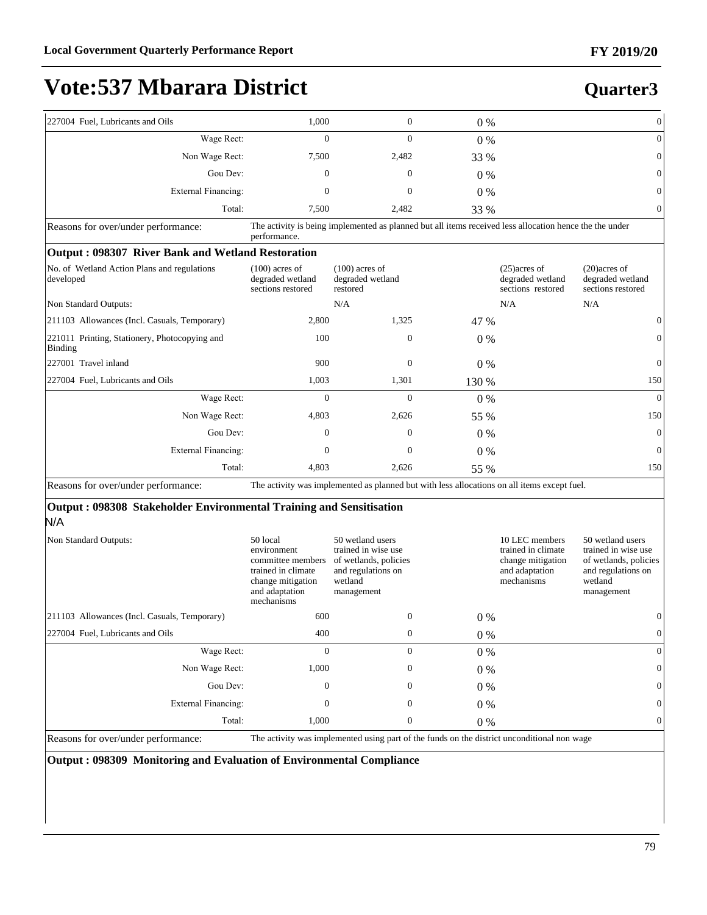# Vote:537 Mbarara District

## Quarter3

| | | | | | |
|---|---|---|---|---|---|
| 227004 Fuel, Lubricants and Oils | 1,000 | 0 | 0 % | | 0 |
| Wage Rect: | 0 | 0 | 0 % | | 0 |
| Non Wage Rect: | 7,500 | 2,482 | 33 % | | 0 |
| Gou Dev: | 0 | 0 | 0 % | | 0 |
| External Financing: | 0 | 0 | 0 % | | 0 |
| Total: | 7,500 | 2,482 | 33 % | | 0 |
| Reasons for over/under performance: | The activity is being implemented as planned but all items received less allocation hence the the under performance. | | | | |

**Output : 098307 River Bank and Wetland Restoration**

| | | | | | |
|---|---|---|---|---|---|
| No. of Wetland Action Plans and regulations developed | (100) acres of degraded wetland sections restored | (100) acres of degraded wetland restored | | (25)acres of degraded wetland sections restored | (20)acres of degraded wetland sections restored |
| Non Standard Outputs: | | N/A | | N/A | N/A |
| 211103 Allowances (Incl. Casuals, Temporary) | 2,800 | 1,325 | 47 % | | 0 |
| 221011 Printing, Stationery, Photocopying and Binding | 100 | 0 | 0 % | | 0 |
| 227001 Travel inland | 900 | 0 | 0 % | | 0 |
| 227004 Fuel, Lubricants and Oils | 1,003 | 1,301 | 130 % | | 150 |
| Wage Rect: | 0 | 0 | 0 % | | 0 |
| Non Wage Rect: | 4,803 | 2,626 | 55 % | | 150 |
| Gou Dev: | 0 | 0 | 0 % | | 0 |
| External Financing: | 0 | 0 | 0 % | | 0 |
| Total: | 4,803 | 2,626 | 55 % | | 150 |
| Reasons for over/under performance: | The activity was implemented as planned but with less allocations on all items except fuel. | | | | |

**Output : 098308 Stakeholder Environmental Training and Sensitisation**

N/A

| | | | | | |
|---|---|---|---|---|---|
| Non Standard Outputs: | 50 local environment committee members trained in climate change mitigation and adaptation mechanisms | 50 wetland users trained in wise use of wetlands, policies and regulations on wetland management | | 10 LEC members trained in climate change mitigation and adaptation mechanisms | 50 wetland users trained in wise use of wetlands, policies and regulations on wetland management |
| 211103 Allowances (Incl. Casuals, Temporary) | 600 | 0 | 0 % | | 0 |
| 227004 Fuel, Lubricants and Oils | 400 | 0 | 0 % | | 0 |
| Wage Rect: | 0 | 0 | 0 % | | 0 |
| Non Wage Rect: | 1,000 | 0 | 0 % | | 0 |
| Gou Dev: | 0 | 0 | 0 % | | 0 |
| External Financing: | 0 | 0 | 0 % | | 0 |
| Total: | 1,000 | 0 | 0 % | | 0 |
| Reasons for over/under performance: | The activity was implemented using part of the funds on the district unconditional non wage | | | | |

**Output : 098309 Monitoring and Evaluation of Environmental Compliance**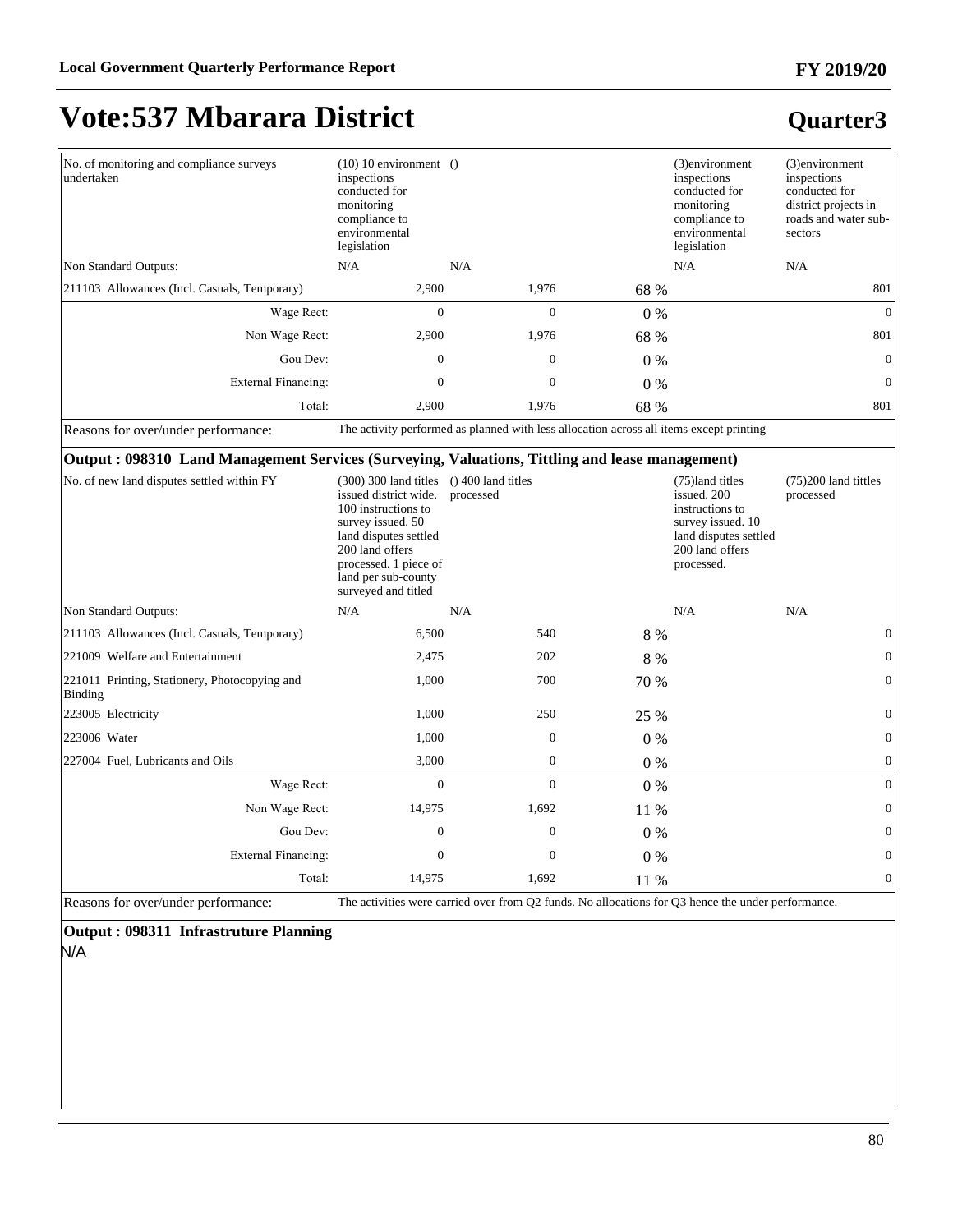# Vote:537 Mbarara District

## Quarter3

| | | | | | |
|---|---|---|---|---|---|
| No. of monitoring and compliance surveys undertaken | (10) 10 environment inspections conducted for monitoring compliance to environmental legislation | () | | (3)environment inspections conducted for monitoring compliance to environmental legislation | (3)environment inspections conducted for district projects in roads and water sub-sectors |
| Non Standard Outputs: | N/A | N/A | | N/A | N/A |
| 211103 Allowances (Incl. Casuals, Temporary) | 2,900 | 1,976 | 68 % | | 801 |
| Wage Rect: | 0 | 0 | 0 % | | 0 |
| Non Wage Rect: | 2,900 | 1,976 | 68 % | | 801 |
| Gou Dev: | 0 | 0 | 0 % | | 0 |
| External Financing: | 0 | 0 | 0 % | | 0 |
| Total: | 2,900 | 1,976 | 68 % | | 801 |
| Reasons for over/under performance: | The activity performed as planned with less allocation across all items except printing | | | | |

### Output : 098310 Land Management Services (Surveying, Valuations, Tittling and lease management)

| | | | | | |
|---|---|---|---|---|---|
| No. of new land disputes settled within FY | (300) 300 land titles issued district wide. 100 instructions to survey issued. 50 land disputes settled 200 land offers processed. 1 piece of land per sub-county surveyed and titled | () 400 land titles processed | | (75)land titles issued. 200 instructions to survey issued. 10 land disputes settled 200 land offers processed. | (75)200 land tittles processed |
| Non Standard Outputs: | N/A | N/A | | N/A | N/A |
| 211103 Allowances (Incl. Casuals, Temporary) | 6,500 | 540 | 8 % | | 0 |
| 221009 Welfare and Entertainment | 2,475 | 202 | 8 % | | 0 |
| 221011 Printing, Stationery, Photocopying and Binding | 1,000 | 700 | 70 % | | 0 |
| 223005 Electricity | 1,000 | 250 | 25 % | | 0 |
| 223006 Water | 1,000 | 0 | 0 % | | 0 |
| 227004 Fuel, Lubricants and Oils | 3,000 | 0 | 0 % | | 0 |
| Wage Rect: | 0 | 0 | 0 % | | 0 |
| Non Wage Rect: | 14,975 | 1,692 | 11 % | | 0 |
| Gou Dev: | 0 | 0 | 0 % | | 0 |
| External Financing: | 0 | 0 | 0 % | | 0 |
| Total: | 14,975 | 1,692 | 11 % | | 0 |
| Reasons for over/under performance: | The activities were carried over from Q2 funds. No allocations for Q3 hence the under performance. | | | | |

### Output : 098311 Infrastruture Planning

N/A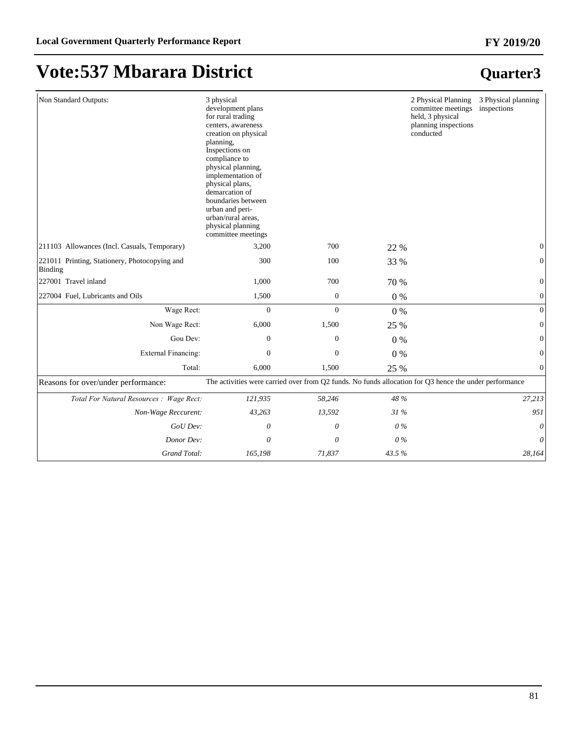# Vote:537 Mbarara District

## Quarter3

| | | | | | |
|---|---|---|---|---|---|
| Non Standard Outputs: | 3 physical development plans for rural trading centers, awareness creation on physical planning, Inspections on compliance to physical planning, implementation of physical plans, demarcation of boundaries between urban and peri-urban/rural areas, physical planning committee meetings | | | 2 Physical Planning committee meetings held, 3 physical planning inspections conducted | 3 Physical planning inspections |
| 211103 Allowances (Incl. Casuals, Temporary) | 3,200 | 700 | 22 % | | 0 |
| 221011 Printing, Stationery, Photocopying and Binding | 300 | 100 | 33 % | | 0 |
| 227001 Travel inland | 1,000 | 700 | 70 % | | 0 |
| 227004 Fuel, Lubricants and Oils | 1,500 | 0 | 0 % | | 0 |
| Wage Rect: | 0 | 0 | 0 % | | 0 |
| Non Wage Rect: | 6,000 | 1,500 | 25 % | | 0 |
| Gou Dev: | 0 | 0 | 0 % | | 0 |
| External Financing: | 0 | 0 | 0 % | | 0 |
| Total: | 6,000 | 1,500 | 25 % | | 0 |
| Reasons for over/under performance: | The activities were carried over from Q2 funds. No funds allocation for Q3 hence the under performance | | | | |
| *Total For Natural Resources : Wage Rect:* | *121,935* | *58,246* | *48 %* | | *27,213* |
| *Non-Wage Reccurent:* | *43,263* | *13,592* | *31 %* | | *951* |
| *GoU Dev:* | *0* | *0* | *0 %* | | *0* |
| *Donor Dev:* | *0* | *0* | *0 %* | | *0* |
| *Grand Total:* | *165,198* | *71,837* | *43.5 %* | | *28,164* |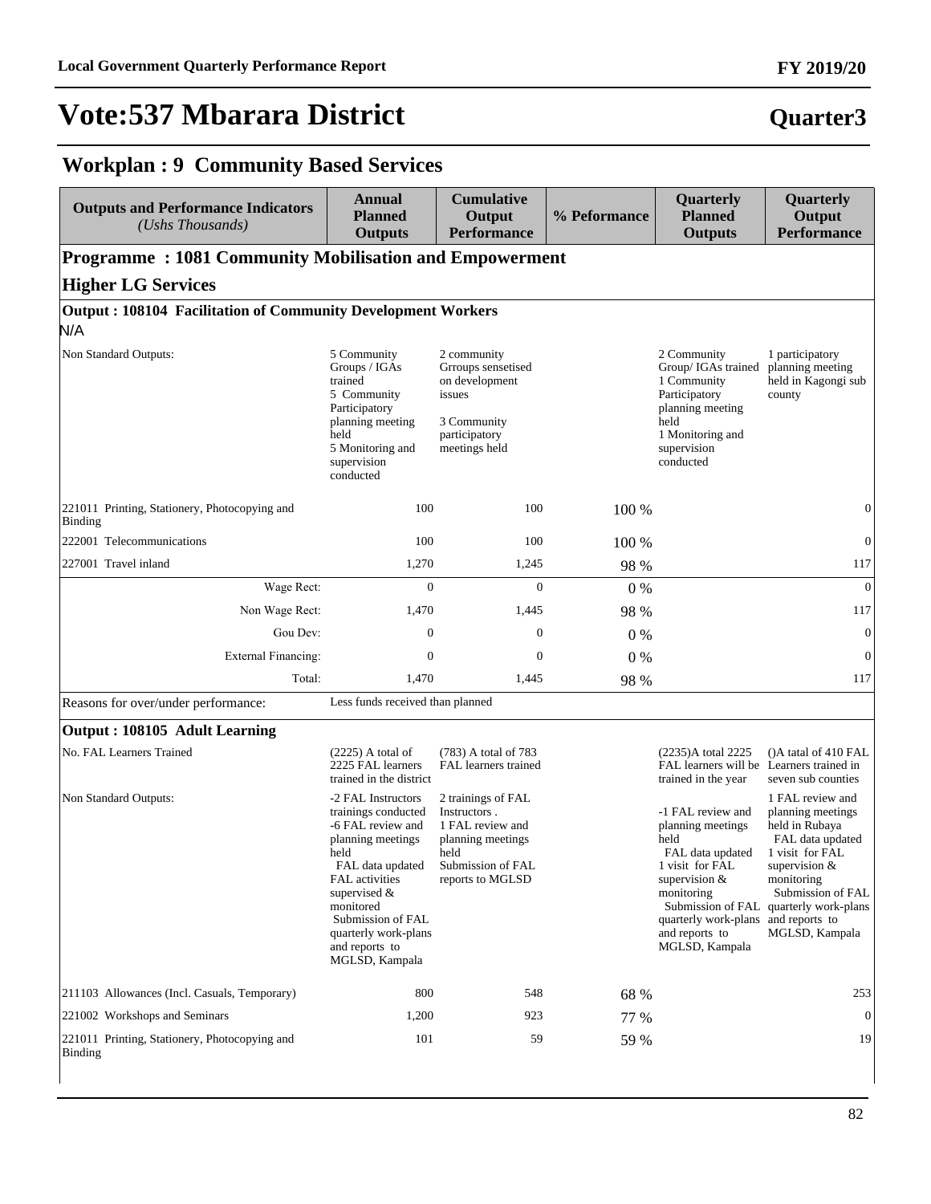# Vote:537 Mbarara District

**Quarter3**

## Workplan : 9 Community Based Services

| Outputs and Performance Indicators *(Ushs Thousands)* | Annual Planned Outputs | Cumulative Output Performance | % Peformance | Quarterly Planned Outputs | Quarterly Output Performance |
|---|---|---|---|---|---|
| **Programme : 1081 Community Mobilisation and Empowerment** | | | | | |
| **Higher LG Services** | | | | | |
| **Output : 108104 Facilitation of Community Development Workers** | | | | | |
| N/A | | | | | |
| Non Standard Outputs: | 5 Community Groups / IGAs trained<br>5 Community Participatory planning meeting held<br>5 Monitoring and supervision conducted | 2 community Grroups sensetised on development issues<br><br>3 Community participatory meetings held | | 2 Community Group/ IGAs trained<br>1 Community Participatory planning meeting held<br>1 Monitoring and supervision conducted | 1 participatory planning meeting held in Kagongi sub county |
| 221011 Printing, Stationery, Photocopying and Binding | 100 | 100 | 100 % | | 0 |
| 222001 Telecommunications | 100 | 100 | 100 % | | 0 |
| 227001 Travel inland | 1,270 | 1,245 | 98 % | | 117 |
| Wage Rect: | 0 | 0 | 0 % | | 0 |
| Non Wage Rect: | 1,470 | 1,445 | 98 % | | 117 |
| Gou Dev: | 0 | 0 | 0 % | | 0 |
| External Financing: | 0 | 0 | 0 % | | 0 |
| Total: | 1,470 | 1,445 | 98 % | | 117 |
| Reasons for over/under performance: | Less funds received than planned | | | | |
| **Output : 108105 Adult Learning** | | | | | |
| No. FAL Learners Trained | (2225) A total of 2225 FAL learners trained in the district | (783) A total of 783 FAL learners trained | | (2235)A total 2225 FAL learners will be trained in the year | ()A tatal of 410 FAL Learners trained in seven sub counties |
| Non Standard Outputs: | -2 FAL Instructors trainings conducted<br>-6 FAL review and planning meetings held<br>FAL data updated<br>FAL activities supervised & monitored<br>Submission of FAL quarterly work-plans and reports to MGLSD, Kampala | 2 trainings of FAL Instructors .<br>1 FAL review and planning meetings held<br>Submission of FAL reports to MGLSD | | -1 FAL review and planning meetings held<br>FAL data updated<br>1 visit for FAL supervision & monitoring<br>Submission of FAL quarterly work-plans and reports to MGLSD, Kampala | 1 FAL review and planning meetings held in Rubaya<br>FAL data updated<br>1 visit for FAL supervision & monitoring<br>Submission of FAL quarterly work-plans and reports to MGLSD, Kampala |
| 211103 Allowances (Incl. Casuals, Temporary) | 800 | 548 | 68 % | | 253 |
| 221002 Workshops and Seminars | 1,200 | 923 | 77 % | | 0 |
| 221011 Printing, Stationery, Photocopying and Binding | 101 | 59 | 59 % | | 19 |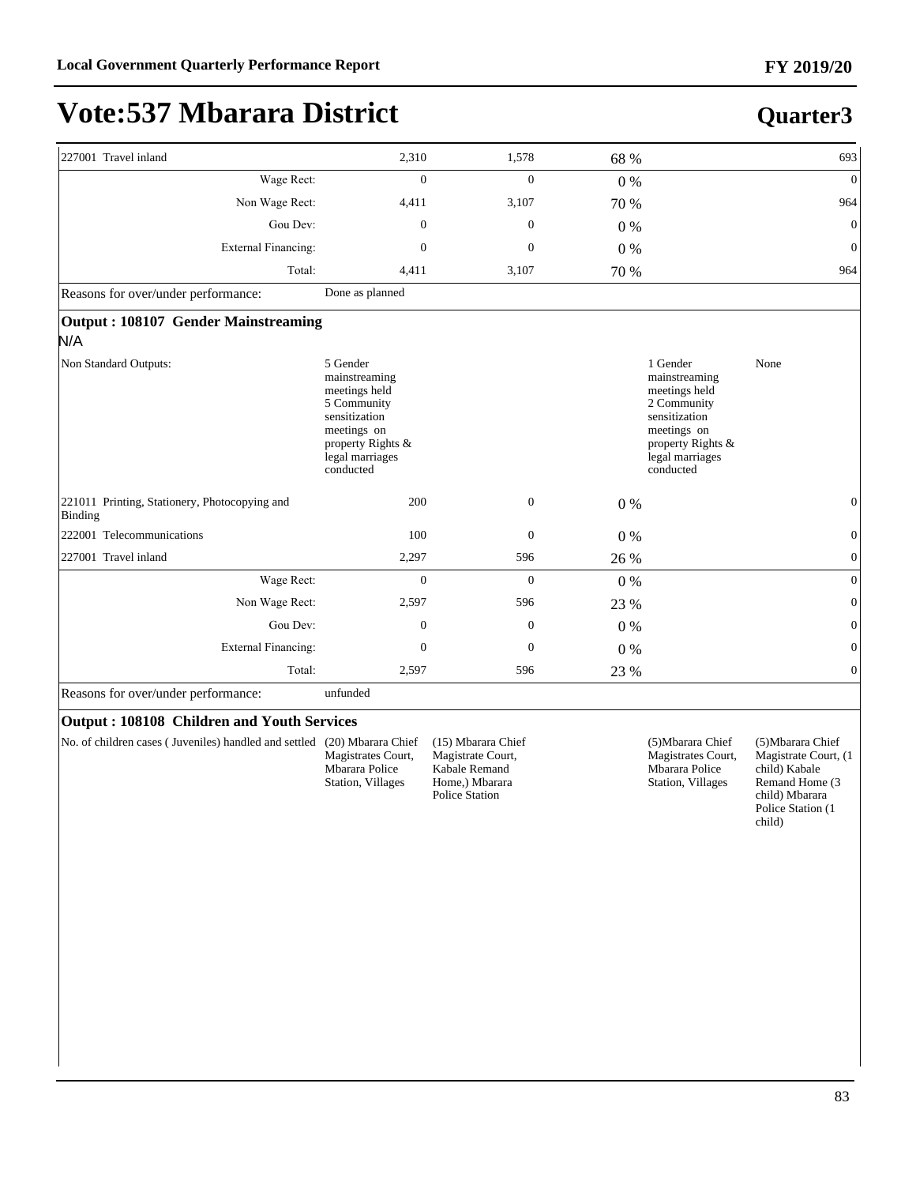# Vote:537 Mbarara District

## Quarter3

| | | | | | |
|---|---|---|---|---|---|
| 227001 Travel inland | 2,310 | 1,578 | 68 % | | 693 |
| Wage Rect: | 0 | 0 | 0 % | | 0 |
| Non Wage Rect: | 4,411 | 3,107 | 70 % | | 964 |
| Gou Dev: | 0 | 0 | 0 % | | 0 |
| External Financing: | 0 | 0 | 0 % | | 0 |
| Total: | 4,411 | 3,107 | 70 % | | 964 |
| Reasons for over/under performance: | Done as planned | | | | |

**Output : 108107 Gender Mainstreaming**

N/A

| | | | | | |
|---|---|---|---|---|---|
| Non Standard Outputs: | 5 Gender mainstreaming meetings held 5 Community sensitization meetings on property Rights & legal marriages conducted | | | 1 Gender mainstreaming meetings held 2 Community sensitization meetings on property Rights & legal marriages conducted | None |
| 221011 Printing, Stationery, Photocopying and Binding | 200 | 0 | 0 % | | 0 |
| 222001 Telecommunications | 100 | 0 | 0 % | | 0 |
| 227001 Travel inland | 2,297 | 596 | 26 % | | 0 |
| Wage Rect: | 0 | 0 | 0 % | | 0 |
| Non Wage Rect: | 2,597 | 596 | 23 % | | 0 |
| Gou Dev: | 0 | 0 | 0 % | | 0 |
| External Financing: | 0 | 0 | 0 % | | 0 |
| Total: | 2,597 | 596 | 23 % | | 0 |
| Reasons for over/under performance: | unfunded | | | | |

**Output : 108108 Children and Youth Services**

| | | | | | |
|---|---|---|---|---|---|
| No. of children cases ( Juveniles) handled and settled | (20) Mbarara Chief Magistrates Court, Mbarara Police Station, Villages | (15) Mbarara Chief Magistrate Court, Kabale Remand Home,) Mbarara Police Station | | (5)Mbarara Chief Magistrates Court, Mbarara Police Station, Villages | (5)Mbarara Chief Magistrate Court, (1 child) Kabale Remand Home (3 child) Mbarara Police Station (1 child) |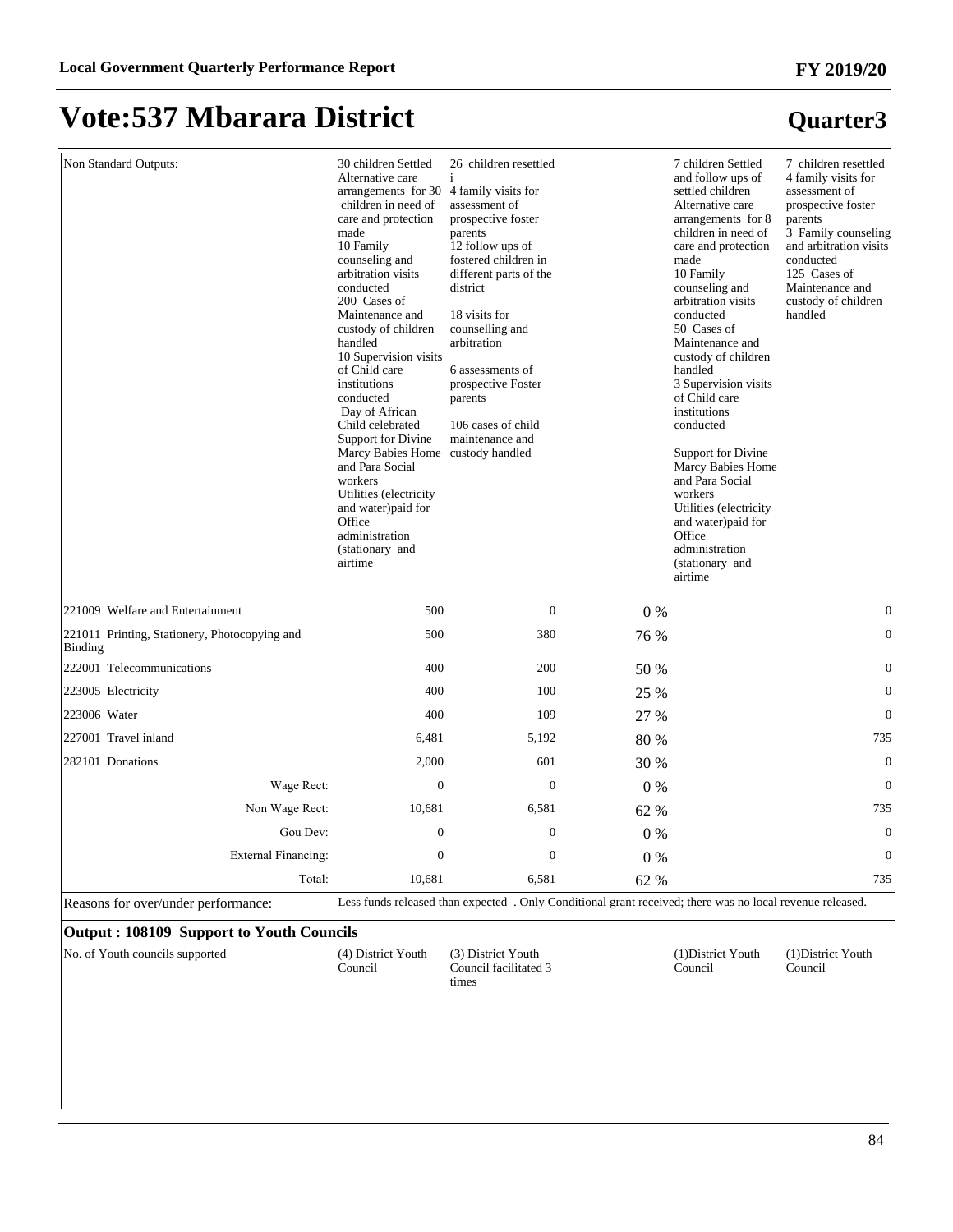# Vote:537 Mbarara District

## Quarter3

| | | | | | |
|---|---|---|---|---|---|
| Non Standard Outputs: | 30 children Settled Alternative care arrangements for 30 children in need of care and protection made<br>10 Family counseling and arbitration visits conducted<br>200 Cases of Maintenance and custody of children handled<br>10 Supervision visits of Child care institutions conducted<br>Day of African Child celebrated<br>Support for Divine Marcy Babies Home and Para Social workers<br>Utilities (electricity and water)paid for<br>Office administration (stationary and airtime | 26 children resettled<br>i<br>4 family visits for assessment of prospective foster parents<br>12 follow ups of fostered children in different parts of the district<br><br>18 visits for counselling and arbitration<br><br>6 assessments of prospective Foster parents<br><br>106 cases of child maintenance and custody handled | | 7 children Settled and follow ups of settled children<br>Alternative care arrangements for 8 children in need of care and protection made<br>10 Family counseling and arbitration visits conducted<br>50 Cases of Maintenance and custody of children handled<br>3 Supervision visits of Child care institutions conducted<br><br>Support for Divine Marcy Babies Home and Para Social workers<br>Utilities (electricity and water)paid for<br>Office administration (stationary and airtime | 7 children resettled<br>4 family visits for assessment of prospective foster parents<br>3 Family counseling and arbitration visits conducted<br>125 Cases of Maintenance and custody of children handled |
| 221009 Welfare and Entertainment | 500 | 0 | 0 % | | 0 |
| 221011 Printing, Stationery, Photocopying and Binding | 500 | 380 | 76 % | | 0 |
| 222001 Telecommunications | 400 | 200 | 50 % | | 0 |
| 223005 Electricity | 400 | 100 | 25 % | | 0 |
| 223006 Water | 400 | 109 | 27 % | | 0 |
| 227001 Travel inland | 6,481 | 5,192 | 80 % | | 735 |
| 282101 Donations | 2,000 | 601 | 30 % | | 0 |
| Wage Rect: | 0 | 0 | 0 % | | 0 |
| Non Wage Rect: | 10,681 | 6,581 | 62 % | | 735 |
| Gou Dev: | 0 | 0 | 0 % | | 0 |
| External Financing: | 0 | 0 | 0 % | | 0 |
| Total: | 10,681 | 6,581 | 62 % | | 735 |

Reasons for over/under performance: Less funds released than expected . Only Conditional grant received; there was no local revenue released.

**Output : 108109 Support to Youth Councils**

| | | | | | |
|---|---|---|---|---|---|
| No. of Youth councils supported | (4) District Youth Council | (3) District Youth Council facilitated 3 times | | (1)District Youth Council | (1)District Youth Council |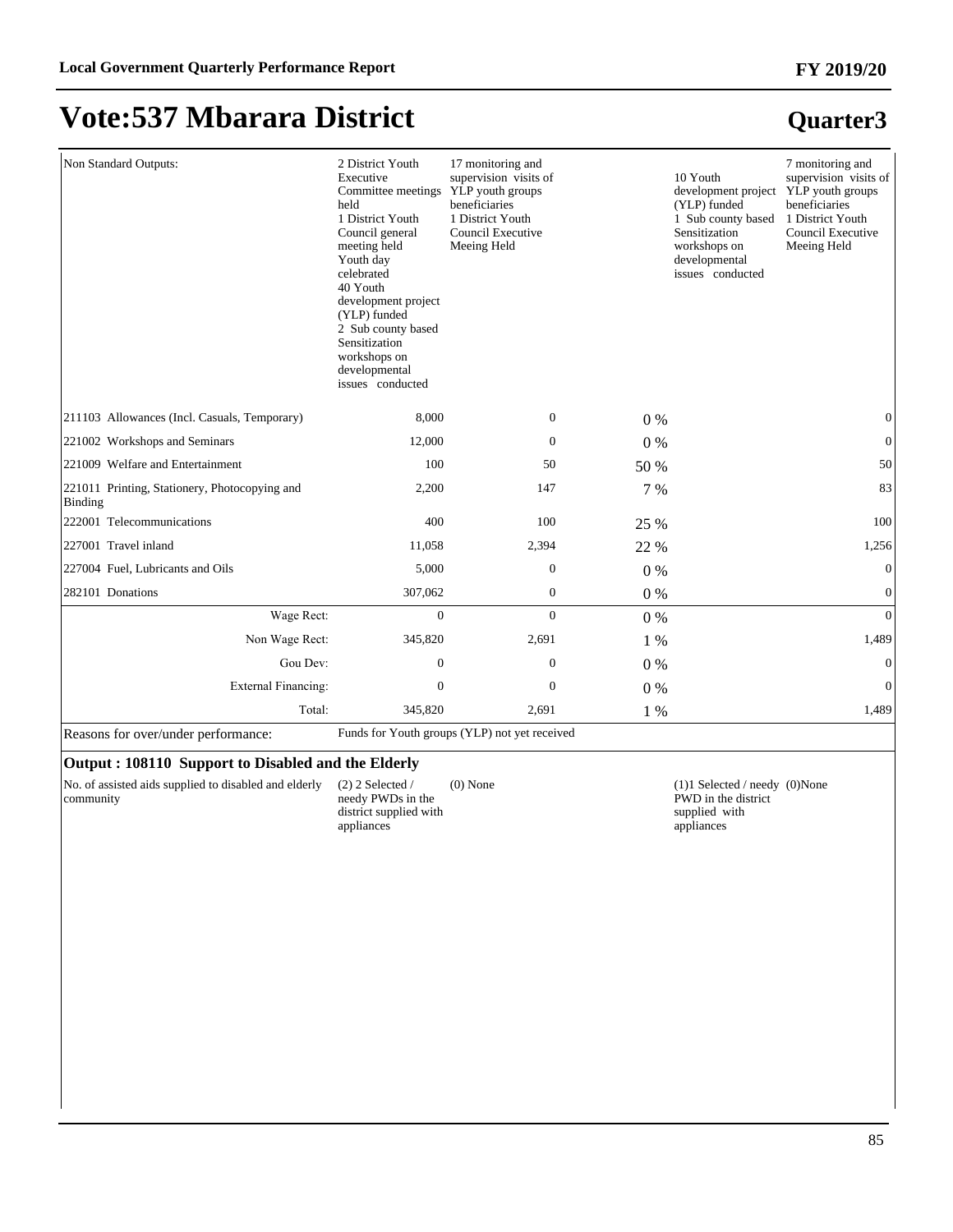# Vote:537 Mbarara District

## Quarter3

| | | | | | |
|---|---|---|---|---|---|
| Non Standard Outputs: | 2 District Youth Executive Committee meetings held<br>1 District Youth Council general meeting held<br>Youth day celebrated<br>40 Youth development project (YLP) funded<br>2 Sub county based Sensitization workshops on developmental issues conducted | 17 monitoring and supervision visits of YLP youth groups beneficiaries<br>1 District Youth Council Executive Meeing Held | | 10 Youth development project (YLP) funded<br>1 Sub county based Sensitization workshops on developmental issues conducted | 7 monitoring and supervision visits of YLP youth groups beneficiaries<br>1 District Youth Council Executive Meeing Held |
| 211103 Allowances (Incl. Casuals, Temporary) | 8,000 | 0 | 0 % | | 0 |
| 221002 Workshops and Seminars | 12,000 | 0 | 0 % | | 0 |
| 221009 Welfare and Entertainment | 100 | 50 | 50 % | | 50 |
| 221011 Printing, Stationery, Photocopying and Binding | 2,200 | 147 | 7 % | | 83 |
| 222001 Telecommunications | 400 | 100 | 25 % | | 100 |
| 227001 Travel inland | 11,058 | 2,394 | 22 % | | 1,256 |
| 227004 Fuel, Lubricants and Oils | 5,000 | 0 | 0 % | | 0 |
| 282101 Donations | 307,062 | 0 | 0 % | | 0 |
| Wage Rect: | 0 | 0 | 0 % | | 0 |
| Non Wage Rect: | 345,820 | 2,691 | 1 % | | 1,489 |
| Gou Dev: | 0 | 0 | 0 % | | 0 |
| External Financing: | 0 | 0 | 0 % | | 0 |
| Total: | 345,820 | 2,691 | 1 % | | 1,489 |
| Reasons for over/under performance: | Funds for Youth groups (YLP) not yet received | | | | |

### Output : 108110 Support to Disabled and the Elderly

| | | | | | |
|---|---|---|---|---|---|
| No. of assisted aids supplied to disabled and elderly community | (2) 2 Selected / needy PWDs in the district supplied with appliances | (0) None | | (1)1 Selected / needy PWD in the district supplied with appliances | (0)None |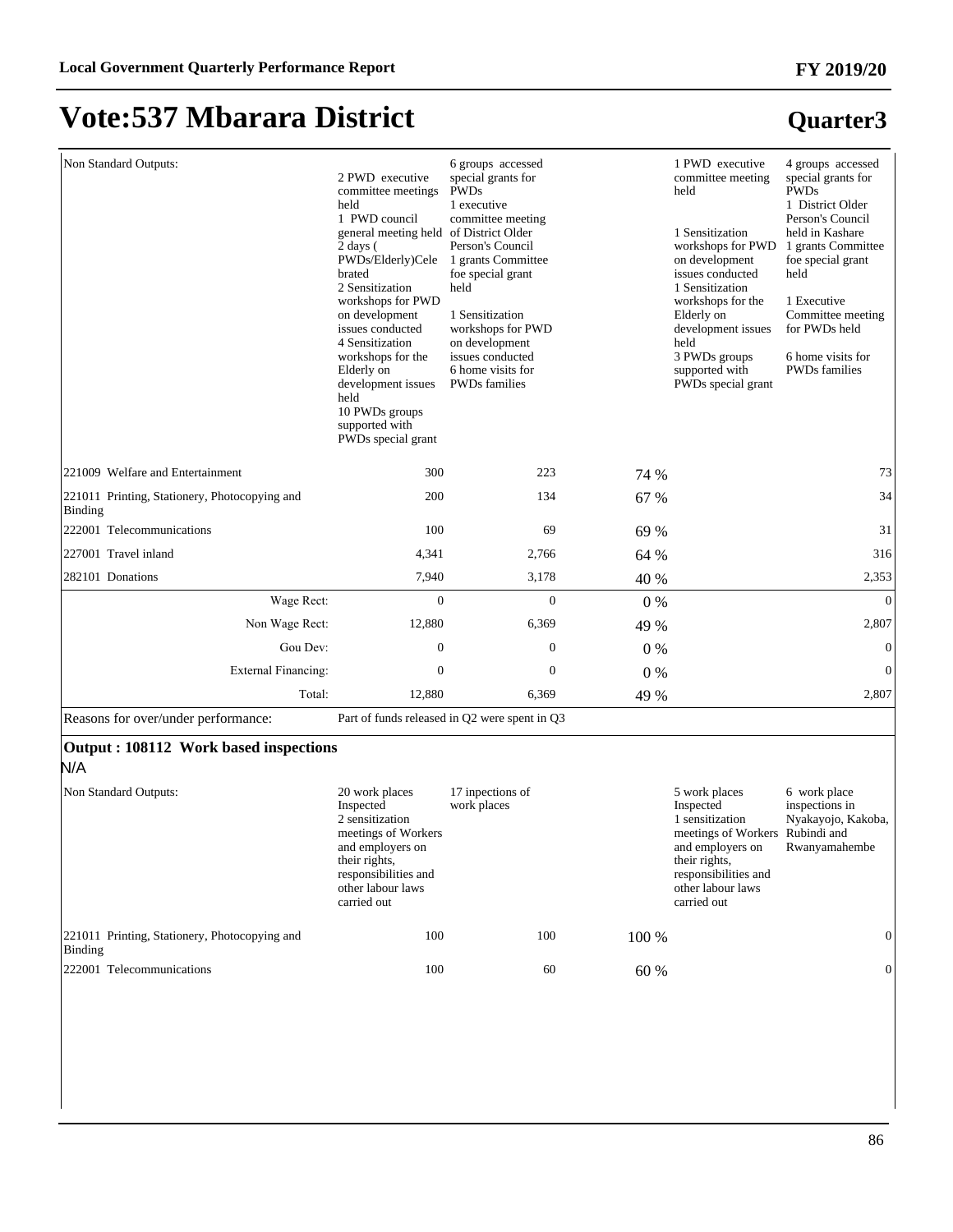# Vote:537 Mbarara District

## Quarter3

| | | | | | |
|---|---|---|---|---|---|
| Non Standard Outputs: | 2 PWD executive committee meetings held<br>1 PWD council general meeting held<br>2 days ( PWDs/Elderly)Celebrated<br>2 Sensitization workshops for PWD on development issues conducted<br>4 Sensitization workshops for the Elderly on development issues held<br>10 PWDs groups supported with PWDs special grant | 6 groups accessed special grants for PWDs<br>1 executive committee meeting of District Older Person's Council<br>1 grants Committee foe special grant held<br><br>1 Sensitization workshops for PWD on development issues conducted<br>6 home visits for PWDs families | | 1 PWD executive committee meeting held<br><br>1 Sensitization workshops for PWD on development issues conducted<br>1 Sensitization workshops for the Elderly on development issues held<br>3 PWDs groups supported with PWDs special grant | 4 groups accessed special grants for PWDs<br>1 District Older Person's Council held in Kashare<br>1 grants Committee foe special grant held<br><br>1 Executive Committee meeting for PWDs held<br><br>6 home visits for PWDs families |
| 221009 Welfare and Entertainment | 300 | 223 | 74 % | | 73 |
| 221011 Printing, Stationery, Photocopying and Binding | 200 | 134 | 67 % | | 34 |
| 222001 Telecommunications | 100 | 69 | 69 % | | 31 |
| 227001 Travel inland | 4,341 | 2,766 | 64 % | | 316 |
| 282101 Donations | 7,940 | 3,178 | 40 % | | 2,353 |
| Wage Rect: | 0 | 0 | 0 % | | 0 |
| Non Wage Rect: | 12,880 | 6,369 | 49 % | | 2,807 |
| Gou Dev: | 0 | 0 | 0 % | | 0 |
| External Financing: | 0 | 0 | 0 % | | 0 |
| Total: | 12,880 | 6,369 | 49 % | | 2,807 |
| Reasons for over/under performance: | Part of funds released in Q2 were spent in Q3 | | | | |

**Output : 108112 Work based inspections**

N/A

| | | | | | |
|---|---|---|---|---|---|
| Non Standard Outputs: | 20 work places Inspected<br>2 sensitization meetings of Workers and employers on their rights, responsibilities and other labour laws carried out | 17 inpections of work places | | 5 work places Inspected<br>1 sensitization meetings of Workers and employers on their rights, responsibilities and other labour laws carried out | 6 work place inspections in Nyakayojo, Kakoba, Rubindi and Rwanyamahembe |
| 221011 Printing, Stationery, Photocopying and Binding | 100 | 100 | 100 % | | 0 |
| 222001 Telecommunications | 100 | 60 | 60 % | | 0 |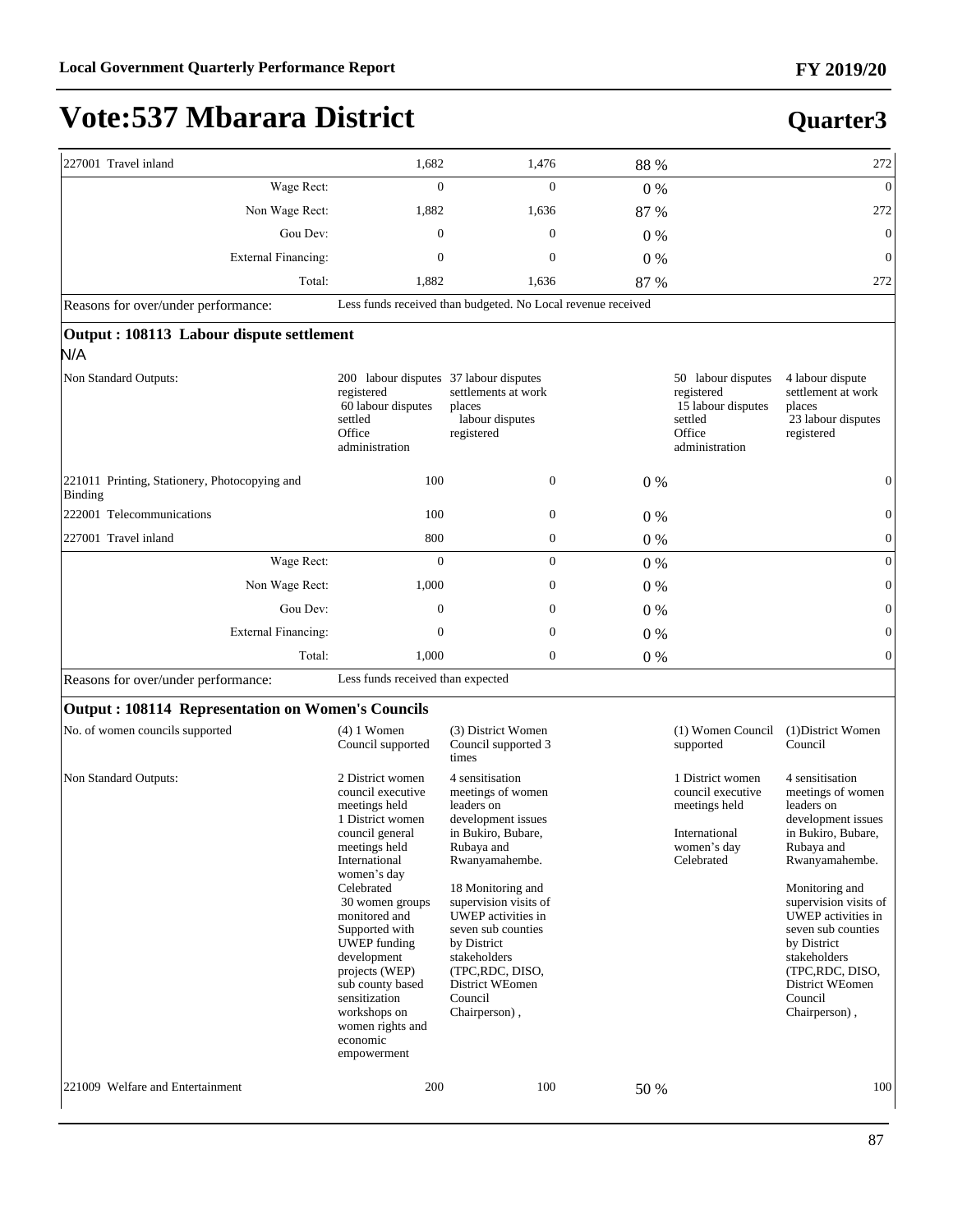# Vote:537 Mbarara District

## Quarter3

| | | | | | |
|---|---|---|---|---|---|
| 227001 Travel inland | 1,682 | 1,476 | 88 % | | 272 |
| Wage Rect: | 0 | 0 | 0 % | | 0 |
| Non Wage Rect: | 1,882 | 1,636 | 87 % | | 272 |
| Gou Dev: | 0 | 0 | 0 % | | 0 |
| External Financing: | 0 | 0 | 0 % | | 0 |
| Total: | 1,882 | 1,636 | 87 % | | 272 |
| Reasons for over/under performance: | Less funds received than budgeted. No Local revenue received | | | | |

**Output : 108113 Labour dispute settlement**

N/A

| | | | | | |
|---|---|---|---|---|---|
| Non Standard Outputs: | 200 labour disputes registered<br>60 labour disputes settled<br>Office administration | 37 labour disputes settlements at work places<br>labour disputes registered | | 50 labour disputes registered<br>15 labour disputes settled<br>Office administration | 4 labour dispute settlement at work places<br>23 labour disputes registered |
| 221011 Printing, Stationery, Photocopying and Binding | 100 | 0 | 0 % | | 0 |
| 222001 Telecommunications | 100 | 0 | 0 % | | 0 |
| 227001 Travel inland | 800 | 0 | 0 % | | 0 |
| Wage Rect: | 0 | 0 | 0 % | | 0 |
| Non Wage Rect: | 1,000 | 0 | 0 % | | 0 |
| Gou Dev: | 0 | 0 | 0 % | | 0 |
| External Financing: | 0 | 0 | 0 % | | 0 |
| Total: | 1,000 | 0 | 0 % | | 0 |
| Reasons for over/under performance: | Less funds received than expected | | | | |

**Output : 108114 Representation on Women's Councils**

| | | | | | |
|---|---|---|---|---|---|
| No. of women councils supported | (4) 1 Women Council supported | (3) District Women Council supported 3 times | | (1) Women Council supported | (1)District Women Council |
| Non Standard Outputs: | 2 District women council executive meetings held<br>1 District women council general meetings held<br>International women's day Celebrated<br>30 women groups monitored and Supported with UWEP funding development projects (WEP) sub county based sensitization workshops on women rights and economic empowerment | 4 sensitisation meetings of women leaders on development issues in Bukiro, Bubare, Rubaya and Rwanyamahembe.<br><br>18 Monitoring and supervision visits of UWEP activities in seven sub counties by District stakeholders (TPC,RDC, DISO, District WEomen Council Chairperson) , | | 1 District women council executive meetings held<br><br>International women's day Celebrated | 4 sensitisation meetings of women leaders on development issues in Bukiro, Bubare, Rubaya and Rwanyamahembe.<br><br>Monitoring and supervision visits of UWEP activities in seven sub counties by District stakeholders (TPC,RDC, DISO, District WEomen Council Chairperson) , |
| 221009 Welfare and Entertainment | 200 | 100 | 50 % | | 100 |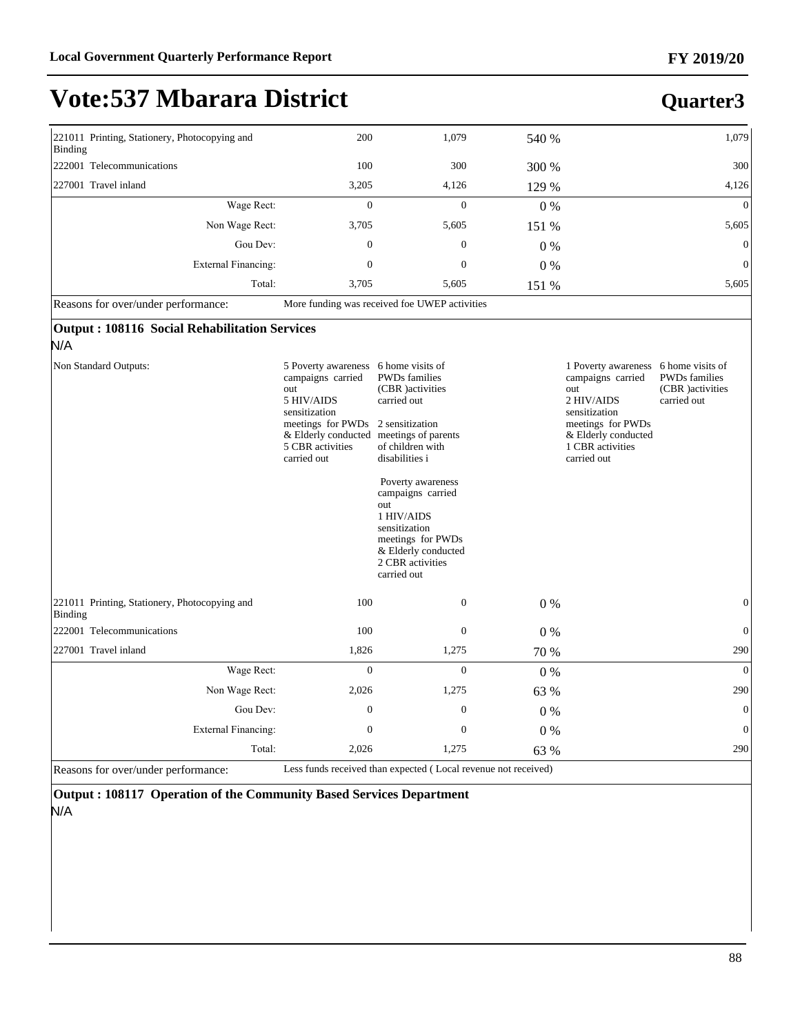# Vote:537 Mbarara District

## Quarter3

| | | | | | |
|---|---|---|---|---|---|
| 221011 Printing, Stationery, Photocopying and Binding | 200 | 1,079 | 540 % | | 1,079 |
| 222001 Telecommunications | 100 | 300 | 300 % | | 300 |
| 227001 Travel inland | 3,205 | 4,126 | 129 % | | 4,126 |
| Wage Rect: | 0 | 0 | 0 % | | 0 |
| Non Wage Rect: | 3,705 | 5,605 | 151 % | | 5,605 |
| Gou Dev: | 0 | 0 | 0 % | | 0 |
| External Financing: | 0 | 0 | 0 % | | 0 |
| Total: | 3,705 | 5,605 | 151 % | | 5,605 |

Reasons for over/under performance: More funding was received foe UWEP activities

**Output : 108116 Social Rehabilitation Services**

N/A

| | | | | | |
|---|---|---|---|---|---|
| Non Standard Outputs: | 5 Poverty awareness campaigns carried out<br>5 HIV/AIDS sensitization meetings for PWDs & Elderly conducted<br>5 CBR activities carried out | 6 home visits of PWDs families (CBR )activities carried out<br><br>2 sensitization meetings of parents of children with disabilities i<br><br>Poverty awareness campaigns carried out<br>1 HIV/AIDS sensitization meetings for PWDs & Elderly conducted<br>2 CBR activities carried out | | 1 Poverty awareness campaigns carried out<br>2 HIV/AIDS sensitization meetings for PWDs & Elderly conducted<br>1 CBR activities carried out | 6 home visits of PWDs families (CBR )activities carried out |
| 221011 Printing, Stationery, Photocopying and Binding | 100 | 0 | 0 % | | 0 |
| 222001 Telecommunications | 100 | 0 | 0 % | | 0 |
| 227001 Travel inland | 1,826 | 1,275 | 70 % | | 290 |
| Wage Rect: | 0 | 0 | 0 % | | 0 |
| Non Wage Rect: | 2,026 | 1,275 | 63 % | | 290 |
| Gou Dev: | 0 | 0 | 0 % | | 0 |
| External Financing: | 0 | 0 | 0 % | | 0 |
| Total: | 2,026 | 1,275 | 63 % | | 290 |

Reasons for over/under performance: Less funds received than expected ( Local revenue not received)

**Output : 108117 Operation of the Community Based Services Department**

N/A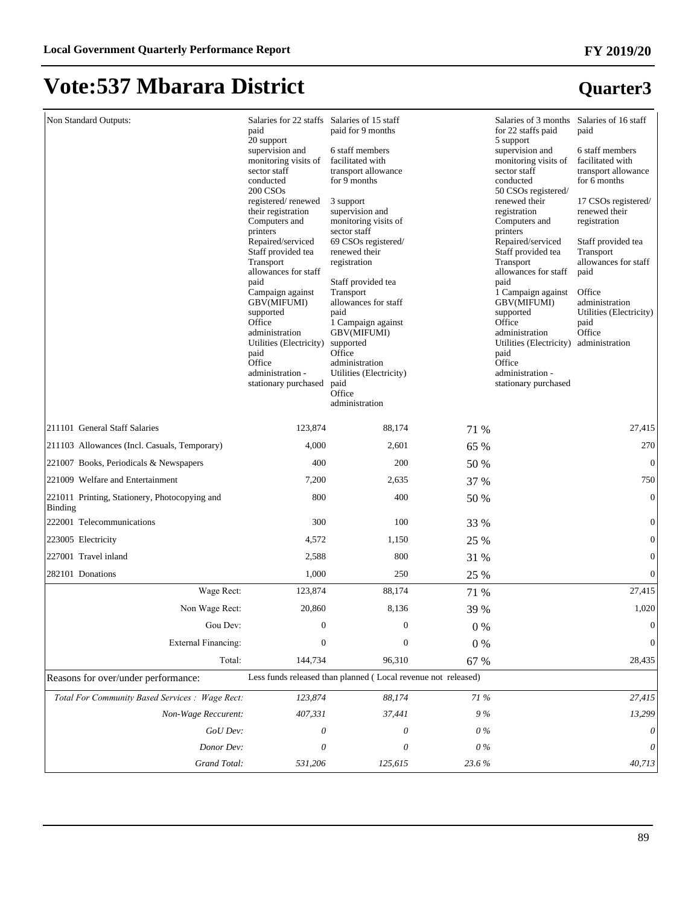# Vote:537 Mbarara District

## Quarter3

| | | | | | |
|---|---|---|---|---|---|
| Non Standard Outputs: | Salaries for 22 staffs paid<br>20 support supervision and monitoring visits of sector staff conducted<br>200 CSOs registered/ renewed their registration<br>Computers and printers Repaired/serviced<br>Staff provided tea<br>Transport allowances for staff paid<br>Campaign against GBV(MIFUMI) supported<br>Office administration<br>Utilities (Electricity) paid<br>Office administration - stationary purchased | Salaries of 15 staff paid for 9 months<br><br>6 staff members facilitated with transport allowance for 9 months<br><br>3 support supervision and monitoring visits of sector staff<br>69 CSOs registered/ renewed their registration<br><br>Staff provided tea<br>Transport allowances for staff paid<br>1 Campaign against GBV(MIFUMI) supported<br>Office administration<br>Utilities (Electricity) paid<br>Office administration | | Salaries of 3 months for 22 staffs paid<br>5 support supervision and monitoring visits of sector staff conducted<br>50 CSOs registered/ renewed their registration<br>Computers and printers Repaired/serviced<br>Staff provided tea<br>Transport allowances for staff paid<br>1 Campaign against GBV(MIFUMI) supported<br>Office administration<br>Utilities (Electricity) paid<br>Office administration - stationary purchased | Salaries of 16 staff paid<br><br>6 staff members facilitated with transport allowance for 6 months<br><br>17 CSOs registered/ renewed their registration<br><br>Staff provided tea<br>Transport allowances for staff paid<br><br>Office administration<br>Utilities (Electricity) paid<br>Office administration |
| 211101 General Staff Salaries | 123,874 | 88,174 | 71 % | | 27,415 |
| 211103 Allowances (Incl. Casuals, Temporary) | 4,000 | 2,601 | 65 % | | 270 |
| 221007 Books, Periodicals & Newspapers | 400 | 200 | 50 % | | 0 |
| 221009 Welfare and Entertainment | 7,200 | 2,635 | 37 % | | 750 |
| 221011 Printing, Stationery, Photocopying and Binding | 800 | 400 | 50 % | | 0 |
| 222001 Telecommunications | 300 | 100 | 33 % | | 0 |
| 223005 Electricity | 4,572 | 1,150 | 25 % | | 0 |
| 227001 Travel inland | 2,588 | 800 | 31 % | | 0 |
| 282101 Donations | 1,000 | 250 | 25 % | | 0 |
| Wage Rect: | 123,874 | 88,174 | 71 % | | 27,415 |
| Non Wage Rect: | 20,860 | 8,136 | 39 % | | 1,020 |
| Gou Dev: | 0 | 0 | 0 % | | 0 |
| External Financing: | 0 | 0 | 0 % | | 0 |
| Total: | 144,734 | 96,310 | 67 % | | 28,435 |
| Reasons for over/under performance: | Less funds released than planned ( Local revenue not released) | | | | |
| *Total For Community Based Services : Wage Rect:* | *123,874* | *88,174* | *71 %* | | *27,415* |
| *Non-Wage Reccurent:* | *407,331* | *37,441* | *9 %* | | *13,299* |
| *GoU Dev:* | *0* | *0* | *0 %* | | *0* |
| *Donor Dev:* | *0* | *0* | *0 %* | | *0* |
| *Grand Total:* | *531,206* | *125,615* | *23.6 %* | | *40,713* |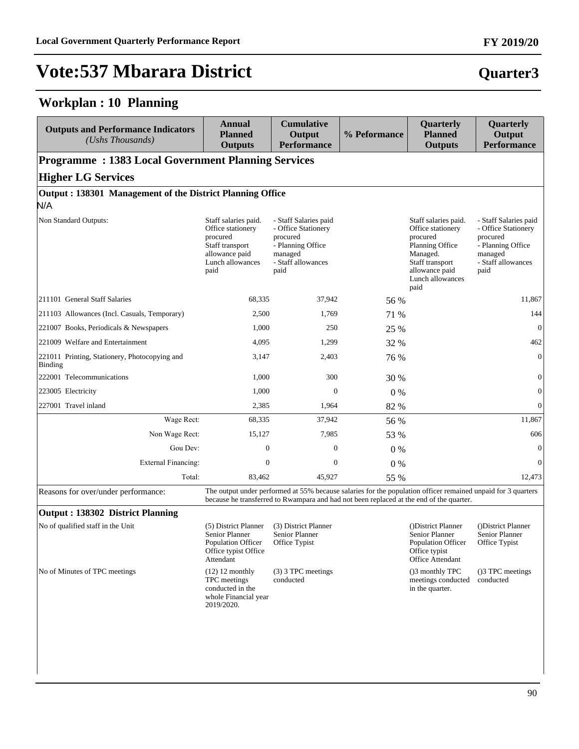# Vote:537 Mbarara District

## Quarter3

## Workplan : 10 Planning

| Outputs and Performance Indicators *(Ushs Thousands)* | Annual Planned Outputs | Cumulative Output Performance | % Peformance | Quarterly Planned Outputs | Quarterly Output Performance |
|---|---|---|---|---|---|
| **Programme : 1383 Local Government Planning Services** | | | | | |
| **Higher LG Services** | | | | | |
| **Output : 138301 Management of the District Planning Office** | | | | | |
| N/A | | | | | |
| Non Standard Outputs: | Staff salaries paid. Office stationery procured Staff transport allowance paid Lunch allowances paid | - Staff Salaries paid - Office Stationery procured - Planning Office managed - Staff allowances paid | | Staff salaries paid. Office stationery procured Planning Office Managed. Staff transport allowance paid Lunch allowances paid | - Staff Salaries paid - Office Stationery procured - Planning Office managed - Staff allowances paid |
| 211101 General Staff Salaries | 68,335 | 37,942 | 56 % | | 11,867 |
| 211103 Allowances (Incl. Casuals, Temporary) | 2,500 | 1,769 | 71 % | | 144 |
| 221007 Books, Periodicals & Newspapers | 1,000 | 250 | 25 % | | 0 |
| 221009 Welfare and Entertainment | 4,095 | 1,299 | 32 % | | 462 |
| 221011 Printing, Stationery, Photocopying and Binding | 3,147 | 2,403 | 76 % | | 0 |
| 222001 Telecommunications | 1,000 | 300 | 30 % | | 0 |
| 223005 Electricity | 1,000 | 0 | 0 % | | 0 |
| 227001 Travel inland | 2,385 | 1,964 | 82 % | | 0 |
| Wage Rect: | 68,335 | 37,942 | 56 % | | 11,867 |
| Non Wage Rect: | 15,127 | 7,985 | 53 % | | 606 |
| Gou Dev: | 0 | 0 | 0 % | | 0 |
| External Financing: | 0 | 0 | 0 % | | 0 |
| Total: | 83,462 | 45,927 | 55 % | | 12,473 |
| Reasons for over/under performance: | The output under performed at 55% because salaries for the population officer remained unpaid for 3 quarters because he transferred to Rwampara and had not been replaced at the end of the quarter. | | | | |
| **Output : 138302 District Planning** | | | | | |
| No of qualified staff in the Unit | (5) District Planner Senior Planner Population Officer Office typist Office Attendant | (3) District Planner Senior Planner Office Typist | | ()District Planner Senior Planner Population Officer Office typist Office Attendant | ()District Planner Senior Planner Office Typist |
| No of Minutes of TPC meetings | (12) 12 monthly TPC meetings conducted in the whole Financial year 2019/2020. | (3) 3 TPC meetings conducted | | ()3 monthly TPC meetings conducted in the quarter. | ()3 TPC meetings conducted |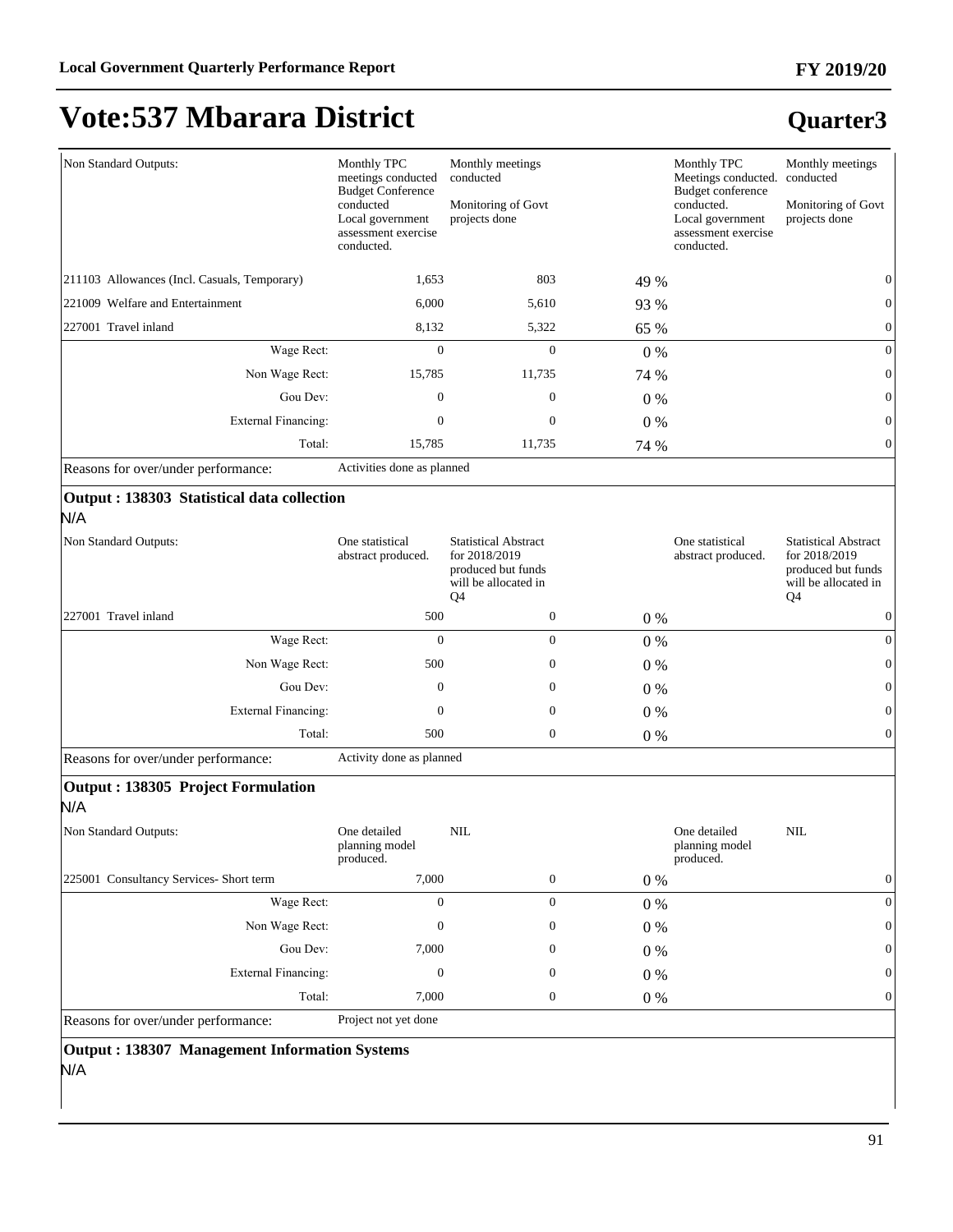# Vote:537 Mbarara District

## Quarter3

| Non Standard Outputs: | Monthly TPC meetings conducted Budget Conference conducted Local government assessment exercise conducted. | Monthly meetings conducted Monitoring of Govt projects done | | Monthly TPC Meetings conducted. Budget conference conducted. Local government assessment exercise conducted. | Monthly meetings conducted Monitoring of Govt projects done |
|---|---|---|---|---|---|
| 211103 Allowances (Incl. Casuals, Temporary) | 1,653 | 803 | 49 % | | 0 |
| 221009 Welfare and Entertainment | 6,000 | 5,610 | 93 % | | 0 |
| 227001 Travel inland | 8,132 | 5,322 | 65 % | | 0 |
| Wage Rect: | 0 | 0 | 0 % | | 0 |
| Non Wage Rect: | 15,785 | 11,735 | 74 % | | 0 |
| Gou Dev: | 0 | 0 | 0 % | | 0 |
| External Financing: | 0 | 0 | 0 % | | 0 |
| Total: | 15,785 | 11,735 | 74 % | | 0 |
| Reasons for over/under performance: | Activities done as planned | | | | |

**Output : 138303 Statistical data collection**

N/A

| Non Standard Outputs: | One statistical abstract produced. | Statistical Abstract for 2018/2019 produced but funds will be allocated in Q4 | | One statistical abstract produced. | Statistical Abstract for 2018/2019 produced but funds will be allocated in Q4 |
|---|---|---|---|---|---|
| 227001 Travel inland | 500 | 0 | 0 % | | 0 |
| Wage Rect: | 0 | 0 | 0 % | | 0 |
| Non Wage Rect: | 500 | 0 | 0 % | | 0 |
| Gou Dev: | 0 | 0 | 0 % | | 0 |
| External Financing: | 0 | 0 | 0 % | | 0 |
| Total: | 500 | 0 | 0 % | | 0 |
| Reasons for over/under performance: | Activity done as planned | | | | |

**Output : 138305 Project Formulation**

N/A

| Non Standard Outputs: | One detailed planning model produced. | NIL | | One detailed planning model produced. | NIL |
|---|---|---|---|---|---|
| 225001 Consultancy Services- Short term | 7,000 | 0 | 0 % | | 0 |
| Wage Rect: | 0 | 0 | 0 % | | 0 |
| Non Wage Rect: | 0 | 0 | 0 % | | 0 |
| Gou Dev: | 7,000 | 0 | 0 % | | 0 |
| External Financing: | 0 | 0 | 0 % | | 0 |
| Total: | 7,000 | 0 | 0 % | | 0 |
| Reasons for over/under performance: | Project not yet done | | | | |

**Output : 138307 Management Information Systems**

N/A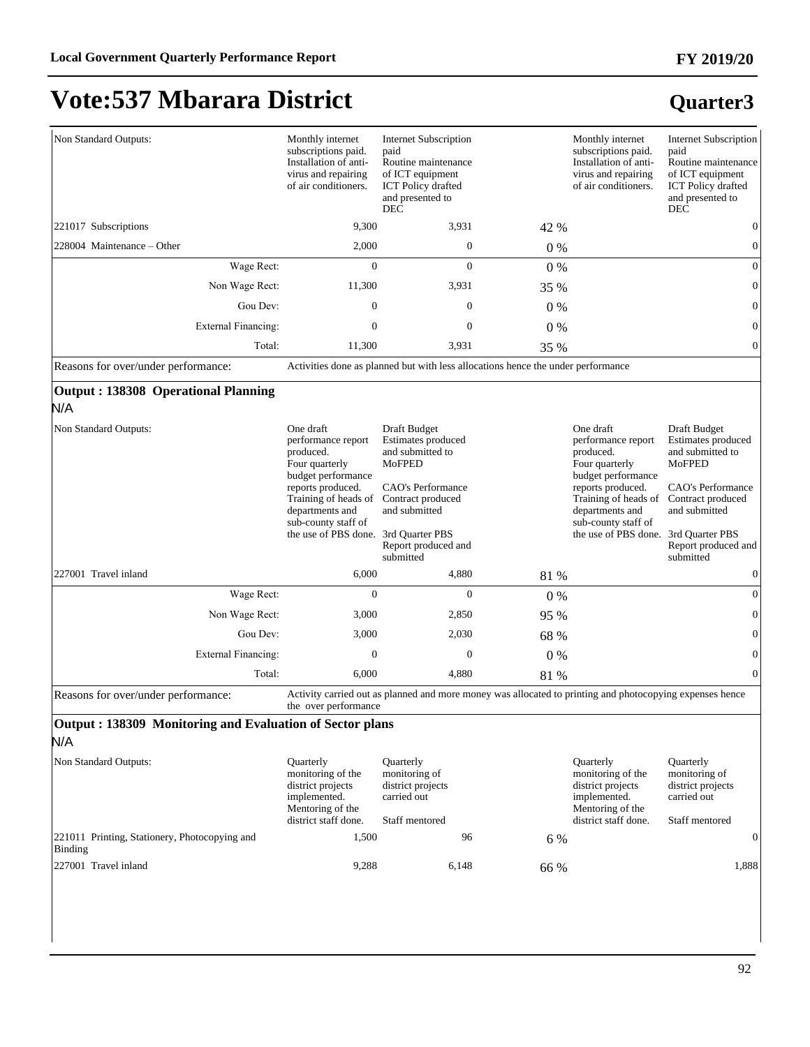# Vote:537 Mbarara District

## Quarter3

| | | | | | |
|---|---|---|---|---|---|
| Non Standard Outputs: | Monthly internet subscriptions paid. Installation of anti-virus and repairing of air conditioners. | Internet Subscription paid Routine maintenance of ICT equipment ICT Policy drafted and presented to DEC | | Monthly internet subscriptions paid. Installation of anti-virus and repairing of air conditioners. | Internet Subscription paid Routine maintenance of ICT equipment ICT Policy drafted and presented to DEC |
| 221017 Subscriptions | 9,300 | 3,931 | 42 % | | 0 |
| 228004 Maintenance – Other | 2,000 | 0 | 0 % | | 0 |
| Wage Rect: | 0 | 0 | 0 % | | 0 |
| Non Wage Rect: | 11,300 | 3,931 | 35 % | | 0 |
| Gou Dev: | 0 | 0 | 0 % | | 0 |
| External Financing: | 0 | 0 | 0 % | | 0 |
| Total: | 11,300 | 3,931 | 35 % | | 0 |
| Reasons for over/under performance: | Activities done as planned but with less allocations hence the under performance | | | | |

### Output : 138308 Operational Planning

N/A

| | | | | | |
|---|---|---|---|---|---|
| Non Standard Outputs: | One draft performance report produced. Four quarterly budget performance reports produced. Training of heads of departments and sub-county staff of the use of PBS done. | Draft Budget Estimates produced and submitted to MoFPED<br><br>CAO's Performance Contract produced and submitted<br><br>3rd Quarter PBS Report produced and submitted | | One draft performance report produced. Four quarterly budget performance reports produced. Training of heads of departments and sub-county staff of the use of PBS done. | Draft Budget Estimates produced and submitted to MoFPED<br><br>CAO's Performance Contract produced and submitted<br><br>3rd Quarter PBS Report produced and submitted |
| 227001 Travel inland | 6,000 | 4,880 | 81 % | | 0 |
| Wage Rect: | 0 | 0 | 0 % | | 0 |
| Non Wage Rect: | 3,000 | 2,850 | 95 % | | 0 |
| Gou Dev: | 3,000 | 2,030 | 68 % | | 0 |
| External Financing: | 0 | 0 | 0 % | | 0 |
| Total: | 6,000 | 4,880 | 81 % | | 0 |
| Reasons for over/under performance: | Activity carried out as planned and more money was allocated to printing and photocopying expenses hence the over performance | | | | |

### Output : 138309 Monitoring and Evaluation of Sector plans

N/A

| | | | | | |
|---|---|---|---|---|---|
| Non Standard Outputs: | Quarterly monitoring of the district projects implemented. Mentoring of the district staff done. | Quarterly monitoring of district projects carried out<br><br>Staff mentored | | Quarterly monitoring of the district projects implemented. Mentoring of the district staff done. | Quarterly monitoring of district projects carried out<br><br>Staff mentored |
| 221011 Printing, Stationery, Photocopying and Binding | 1,500 | 96 | 6 % | | 0 |
| 227001 Travel inland | 9,288 | 6,148 | 66 % | | 1,888 |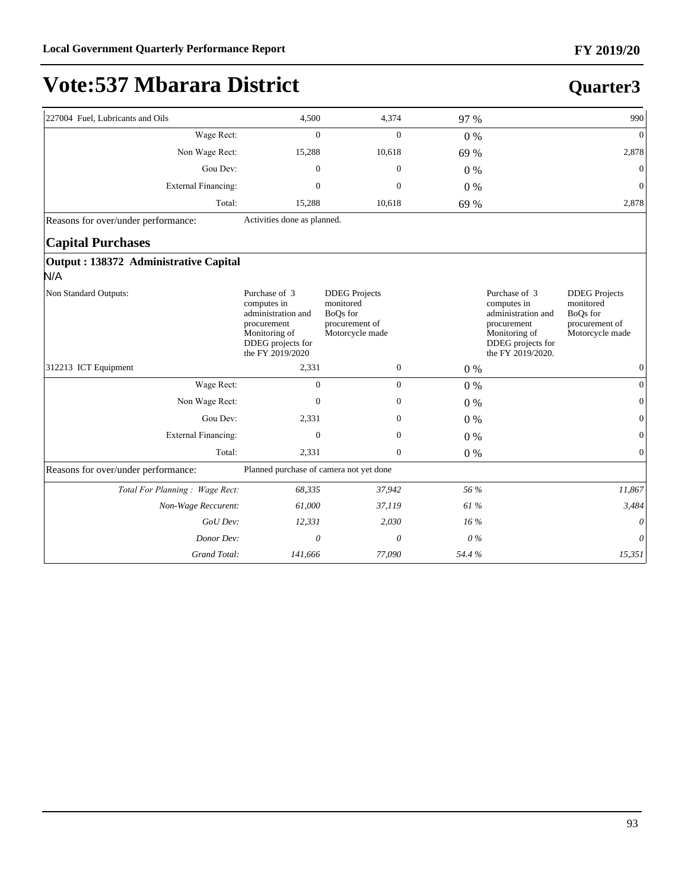# Vote:537 Mbarara District

## Quarter3

| | | | | | |
|---|---|---|---|---|---|
| 227004 Fuel, Lubricants and Oils | 4,500 | 4,374 | 97 % | | 990 |
| Wage Rect: | 0 | 0 | 0 % | | 0 |
| Non Wage Rect: | 15,288 | 10,618 | 69 % | | 2,878 |
| Gou Dev: | 0 | 0 | 0 % | | 0 |
| External Financing: | 0 | 0 | 0 % | | 0 |
| Total: | 15,288 | 10,618 | 69 % | | 2,878 |
| Reasons for over/under performance: | Activities done as planned. | | | | |

### Capital Purchases

**Output : 138372 Administrative Capital**

N/A

| | | | | | |
|---|---|---|---|---|---|
| Non Standard Outputs: | Purchase of 3 computes in administration and procurement Monitoring of DDEG projects for the FY 2019/2020 | DDEG Projects monitored BoQs for procurement of Motorcycle made | | Purchase of 3 computes in administration and procurement Monitoring of DDEG projects for the FY 2019/2020. | DDEG Projects monitored BoQs for procurement of Motorcycle made |
| 312213 ICT Equipment | 2,331 | 0 | 0 % | | 0 |
| Wage Rect: | 0 | 0 | 0 % | | 0 |
| Non Wage Rect: | 0 | 0 | 0 % | | 0 |
| Gou Dev: | 2,331 | 0 | 0 % | | 0 |
| External Financing: | 0 | 0 | 0 % | | 0 |
| Total: | 2,331 | 0 | 0 % | | 0 |
| Reasons for over/under performance: | Planned purchase of camera not yet done | | | | |

| | | | | | |
|---|---|---|---|---|---|
| *Total For Planning : Wage Rect:* | *68,335* | *37,942* | *56 %* | | *11,867* |
| *Non-Wage Reccurent:* | *61,000* | *37,119* | *61 %* | | *3,484* |
| *GoU Dev:* | *12,331* | *2,030* | *16 %* | | *0* |
| *Donor Dev:* | *0* | *0* | *0 %* | | *0* |
| *Grand Total:* | *141,666* | *77,090* | *54.4 %* | | *15,351* |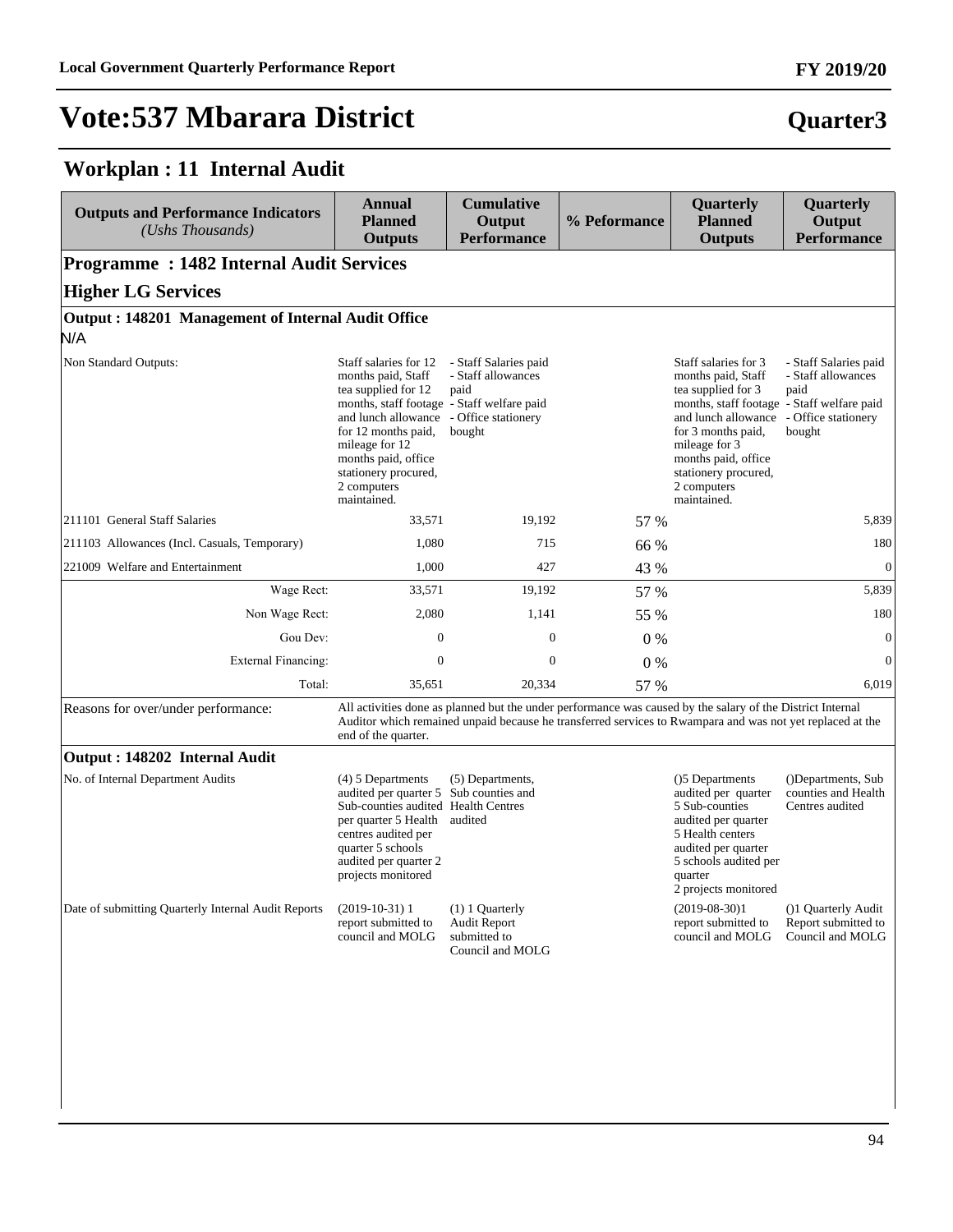# Vote:537 Mbarara District

**Quarter3**

## Workplan : 11 Internal Audit

| Outputs and Performance Indicators *(Ushs Thousands)* | Annual Planned Outputs | Cumulative Output Performance | % Peformance | Quarterly Planned Outputs | Quarterly Output Performance |
|---|---|---|---|---|---|
| **Programme : 1482 Internal Audit Services** | | | | | |
| **Higher LG Services** | | | | | |
| **Output : 148201 Management of Internal Audit Office** | | | | | |
| N/A | | | | | |
| Non Standard Outputs: | Staff salaries for 12 months paid, Staff tea supplied for 12 months, staff footage and lunch allowance for 12 months paid, mileage for 12 months paid, office stationery procured, 2 computers maintained. | - Staff Salaries paid - Staff allowances paid - Staff welfare paid - Office stationery bought | | Staff salaries for 3 months paid, Staff tea supplied for 3 months, staff footage and lunch allowance for 3 months paid, mileage for 3 months paid, office stationery procured, 2 computers maintained. | - Staff Salaries paid - Staff allowances paid - Staff welfare paid - Office stationery bought |
| 211101 General Staff Salaries | 33,571 | 19,192 | 57 % | | 5,839 |
| 211103 Allowances (Incl. Casuals, Temporary) | 1,080 | 715 | 66 % | | 180 |
| 221009 Welfare and Entertainment | 1,000 | 427 | 43 % | | 0 |
| Wage Rect: | 33,571 | 19,192 | 57 % | | 5,839 |
| Non Wage Rect: | 2,080 | 1,141 | 55 % | | 180 |
| Gou Dev: | 0 | 0 | 0 % | | 0 |
| External Financing: | 0 | 0 | 0 % | | 0 |
| Total: | 35,651 | 20,334 | 57 % | | 6,019 |
| Reasons for over/under performance: | All activities done as planned but the under performance was caused by the salary of the District Internal Auditor which remained unpaid because he transferred services to Rwampara and was not yet replaced at the end of the quarter. | | | | |
| **Output : 148202 Internal Audit** | | | | | |
| No. of Internal Department Audits | (4) 5 Departments audited per quarter 5 Sub-counties audited per quarter 5 Health centres audited per quarter 5 schools audited per quarter 2 projects monitored | (5) Departments, Sub counties and Health Centres audited | | ()5 Departments audited per quarter 5 Sub-counties audited per quarter 5 Health centers audited per quarter 5 schools audited per quarter 2 projects monitored | ()Departments, Sub counties and Health Centres audited |
| Date of submitting Quarterly Internal Audit Reports | (2019-10-31) 1 report submitted to council and MOLG | (1) 1 Quarterly Audit Report submitted to Council and MOLG | | (2019-08-30)1 report submitted to council and MOLG | ()1 Quarterly Audit Report submitted to Council and MOLG |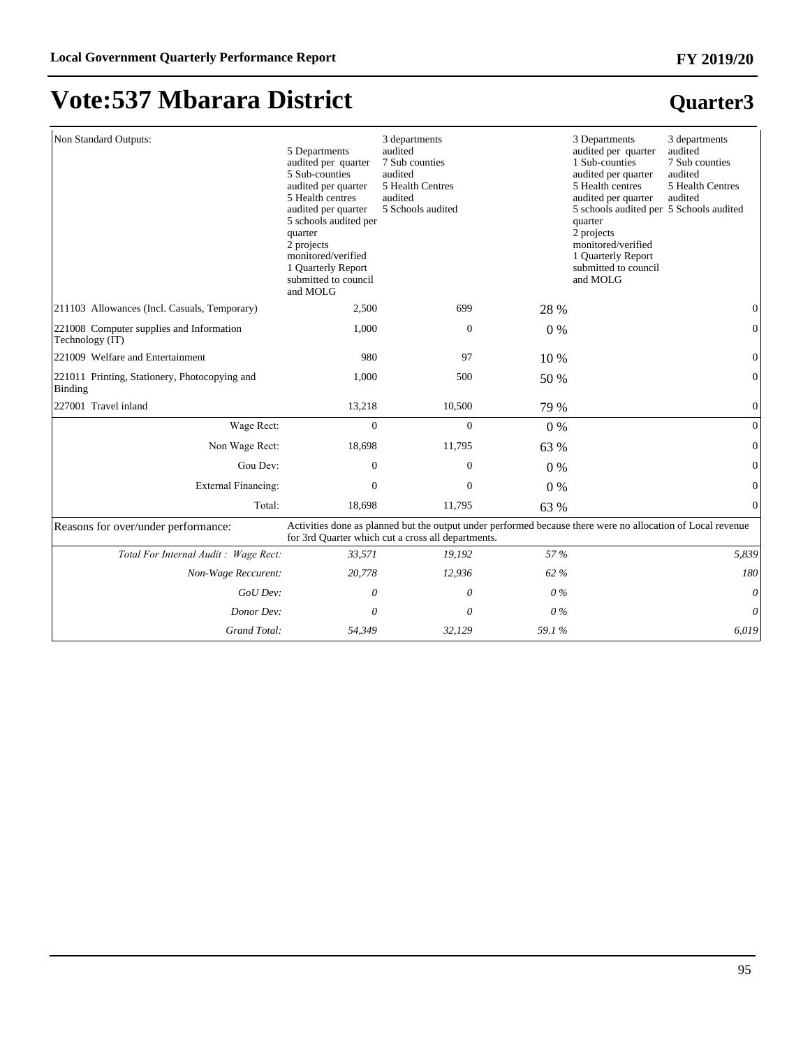# Vote:537 Mbarara District

## Quarter3

| | | | | | |
|---|---|---|---|---|---|
| Non Standard Outputs: | 5 Departments audited per quarter<br>5 Sub-counties audited per quarter<br>5 Health centres audited per quarter<br>5 schools audited per quarter<br>2 projects monitored/verified<br>1 Quarterly Report submitted to council and MOLG | 3 departments audited<br>7 Sub counties audited<br>5 Health Centres audited<br>5 Schools audited | | 3 Departments audited per quarter<br>1 Sub-counties audited per quarter<br>5 Health centres audited per quarter<br>5 schools audited per quarter<br>2 projects monitored/verified<br>1 Quarterly Report submitted to council and MOLG | 3 departments audited<br>7 Sub counties audited<br>5 Health Centres audited<br>5 Schools audited |
| 211103 Allowances (Incl. Casuals, Temporary) | 2,500 | 699 | 28 % | | 0 |
| 221008 Computer supplies and Information Technology (IT) | 1,000 | 0 | 0 % | | 0 |
| 221009 Welfare and Entertainment | 980 | 97 | 10 % | | 0 |
| 221011 Printing, Stationery, Photocopying and Binding | 1,000 | 500 | 50 % | | 0 |
| 227001 Travel inland | 13,218 | 10,500 | 79 % | | 0 |
| Wage Rect: | 0 | 0 | 0 % | | 0 |
| Non Wage Rect: | 18,698 | 11,795 | 63 % | | 0 |
| Gou Dev: | 0 | 0 | 0 % | | 0 |
| External Financing: | 0 | 0 | 0 % | | 0 |
| Total: | 18,698 | 11,795 | 63 % | | 0 |
| Reasons for over/under performance: | Activities done as planned but the output under performed because there were no allocation of Local revenue for 3rd Quarter which cut a cross all departments. | | | | |
| *Total For Internal Audit : Wage Rect:* | *33,571* | *19,192* | *57 %* | | *5,839* |
| *Non-Wage Reccurent:* | *20,778* | *12,936* | *62 %* | | *180* |
| *GoU Dev:* | *0* | *0* | *0 %* | | *0* |
| *Donor Dev:* | *0* | *0* | *0 %* | | *0* |
| *Grand Total:* | *54,349* | *32,129* | *59.1 %* | | *6,019* |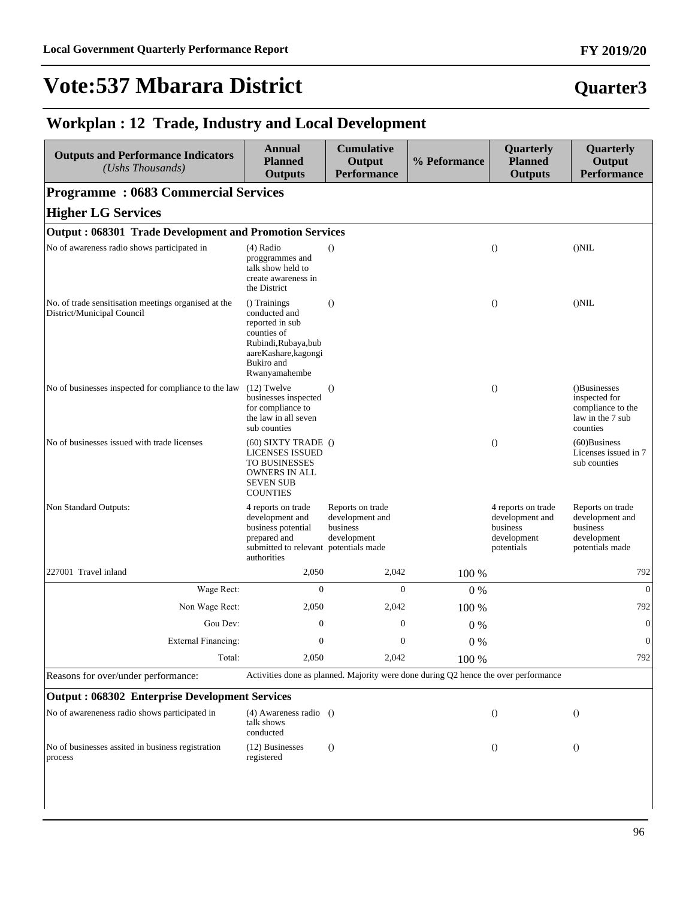# Vote:537 Mbarara District

**Quarter3**

## Workplan : 12 Trade, Industry and Local Development

| Outputs and Performance Indicators *(Ushs Thousands)* | Annual Planned Outputs | Cumulative Output Performance | % Peformance | Quarterly Planned Outputs | Quarterly Output Performance |
|---|---|---|---|---|---|
| **Programme : 0683 Commercial Services** | | | | | |
| **Higher LG Services** | | | | | |
| **Output : 068301 Trade Development and Promotion Services** | | | | | |
| No of awareness radio shows participated in | (4) Radio proggrammes and talk show held to create awareness in the District | () | | () | ()NIL |
| No. of trade sensitisation meetings organised at the District/Municipal Council | () Trainings conducted and reported in sub counties of Rubindi,Rubaya,bubaareKashare,kagongi Bukiro and Rwanyamahembe | () | | () | ()NIL |
| No of businesses inspected for compliance to the law | (12) Twelve businesses inspected for compliance to the law in all seven sub counties | () | | () | ()Businesses inspected for compliance to the law in the 7 sub counties |
| No of businesses issued with trade licenses | (60) SIXTY TRADE LICENSES ISSUED TO BUSINESSES OWNERS IN ALL SEVEN SUB COUNTIES | () | | () | (60)Business Licenses issued in 7 sub counties |
| Non Standard Outputs: | 4 reports on trade development and business potential prepared and submitted to relevant authorities | Reports on trade development and business development potentials made | | 4 reports on trade development and business development potentials | Reports on trade development and business development potentials made |
| 227001 Travel inland | 2,050 | 2,042 | 100 % | | 792 |
| Wage Rect: | 0 | 0 | 0 % | | 0 |
| Non Wage Rect: | 2,050 | 2,042 | 100 % | | 792 |
| Gou Dev: | 0 | 0 | 0 % | | 0 |
| External Financing: | 0 | 0 | 0 % | | 0 |
| Total: | 2,050 | 2,042 | 100 % | | 792 |
| Reasons for over/under performance: | Activities done as planned. Majority were done during Q2 hence the over performance | | | | |
| **Output : 068302 Enterprise Development Services** | | | | | |
| No of awareneness radio shows participated in | (4) Awareness radio talk shows conducted | () | | () | () |
| No of businesses assited in business registration process | (12) Businesses registered | () | | () | () |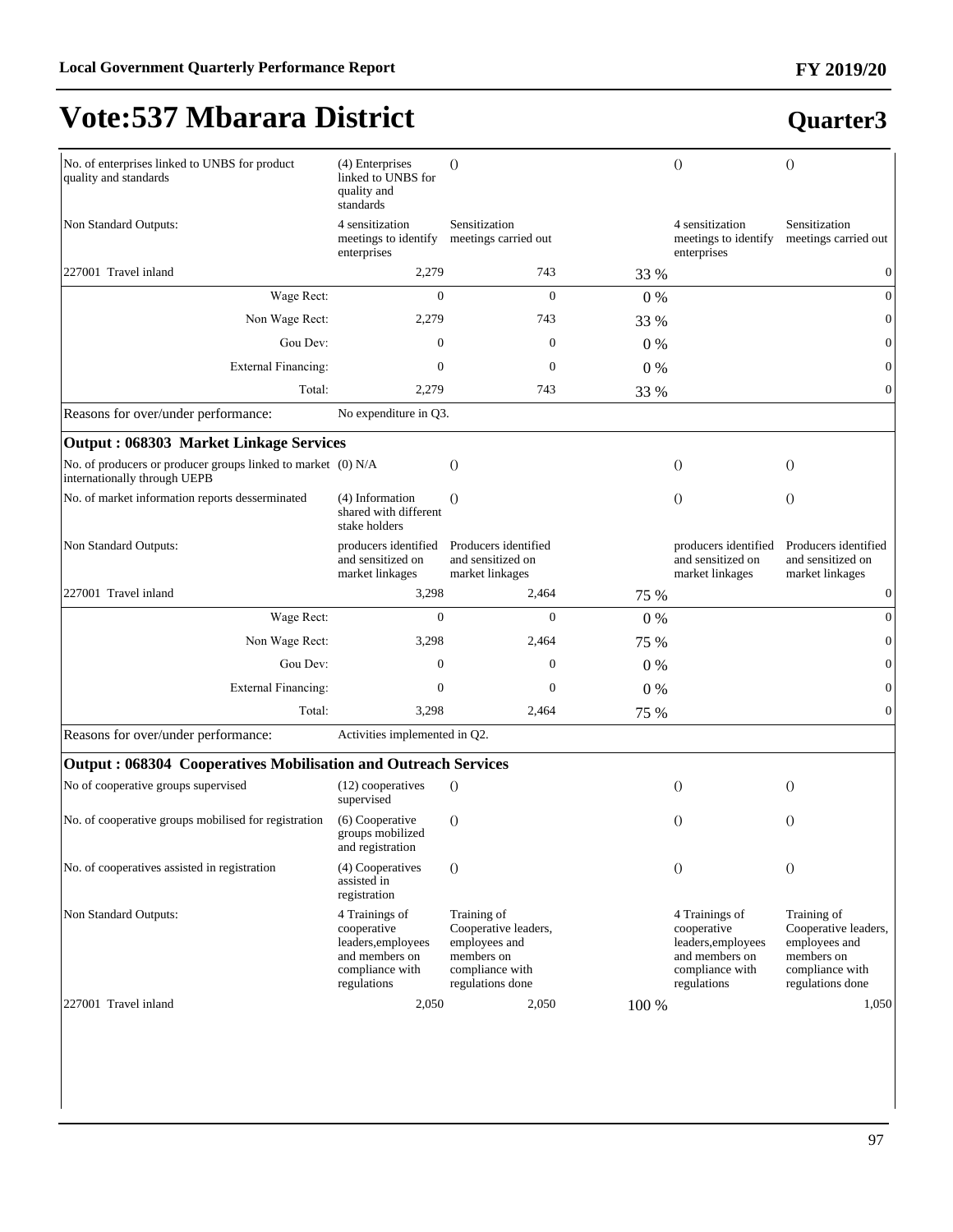# Vote:537 Mbarara District

## Quarter3

| | | | | | |
|---|---|---|---|---|---|
| No. of enterprises linked to UNBS for product quality and standards | (4) Enterprises linked to UNBS for quality and standards | () | | () | () |
| Non Standard Outputs: | 4 sensitization meetings to identify enterprises | Sensitization meetings carried out | | 4 sensitization meetings to identify enterprises | Sensitization meetings carried out |
| 227001 Travel inland | 2,279 | 743 | 33 % | | 0 |
| Wage Rect: | 0 | 0 | 0 % | | 0 |
| Non Wage Rect: | 2,279 | 743 | 33 % | | 0 |
| Gou Dev: | 0 | 0 | 0 % | | 0 |
| External Financing: | 0 | 0 | 0 % | | 0 |
| Total: | 2,279 | 743 | 33 % | | 0 |
| Reasons for over/under performance: | No expenditure in Q3. | | | | |
| **Output : 068303 Market Linkage Services** | | | | | |
| No. of producers or producer groups linked to market internationally through UEPB | (0) N/A | () | | () | () |
| No. of market information reports desserminated | (4) Information shared with different stake holders | () | | () | () |
| Non Standard Outputs: | producers identified and sensitized on market linkages | Producers identified and sensitized on market linkages | | producers identified and sensitized on market linkages | Producers identified and sensitized on market linkages |
| 227001 Travel inland | 3,298 | 2,464 | 75 % | | 0 |
| Wage Rect: | 0 | 0 | 0 % | | 0 |
| Non Wage Rect: | 3,298 | 2,464 | 75 % | | 0 |
| Gou Dev: | 0 | 0 | 0 % | | 0 |
| External Financing: | 0 | 0 | 0 % | | 0 |
| Total: | 3,298 | 2,464 | 75 % | | 0 |
| Reasons for over/under performance: | Activities implemented in Q2. | | | | |
| **Output : 068304 Cooperatives Mobilisation and Outreach Services** | | | | | |
| No of cooperative groups supervised | (12) cooperatives supervised | () | | () | () |
| No. of cooperative groups mobilised for registration | (6) Cooperative groups mobilized and registration | () | | () | () |
| No. of cooperatives assisted in registration | (4) Cooperatives assisted in registration | () | | () | () |
| Non Standard Outputs: | 4 Trainings of cooperative leaders,employees and members on compliance with regulations | Training of Cooperative leaders, employees and members on compliance with regulations done | | 4 Trainings of cooperative leaders,employees and members on compliance with regulations | Training of Cooperative leaders, employees and members on compliance with regulations done |
| 227001 Travel inland | 2,050 | 2,050 | 100 % | | 1,050 |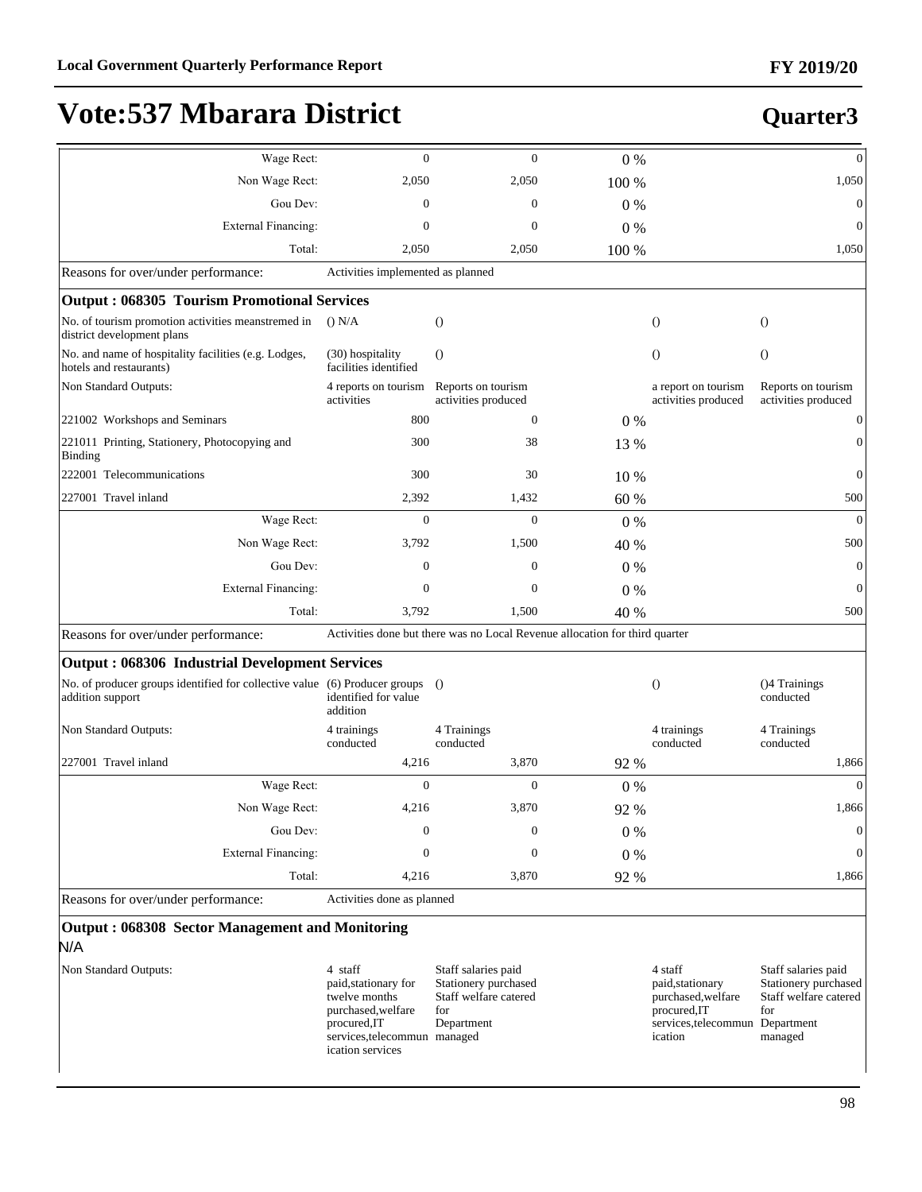# Vote:537 Mbarara District

## Quarter3

| | | | | | |
|---|---|---|---|---|---|
| Wage Rect: | 0 | 0 | 0 % | | 0 |
| Non Wage Rect: | 2,050 | 2,050 | 100 % | | 1,050 |
| Gou Dev: | 0 | 0 | 0 % | | 0 |
| External Financing: | 0 | 0 | 0 % | | 0 |
| Total: | 2,050 | 2,050 | 100 % | | 1,050 |
| Reasons for over/under performance: | Activities implemented as planned | | | | |
| **Output : 068305 Tourism Promotional Services** | | | | | |
| No. of tourism promotion activities meanstremed in district development plans | () N/A | () | | () | () |
| No. and name of hospitality facilities (e.g. Lodges, hotels and restaurants) | (30) hospitality facilities identified | () | | () | () |
| Non Standard Outputs: | 4 reports on tourism activities | Reports on tourism activities produced | | a report on tourism activities produced | Reports on tourism activities produced |
| 221002 Workshops and Seminars | 800 | 0 | 0 % | | 0 |
| 221011 Printing, Stationery, Photocopying and Binding | 300 | 38 | 13 % | | 0 |
| 222001 Telecommunications | 300 | 30 | 10 % | | 0 |
| 227001 Travel inland | 2,392 | 1,432 | 60 % | | 500 |
| Wage Rect: | 0 | 0 | 0 % | | 0 |
| Non Wage Rect: | 3,792 | 1,500 | 40 % | | 500 |
| Gou Dev: | 0 | 0 | 0 % | | 0 |
| External Financing: | 0 | 0 | 0 % | | 0 |
| Total: | 3,792 | 1,500 | 40 % | | 500 |
| Reasons for over/under performance: | Activities done but there was no Local Revenue allocation for third quarter | | | | |
| **Output : 068306 Industrial Development Services** | | | | | |
| No. of producer groups identified for collective value addition support | (6) Producer groups identified for value addition | () | | () | ()4 Trainings conducted |
| Non Standard Outputs: | 4 trainings conducted | 4 Trainings conducted | | 4 trainings conducted | 4 Trainings conducted |
| 227001 Travel inland | 4,216 | 3,870 | 92 % | | 1,866 |
| Wage Rect: | 0 | 0 | 0 % | | 0 |
| Non Wage Rect: | 4,216 | 3,870 | 92 % | | 1,866 |
| Gou Dev: | 0 | 0 | 0 % | | 0 |
| External Financing: | 0 | 0 | 0 % | | 0 |
| Total: | 4,216 | 3,870 | 92 % | | 1,866 |
| Reasons for over/under performance: | Activities done as planned | | | | |
| **Output : 068308 Sector Management and Monitoring** | | | | | |
| N/A | | | | | |
| Non Standard Outputs: | 4 staff paid,stationary for twelve months purchased,welfare procured,IT services,telecommunication services | Staff salaries paid Stationery purchased Staff welfare catered for Department managed | | 4 staff paid,stationary purchased,welfare procured,IT services,telecommunication | Staff salaries paid Stationery purchased Staff welfare catered for Department managed |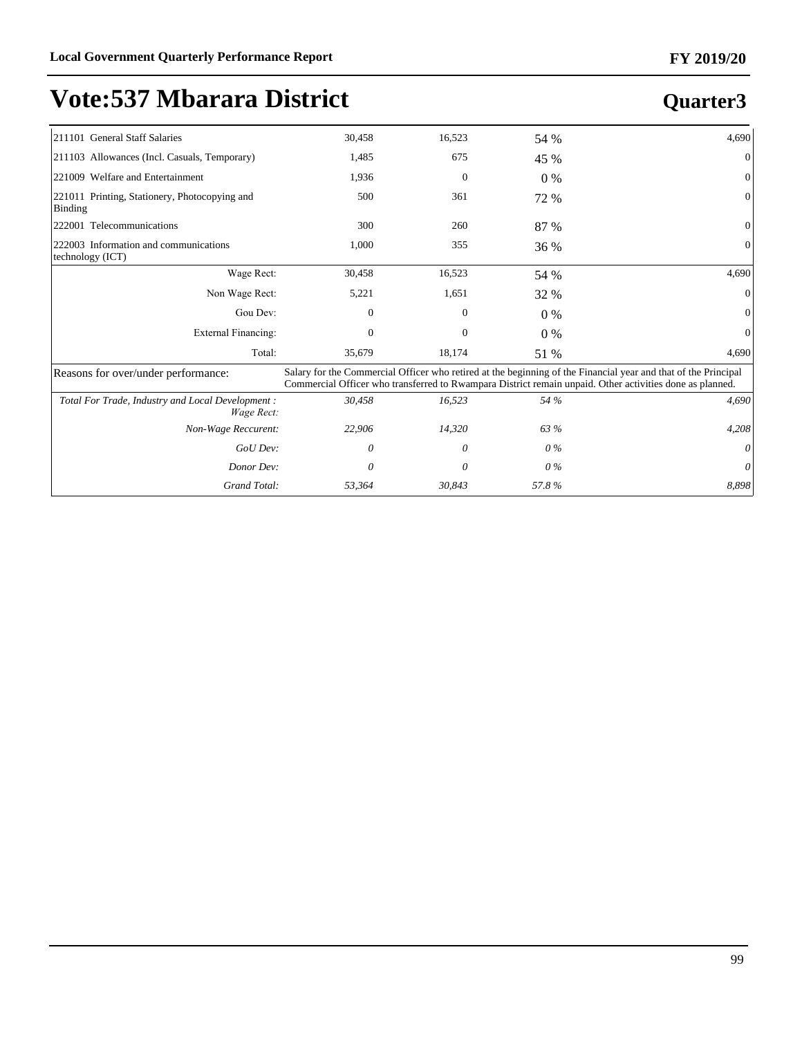# Vote:537 Mbarara District

## Quarter3

| | | | | |
|---|---|---|---|---|
| 211101 General Staff Salaries | 30,458 | 16,523 | 54 % | 4,690 |
| 211103 Allowances (Incl. Casuals, Temporary) | 1,485 | 675 | 45 % | 0 |
| 221009 Welfare and Entertainment | 1,936 | 0 | 0 % | 0 |
| 221011 Printing, Stationery, Photocopying and Binding | 500 | 361 | 72 % | 0 |
| 222001 Telecommunications | 300 | 260 | 87 % | 0 |
| 222003 Information and communications technology (ICT) | 1,000 | 355 | 36 % | 0 |
| Wage Rect: | 30,458 | 16,523 | 54 % | 4,690 |
| Non Wage Rect: | 5,221 | 1,651 | 32 % | 0 |
| Gou Dev: | 0 | 0 | 0 % | 0 |
| External Financing: | 0 | 0 | 0 % | 0 |
| Total: | 35,679 | 18,174 | 51 % | 4,690 |
| Reasons for over/under performance: | Salary for the Commercial Officer who retired at the beginning of the Financial year and that of the Principal Commercial Officer who transferred to Rwampara District remain unpaid. Other activities done as planned. | | | |
| *Total For Trade, Industry and Local Development : Wage Rect:* | *30,458* | *16,523* | *54 %* | *4,690* |
| *Non-Wage Reccurent:* | *22,906* | *14,320* | *63 %* | *4,208* |
| *GoU Dev:* | *0* | *0* | *0 %* | *0* |
| *Donor Dev:* | *0* | *0* | *0 %* | *0* |
| *Grand Total:* | *53,364* | *30,843* | *57.8 %* | *8,898* |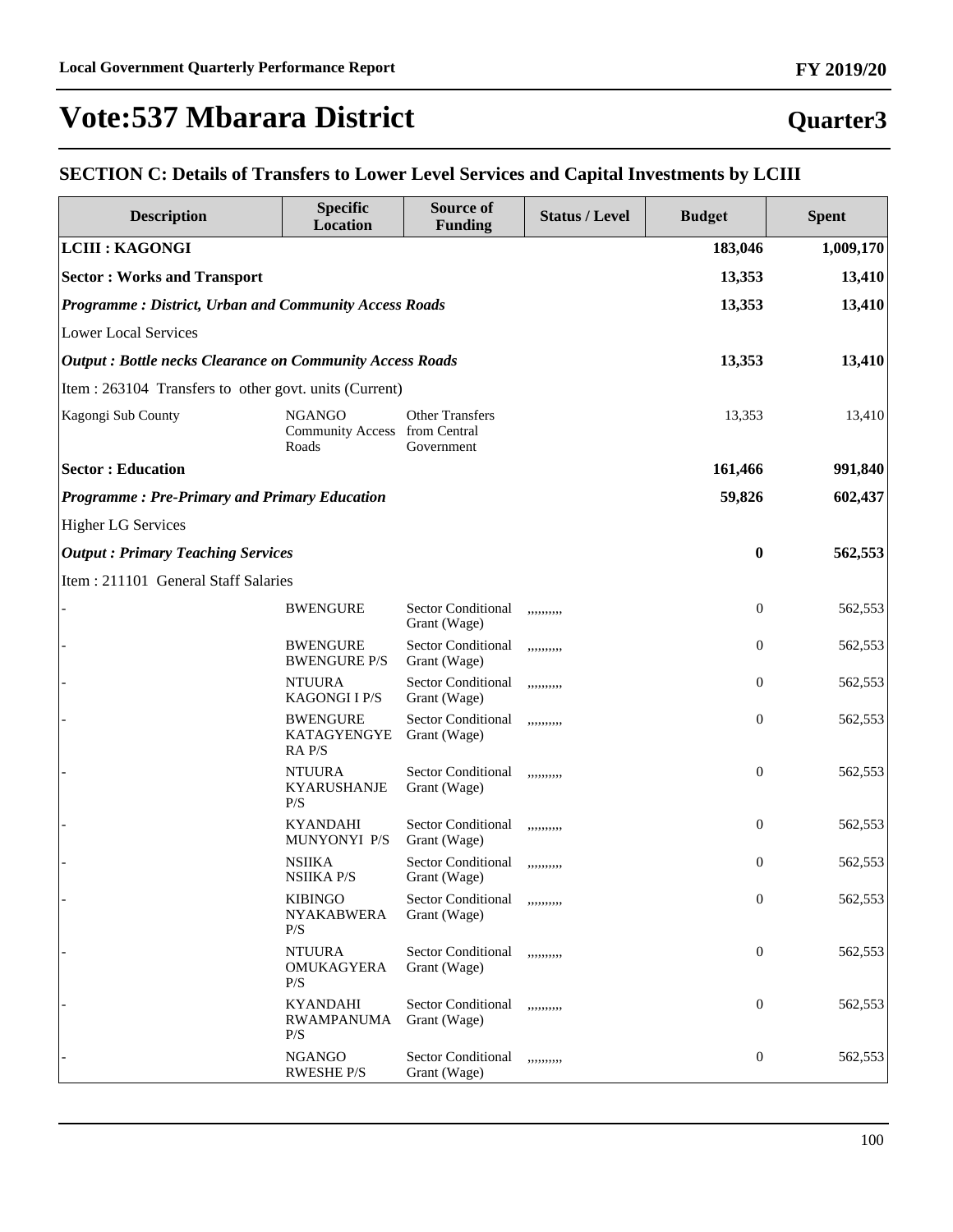# Vote:537 Mbarara District

**Quarter3**

## SECTION C: Details of Transfers to Lower Level Services and Capital Investments by LCIII

| Description | Specific Location | Source of Funding | Status / Level | Budget | Spent |
|---|---|---|---|---|---|
| **LCIII : KAGONGI** | | | | **183,046** | **1,009,170** |
| **Sector : Works and Transport** | | | | **13,353** | **13,410** |
| ***Programme : District, Urban and Community Access Roads*** | | | | **13,353** | **13,410** |
| Lower Local Services | | | | | |
| ***Output : Bottle necks Clearance on Community Access Roads*** | | | | **13,353** | **13,410** |
| Item : 263104 Transfers to other govt. units (Current) | | | | | |
| Kagongi Sub County | NGANGO Community Access Roads | Other Transfers from Central Government | | 13,353 | 13,410 |
| **Sector : Education** | | | | **161,466** | **991,840** |
| ***Programme : Pre-Primary and Primary Education*** | | | | **59,826** | **602,437** |
| Higher LG Services | | | | | |
| ***Output : Primary Teaching Services*** | | | | **0** | **562,553** |
| Item : 211101 General Staff Salaries | | | | | |
| - | BWENGURE | Sector Conditional Grant (Wage) | ,,,,,,,,, | 0 | 562,553 |
| - | BWENGURE BWENGURE P/S | Sector Conditional Grant (Wage) | ,,,,,,,,, | 0 | 562,553 |
| - | NTUURA KAGONGI I P/S | Sector Conditional Grant (Wage) | ,,,,,,,,, | 0 | 562,553 |
| - | BWENGURE KATAGYENGYERA P/S | Sector Conditional Grant (Wage) | ,,,,,,,,, | 0 | 562,553 |
| - | NTUURA KYARUSHANJE P/S | Sector Conditional Grant (Wage) | ,,,,,,,,, | 0 | 562,553 |
| - | KYANDAHI MUNYONYI P/S | Sector Conditional Grant (Wage) | ,,,,,,,,, | 0 | 562,553 |
| - | NSIIKA NSIIKA P/S | Sector Conditional Grant (Wage) | ,,,,,,,,, | 0 | 562,553 |
| - | KIBINGO NYAKABWERA P/S | Sector Conditional Grant (Wage) | ,,,,,,,,, | 0 | 562,553 |
| - | NTUURA OMUKAGYERA P/S | Sector Conditional Grant (Wage) | ,,,,,,,,, | 0 | 562,553 |
| - | KYANDAHI RWAMPANUMA P/S | Sector Conditional Grant (Wage) | ,,,,,,,,, | 0 | 562,553 |
| - | NGANGO RWESHE P/S | Sector Conditional Grant (Wage) | ,,,,,,,,, | 0 | 562,553 |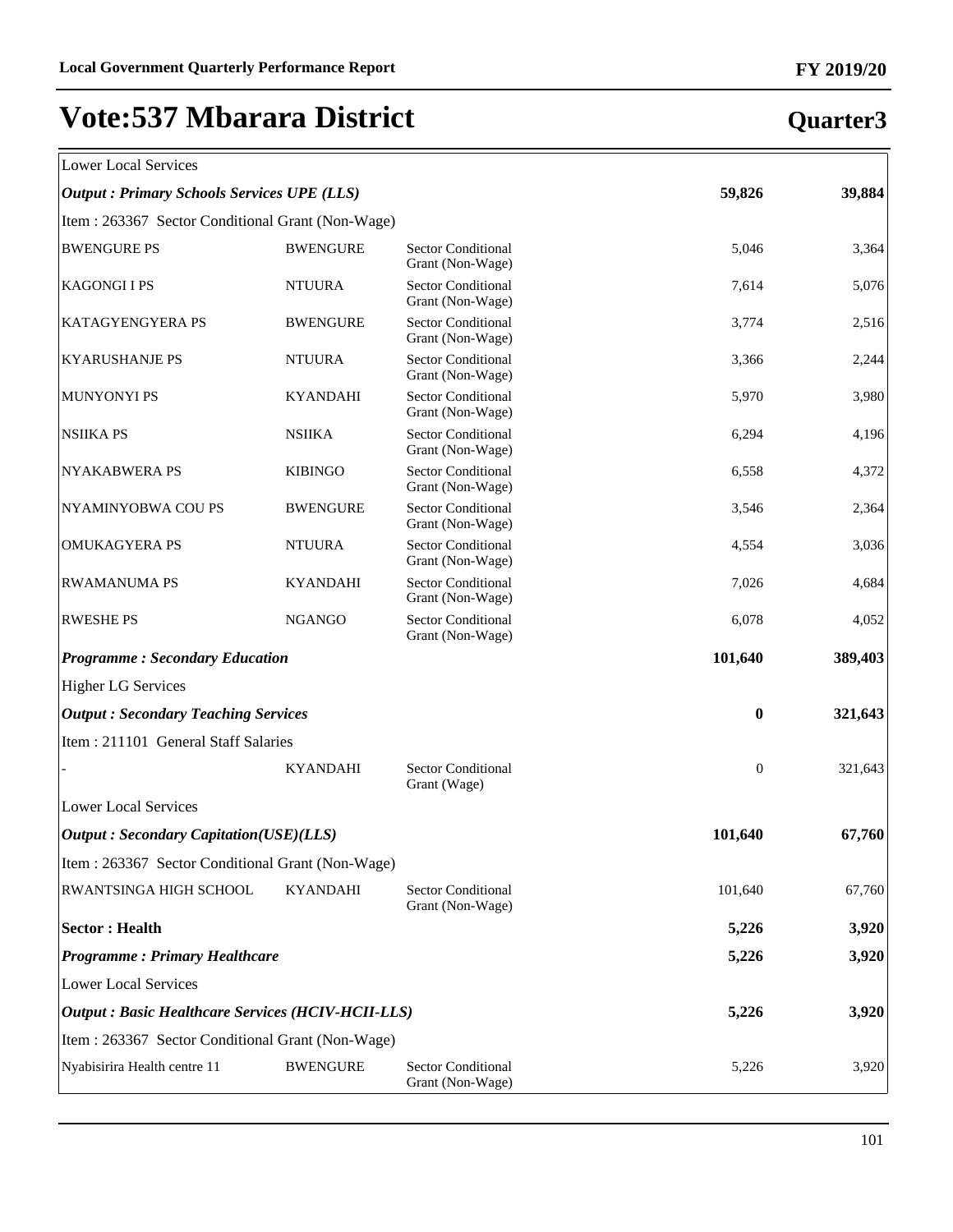## Vote:537 Mbarara District

## Quarter3

| | | | | |
|---|---|---|---|---|
| Lower Local Services | | | | |
| ***Output : Primary Schools Services UPE (LLS)*** | | | **59,826** | **39,884** |
| Item : 263367 Sector Conditional Grant (Non-Wage) | | | | |
| BWENGURE PS | BWENGURE | Sector Conditional Grant (Non-Wage) | 5,046 | 3,364 |
| KAGONGI I PS | NTUURA | Sector Conditional Grant (Non-Wage) | 7,614 | 5,076 |
| KATAGYENGYERA PS | BWENGURE | Sector Conditional Grant (Non-Wage) | 3,774 | 2,516 |
| KYARUSHANJE PS | NTUURA | Sector Conditional Grant (Non-Wage) | 3,366 | 2,244 |
| MUNYONYI PS | KYANDAHI | Sector Conditional Grant (Non-Wage) | 5,970 | 3,980 |
| NSIIKA PS | NSIIKA | Sector Conditional Grant (Non-Wage) | 6,294 | 4,196 |
| NYAKABWERA PS | KIBINGO | Sector Conditional Grant (Non-Wage) | 6,558 | 4,372 |
| NYAMINYOBWA COU PS | BWENGURE | Sector Conditional Grant (Non-Wage) | 3,546 | 2,364 |
| OMUKAGYERA PS | NTUURA | Sector Conditional Grant (Non-Wage) | 4,554 | 3,036 |
| RWAMANUMA PS | KYANDAHI | Sector Conditional Grant (Non-Wage) | 7,026 | 4,684 |
| RWESHE PS | NGANGO | Sector Conditional Grant (Non-Wage) | 6,078 | 4,052 |
| ***Programme : Secondary Education*** | | | **101,640** | **389,403** |
| Higher LG Services | | | | |
| ***Output : Secondary Teaching Services*** | | | **0** | **321,643** |
| Item : 211101 General Staff Salaries | | | | |
| - | KYANDAHI | Sector Conditional Grant (Wage) | 0 | 321,643 |
| Lower Local Services | | | | |
| ***Output : Secondary Capitation(USE)(LLS)*** | | | **101,640** | **67,760** |
| Item : 263367 Sector Conditional Grant (Non-Wage) | | | | |
| RWANTSINGA HIGH SCHOOL | KYANDAHI | Sector Conditional Grant (Non-Wage) | 101,640 | 67,760 |
| **Sector : Health** | | | **5,226** | **3,920** |
| ***Programme : Primary Healthcare*** | | | **5,226** | **3,920** |
| Lower Local Services | | | | |
| ***Output : Basic Healthcare Services (HCIV-HCII-LLS)*** | | | **5,226** | **3,920** |
| Item : 263367 Sector Conditional Grant (Non-Wage) | | | | |
| Nyabisirira Health centre 11 | BWENGURE | Sector Conditional Grant (Non-Wage) | 5,226 | 3,920 |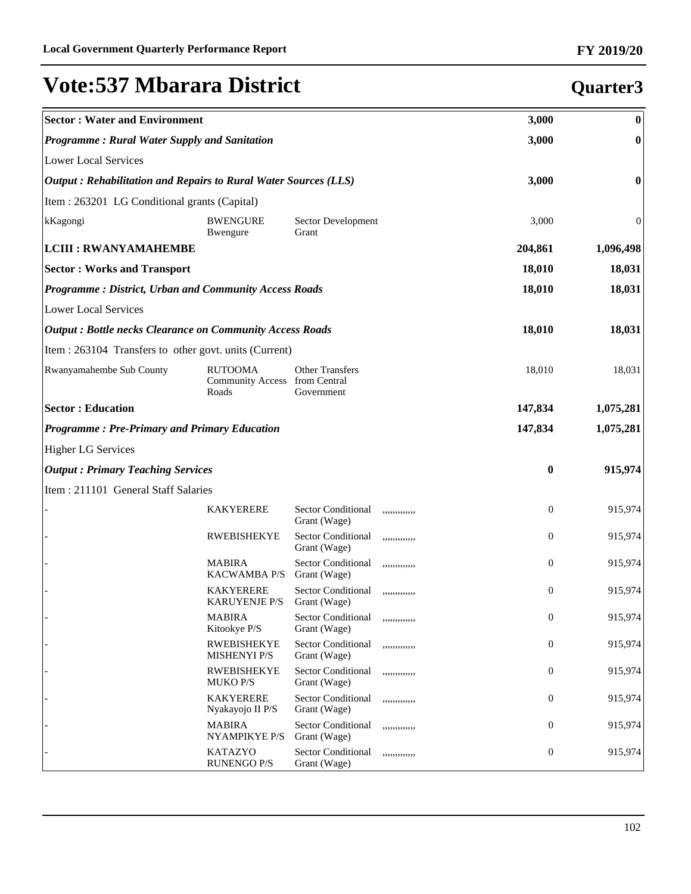# Vote:537 Mbarara District

## Quarter3

| | | | | | |
|---|---|---|---|---|---|
| **Sector : Water and Environment** | | | | **3,000** | **0** |
| ***Programme : Rural Water Supply and Sanitation*** | | | | **3,000** | **0** |
| Lower Local Services | | | | | |
| ***Output : Rehabilitation and Repairs to Rural Water Sources (LLS)*** | | | | **3,000** | **0** |
| Item : 263201 LG Conditional grants (Capital) | | | | | |
| kKagongi | BWENGURE Bwengure | Sector Development Grant | | 3,000 | 0 |
| **LCIII : RWANYAMAHEMBE** | | | | **204,861** | **1,096,498** |
| **Sector : Works and Transport** | | | | **18,010** | **18,031** |
| ***Programme : District, Urban and Community Access Roads*** | | | | **18,010** | **18,031** |
| Lower Local Services | | | | | |
| ***Output : Bottle necks Clearance on Community Access Roads*** | | | | **18,010** | **18,031** |
| Item : 263104 Transfers to other govt. units (Current) | | | | | |
| Rwanyamahembe Sub County | RUTOOMA Community Access Roads | Other Transfers from Central Government | | 18,010 | 18,031 |
| **Sector : Education** | | | | **147,834** | **1,075,281** |
| ***Programme : Pre-Primary and Primary Education*** | | | | **147,834** | **1,075,281** |
| Higher LG Services | | | | | |
| ***Output : Primary Teaching Services*** | | | | **0** | **915,974** |
| Item : 211101 General Staff Salaries | | | | | |
| - | KAKYERERE | Sector Conditional Grant (Wage) | ,,,,,,,,,,,, | 0 | 915,974 |
| - | RWEBISHEKYE | Sector Conditional Grant (Wage) | ,,,,,,,,,,,, | 0 | 915,974 |
| - | MABIRA KACWAMBA P/S | Sector Conditional Grant (Wage) | ,,,,,,,,,,,, | 0 | 915,974 |
| - | KAKYERERE KARUYENJE P/S | Sector Conditional Grant (Wage) | ,,,,,,,,,,,, | 0 | 915,974 |
| - | MABIRA Kitookye P/S | Sector Conditional Grant (Wage) | ,,,,,,,,,,,, | 0 | 915,974 |
| - | RWEBISHEKYE MISHENYI P/S | Sector Conditional Grant (Wage) | ,,,,,,,,,,,, | 0 | 915,974 |
| - | RWEBISHEKYE MUKO P/S | Sector Conditional Grant (Wage) | ,,,,,,,,,,,, | 0 | 915,974 |
| - | KAKYERERE Nyakayojo II P/S | Sector Conditional Grant (Wage) | ,,,,,,,,,,,, | 0 | 915,974 |
| - | MABIRA NYAMPIKYE P/S | Sector Conditional Grant (Wage) | ,,,,,,,,,,,, | 0 | 915,974 |
| - | KATAZYO RUNENGO P/S | Sector Conditional Grant (Wage) | ,,,,,,,,,,,, | 0 | 915,974 |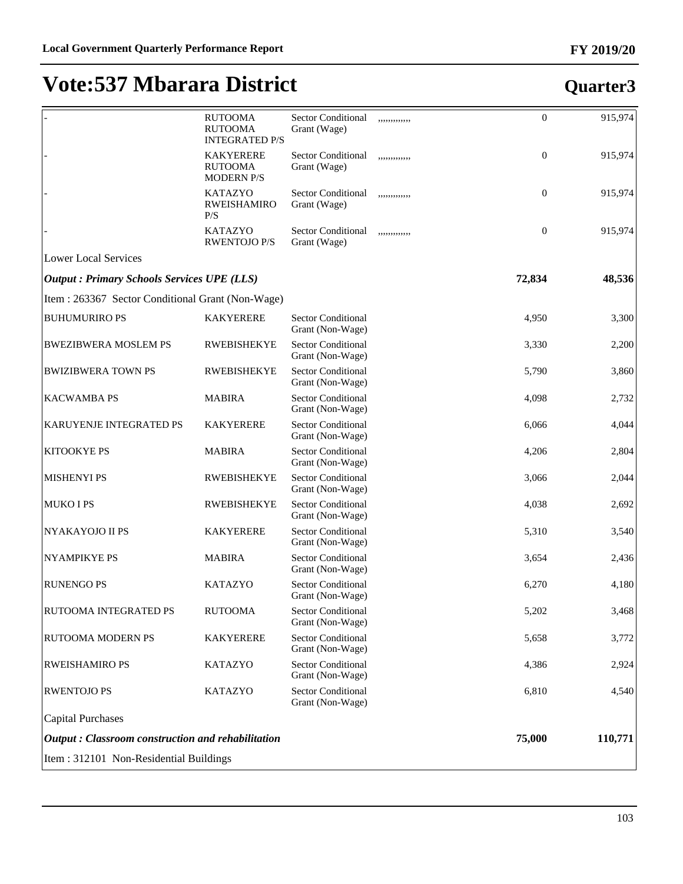# Vote:537 Mbarara District

**Quarter3**

| | | | | | |
|---|---|---|---|---|---|
| - | RUTOOMA RUTOOMA INTEGRATED P/S | Sector Conditional Grant (Wage) | ,,,,,,,,,,,, | 0 | 915,974 |
| - | KAKYERERE RUTOOMA MODERN P/S | Sector Conditional Grant (Wage) | ,,,,,,,,,,,, | 0 | 915,974 |
| - | KATAZYO RWEISHAMIRO P/S | Sector Conditional Grant (Wage) | ,,,,,,,,,,,, | 0 | 915,974 |
| - | KATAZYO RWENTOJO P/S | Sector Conditional Grant (Wage) | ,,,,,,,,,,,, | 0 | 915,974 |
| Lower Local Services | | | | | |
| ***Output : Primary Schools Services UPE (LLS)*** | | | | **72,834** | **48,536** |
| Item : 263367 Sector Conditional Grant (Non-Wage) | | | | | |
| BUHUMURIRO PS | KAKYERERE | Sector Conditional Grant (Non-Wage) | | 4,950 | 3,300 |
| BWEZIBWERA MOSLEM PS | RWEBISHEKYE | Sector Conditional Grant (Non-Wage) | | 3,330 | 2,200 |
| BWIZIBWERA TOWN PS | RWEBISHEKYE | Sector Conditional Grant (Non-Wage) | | 5,790 | 3,860 |
| KACWAMBA PS | MABIRA | Sector Conditional Grant (Non-Wage) | | 4,098 | 2,732 |
| KARUYENJE INTEGRATED PS | KAKYERERE | Sector Conditional Grant (Non-Wage) | | 6,066 | 4,044 |
| KITOOKYE PS | MABIRA | Sector Conditional Grant (Non-Wage) | | 4,206 | 2,804 |
| MISHENYI PS | RWEBISHEKYE | Sector Conditional Grant (Non-Wage) | | 3,066 | 2,044 |
| MUKO I PS | RWEBISHEKYE | Sector Conditional Grant (Non-Wage) | | 4,038 | 2,692 |
| NYAKAYOJO II PS | KAKYERERE | Sector Conditional Grant (Non-Wage) | | 5,310 | 3,540 |
| NYAMPIKYE PS | MABIRA | Sector Conditional Grant (Non-Wage) | | 3,654 | 2,436 |
| RUNENGO PS | KATAZYO | Sector Conditional Grant (Non-Wage) | | 6,270 | 4,180 |
| RUTOOMA INTEGRATED PS | RUTOOMA | Sector Conditional Grant (Non-Wage) | | 5,202 | 3,468 |
| RUTOOMA MODERN PS | KAKYERERE | Sector Conditional Grant (Non-Wage) | | 5,658 | 3,772 |
| RWEISHAMIRO PS | KATAZYO | Sector Conditional Grant (Non-Wage) | | 4,386 | 2,924 |
| RWENTOJO PS | KATAZYO | Sector Conditional Grant (Non-Wage) | | 6,810 | 4,540 |
| Capital Purchases | | | | | |
| ***Output : Classroom construction and rehabilitation*** | | | | **75,000** | **110,771** |
| Item : 312101 Non-Residential Buildings | | | | | |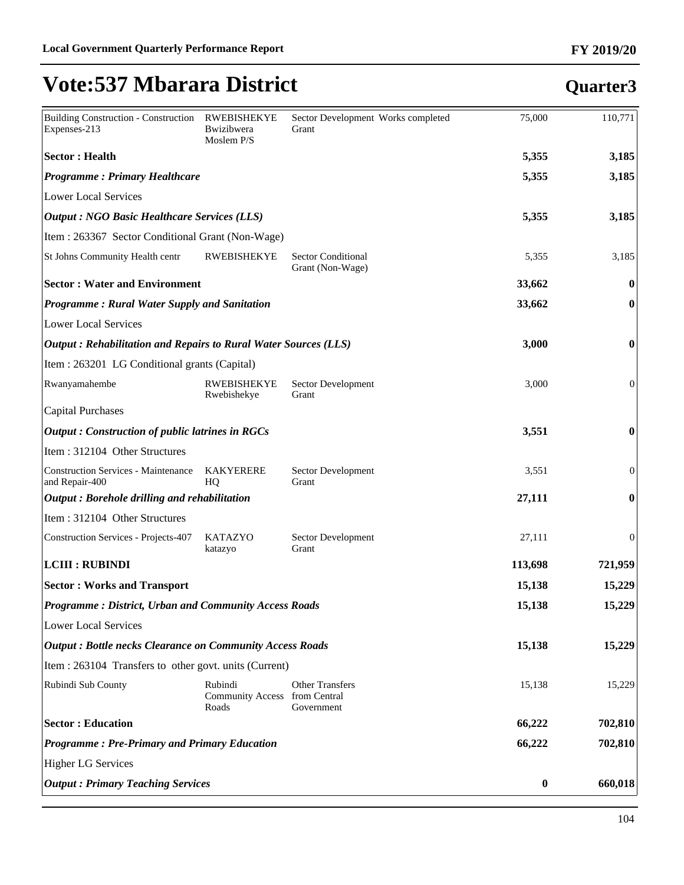# Vote:537 Mbarara District

## Quarter3

| | | | | | |
|---|---|---|---|---|---|
| Building Construction - Construction Expenses-213 | RWEBISHEKYE Bwizibwera Moslem P/S | Sector Development Grant | Works completed | 75,000 | 110,771 |
| **Sector : Health** | | | | **5,355** | **3,185** |
| ***Programme : Primary Healthcare*** | | | | **5,355** | **3,185** |
| Lower Local Services | | | | | |
| ***Output : NGO Basic Healthcare Services (LLS)*** | | | | **5,355** | **3,185** |
| Item : 263367 Sector Conditional Grant (Non-Wage) | | | | | |
| St Johns Community Health centr | RWEBISHEKYE | Sector Conditional Grant (Non-Wage) | | 5,355 | 3,185 |
| **Sector : Water and Environment** | | | | **33,662** | **0** |
| ***Programme : Rural Water Supply and Sanitation*** | | | | **33,662** | **0** |
| Lower Local Services | | | | | |
| ***Output : Rehabilitation and Repairs to Rural Water Sources (LLS)*** | | | | **3,000** | **0** |
| Item : 263201 LG Conditional grants (Capital) | | | | | |
| Rwanyamahembe | RWEBISHEKYE Rwebishekye | Sector Development Grant | | 3,000 | 0 |
| Capital Purchases | | | | | |
| ***Output : Construction of public latrines in RGCs*** | | | | **3,551** | **0** |
| Item : 312104 Other Structures | | | | | |
| Construction Services - Maintenance and Repair-400 | KAKYERERE HQ | Sector Development Grant | | 3,551 | 0 |
| ***Output : Borehole drilling and rehabilitation*** | | | | **27,111** | **0** |
| Item : 312104 Other Structures | | | | | |
| Construction Services - Projects-407 | KATAZYO katazyo | Sector Development Grant | | 27,111 | 0 |
| **LCIII : RUBINDI** | | | | **113,698** | **721,959** |
| **Sector : Works and Transport** | | | | **15,138** | **15,229** |
| ***Programme : District, Urban and Community Access Roads*** | | | | **15,138** | **15,229** |
| Lower Local Services | | | | | |
| ***Output : Bottle necks Clearance on Community Access Roads*** | | | | **15,138** | **15,229** |
| Item : 263104 Transfers to other govt. units (Current) | | | | | |
| Rubindi Sub County | Rubindi Community Access Roads | Other Transfers from Central Government | | 15,138 | 15,229 |
| **Sector : Education** | | | | **66,222** | **702,810** |
| ***Programme : Pre-Primary and Primary Education*** | | | | **66,222** | **702,810** |
| Higher LG Services | | | | | |
| ***Output : Primary Teaching Services*** | | | | **0** | **660,018** |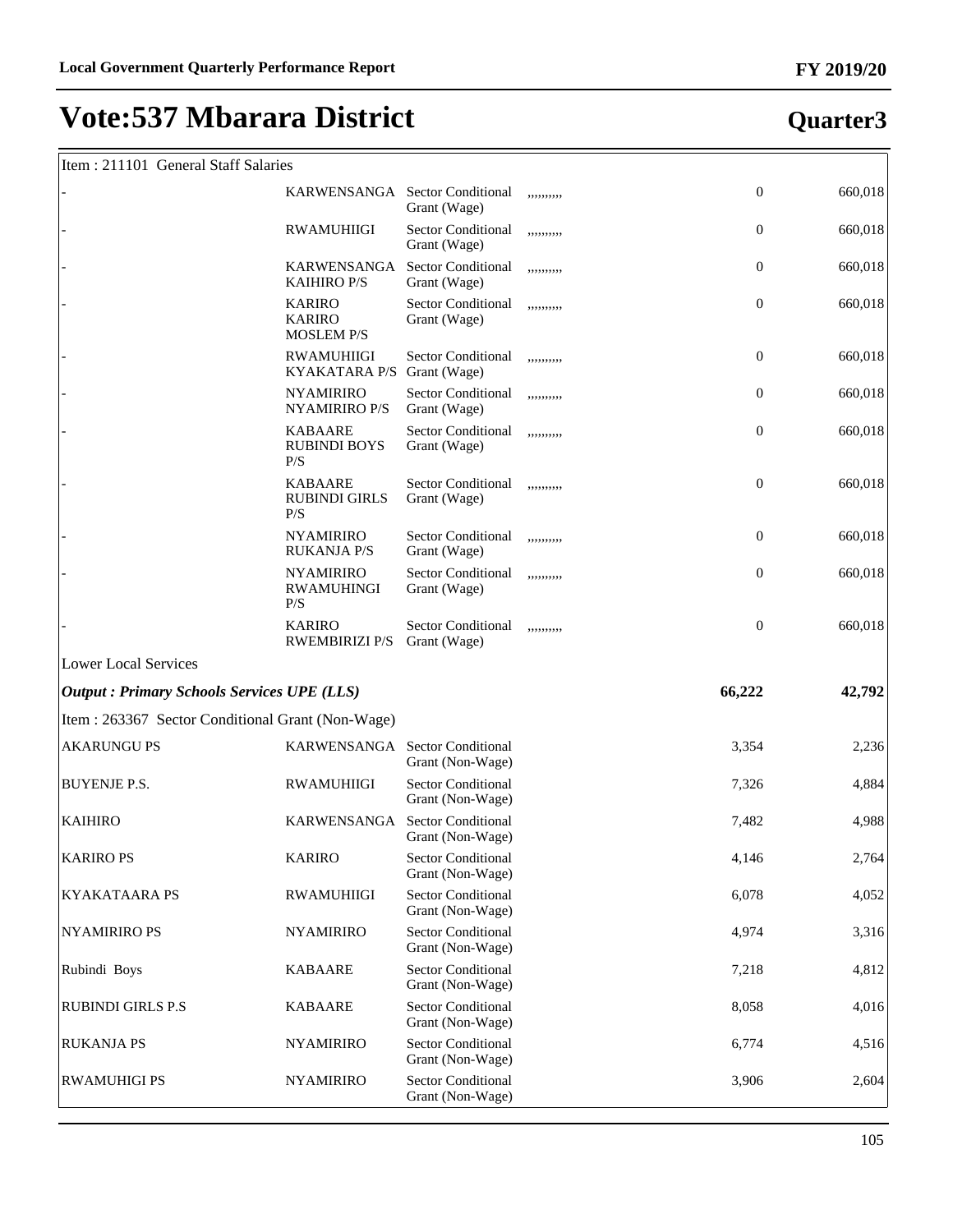# Vote:537 Mbarara District

## Quarter3

| Item : 211101 General Staff Salaries | | | | | |
|---|---|---|---|---|---|
| - | KARWENSANGA | Sector Conditional Grant (Wage) | ,,,,,,,,, | 0 | 660,018 |
| - | RWAMUHIIGI | Sector Conditional Grant (Wage) | ,,,,,,,,, | 0 | 660,018 |
| - | KARWENSANGA KAIHIRO P/S | Sector Conditional Grant (Wage) | ,,,,,,,,, | 0 | 660,018 |
| - | KARIRO KARIRO MOSLEM P/S | Sector Conditional Grant (Wage) | ,,,,,,,,, | 0 | 660,018 |
| - | RWAMUHIIGI KYAKATARA P/S | Sector Conditional Grant (Wage) | ,,,,,,,,, | 0 | 660,018 |
| - | NYAMIRIRO NYAMIRIRO P/S | Sector Conditional Grant (Wage) | ,,,,,,,,, | 0 | 660,018 |
| - | KABAARE RUBINDI BOYS P/S | Sector Conditional Grant (Wage) | ,,,,,,,,, | 0 | 660,018 |
| - | KABAARE RUBINDI GIRLS P/S | Sector Conditional Grant (Wage) | ,,,,,,,,, | 0 | 660,018 |
| - | NYAMIRIRO RUKANJA P/S | Sector Conditional Grant (Wage) | ,,,,,,,,, | 0 | 660,018 |
| - | NYAMIRIRO RWAMUHINGI P/S | Sector Conditional Grant (Wage) | ,,,,,,,,, | 0 | 660,018 |
| - | KARIRO RWEMBIRIZI P/S | Sector Conditional Grant (Wage) | ,,,,,,,,, | 0 | 660,018 |
| Lower Local Services | | | | | |
| ***Output : Primary Schools Services UPE (LLS)*** | | | | **66,222** | **42,792** |
| Item : 263367 Sector Conditional Grant (Non-Wage) | | | | | |
| AKARUNGU PS | KARWENSANGA | Sector Conditional Grant (Non-Wage) | | 3,354 | 2,236 |
| BUYENJE P.S. | RWAMUHIIGI | Sector Conditional Grant (Non-Wage) | | 7,326 | 4,884 |
| KAIHIRO | KARWENSANGA | Sector Conditional Grant (Non-Wage) | | 7,482 | 4,988 |
| KARIRO PS | KARIRO | Sector Conditional Grant (Non-Wage) | | 4,146 | 2,764 |
| KYAKATAARA PS | RWAMUHIIGI | Sector Conditional Grant (Non-Wage) | | 6,078 | 4,052 |
| NYAMIRIRO PS | NYAMIRIRO | Sector Conditional Grant (Non-Wage) | | 4,974 | 3,316 |
| Rubindi Boys | KABAARE | Sector Conditional Grant (Non-Wage) | | 7,218 | 4,812 |
| RUBINDI GIRLS P.S | KABAARE | Sector Conditional Grant (Non-Wage) | | 8,058 | 4,016 |
| RUKANJA PS | NYAMIRIRO | Sector Conditional Grant (Non-Wage) | | 6,774 | 4,516 |
| RWAMUHIGI PS | NYAMIRIRO | Sector Conditional Grant (Non-Wage) | | 3,906 | 2,604 |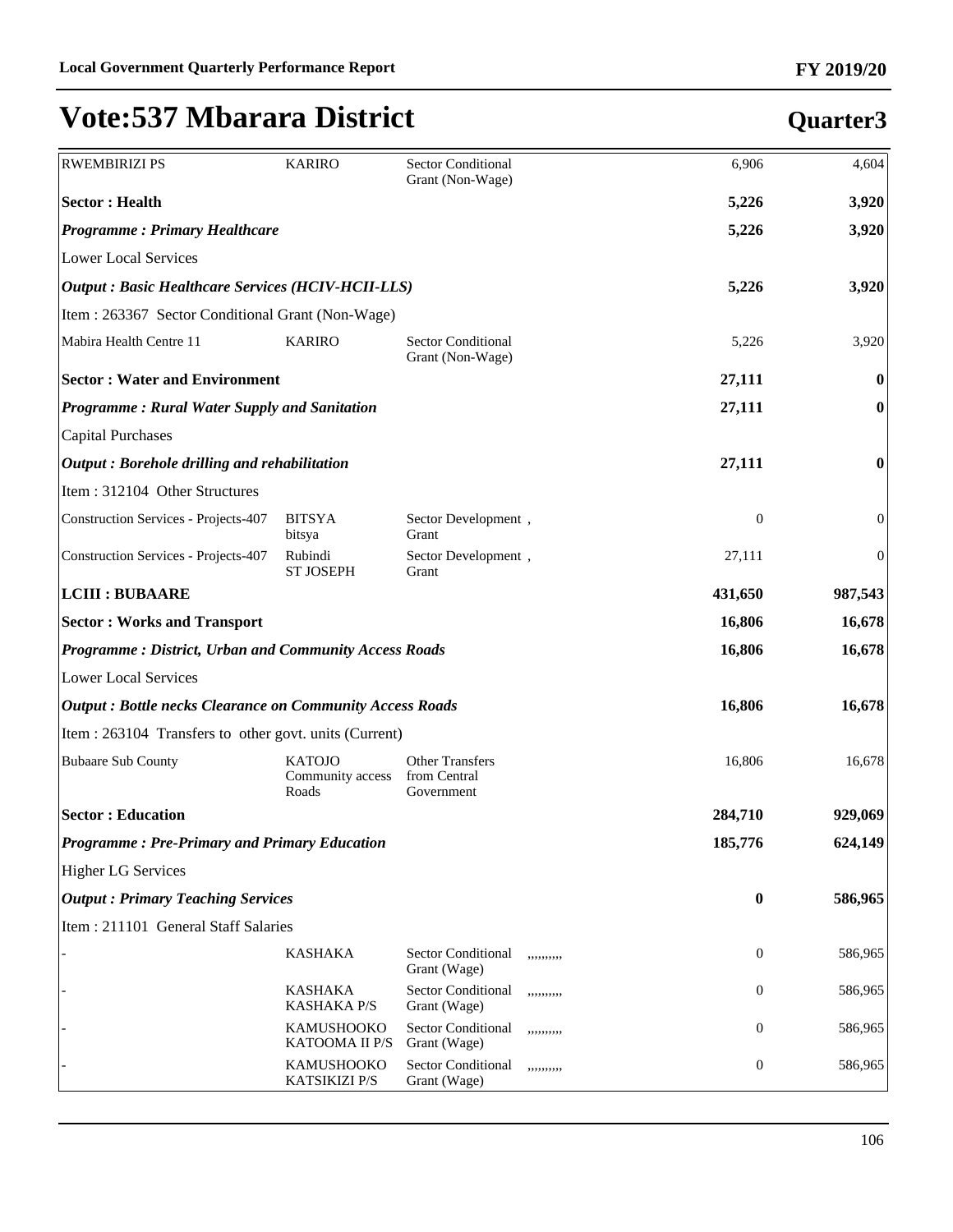# Vote:537 Mbarara District

## Quarter3

| | | | | | |
|---|---|---|---|---|---|
| RWEMBIRIZI PS | KARIRO | Sector Conditional Grant (Non-Wage) | | 6,906 | 4,604 |
| **Sector : Health** | | | | **5,226** | **3,920** |
| ***Programme : Primary Healthcare*** | | | | **5,226** | **3,920** |
| Lower Local Services | | | | | |
| ***Output : Basic Healthcare Services (HCIV-HCII-LLS)*** | | | | **5,226** | **3,920** |
| Item : 263367 Sector Conditional Grant (Non-Wage) | | | | | |
| Mabira Health Centre 11 | KARIRO | Sector Conditional Grant (Non-Wage) | | 5,226 | 3,920 |
| **Sector : Water and Environment** | | | | **27,111** | **0** |
| ***Programme : Rural Water Supply and Sanitation*** | | | | **27,111** | **0** |
| Capital Purchases | | | | | |
| ***Output : Borehole drilling and rehabilitation*** | | | | **27,111** | **0** |
| Item : 312104 Other Structures | | | | | |
| Construction Services - Projects-407 | BITSYA bitsya | Sector Development , Grant | | 0 | 0 |
| Construction Services - Projects-407 | Rubindi ST JOSEPH | Sector Development , Grant | | 27,111 | 0 |
| **LCIII : BUBAARE** | | | | **431,650** | **987,543** |
| **Sector : Works and Transport** | | | | **16,806** | **16,678** |
| ***Programme : District, Urban and Community Access Roads*** | | | | **16,806** | **16,678** |
| Lower Local Services | | | | | |
| ***Output : Bottle necks Clearance on Community Access Roads*** | | | | **16,806** | **16,678** |
| Item : 263104 Transfers to other govt. units (Current) | | | | | |
| Bubaare Sub County | KATOJO Community access Roads | Other Transfers from Central Government | | 16,806 | 16,678 |
| **Sector : Education** | | | | **284,710** | **929,069** |
| ***Programme : Pre-Primary and Primary Education*** | | | | **185,776** | **624,149** |
| Higher LG Services | | | | | |
| ***Output : Primary Teaching Services*** | | | | **0** | **586,965** |
| Item : 211101 General Staff Salaries | | | | | |
| - | KASHAKA | Sector Conditional Grant (Wage) | ,,,,,,,,, | 0 | 586,965 |
| - | KASHAKA KASHAKA P/S | Sector Conditional Grant (Wage) | ,,,,,,,,, | 0 | 586,965 |
| - | KAMUSHOOKO KATOOMA II P/S | Sector Conditional Grant (Wage) | ,,,,,,,,, | 0 | 586,965 |
| - | KAMUSHOOKO KATSIKIZI P/S | Sector Conditional Grant (Wage) | ,,,,,,,,, | 0 | 586,965 |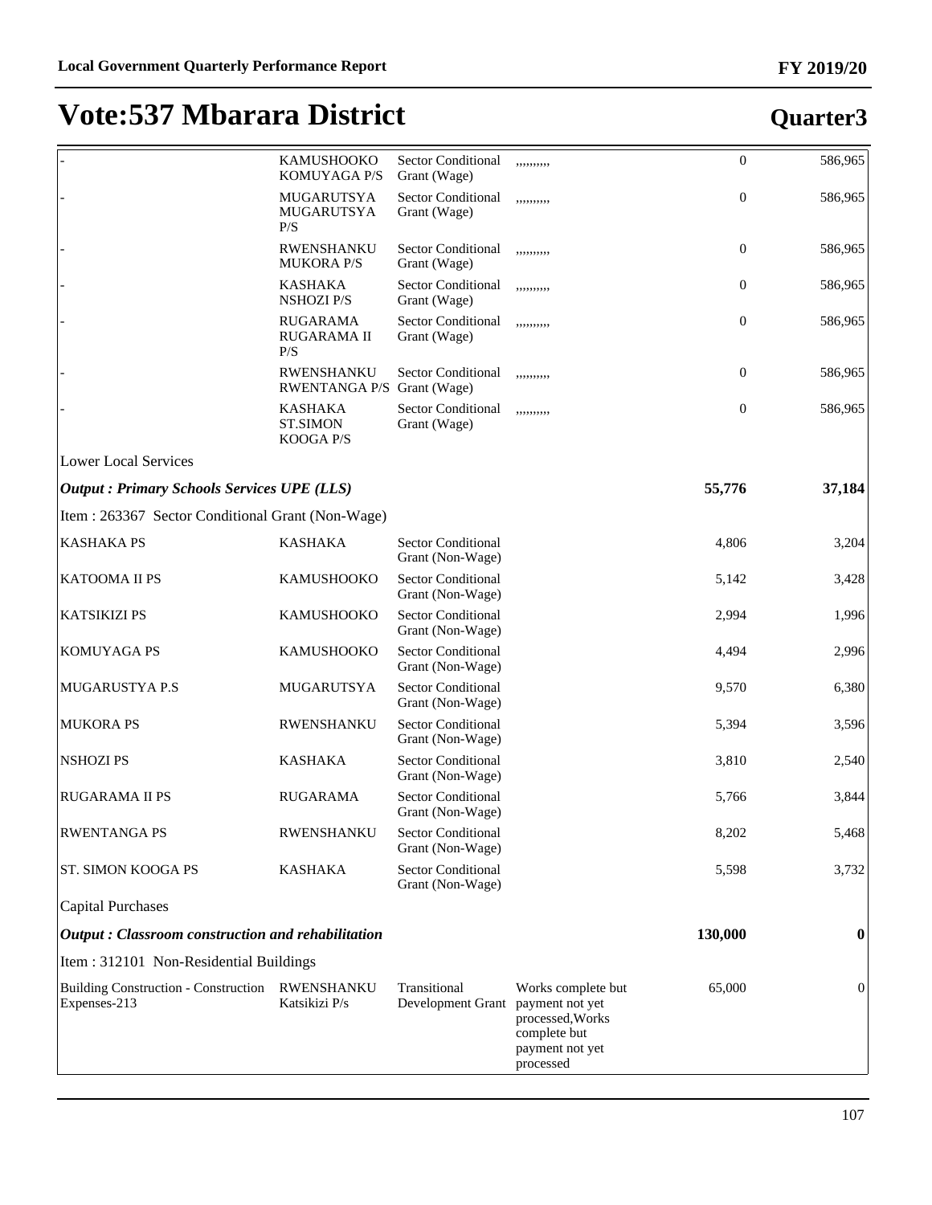# Vote:537 Mbarara District

## Quarter3

| | | | | | |
|---|---|---|---|---|---|
| - | KAMUSHOOKO KOMUYAGA P/S | Sector Conditional Grant (Wage) | ,,,,,,,,, | 0 | 586,965 |
| - | MUGARUTSYA MUGARUTSYA P/S | Sector Conditional Grant (Wage) | ,,,,,,,,, | 0 | 586,965 |
| - | RWENSHANKU MUKORA P/S | Sector Conditional Grant (Wage) | ,,,,,,,,, | 0 | 586,965 |
| - | KASHAKA NSHOZI P/S | Sector Conditional Grant (Wage) | ,,,,,,,,, | 0 | 586,965 |
| - | RUGARAMA RUGARAMA II P/S | Sector Conditional Grant (Wage) | ,,,,,,,,, | 0 | 586,965 |
| - | RWENSHANKU RWENTANGA P/S | Sector Conditional Grant (Wage) | ,,,,,,,,, | 0 | 586,965 |
| - | KASHAKA ST.SIMON KOOGA P/S | Sector Conditional Grant (Wage) | ,,,,,,,,, | 0 | 586,965 |
| Lower Local Services | | | | | |
| ***Output : Primary Schools Services UPE (LLS)*** | | | | **55,776** | **37,184** |
| Item : 263367 Sector Conditional Grant (Non-Wage) | | | | | |
| KASHAKA PS | KASHAKA | Sector Conditional Grant (Non-Wage) | | 4,806 | 3,204 |
| KATOOMA II PS | KAMUSHOOKO | Sector Conditional Grant (Non-Wage) | | 5,142 | 3,428 |
| KATSIKIZI PS | KAMUSHOOKO | Sector Conditional Grant (Non-Wage) | | 2,994 | 1,996 |
| KOMUYAGA PS | KAMUSHOOKO | Sector Conditional Grant (Non-Wage) | | 4,494 | 2,996 |
| MUGARUSTYA P.S | MUGARUTSYA | Sector Conditional Grant (Non-Wage) | | 9,570 | 6,380 |
| MUKORA PS | RWENSHANKU | Sector Conditional Grant (Non-Wage) | | 5,394 | 3,596 |
| NSHOZI PS | KASHAKA | Sector Conditional Grant (Non-Wage) | | 3,810 | 2,540 |
| RUGARAMA II PS | RUGARAMA | Sector Conditional Grant (Non-Wage) | | 5,766 | 3,844 |
| RWENTANGA PS | RWENSHANKU | Sector Conditional Grant (Non-Wage) | | 8,202 | 5,468 |
| ST. SIMON KOOGA PS | KASHAKA | Sector Conditional Grant (Non-Wage) | | 5,598 | 3,732 |
| Capital Purchases | | | | | |
| ***Output : Classroom construction and rehabilitation*** | | | | **130,000** | **0** |
| Item : 312101 Non-Residential Buildings | | | | | |
| Building Construction - Construction Expenses-213 | RWENSHANKU Katsikizi P/s | Transitional Development Grant | Works complete but payment not yet processed,Works complete but payment not yet processed | 65,000 | 0 |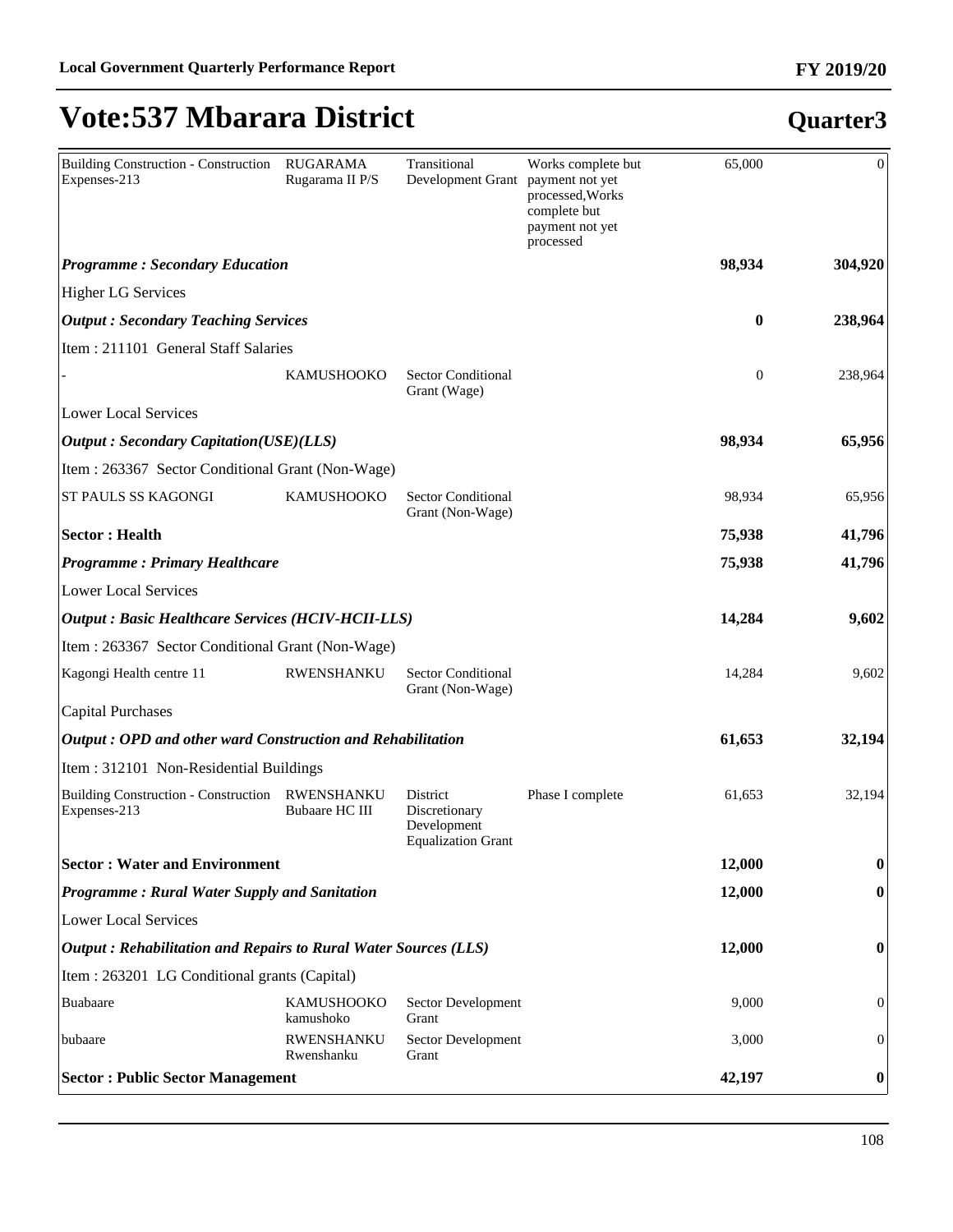# Vote:537 Mbarara District

## Quarter3

| | | | | | |
|---|---|---|---|---|---|
| Building Construction - Construction Expenses-213 | RUGARAMA Rugarama II P/S | Transitional Development Grant | Works complete but payment not yet processed,Works complete but payment not yet processed | 65,000 | 0 |
| ***Programme : Secondary Education*** | | | | **98,934** | **304,920** |
| Higher LG Services | | | | | |
| ***Output : Secondary Teaching Services*** | | | | **0** | **238,964** |
| Item : 211101 General Staff Salaries | | | | | |
| - | KAMUSHOOKO | Sector Conditional Grant (Wage) | | 0 | 238,964 |
| Lower Local Services | | | | | |
| ***Output : Secondary Capitation(USE)(LLS)*** | | | | **98,934** | **65,956** |
| Item : 263367 Sector Conditional Grant (Non-Wage) | | | | | |
| ST PAULS SS KAGONGI | KAMUSHOOKO | Sector Conditional Grant (Non-Wage) | | 98,934 | 65,956 |
| **Sector : Health** | | | | **75,938** | **41,796** |
| ***Programme : Primary Healthcare*** | | | | **75,938** | **41,796** |
| Lower Local Services | | | | | |
| ***Output : Basic Healthcare Services (HCIV-HCII-LLS)*** | | | | **14,284** | **9,602** |
| Item : 263367 Sector Conditional Grant (Non-Wage) | | | | | |
| Kagongi Health centre 11 | RWENSHANKU | Sector Conditional Grant (Non-Wage) | | 14,284 | 9,602 |
| Capital Purchases | | | | | |
| ***Output : OPD and other ward Construction and Rehabilitation*** | | | | **61,653** | **32,194** |
| Item : 312101 Non-Residential Buildings | | | | | |
| Building Construction - Construction Expenses-213 | RWENSHANKU Bubaare HC III | District Discretionary Development Equalization Grant | Phase I complete | 61,653 | 32,194 |
| **Sector : Water and Environment** | | | | **12,000** | **0** |
| ***Programme : Rural Water Supply and Sanitation*** | | | | **12,000** | **0** |
| Lower Local Services | | | | | |
| ***Output : Rehabilitation and Repairs to Rural Water Sources (LLS)*** | | | | **12,000** | **0** |
| Item : 263201 LG Conditional grants (Capital) | | | | | |
| Buabaare | KAMUSHOOKO kamushoko | Sector Development Grant | | 9,000 | 0 |
| bubaare | RWENSHANKU Rwenshanku | Sector Development Grant | | 3,000 | 0 |
| **Sector : Public Sector Management** | | | | **42,197** | **0** |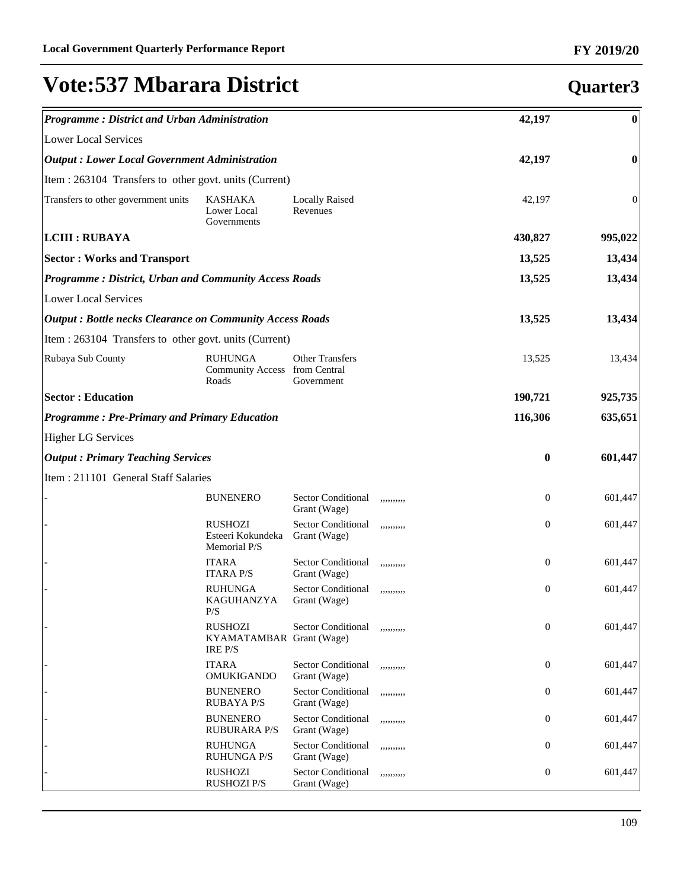# Vote:537 Mbarara District

## Quarter3

| | | | | | |
|---|---|---|---|---|---|
| ***Programme : District and Urban Administration*** | | | | **42,197** | **0** |
| Lower Local Services | | | | | |
| ***Output : Lower Local Government Administration*** | | | | **42,197** | **0** |
| Item : 263104 Transfers to other govt. units (Current) | | | | | |
| Transfers to other government units | KASHAKA Lower Local Governments | Locally Raised Revenues | | 42,197 | 0 |
| **LCIII : RUBAYA** | | | | **430,827** | **995,022** |
| **Sector : Works and Transport** | | | | **13,525** | **13,434** |
| ***Programme : District, Urban and Community Access Roads*** | | | | **13,525** | **13,434** |
| Lower Local Services | | | | | |
| ***Output : Bottle necks Clearance on Community Access Roads*** | | | | **13,525** | **13,434** |
| Item : 263104 Transfers to other govt. units (Current) | | | | | |
| Rubaya Sub County | RUHUNGA Community Access Roads | Other Transfers from Central Government | | 13,525 | 13,434 |
| **Sector : Education** | | | | **190,721** | **925,735** |
| ***Programme : Pre-Primary and Primary Education*** | | | | **116,306** | **635,651** |
| Higher LG Services | | | | | |
| ***Output : Primary Teaching Services*** | | | | **0** | **601,447** |
| Item : 211101 General Staff Salaries | | | | | |
| - | BUNENERO | Sector Conditional Grant (Wage) | ,,,,,,,,, | 0 | 601,447 |
| - | RUSHOZI Esteeri Kokundeka Memorial P/S | Sector Conditional Grant (Wage) | ,,,,,,,,, | 0 | 601,447 |
| - | ITARA ITARA P/S | Sector Conditional Grant (Wage) | ,,,,,,,,, | 0 | 601,447 |
| - | RUHUNGA KAGUHANZYA P/S | Sector Conditional Grant (Wage) | ,,,,,,,,, | 0 | 601,447 |
| - | RUSHOZI KYAMATAMBARIRE P/S | Sector Conditional Grant (Wage) | ,,,,,,,,, | 0 | 601,447 |
| - | ITARA OMUKIGANDO | Sector Conditional Grant (Wage) | ,,,,,,,,, | 0 | 601,447 |
| - | BUNENERO RUBAYA P/S | Sector Conditional Grant (Wage) | ,,,,,,,,, | 0 | 601,447 |
| - | BUNENERO RUBURARA P/S | Sector Conditional Grant (Wage) | ,,,,,,,,, | 0 | 601,447 |
| - | RUHUNGA RUHUNGA P/S | Sector Conditional Grant (Wage) | ,,,,,,,,, | 0 | 601,447 |
| - | RUSHOZI RUSHOZI P/S | Sector Conditional Grant (Wage) | ,,,,,,,,, | 0 | 601,447 |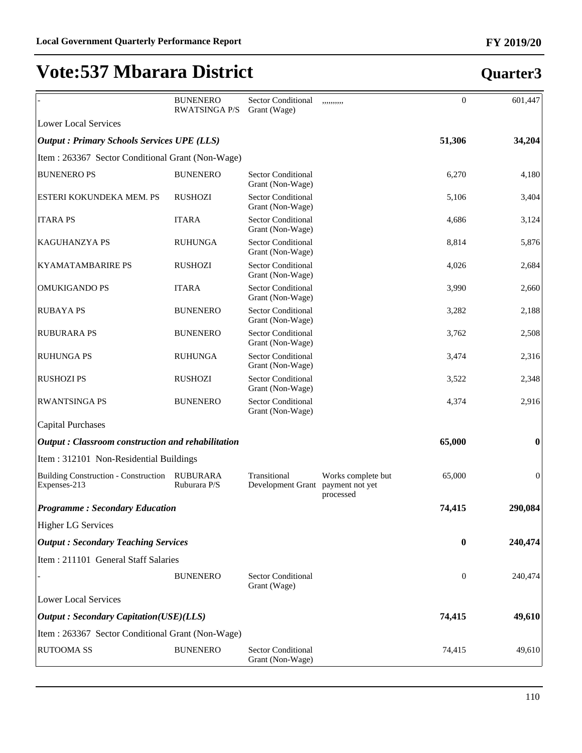# Vote:537 Mbarara District

## Quarter3

| | | | | | |
|---|---|---|---|---|---|
| - | BUNENERO RWATSINGA P/S | Sector Conditional Grant (Wage) | ,,,,,,,,, | 0 | 601,447 |
| Lower Local Services | | | | | |
| ***Output : Primary Schools Services UPE (LLS)*** | | | | **51,306** | **34,204** |
| Item : 263367 Sector Conditional Grant (Non-Wage) | | | | | |
| BUNENERO PS | BUNENERO | Sector Conditional Grant (Non-Wage) | | 6,270 | 4,180 |
| ESTERI KOKUNDEKA MEM. PS | RUSHOZI | Sector Conditional Grant (Non-Wage) | | 5,106 | 3,404 |
| ITARA PS | ITARA | Sector Conditional Grant (Non-Wage) | | 4,686 | 3,124 |
| KAGUHANZYA PS | RUHUNGA | Sector Conditional Grant (Non-Wage) | | 8,814 | 5,876 |
| KYAMATAMBARIRE PS | RUSHOZI | Sector Conditional Grant (Non-Wage) | | 4,026 | 2,684 |
| OMUKIGANDO PS | ITARA | Sector Conditional Grant (Non-Wage) | | 3,990 | 2,660 |
| RUBAYA PS | BUNENERO | Sector Conditional Grant (Non-Wage) | | 3,282 | 2,188 |
| RUBURARA PS | BUNENERO | Sector Conditional Grant (Non-Wage) | | 3,762 | 2,508 |
| RUHUNGA PS | RUHUNGA | Sector Conditional Grant (Non-Wage) | | 3,474 | 2,316 |
| RUSHOZI PS | RUSHOZI | Sector Conditional Grant (Non-Wage) | | 3,522 | 2,348 |
| RWANTSINGA PS | BUNENERO | Sector Conditional Grant (Non-Wage) | | 4,374 | 2,916 |
| Capital Purchases | | | | | |
| ***Output : Classroom construction and rehabilitation*** | | | | **65,000** | **0** |
| Item : 312101 Non-Residential Buildings | | | | | |
| Building Construction - Construction Expenses-213 | RUBURARA Ruburara P/S | Transitional Development Grant | Works complete but payment not yet processed | 65,000 | 0 |
| ***Programme : Secondary Education*** | | | | **74,415** | **290,084** |
| Higher LG Services | | | | | |
| ***Output : Secondary Teaching Services*** | | | | **0** | **240,474** |
| Item : 211101 General Staff Salaries | | | | | |
| - | BUNENERO | Sector Conditional Grant (Wage) | | 0 | 240,474 |
| Lower Local Services | | | | | |
| ***Output : Secondary Capitation(USE)(LLS)*** | | | | **74,415** | **49,610** |
| Item : 263367 Sector Conditional Grant (Non-Wage) | | | | | |
| RUTOOMA SS | BUNENERO | Sector Conditional Grant (Non-Wage) | | 74,415 | 49,610 |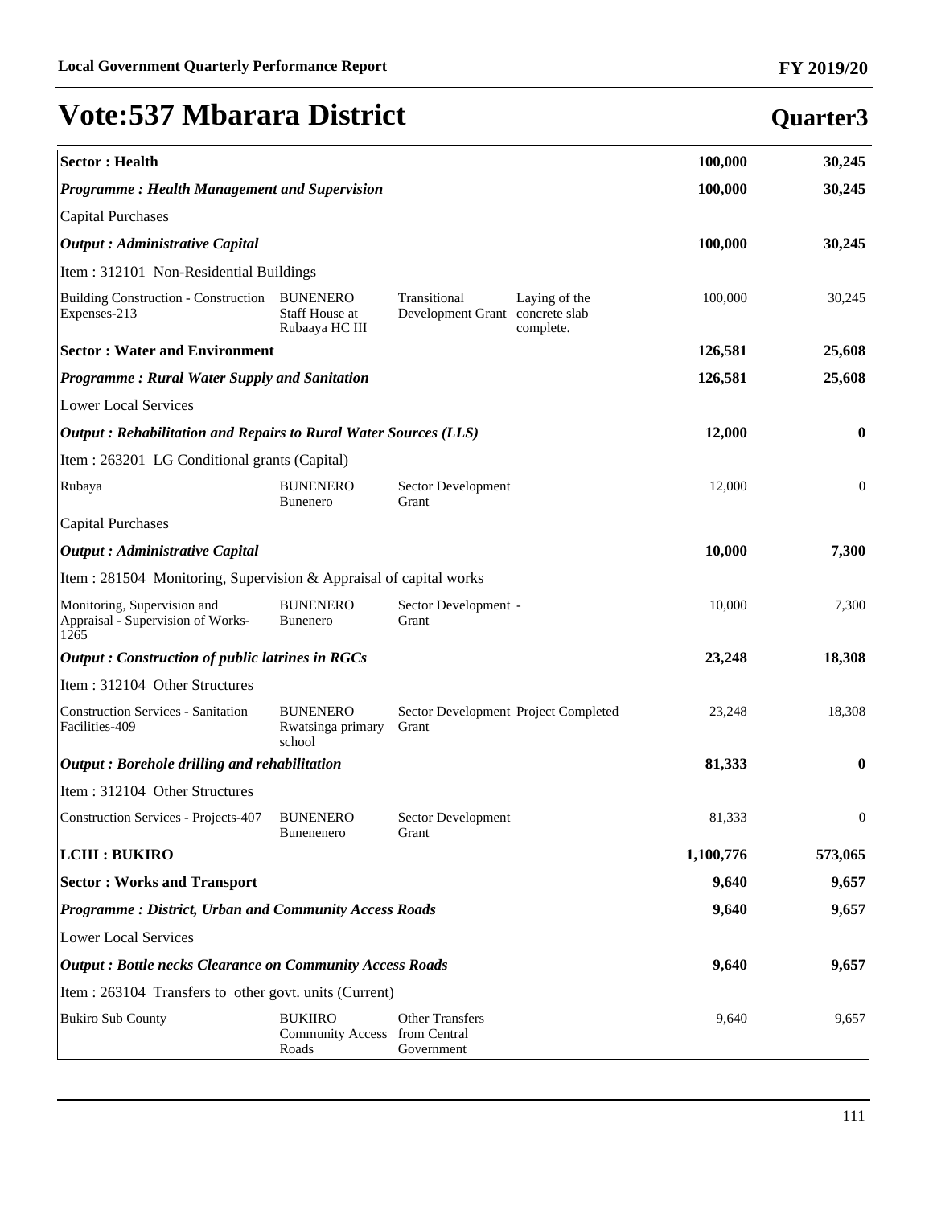# Vote:537 Mbarara District

## Quarter3

| | | | | | |
|---|---|---|---|---|---|
| **Sector : Health** | | | | **100,000** | **30,245** |
| ***Programme : Health Management and Supervision*** | | | | **100,000** | **30,245** |
| Capital Purchases | | | | | |
| ***Output : Administrative Capital*** | | | | **100,000** | **30,245** |
| Item : 312101 Non-Residential Buildings | | | | | |
| Building Construction - Construction Expenses-213 | BUNENERO Staff House at Rubaaya HC III | Transitional Development Grant | Laying of the concrete slab complete. | 100,000 | 30,245 |
| **Sector : Water and Environment** | | | | **126,581** | **25,608** |
| ***Programme : Rural Water Supply and Sanitation*** | | | | **126,581** | **25,608** |
| Lower Local Services | | | | | |
| ***Output : Rehabilitation and Repairs to Rural Water Sources (LLS)*** | | | | **12,000** | **0** |
| Item : 263201 LG Conditional grants (Capital) | | | | | |
| Rubaya | BUNENERO Bunenero | Sector Development Grant | | 12,000 | 0 |
| Capital Purchases | | | | | |
| ***Output : Administrative Capital*** | | | | **10,000** | **7,300** |
| Item : 281504 Monitoring, Supervision & Appraisal of capital works | | | | | |
| Monitoring, Supervision and Appraisal - Supervision of Works-1265 | BUNENERO Bunenero | Sector Development Grant | - | 10,000 | 7,300 |
| ***Output : Construction of public latrines in RGCs*** | | | | **23,248** | **18,308** |
| Item : 312104 Other Structures | | | | | |
| Construction Services - Sanitation Facilities-409 | BUNENERO Rwatsinga primary school | Sector Development Grant | Project Completed | 23,248 | 18,308 |
| ***Output : Borehole drilling and rehabilitation*** | | | | **81,333** | **0** |
| Item : 312104 Other Structures | | | | | |
| Construction Services - Projects-407 | BUNENERO Bunenenero | Sector Development Grant | | 81,333 | 0 |
| **LCIII : BUKIRO** | | | | **1,100,776** | **573,065** |
| **Sector : Works and Transport** | | | | **9,640** | **9,657** |
| ***Programme : District, Urban and Community Access Roads*** | | | | **9,640** | **9,657** |
| Lower Local Services | | | | | |
| ***Output : Bottle necks Clearance on Community Access Roads*** | | | | **9,640** | **9,657** |
| Item : 263104 Transfers to other govt. units (Current) | | | | | |
| Bukiro Sub County | BUKIIRO Community Access Roads | Other Transfers from Central Government | | 9,640 | 9,657 |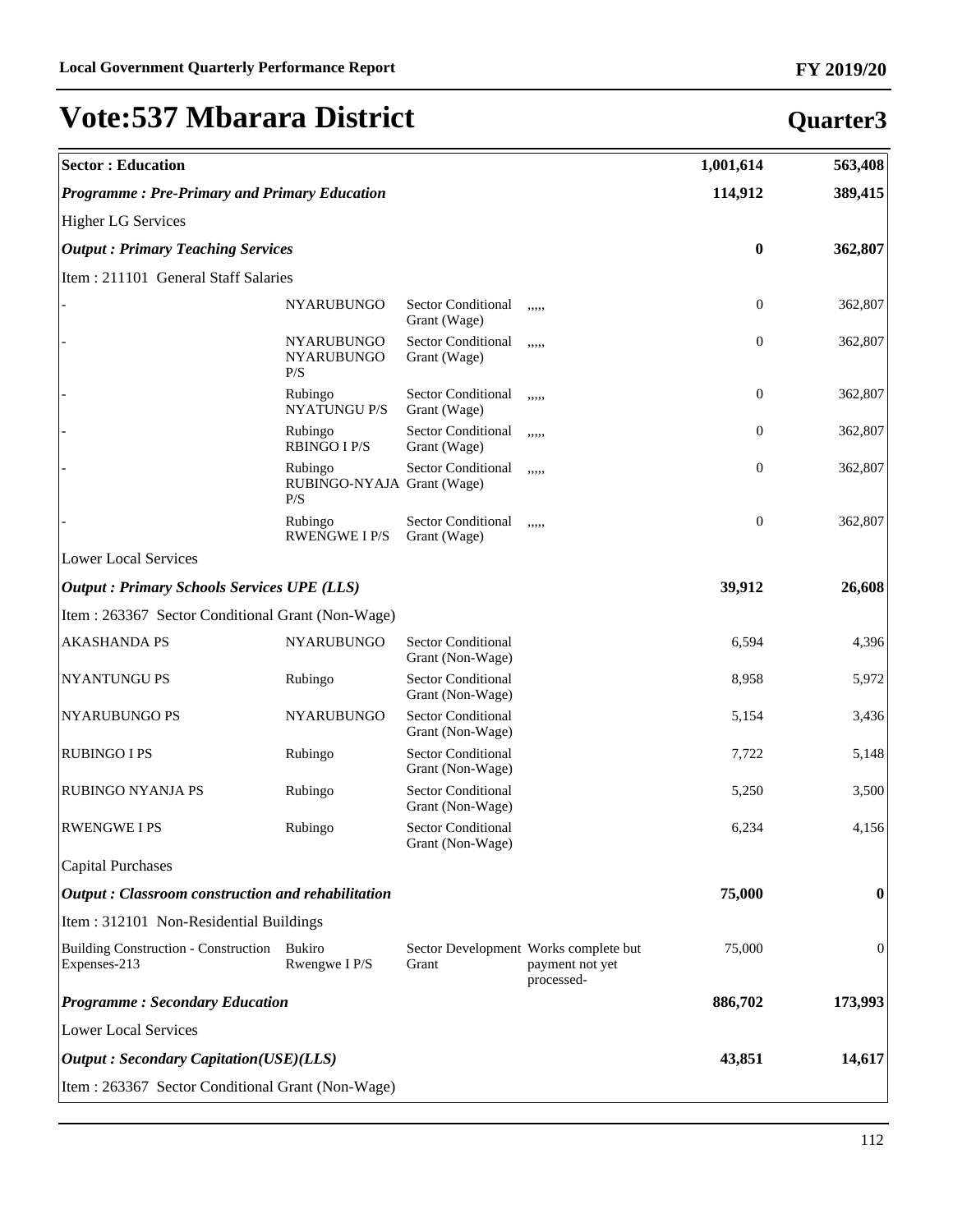# Vote:537 Mbarara District

## Quarter3

| | | | | | |
|---|---|---|---|---|---|
| **Sector : Education** | | | | **1,001,614** | **563,408** |
| ***Programme : Pre-Primary and Primary Education*** | | | | **114,912** | **389,415** |
| Higher LG Services | | | | | |
| ***Output : Primary Teaching Services*** | | | | **0** | **362,807** |
| Item : 211101 General Staff Salaries | | | | | |
| - | NYARUBUNGO | Sector Conditional Grant (Wage) | ,,,,, | 0 | 362,807 |
| - | NYARUBUNGO NYARUBUNGO P/S | Sector Conditional Grant (Wage) | ,,,,, | 0 | 362,807 |
| - | Rubingo NYATUNGU P/S | Sector Conditional Grant (Wage) | ,,,,, | 0 | 362,807 |
| - | Rubingo RBINGO I P/S | Sector Conditional Grant (Wage) | ,,,,, | 0 | 362,807 |
| - | Rubingo RUBINGO-NYAJA P/S | Sector Conditional Grant (Wage) | ,,,,, | 0 | 362,807 |
| - | Rubingo RWENGWE I P/S | Sector Conditional Grant (Wage) | ,,,,, | 0 | 362,807 |
| Lower Local Services | | | | | |
| ***Output : Primary Schools Services UPE (LLS)*** | | | | **39,912** | **26,608** |
| Item : 263367 Sector Conditional Grant (Non-Wage) | | | | | |
| AKASHANDA PS | NYARUBUNGO | Sector Conditional Grant (Non-Wage) | | 6,594 | 4,396 |
| NYANTUNGU PS | Rubingo | Sector Conditional Grant (Non-Wage) | | 8,958 | 5,972 |
| NYARUBUNGO PS | NYARUBUNGO | Sector Conditional Grant (Non-Wage) | | 5,154 | 3,436 |
| RUBINGO I PS | Rubingo | Sector Conditional Grant (Non-Wage) | | 7,722 | 5,148 |
| RUBINGO NYANJA PS | Rubingo | Sector Conditional Grant (Non-Wage) | | 5,250 | 3,500 |
| RWENGWE I PS | Rubingo | Sector Conditional Grant (Non-Wage) | | 6,234 | 4,156 |
| Capital Purchases | | | | | |
| ***Output : Classroom construction and rehabilitation*** | | | | **75,000** | **0** |
| Item : 312101 Non-Residential Buildings | | | | | |
| Building Construction - Construction Expenses-213 | Bukiro Rwengwe I P/S | Sector Development Grant | Works complete but payment not yet processed- | 75,000 | 0 |
| ***Programme : Secondary Education*** | | | | **886,702** | **173,993** |
| Lower Local Services | | | | | |
| ***Output : Secondary Capitation(USE)(LLS)*** | | | | **43,851** | **14,617** |
| Item : 263367 Sector Conditional Grant (Non-Wage) | | | | | |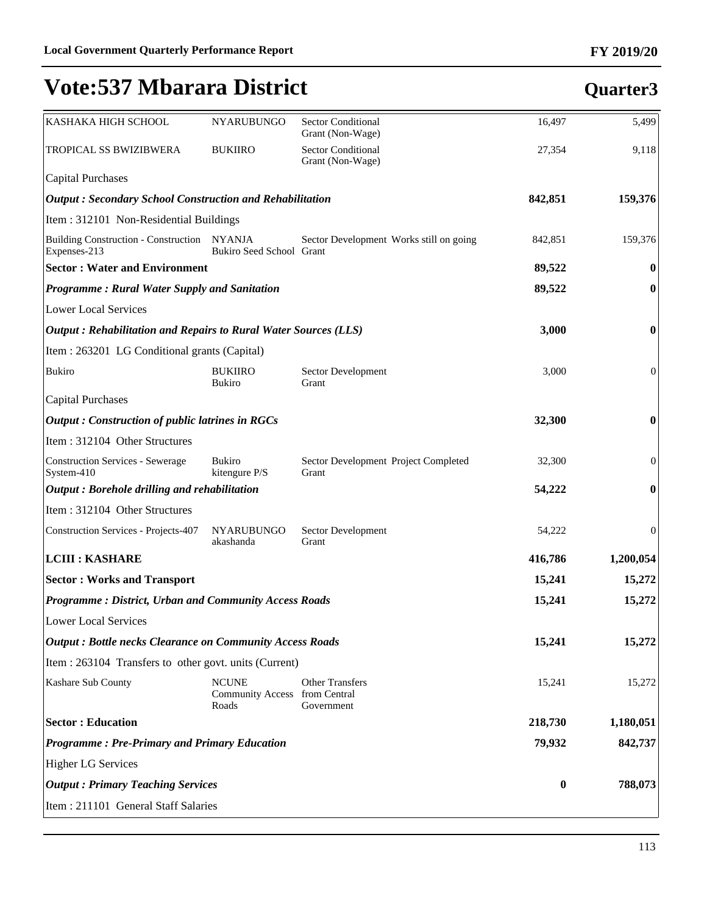# Vote:537 Mbarara District

**Quarter3**

| | | | | | |
|---|---|---|---|---|---|
| KASHAKA HIGH SCHOOL | NYARUBUNGO | Sector Conditional Grant (Non-Wage) | | 16,497 | 5,499 |
| TROPICAL SS BWIZIBWERA | BUKIIRO | Sector Conditional Grant (Non-Wage) | | 27,354 | 9,118 |
| Capital Purchases | | | | | |
| ***Output : Secondary School Construction and Rehabilitation*** | | | | **842,851** | **159,376** |
| Item : 312101 Non-Residential Buildings | | | | | |
| Building Construction - Construction Expenses-213 | NYANJA Bukiro Seed School | Sector Development Grant | Works still on going | 842,851 | 159,376 |
| **Sector : Water and Environment** | | | | **89,522** | **0** |
| ***Programme : Rural Water Supply and Sanitation*** | | | | **89,522** | **0** |
| Lower Local Services | | | | | |
| ***Output : Rehabilitation and Repairs to Rural Water Sources (LLS)*** | | | | **3,000** | **0** |
| Item : 263201 LG Conditional grants (Capital) | | | | | |
| Bukiro | BUKIIRO Bukiro | Sector Development Grant | | 3,000 | 0 |
| Capital Purchases | | | | | |
| ***Output : Construction of public latrines in RGCs*** | | | | **32,300** | **0** |
| Item : 312104 Other Structures | | | | | |
| Construction Services - Sewerage System-410 | Bukiro kitengure P/S | Sector Development Grant | Project Completed | 32,300 | 0 |
| ***Output : Borehole drilling and rehabilitation*** | | | | **54,222** | **0** |
| Item : 312104 Other Structures | | | | | |
| Construction Services - Projects-407 | NYARUBUNGO akashanda | Sector Development Grant | | 54,222 | 0 |
| **LCIII : KASHARE** | | | | **416,786** | **1,200,054** |
| **Sector : Works and Transport** | | | | **15,241** | **15,272** |
| ***Programme : District, Urban and Community Access Roads*** | | | | **15,241** | **15,272** |
| Lower Local Services | | | | | |
| ***Output : Bottle necks Clearance on Community Access Roads*** | | | | **15,241** | **15,272** |
| Item : 263104 Transfers to other govt. units (Current) | | | | | |
| Kashare Sub County | NCUNE Community Access Roads | Other Transfers from Central Government | | 15,241 | 15,272 |
| **Sector : Education** | | | | **218,730** | **1,180,051** |
| ***Programme : Pre-Primary and Primary Education*** | | | | **79,932** | **842,737** |
| Higher LG Services | | | | | |
| ***Output : Primary Teaching Services*** | | | | **0** | **788,073** |
| Item : 211101 General Staff Salaries | | | | | |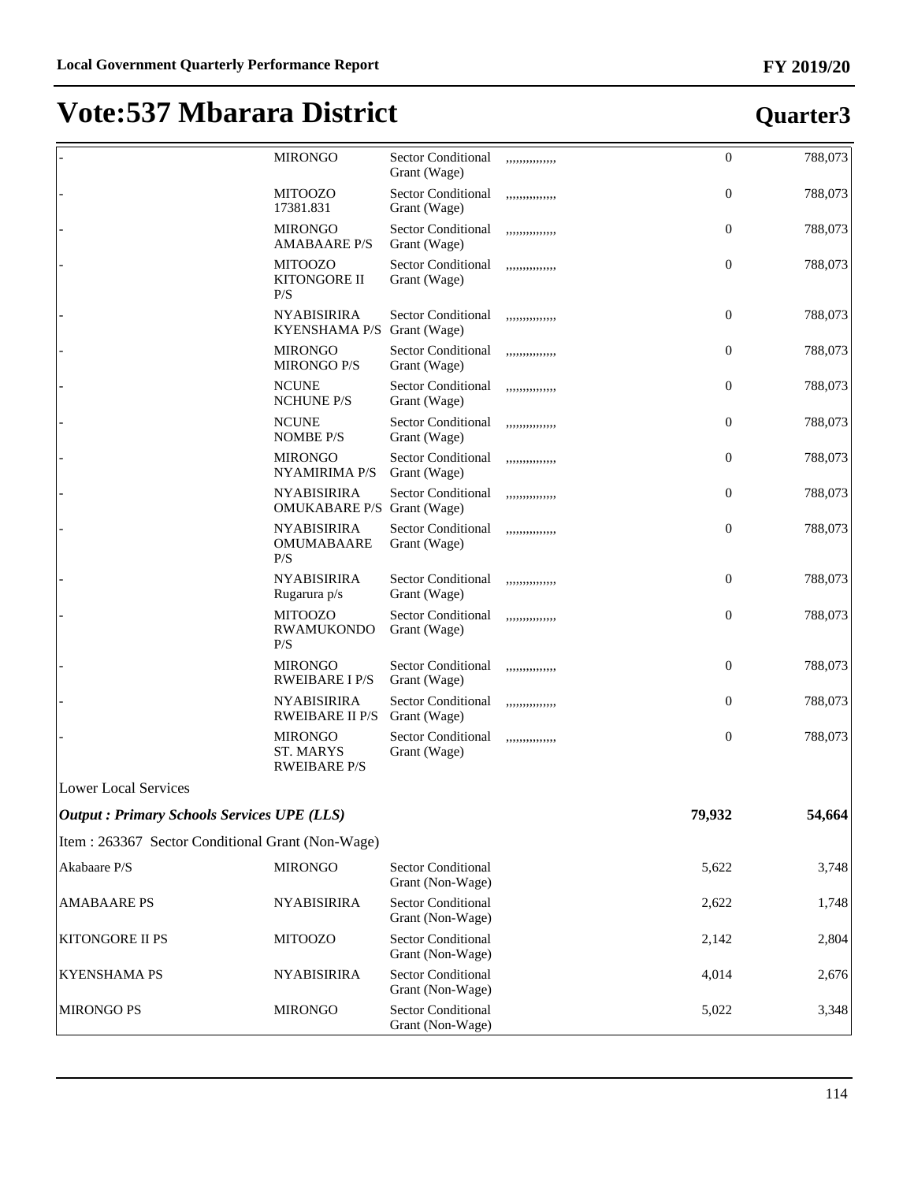# Vote:537 Mbarara District

## Quarter3

| | | | | | |
|---|---|---|---|---|---|
| - | MIRONGO | Sector Conditional Grant (Wage) | ,,,,,,,,,,,,,, | 0 | 788,073 |
| - | MITOOZO 17381.831 | Sector Conditional Grant (Wage) | ,,,,,,,,,,,,,, | 0 | 788,073 |
| - | MIRONGO AMABAARE P/S | Sector Conditional Grant (Wage) | ,,,,,,,,,,,,,, | 0 | 788,073 |
| - | MITOOZO KITONGORE II P/S | Sector Conditional Grant (Wage) | ,,,,,,,,,,,,,, | 0 | 788,073 |
| - | NYABISIRIRA KYENSHAMA P/S | Sector Conditional Grant (Wage) | ,,,,,,,,,,,,,, | 0 | 788,073 |
| - | MIRONGO MIRONGO P/S | Sector Conditional Grant (Wage) | ,,,,,,,,,,,,,, | 0 | 788,073 |
| - | NCUNE NCHUNE P/S | Sector Conditional Grant (Wage) | ,,,,,,,,,,,,,, | 0 | 788,073 |
| - | NCUNE NOMBE P/S | Sector Conditional Grant (Wage) | ,,,,,,,,,,,,,, | 0 | 788,073 |
| - | MIRONGO NYAMIRIMA P/S | Sector Conditional Grant (Wage) | ,,,,,,,,,,,,,, | 0 | 788,073 |
| - | NYABISIRIRA OMUKABARE P/S | Sector Conditional Grant (Wage) | ,,,,,,,,,,,,,, | 0 | 788,073 |
| - | NYABISIRIRA OMUMABAARE P/S | Sector Conditional Grant (Wage) | ,,,,,,,,,,,,,, | 0 | 788,073 |
| - | NYABISIRIRA Rugarura p/s | Sector Conditional Grant (Wage) | ,,,,,,,,,,,,,, | 0 | 788,073 |
| - | MITOOZO RWAMUKONDO P/S | Sector Conditional Grant (Wage) | ,,,,,,,,,,,,,, | 0 | 788,073 |
| - | MIRONGO RWEIBARE I P/S | Sector Conditional Grant (Wage) | ,,,,,,,,,,,,,, | 0 | 788,073 |
| - | NYABISIRIRA RWEIBARE II P/S | Sector Conditional Grant (Wage) | ,,,,,,,,,,,,,, | 0 | 788,073 |
| - | MIRONGO ST. MARYS RWEIBARE P/S | Sector Conditional Grant (Wage) | ,,,,,,,,,,,,,, | 0 | 788,073 |
| Lower Local Services | | | | | |
| ***Output : Primary Schools Services UPE (LLS)*** | | | | **79,932** | **54,664** |
| Item : 263367 Sector Conditional Grant (Non-Wage) | | | | | |
| Akabaare P/S | MIRONGO | Sector Conditional Grant (Non-Wage) | | 5,622 | 3,748 |
| AMABAARE PS | NYABISIRIRA | Sector Conditional Grant (Non-Wage) | | 2,622 | 1,748 |
| KITONGORE II PS | MITOOZO | Sector Conditional Grant (Non-Wage) | | 2,142 | 2,804 |
| KYENSHAMA PS | NYABISIRIRA | Sector Conditional Grant (Non-Wage) | | 4,014 | 2,676 |
| MIRONGO PS | MIRONGO | Sector Conditional Grant (Non-Wage) | | 5,022 | 3,348 |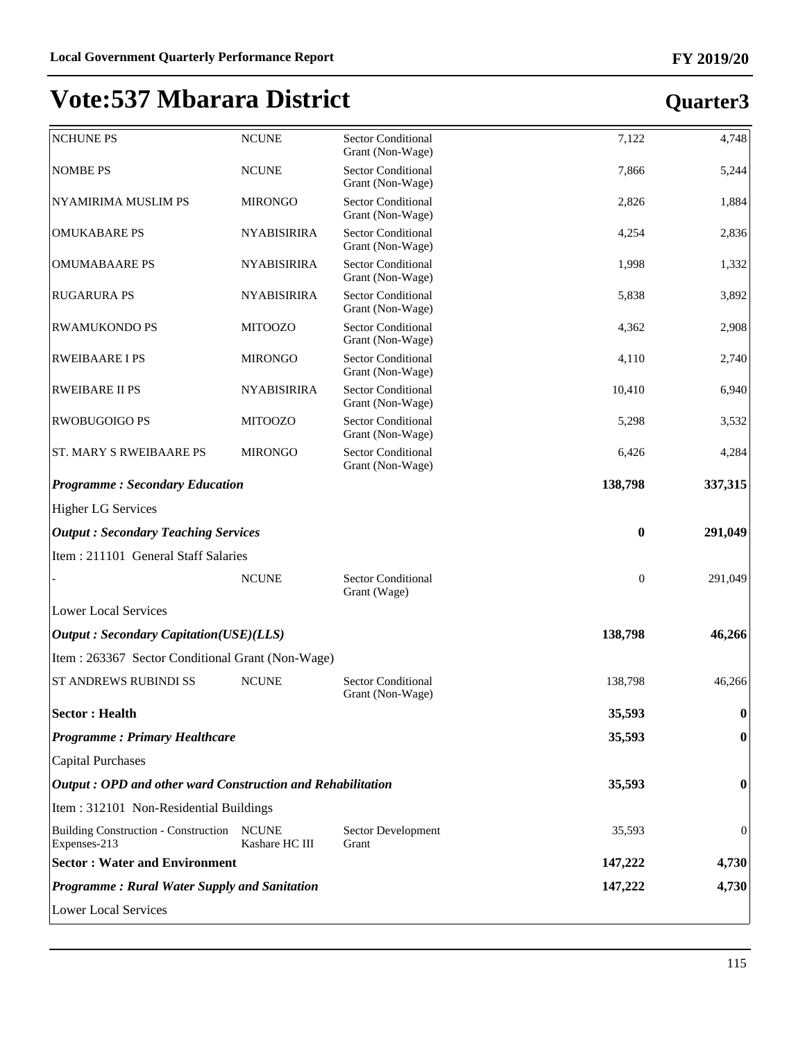# Vote:537 Mbarara District

## Quarter3

| | | | | |
|---|---|---|---|---|
| NCHUNE PS | NCUNE | Sector Conditional Grant (Non-Wage) | 7,122 | 4,748 |
| NOMBE PS | NCUNE | Sector Conditional Grant (Non-Wage) | 7,866 | 5,244 |
| NYAMIRIMA MUSLIM PS | MIRONGO | Sector Conditional Grant (Non-Wage) | 2,826 | 1,884 |
| OMUKABARE PS | NYABISIRIRA | Sector Conditional Grant (Non-Wage) | 4,254 | 2,836 |
| OMUMABAARE PS | NYABISIRIRA | Sector Conditional Grant (Non-Wage) | 1,998 | 1,332 |
| RUGARURA PS | NYABISIRIRA | Sector Conditional Grant (Non-Wage) | 5,838 | 3,892 |
| RWAMUKONDO PS | MITOOZO | Sector Conditional Grant (Non-Wage) | 4,362 | 2,908 |
| RWEIBAARE I PS | MIRONGO | Sector Conditional Grant (Non-Wage) | 4,110 | 2,740 |
| RWEIBARE II PS | NYABISIRIRA | Sector Conditional Grant (Non-Wage) | 10,410 | 6,940 |
| RWOBUGOIGO PS | MITOOZO | Sector Conditional Grant (Non-Wage) | 5,298 | 3,532 |
| ST. MARY S RWEIBAARE PS | MIRONGO | Sector Conditional Grant (Non-Wage) | 6,426 | 4,284 |
| ***Programme : Secondary Education*** | | | **138,798** | **337,315** |
| Higher LG Services | | | | |
| ***Output : Secondary Teaching Services*** | | | **0** | **291,049** |
| Item : 211101 General Staff Salaries | | | | |
| - | NCUNE | Sector Conditional Grant (Wage) | 0 | 291,049 |
| Lower Local Services | | | | |
| ***Output : Secondary Capitation(USE)(LLS)*** | | | **138,798** | **46,266** |
| Item : 263367 Sector Conditional Grant (Non-Wage) | | | | |
| ST ANDREWS RUBINDI SS | NCUNE | Sector Conditional Grant (Non-Wage) | 138,798 | 46,266 |
| **Sector : Health** | | | **35,593** | **0** |
| ***Programme : Primary Healthcare*** | | | **35,593** | **0** |
| Capital Purchases | | | | |
| ***Output : OPD and other ward Construction and Rehabilitation*** | | | **35,593** | **0** |
| Item : 312101 Non-Residential Buildings | | | | |
| Building Construction - Construction Expenses-213 | NCUNE Kashare HC III | Sector Development Grant | 35,593 | 0 |
| **Sector : Water and Environment** | | | **147,222** | **4,730** |
| ***Programme : Rural Water Supply and Sanitation*** | | | **147,222** | **4,730** |
| Lower Local Services | | | | |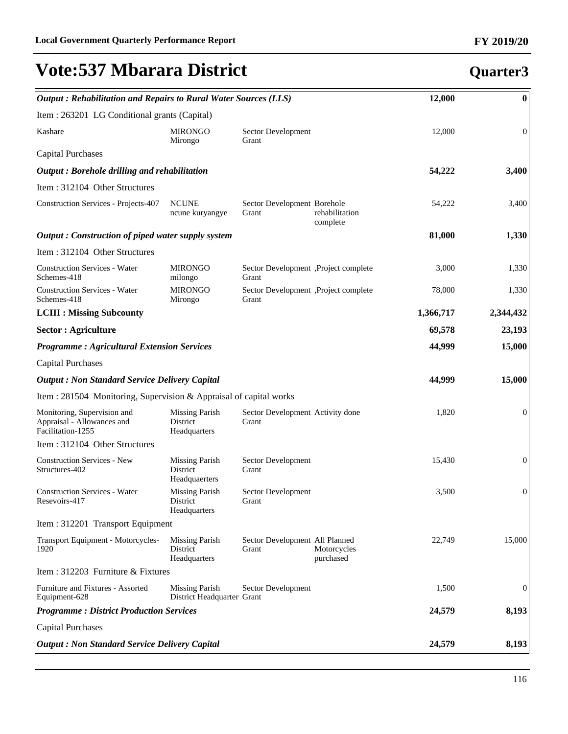# Vote:537 Mbarara District

## Quarter3

| | | | | | |
|---|---|---|---|---|---|
| ***Output : Rehabilitation and Repairs to Rural Water Sources (LLS)*** | | | | **12,000** | **0** |
| Item : 263201 LG Conditional grants (Capital) | | | | | |
| Kashare | MIRONGO Mirongo | Sector Development Grant | | 12,000 | 0 |
| Capital Purchases | | | | | |
| ***Output : Borehole drilling and rehabilitation*** | | | | **54,222** | **3,400** |
| Item : 312104 Other Structures | | | | | |
| Construction Services - Projects-407 | NCUNE ncune kuryangye | Sector Development Grant | Borehole rehabilitation complete | 54,222 | 3,400 |
| ***Output : Construction of piped water supply system*** | | | | **81,000** | **1,330** |
| Item : 312104 Other Structures | | | | | |
| Construction Services - Water Schemes-418 | MIRONGO milongo | Sector Development Grant | ,Project complete | 3,000 | 1,330 |
| Construction Services - Water Schemes-418 | MIRONGO Mirongo | Sector Development Grant | ,Project complete | 78,000 | 1,330 |
| **LCIII : Missing Subcounty** | | | | **1,366,717** | **2,344,432** |
| **Sector : Agriculture** | | | | **69,578** | **23,193** |
| ***Programme : Agricultural Extension Services*** | | | | **44,999** | **15,000** |
| Capital Purchases | | | | | |
| ***Output : Non Standard Service Delivery Capital*** | | | | **44,999** | **15,000** |
| Item : 281504 Monitoring, Supervision & Appraisal of capital works | | | | | |
| Monitoring, Supervision and Appraisal - Allowances and Facilitation-1255 | Missing Parish District Headquarters | Sector Development Grant | Activity done | 1,820 | 0 |
| Item : 312104 Other Structures | | | | | |
| Construction Services - New Structures-402 | Missing Parish District Headquaerters | Sector Development Grant | | 15,430 | 0 |
| Construction Services - Water Resevoirs-417 | Missing Parish District Headquarters | Sector Development Grant | | 3,500 | 0 |
| Item : 312201 Transport Equipment | | | | | |
| Transport Equipment - Motorcycles-1920 | Missing Parish District Headquarters | Sector Development Grant | All Planned Motorcycles purchased | 22,749 | 15,000 |
| Item : 312203 Furniture & Fixtures | | | | | |
| Furniture and Fixtures - Assorted Equipment-628 | Missing Parish District Headquarter | Sector Development Grant | | 1,500 | 0 |
| ***Programme : District Production Services*** | | | | **24,579** | **8,193** |
| Capital Purchases | | | | | |
| ***Output : Non Standard Service Delivery Capital*** | | | | **24,579** | **8,193** |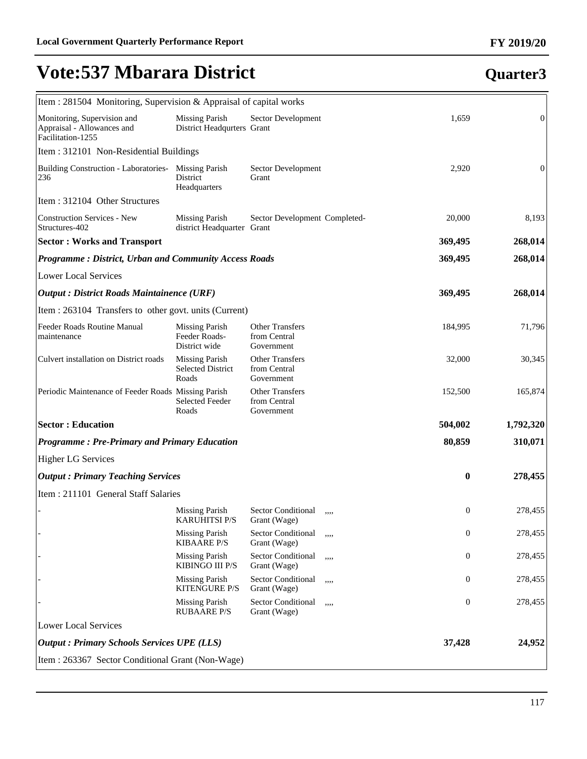# Vote:537 Mbarara District

## Quarter3

| | | | | | |
|---|---|---|---|---|---|
| Item : 281504 Monitoring, Supervision & Appraisal of capital works | | | | | |
| Monitoring, Supervision and Appraisal - Allowances and Facilitation-1255 | Missing Parish District Headqurters | Sector Development Grant | | 1,659 | 0 |
| Item : 312101 Non-Residential Buildings | | | | | |
| Building Construction - Laboratories-236 | Missing Parish District Headquarters | Sector Development Grant | | 2,920 | 0 |
| Item : 312104 Other Structures | | | | | |
| Construction Services - New Structures-402 | Missing Parish district Headquarter | Sector Development Grant | Completed- | 20,000 | 8,193 |
| **Sector : Works and Transport** | | | | **369,495** | **268,014** |
| ***Programme : District, Urban and Community Access Roads*** | | | | **369,495** | **268,014** |
| Lower Local Services | | | | | |
| ***Output : District Roads Maintainence (URF)*** | | | | **369,495** | **268,014** |
| Item : 263104 Transfers to other govt. units (Current) | | | | | |
| Feeder Roads Routine Manual maintenance | Missing Parish Feeder Roads-District wide | Other Transfers from Central Government | | 184,995 | 71,796 |
| Culvert installation on District roads | Missing Parish Selected District Roads | Other Transfers from Central Government | | 32,000 | 30,345 |
| Periodic Maintenance of Feeder Roads | Missing Parish Selected Feeder Roads | Other Transfers from Central Government | | 152,500 | 165,874 |
| **Sector : Education** | | | | **504,002** | **1,792,320** |
| ***Programme : Pre-Primary and Primary Education*** | | | | **80,859** | **310,071** |
| Higher LG Services | | | | | |
| ***Output : Primary Teaching Services*** | | | | **0** | **278,455** |
| Item : 211101 General Staff Salaries | | | | | |
| - | Missing Parish KARUHITSI P/S | Sector Conditional Grant (Wage) | ,,,, | 0 | 278,455 |
| - | Missing Parish KIBAARE P/S | Sector Conditional Grant (Wage) | ,,,, | 0 | 278,455 |
| - | Missing Parish KIBINGO III P/S | Sector Conditional Grant (Wage) | ,,,, | 0 | 278,455 |
| - | Missing Parish KITENGURE P/S | Sector Conditional Grant (Wage) | ,,,, | 0 | 278,455 |
| - | Missing Parish RUBAARE P/S | Sector Conditional Grant (Wage) | ,,,, | 0 | 278,455 |
| Lower Local Services | | | | | |
| ***Output : Primary Schools Services UPE (LLS)*** | | | | **37,428** | **24,952** |
| Item : 263367 Sector Conditional Grant (Non-Wage) | | | | | |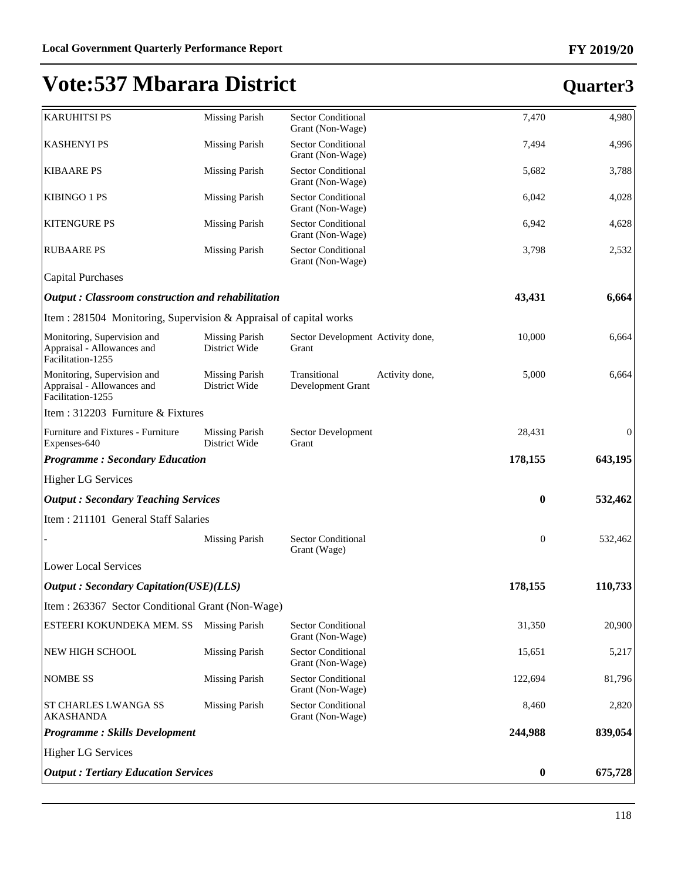# Vote:537 Mbarara District

## Quarter3

| | | | | | |
|---|---|---|---|---|---|
| KARUHITSI PS | Missing Parish | Sector Conditional Grant (Non-Wage) | | 7,470 | 4,980 |
| KASHENYI PS | Missing Parish | Sector Conditional Grant (Non-Wage) | | 7,494 | 4,996 |
| KIBAARE PS | Missing Parish | Sector Conditional Grant (Non-Wage) | | 5,682 | 3,788 |
| KIBINGO 1 PS | Missing Parish | Sector Conditional Grant (Non-Wage) | | 6,042 | 4,028 |
| KITENGURE PS | Missing Parish | Sector Conditional Grant (Non-Wage) | | 6,942 | 4,628 |
| RUBAARE PS | Missing Parish | Sector Conditional Grant (Non-Wage) | | 3,798 | 2,532 |
| Capital Purchases | | | | | |
| ***Output : Classroom construction and rehabilitation*** | | | | **43,431** | **6,664** |
| Item : 281504 Monitoring, Supervision & Appraisal of capital works | | | | | |
| Monitoring, Supervision and Appraisal - Allowances and Facilitation-1255 | Missing Parish District Wide | Sector Development Grant | Activity done, | 10,000 | 6,664 |
| Monitoring, Supervision and Appraisal - Allowances and Facilitation-1255 | Missing Parish District Wide | Transitional Development Grant | Activity done, | 5,000 | 6,664 |
| Item : 312203 Furniture & Fixtures | | | | | |
| Furniture and Fixtures - Furniture Expenses-640 | Missing Parish District Wide | Sector Development Grant | | 28,431 | 0 |
| ***Programme : Secondary Education*** | | | | **178,155** | **643,195** |
| Higher LG Services | | | | | |
| ***Output : Secondary Teaching Services*** | | | | **0** | **532,462** |
| Item : 211101 General Staff Salaries | | | | | |
| - | Missing Parish | Sector Conditional Grant (Wage) | | 0 | 532,462 |
| Lower Local Services | | | | | |
| ***Output : Secondary Capitation(USE)(LLS)*** | | | | **178,155** | **110,733** |
| Item : 263367 Sector Conditional Grant (Non-Wage) | | | | | |
| ESTEERI KOKUNDEKA MEM. SS | Missing Parish | Sector Conditional Grant (Non-Wage) | | 31,350 | 20,900 |
| NEW HIGH SCHOOL | Missing Parish | Sector Conditional Grant (Non-Wage) | | 15,651 | 5,217 |
| NOMBE SS | Missing Parish | Sector Conditional Grant (Non-Wage) | | 122,694 | 81,796 |
| ST CHARLES LWANGA SS AKASHANDA | Missing Parish | Sector Conditional Grant (Non-Wage) | | 8,460 | 2,820 |
| ***Programme : Skills Development*** | | | | **244,988** | **839,054** |
| Higher LG Services | | | | | |
| ***Output : Tertiary Education Services*** | | | | **0** | **675,728** |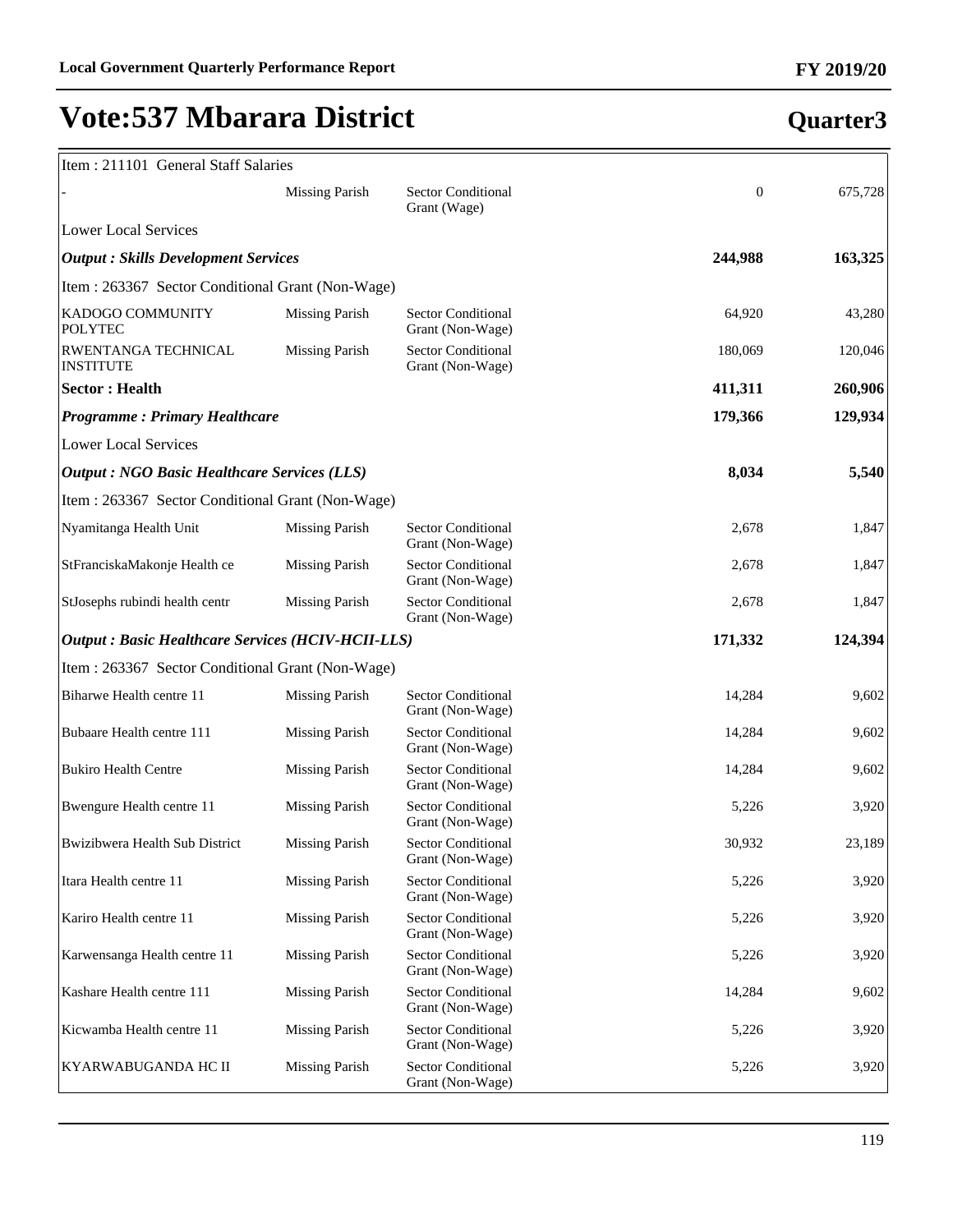# Vote:537 Mbarara District

## Quarter3

| | | | | |
|---|---|---|---|---|
| Item : 211101 General Staff Salaries | | | | |
| - | Missing Parish | Sector Conditional Grant (Wage) | 0 | 675,728 |
| Lower Local Services | | | | |
| ***Output : Skills Development Services*** | | | **244,988** | **163,325** |
| Item : 263367 Sector Conditional Grant (Non-Wage) | | | | |
| KADOGO COMMUNITY POLYTEC | Missing Parish | Sector Conditional Grant (Non-Wage) | 64,920 | 43,280 |
| RWENTANGA TECHNICAL INSTITUTE | Missing Parish | Sector Conditional Grant (Non-Wage) | 180,069 | 120,046 |
| **Sector : Health** | | | **411,311** | **260,906** |
| ***Programme : Primary Healthcare*** | | | **179,366** | **129,934** |
| Lower Local Services | | | | |
| ***Output : NGO Basic Healthcare Services (LLS)*** | | | **8,034** | **5,540** |
| Item : 263367 Sector Conditional Grant (Non-Wage) | | | | |
| Nyamitanga Health Unit | Missing Parish | Sector Conditional Grant (Non-Wage) | 2,678 | 1,847 |
| StFranciskaMakonje Health ce | Missing Parish | Sector Conditional Grant (Non-Wage) | 2,678 | 1,847 |
| StJosephs rubindi health centr | Missing Parish | Sector Conditional Grant (Non-Wage) | 2,678 | 1,847 |
| ***Output : Basic Healthcare Services (HCIV-HCII-LLS)*** | | | **171,332** | **124,394** |
| Item : 263367 Sector Conditional Grant (Non-Wage) | | | | |
| Biharwe Health centre 11 | Missing Parish | Sector Conditional Grant (Non-Wage) | 14,284 | 9,602 |
| Bubaare Health centre 111 | Missing Parish | Sector Conditional Grant (Non-Wage) | 14,284 | 9,602 |
| Bukiro Health Centre | Missing Parish | Sector Conditional Grant (Non-Wage) | 14,284 | 9,602 |
| Bwengure Health centre 11 | Missing Parish | Sector Conditional Grant (Non-Wage) | 5,226 | 3,920 |
| Bwizibwera Health Sub District | Missing Parish | Sector Conditional Grant (Non-Wage) | 30,932 | 23,189 |
| Itara Health centre 11 | Missing Parish | Sector Conditional Grant (Non-Wage) | 5,226 | 3,920 |
| Kariro Health centre 11 | Missing Parish | Sector Conditional Grant (Non-Wage) | 5,226 | 3,920 |
| Karwensanga Health centre 11 | Missing Parish | Sector Conditional Grant (Non-Wage) | 5,226 | 3,920 |
| Kashare Health centre 111 | Missing Parish | Sector Conditional Grant (Non-Wage) | 14,284 | 9,602 |
| Kicwamba Health centre 11 | Missing Parish | Sector Conditional Grant (Non-Wage) | 5,226 | 3,920 |
| KYARWABUGANDA HC II | Missing Parish | Sector Conditional Grant (Non-Wage) | 5,226 | 3,920 |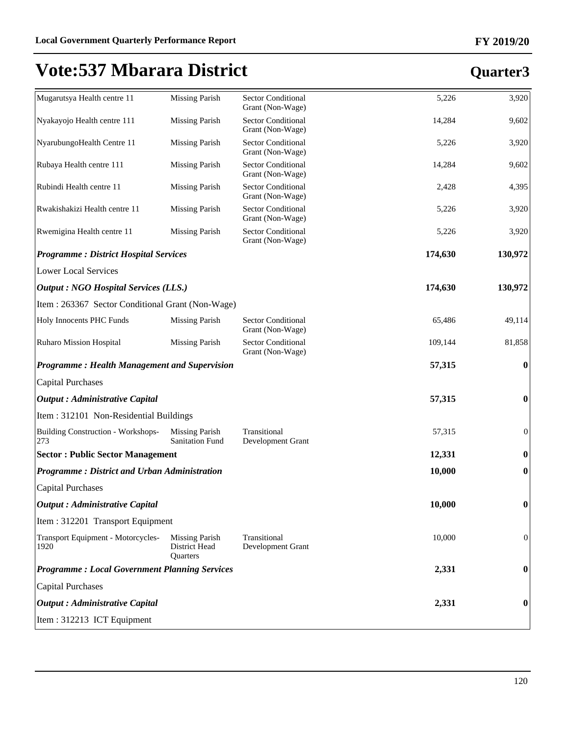# Vote:537 Mbarara District

## Quarter3

| | | | | |
|---|---|---|---|---|
| Mugarutsya Health centre 11 | Missing Parish | Sector Conditional Grant (Non-Wage) | 5,226 | 3,920 |
| Nyakayojo Health centre 111 | Missing Parish | Sector Conditional Grant (Non-Wage) | 14,284 | 9,602 |
| NyarubungoHealth Centre 11 | Missing Parish | Sector Conditional Grant (Non-Wage) | 5,226 | 3,920 |
| Rubaya Health centre 111 | Missing Parish | Sector Conditional Grant (Non-Wage) | 14,284 | 9,602 |
| Rubindi Health centre 11 | Missing Parish | Sector Conditional Grant (Non-Wage) | 2,428 | 4,395 |
| Rwakishakizi Health centre 11 | Missing Parish | Sector Conditional Grant (Non-Wage) | 5,226 | 3,920 |
| Rwemigina Health centre 11 | Missing Parish | Sector Conditional Grant (Non-Wage) | 5,226 | 3,920 |
| ***Programme : District Hospital Services*** | | | **174,630** | **130,972** |
| Lower Local Services | | | | |
| ***Output : NGO Hospital Services (LLS.)*** | | | **174,630** | **130,972** |
| Item : 263367 Sector Conditional Grant (Non-Wage) | | | | |
| Holy Innocents PHC Funds | Missing Parish | Sector Conditional Grant (Non-Wage) | 65,486 | 49,114 |
| Ruharo Mission Hospital | Missing Parish | Sector Conditional Grant (Non-Wage) | 109,144 | 81,858 |
| ***Programme : Health Management and Supervision*** | | | **57,315** | **0** |
| Capital Purchases | | | | |
| ***Output : Administrative Capital*** | | | **57,315** | **0** |
| Item : 312101 Non-Residential Buildings | | | | |
| Building Construction - Workshops-273 | Missing Parish Sanitation Fund | Transitional Development Grant | 57,315 | 0 |
| **Sector : Public Sector Management** | | | **12,331** | **0** |
| ***Programme : District and Urban Administration*** | | | **10,000** | **0** |
| Capital Purchases | | | | |
| ***Output : Administrative Capital*** | | | **10,000** | **0** |
| Item : 312201 Transport Equipment | | | | |
| Transport Equipment - Motorcycles-1920 | Missing Parish District Head Quarters | Transitional Development Grant | 10,000 | 0 |
| ***Programme : Local Government Planning Services*** | | | **2,331** | **0** |
| Capital Purchases | | | | |
| ***Output : Administrative Capital*** | | | **2,331** | **0** |
| Item : 312213 ICT Equipment | | | | |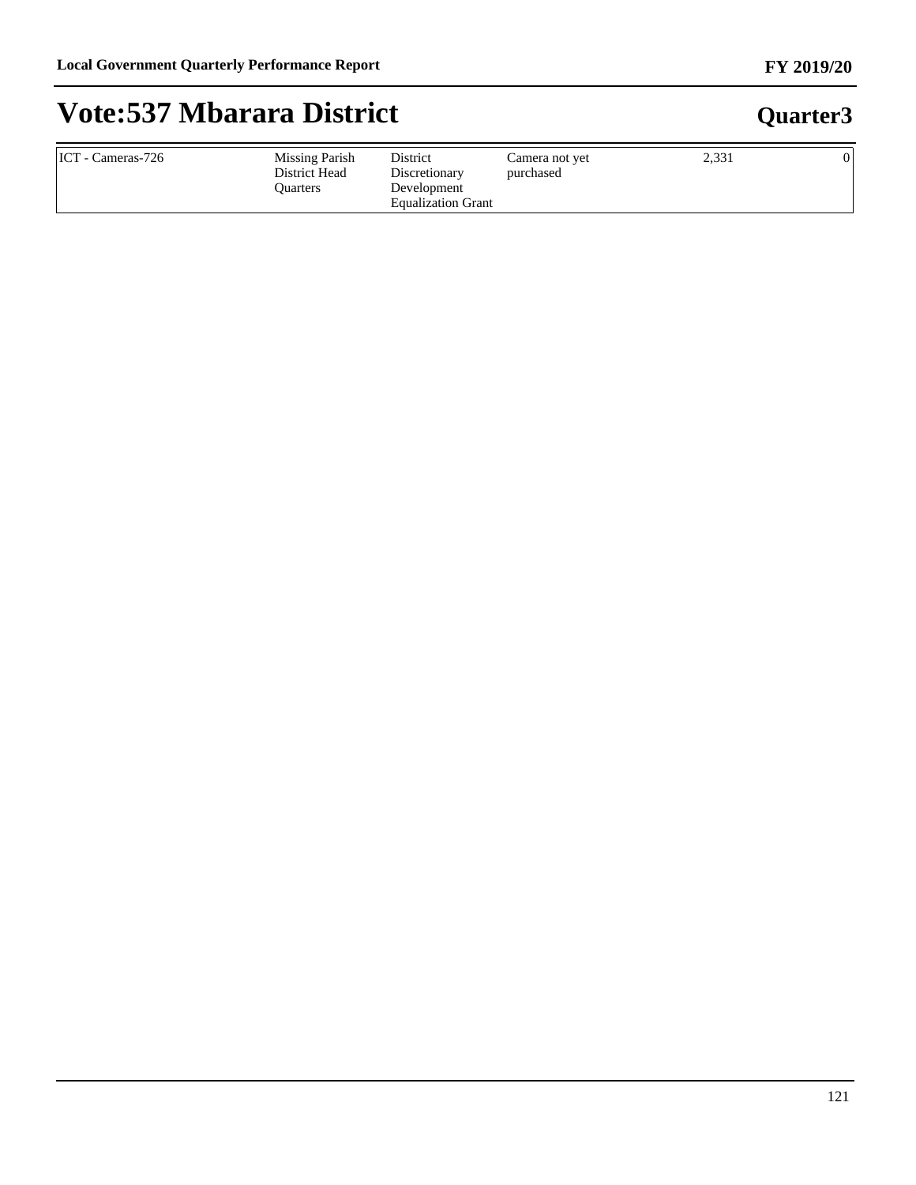# Vote:537 Mbarara District

## Quarter3

| | | | | | |
|---|---|---|---|---|---|
| ICT - Cameras-726 | Missing Parish District Head Quarters | District Discretionary Development Equalization Grant | Camera not yet purchased | 2,331 | 0 |